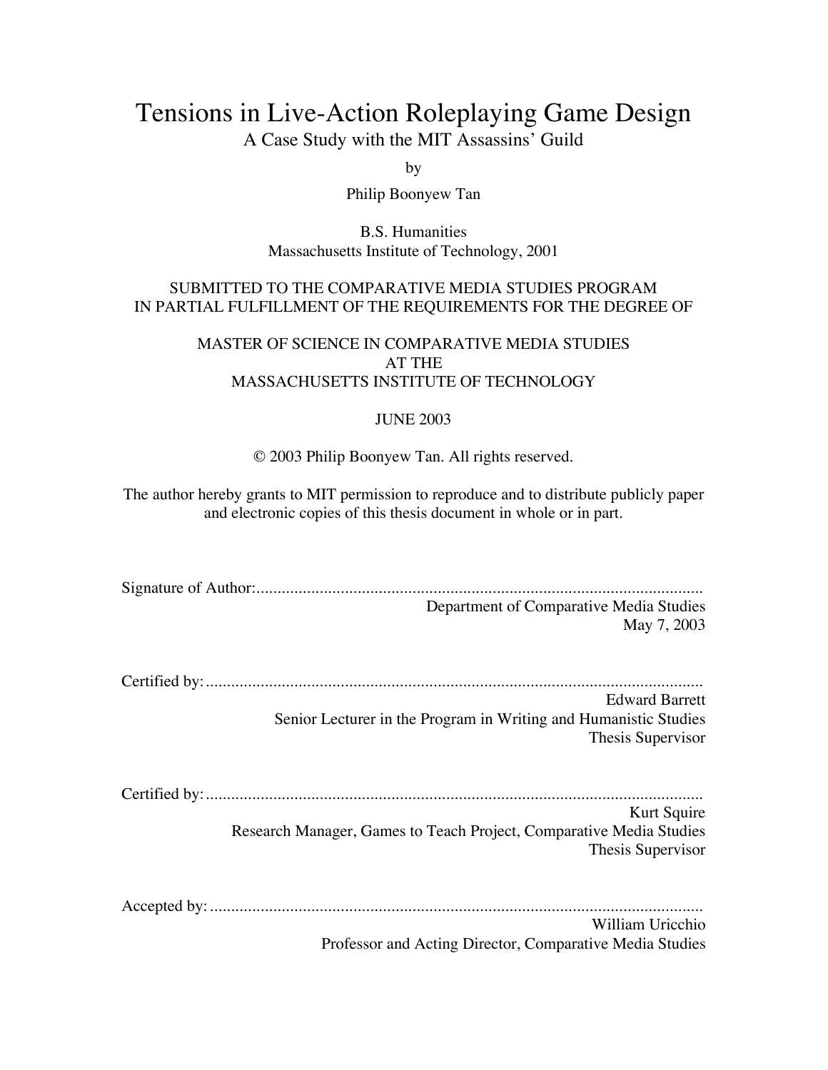# Tensions in Live-Action Roleplaying Game Design

A Case Study with the MIT Assassins' Guild

by

Philip Boonyew Tan

B.S. Humanities
Massachusetts Institute of Technology, 2001

SUBMITTED TO THE COMPARATIVE MEDIA STUDIES PROGRAM
IN PARTIAL FULFILLMENT OF THE REQUIREMENTS FOR THE DEGREE OF

MASTER OF SCIENCE IN COMPARATIVE MEDIA STUDIES
AT THE
MASSACHUSETTS INSTITUTE OF TECHNOLOGY

JUNE 2003

© 2003 Philip Boonyew Tan. All rights reserved.

The author hereby grants to MIT permission to reproduce and to distribute publicly paper and electronic copies of this thesis document in whole or in part.

Signature of Author:..........................................................................................................
Department of Comparative Media Studies
May 7, 2003

Certified by:......................................................................................................................
Edward Barrett
Senior Lecturer in the Program in Writing and Humanistic Studies
Thesis Supervisor

Certified by:......................................................................................................................
Kurt Squire
Research Manager, Games to Teach Project, Comparative Media Studies
Thesis Supervisor

Accepted by:.....................................................................................................................
William Uricchio
Professor and Acting Director, Comparative Media Studies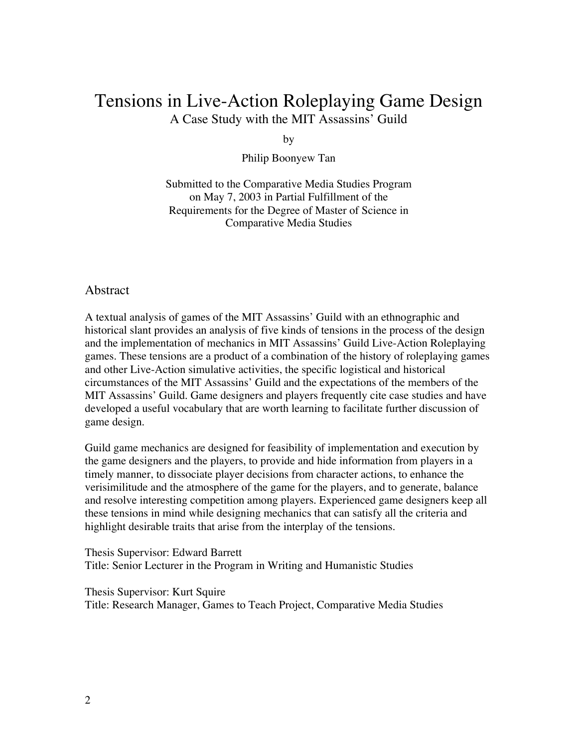# Tensions in Live-Action Roleplaying Game Design

A Case Study with the MIT Assassins' Guild

by

Philip Boonyew Tan

Submitted to the Comparative Media Studies Program
on May 7, 2003 in Partial Fulfillment of the
Requirements for the Degree of Master of Science in
Comparative Media Studies

## Abstract

A textual analysis of games of the MIT Assassins' Guild with an ethnographic and historical slant provides an analysis of five kinds of tensions in the process of the design and the implementation of mechanics in MIT Assassins' Guild Live-Action Roleplaying games. These tensions are a product of a combination of the history of roleplaying games and other Live-Action simulative activities, the specific logistical and historical circumstances of the MIT Assassins' Guild and the expectations of the members of the MIT Assassins' Guild. Game designers and players frequently cite case studies and have developed a useful vocabulary that are worth learning to facilitate further discussion of game design.

Guild game mechanics are designed for feasibility of implementation and execution by the game designers and the players, to provide and hide information from players in a timely manner, to dissociate player decisions from character actions, to enhance the verisimilitude and the atmosphere of the game for the players, and to generate, balance and resolve interesting competition among players. Experienced game designers keep all these tensions in mind while designing mechanics that can satisfy all the criteria and highlight desirable traits that arise from the interplay of the tensions.

Thesis Supervisor: Edward Barrett
Title: Senior Lecturer in the Program in Writing and Humanistic Studies

Thesis Supervisor: Kurt Squire
Title: Research Manager, Games to Teach Project, Comparative Media Studies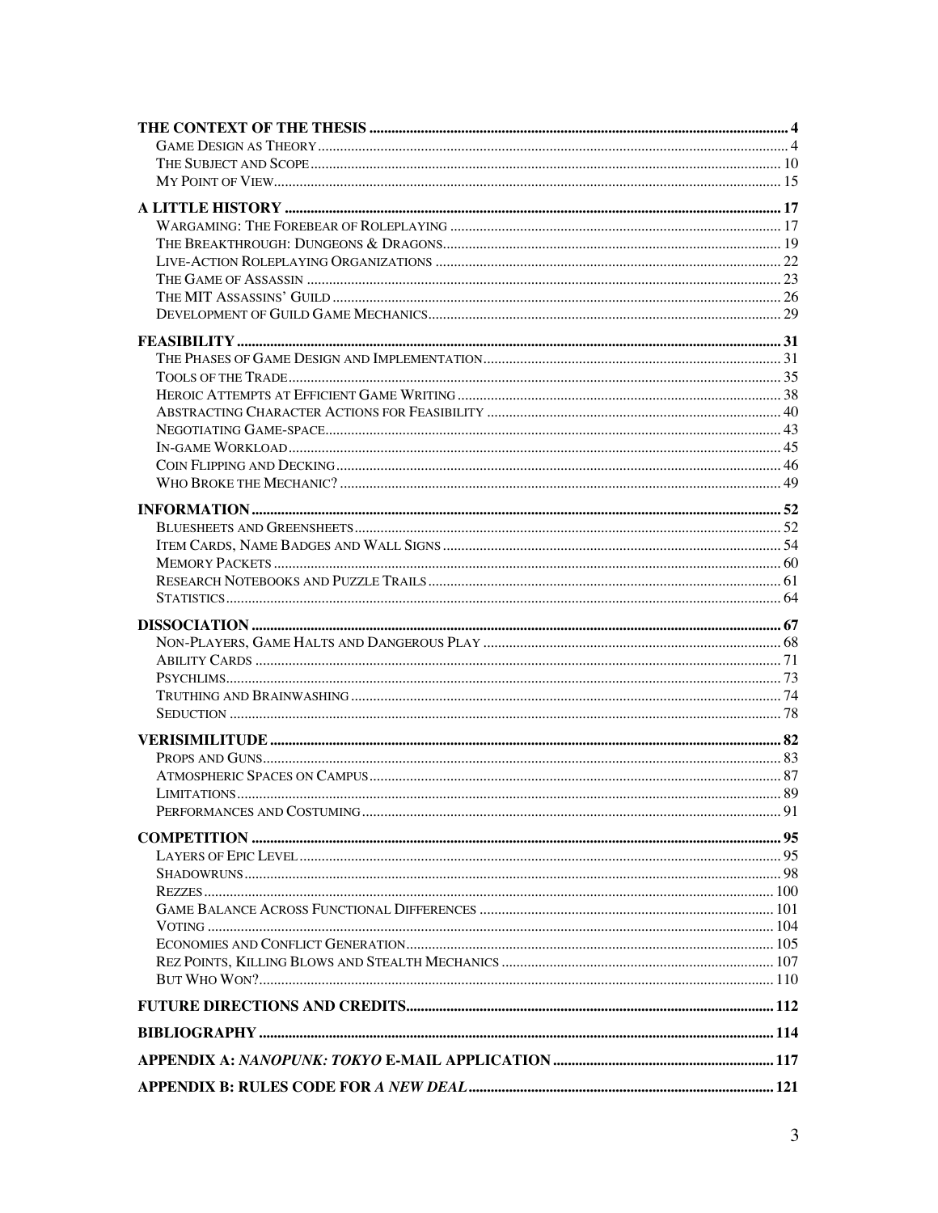**THE CONTEXT OF THE THESIS** .......... 4
- GAME DESIGN AS THEORY .......... 4
- THE SUBJECT AND SCOPE .......... 10
- MY POINT OF VIEW .......... 15

**A LITTLE HISTORY** .......... 17
- WARGAMING: THE FOREBEAR OF ROLEPLAYING .......... 17
- THE BREAKTHROUGH: DUNGEONS & DRAGONS .......... 19
- LIVE-ACTION ROLEPLAYING ORGANIZATIONS .......... 22
- THE GAME OF ASSASSIN .......... 23
- THE MIT ASSASSINS' GUILD .......... 26
- DEVELOPMENT OF GUILD GAME MECHANICS .......... 29

**FEASIBILITY** .......... 31
- THE PHASES OF GAME DESIGN AND IMPLEMENTATION .......... 31
- TOOLS OF THE TRADE .......... 35
- HEROIC ATTEMPTS AT EFFICIENT GAME WRITING .......... 38
- ABSTRACTING CHARACTER ACTIONS FOR FEASIBILITY .......... 40
- NEGOTIATING GAME-SPACE .......... 43
- IN-GAME WORKLOAD .......... 45
- COIN FLIPPING AND DECKING .......... 46
- WHO BROKE THE MECHANIC? .......... 49

**INFORMATION** .......... 52
- BLUESHEETS AND GREENSHEETS .......... 52
- ITEM CARDS, NAME BADGES AND WALL SIGNS .......... 54
- MEMORY PACKETS .......... 60
- RESEARCH NOTEBOOKS AND PUZZLE TRAILS .......... 61
- STATISTICS .......... 64

**DISSOCIATION** .......... 67
- NON-PLAYERS, GAME HALTS AND DANGEROUS PLAY .......... 68
- ABILITY CARDS .......... 71
- PSYCHLIMS .......... 73
- TRUTHING AND BRAINWASHING .......... 74
- SEDUCTION .......... 78

**VERISIMILITUDE** .......... 82
- PROPS AND GUNS .......... 83
- ATMOSPHERIC SPACES ON CAMPUS .......... 87
- LIMITATIONS .......... 89
- PERFORMANCES AND COSTUMING .......... 91

**COMPETITION** .......... 95
- LAYERS OF EPIC LEVEL .......... 95
- SHADOWRUNS .......... 98
- REZZES .......... 100
- GAME BALANCE ACROSS FUNCTIONAL DIFFERENCES .......... 101
- VOTING .......... 104
- ECONOMIES AND CONFLICT GENERATION .......... 105
- REZ POINTS, KILLING BLOWS AND STEALTH MECHANICS .......... 107
- BUT WHO WON? .......... 110

**FUTURE DIRECTIONS AND CREDITS** .......... 112

**BIBLIOGRAPHY** .......... 114

**APPENDIX A: *NANOPUNK: TOKYO* E-MAIL APPLICATION** .......... 117

**APPENDIX B: RULES CODE FOR *A NEW DEAL*** .......... 121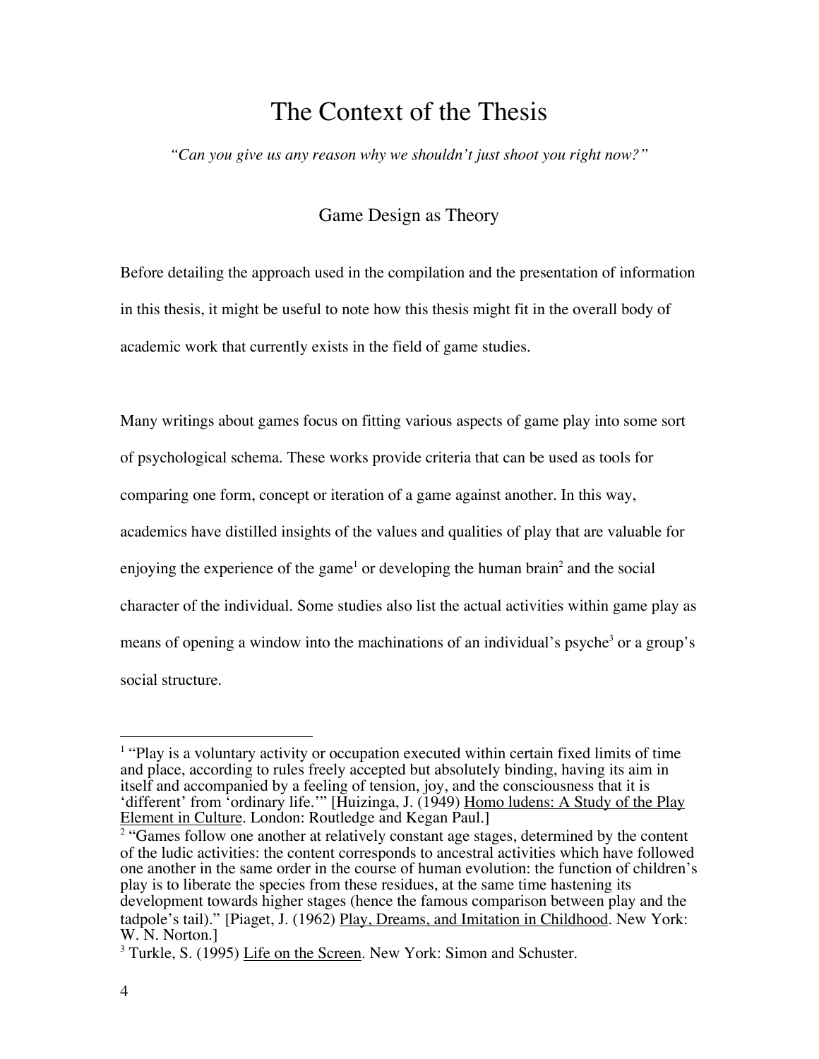# The Context of the Thesis

*"Can you give us any reason why we shouldn't just shoot you right now?"*

## Game Design as Theory

Before detailing the approach used in the compilation and the presentation of information in this thesis, it might be useful to note how this thesis might fit in the overall body of academic work that currently exists in the field of game studies.

Many writings about games focus on fitting various aspects of game play into some sort of psychological schema. These works provide criteria that can be used as tools for comparing one form, concept or iteration of a game against another. In this way, academics have distilled insights of the values and qualities of play that are valuable for enjoying the experience of the game[1] or developing the human brain[2] and the social character of the individual. Some studies also list the actual activities within game play as means of opening a window into the machinations of an individual's psyche[3] or a group's social structure.

---

[1] "Play is a voluntary activity or occupation executed within certain fixed limits of time and place, according to rules freely accepted but absolutely binding, having its aim in itself and accompanied by a feeling of tension, joy, and the consciousness that it is 'different' from 'ordinary life.'" [Huizinga, J. (1949) Homo ludens: A Study of the Play Element in Culture. London: Routledge and Kegan Paul.]

[2] "Games follow one another at relatively constant age stages, determined by the content of the ludic activities: the content corresponds to ancestral activities which have followed one another in the same order in the course of human evolution: the function of children's play is to liberate the species from these residues, at the same time hastening its development towards higher stages (hence the famous comparison between play and the tadpole's tail)." [Piaget, J. (1962) Play, Dreams, and Imitation in Childhood. New York: W. N. Norton.]

[3] Turkle, S. (1995) Life on the Screen. New York: Simon and Schuster.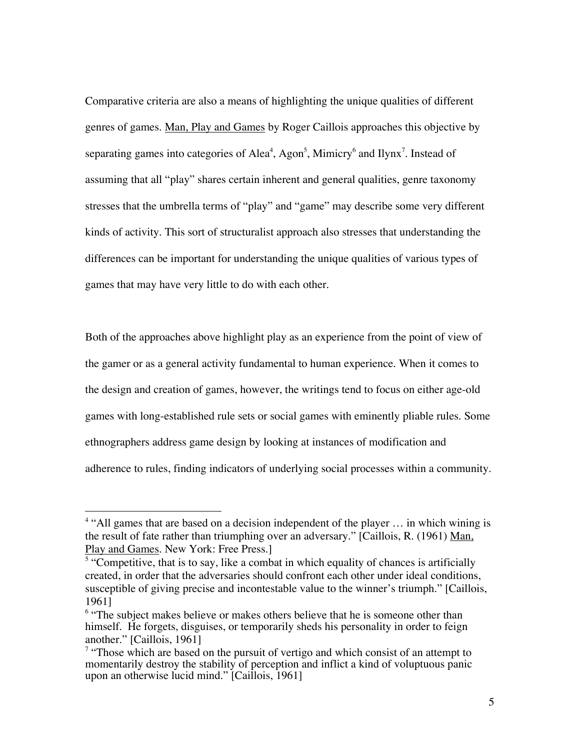Comparative criteria are also a means of highlighting the unique qualities of different genres of games. Man, Play and Games by Roger Caillois approaches this objective by separating games into categories of Alea[4], Agon[5], Mimicry[6] and Ilynx[7]. Instead of assuming that all "play" shares certain inherent and general qualities, genre taxonomy stresses that the umbrella terms of "play" and "game" may describe some very different kinds of activity. This sort of structuralist approach also stresses that understanding the differences can be important for understanding the unique qualities of various types of games that may have very little to do with each other.

Both of the approaches above highlight play as an experience from the point of view of the gamer or as a general activity fundamental to human experience. When it comes to the design and creation of games, however, the writings tend to focus on either age-old games with long-established rule sets or social games with eminently pliable rules. Some ethnographers address game design by looking at instances of modification and adherence to rules, finding indicators of underlying social processes within a community.

---

[4] "All games that are based on a decision independent of the player … in which wining is the result of fate rather than triumphing over an adversary." [Caillois, R. (1961) Man, Play and Games. New York: Free Press.]

[5] "Competitive, that is to say, like a combat in which equality of chances is artificially created, in order that the adversaries should confront each other under ideal conditions, susceptible of giving precise and incontestable value to the winner's triumph." [Caillois, 1961]

[6] "The subject makes believe or makes others believe that he is someone other than himself. He forgets, disguises, or temporarily sheds his personality in order to feign another." [Caillois, 1961]

[7] "Those which are based on the pursuit of vertigo and which consist of an attempt to momentarily destroy the stability of perception and inflict a kind of voluptuous panic upon an otherwise lucid mind." [Caillois, 1961]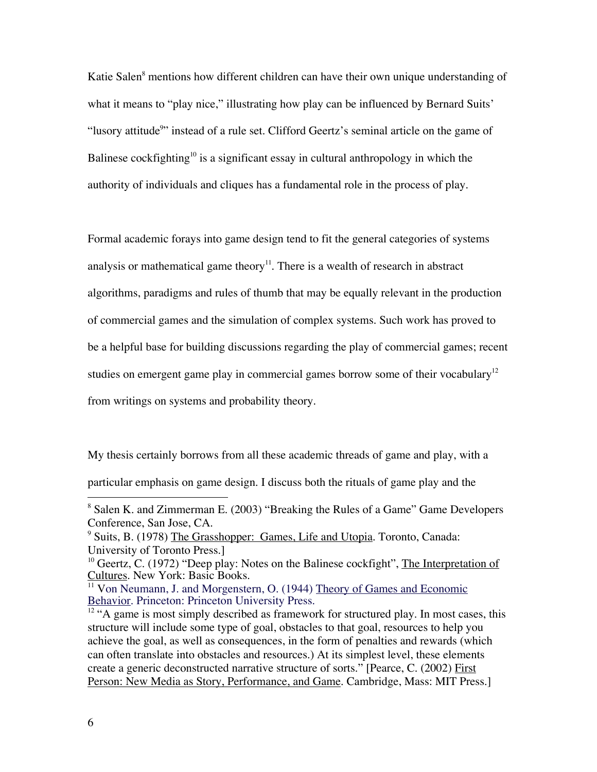Katie Salen[8] mentions how different children can have their own unique understanding of what it means to "play nice," illustrating how play can be influenced by Bernard Suits' "lusory attitude[9]" instead of a rule set. Clifford Geertz's seminal article on the game of Balinese cockfighting[10] is a significant essay in cultural anthropology in which the authority of individuals and cliques has a fundamental role in the process of play.

Formal academic forays into game design tend to fit the general categories of systems analysis or mathematical game theory[11]. There is a wealth of research in abstract algorithms, paradigms and rules of thumb that may be equally relevant in the production of commercial games and the simulation of complex systems. Such work has proved to be a helpful base for building discussions regarding the play of commercial games; recent studies on emergent game play in commercial games borrow some of their vocabulary[12] from writings on systems and probability theory.

My thesis certainly borrows from all these academic threads of game and play, with a particular emphasis on game design. I discuss both the rituals of game play and the

---

[8] Salen K. and Zimmerman E. (2003) "Breaking the Rules of a Game" Game Developers Conference, San Jose, CA.

[9] Suits, B. (1978) <u>The Grasshopper: Games, Life and Utopia</u>. Toronto, Canada: University of Toronto Press.]

[10] Geertz, C. (1972) "Deep play: Notes on the Balinese cockfight", <u>The Interpretation of Cultures</u>. New York: Basic Books.

[11] Von Neumann, J. and Morgenstern, O. (1944) <u>Theory of Games and Economic Behavior</u>. Princeton: Princeton University Press.

[12] "A game is most simply described as framework for structured play. In most cases, this structure will include some type of goal, obstacles to that goal, resources to help you achieve the goal, as well as consequences, in the form of penalties and rewards (which can often translate into obstacles and resources.) At its simplest level, these elements create a generic deconstructed narrative structure of sorts." [Pearce, C. (2002) <u>First Person: New Media as Story, Performance, and Game</u>. Cambridge, Mass: MIT Press.]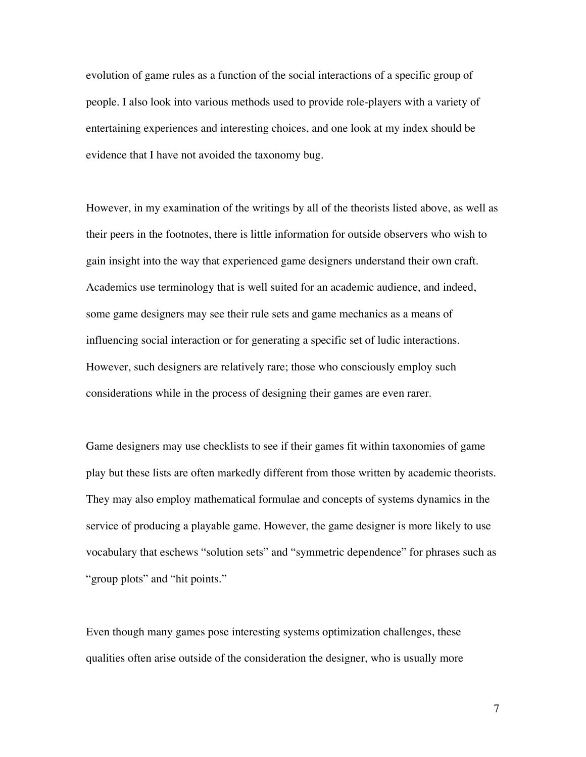evolution of game rules as a function of the social interactions of a specific group of people. I also look into various methods used to provide role-players with a variety of entertaining experiences and interesting choices, and one look at my index should be evidence that I have not avoided the taxonomy bug.

However, in my examination of the writings by all of the theorists listed above, as well as their peers in the footnotes, there is little information for outside observers who wish to gain insight into the way that experienced game designers understand their own craft. Academics use terminology that is well suited for an academic audience, and indeed, some game designers may see their rule sets and game mechanics as a means of influencing social interaction or for generating a specific set of ludic interactions. However, such designers are relatively rare; those who consciously employ such considerations while in the process of designing their games are even rarer.

Game designers may use checklists to see if their games fit within taxonomies of game play but these lists are often markedly different from those written by academic theorists. They may also employ mathematical formulae and concepts of systems dynamics in the service of producing a playable game. However, the game designer is more likely to use vocabulary that eschews "solution sets" and "symmetric dependence" for phrases such as "group plots" and "hit points."

Even though many games pose interesting systems optimization challenges, these qualities often arise outside of the consideration the designer, who is usually more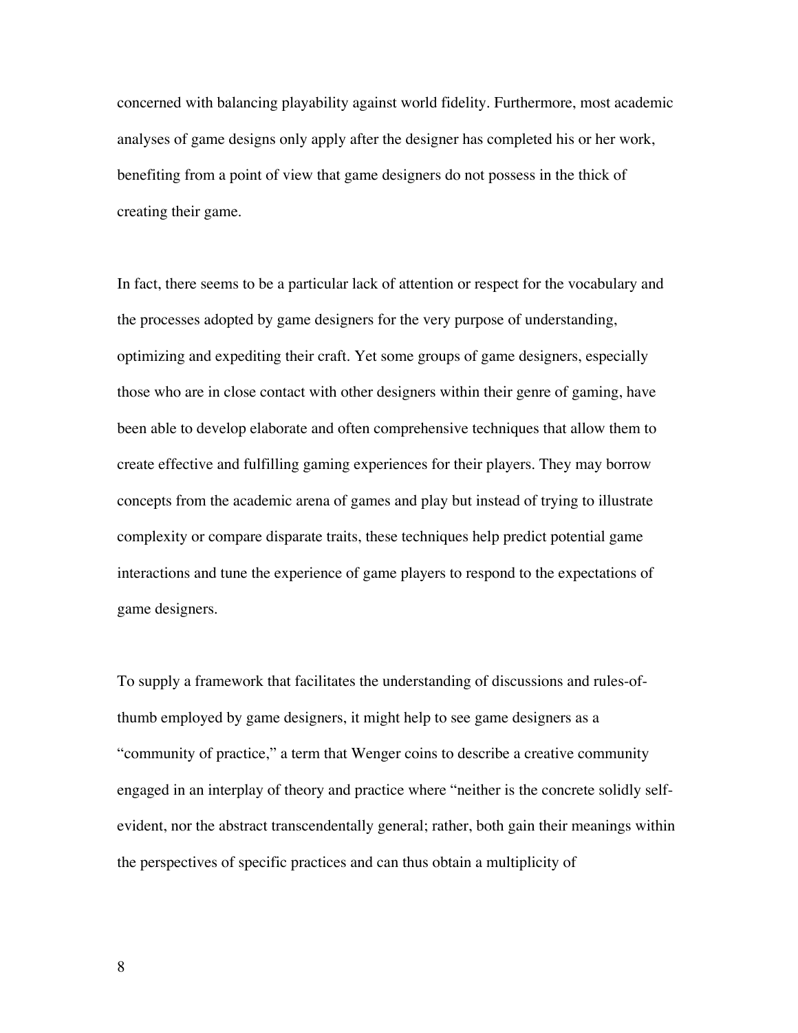concerned with balancing playability against world fidelity. Furthermore, most academic analyses of game designs only apply after the designer has completed his or her work, benefiting from a point of view that game designers do not possess in the thick of creating their game.

In fact, there seems to be a particular lack of attention or respect for the vocabulary and the processes adopted by game designers for the very purpose of understanding, optimizing and expediting their craft. Yet some groups of game designers, especially those who are in close contact with other designers within their genre of gaming, have been able to develop elaborate and often comprehensive techniques that allow them to create effective and fulfilling gaming experiences for their players. They may borrow concepts from the academic arena of games and play but instead of trying to illustrate complexity or compare disparate traits, these techniques help predict potential game interactions and tune the experience of game players to respond to the expectations of game designers.

To supply a framework that facilitates the understanding of discussions and rules-of-thumb employed by game designers, it might help to see game designers as a "community of practice," a term that Wenger coins to describe a creative community engaged in an interplay of theory and practice where "neither is the concrete solidly self-evident, nor the abstract transcendentally general; rather, both gain their meanings within the perspectives of specific practices and can thus obtain a multiplicity of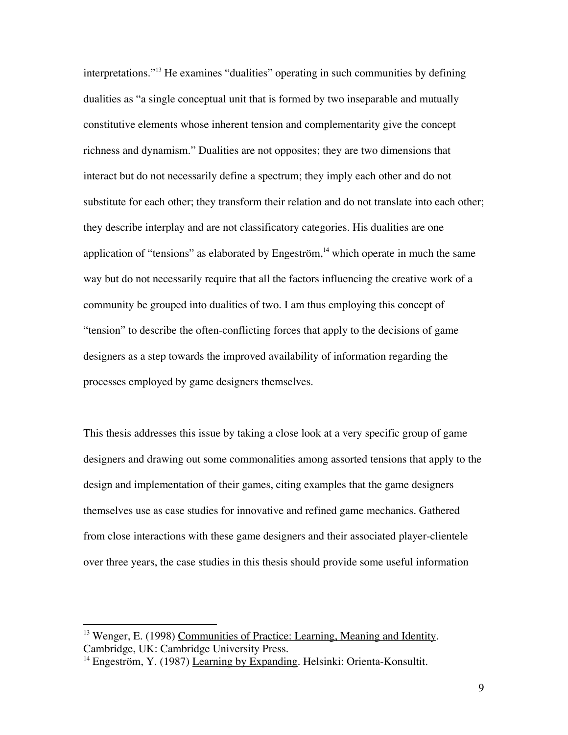interpretations."[13] He examines "dualities" operating in such communities by defining dualities as "a single conceptual unit that is formed by two inseparable and mutually constitutive elements whose inherent tension and complementarity give the concept richness and dynamism." Dualities are not opposites; they are two dimensions that interact but do not necessarily define a spectrum; they imply each other and do not substitute for each other; they transform their relation and do not translate into each other; they describe interplay and are not classificatory categories. His dualities are one application of "tensions" as elaborated by Engeström,[14] which operate in much the same way but do not necessarily require that all the factors influencing the creative work of a community be grouped into dualities of two. I am thus employing this concept of "tension" to describe the often-conflicting forces that apply to the decisions of game designers as a step towards the improved availability of information regarding the processes employed by game designers themselves.

This thesis addresses this issue by taking a close look at a very specific group of game designers and drawing out some commonalities among assorted tensions that apply to the design and implementation of their games, citing examples that the game designers themselves use as case studies for innovative and refined game mechanics. Gathered from close interactions with these game designers and their associated player-clientele over three years, the case studies in this thesis should provide some useful information

---

[13] Wenger, E. (1998) Communities of Practice: Learning, Meaning and Identity. Cambridge, UK: Cambridge University Press.

[14] Engeström, Y. (1987) Learning by Expanding. Helsinki: Orienta-Konsultit.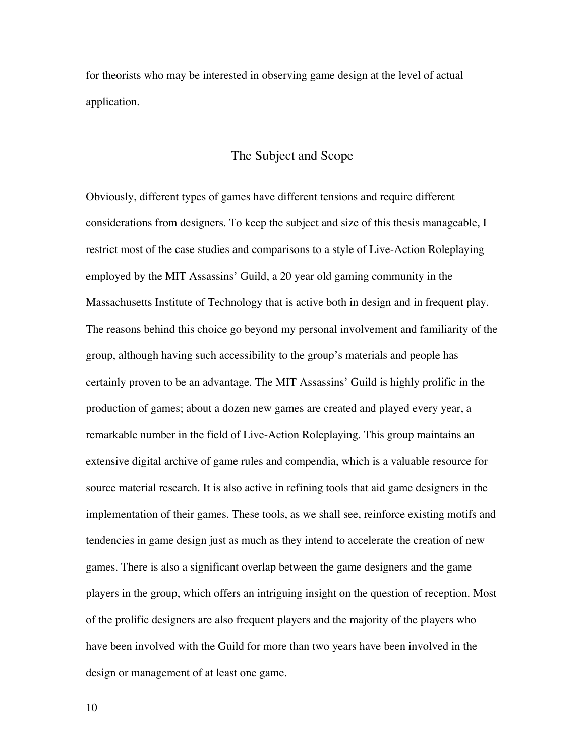for theorists who may be interested in observing game design at the level of actual application.

## The Subject and Scope

Obviously, different types of games have different tensions and require different considerations from designers. To keep the subject and size of this thesis manageable, I restrict most of the case studies and comparisons to a style of Live-Action Roleplaying employed by the MIT Assassins' Guild, a 20 year old gaming community in the Massachusetts Institute of Technology that is active both in design and in frequent play. The reasons behind this choice go beyond my personal involvement and familiarity of the group, although having such accessibility to the group's materials and people has certainly proven to be an advantage. The MIT Assassins' Guild is highly prolific in the production of games; about a dozen new games are created and played every year, a remarkable number in the field of Live-Action Roleplaying. This group maintains an extensive digital archive of game rules and compendia, which is a valuable resource for source material research. It is also active in refining tools that aid game designers in the implementation of their games. These tools, as we shall see, reinforce existing motifs and tendencies in game design just as much as they intend to accelerate the creation of new games. There is also a significant overlap between the game designers and the game players in the group, which offers an intriguing insight on the question of reception. Most of the prolific designers are also frequent players and the majority of the players who have been involved with the Guild for more than two years have been involved in the design or management of at least one game.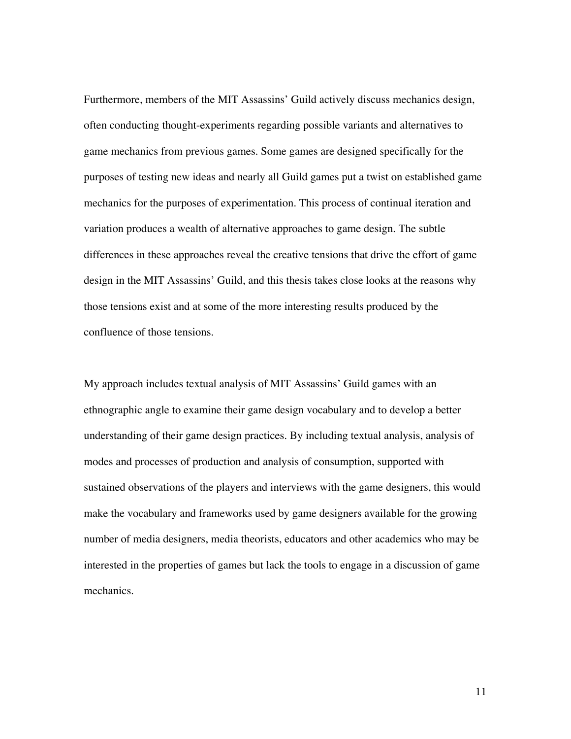Furthermore, members of the MIT Assassins' Guild actively discuss mechanics design, often conducting thought-experiments regarding possible variants and alternatives to game mechanics from previous games. Some games are designed specifically for the purposes of testing new ideas and nearly all Guild games put a twist on established game mechanics for the purposes of experimentation. This process of continual iteration and variation produces a wealth of alternative approaches to game design. The subtle differences in these approaches reveal the creative tensions that drive the effort of game design in the MIT Assassins' Guild, and this thesis takes close looks at the reasons why those tensions exist and at some of the more interesting results produced by the confluence of those tensions.

My approach includes textual analysis of MIT Assassins' Guild games with an ethnographic angle to examine their game design vocabulary and to develop a better understanding of their game design practices. By including textual analysis, analysis of modes and processes of production and analysis of consumption, supported with sustained observations of the players and interviews with the game designers, this would make the vocabulary and frameworks used by game designers available for the growing number of media designers, media theorists, educators and other academics who may be interested in the properties of games but lack the tools to engage in a discussion of game mechanics.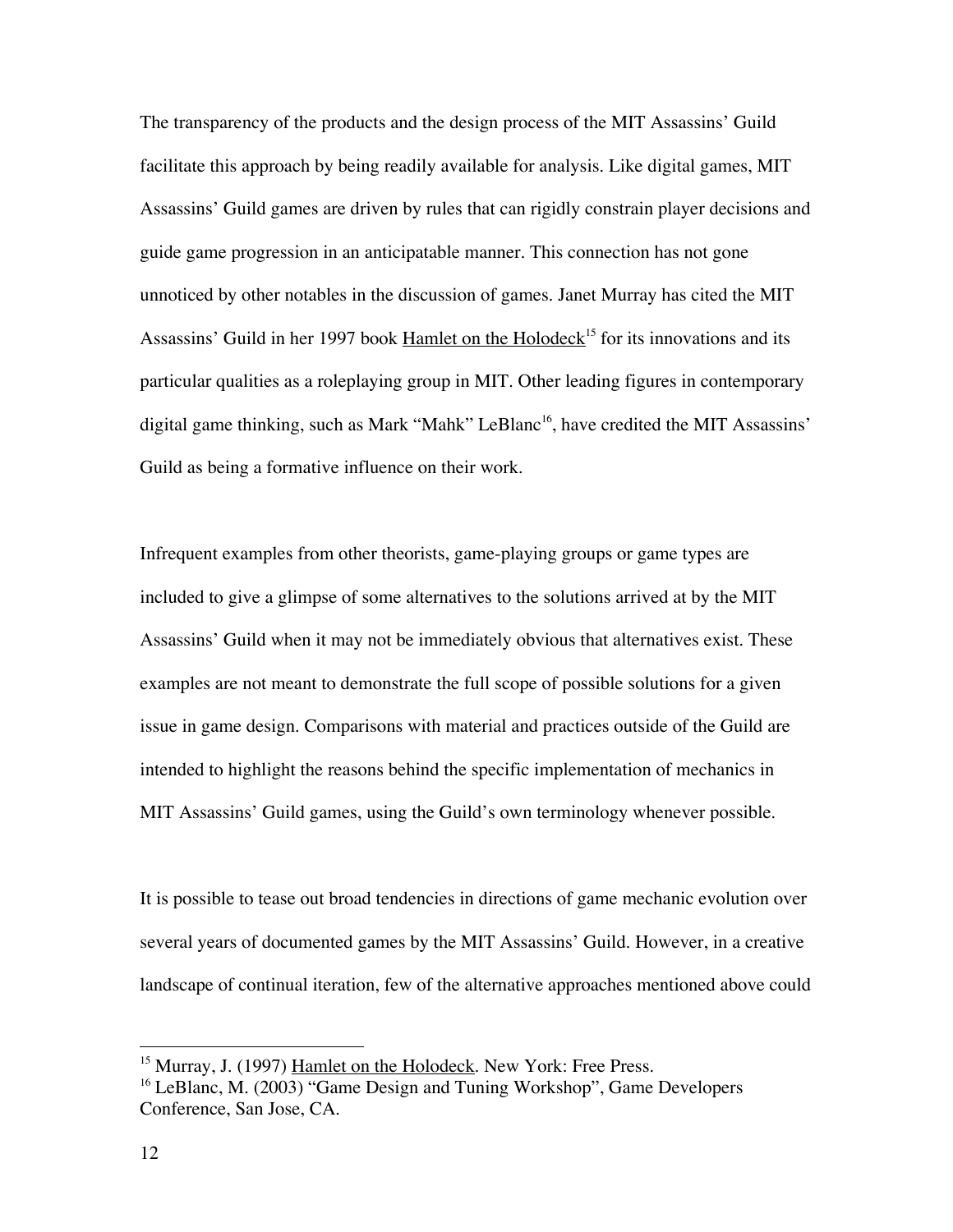The transparency of the products and the design process of the MIT Assassins' Guild facilitate this approach by being readily available for analysis. Like digital games, MIT Assassins' Guild games are driven by rules that can rigidly constrain player decisions and guide game progression in an anticipatable manner. This connection has not gone unnoticed by other notables in the discussion of games. Janet Murray has cited the MIT Assassins' Guild in her 1997 book Hamlet on the Holodeck[15] for its innovations and its particular qualities as a roleplaying group in MIT. Other leading figures in contemporary digital game thinking, such as Mark "Mahk" LeBlanc[16], have credited the MIT Assassins' Guild as being a formative influence on their work.

Infrequent examples from other theorists, game-playing groups or game types are included to give a glimpse of some alternatives to the solutions arrived at by the MIT Assassins' Guild when it may not be immediately obvious that alternatives exist. These examples are not meant to demonstrate the full scope of possible solutions for a given issue in game design. Comparisons with material and practices outside of the Guild are intended to highlight the reasons behind the specific implementation of mechanics in MIT Assassins' Guild games, using the Guild's own terminology whenever possible.

It is possible to tease out broad tendencies in directions of game mechanic evolution over several years of documented games by the MIT Assassins' Guild. However, in a creative landscape of continual iteration, few of the alternative approaches mentioned above could

---

[15] Murray, J. (1997) Hamlet on the Holodeck. New York: Free Press.

[16] LeBlanc, M. (2003) "Game Design and Tuning Workshop", Game Developers Conference, San Jose, CA.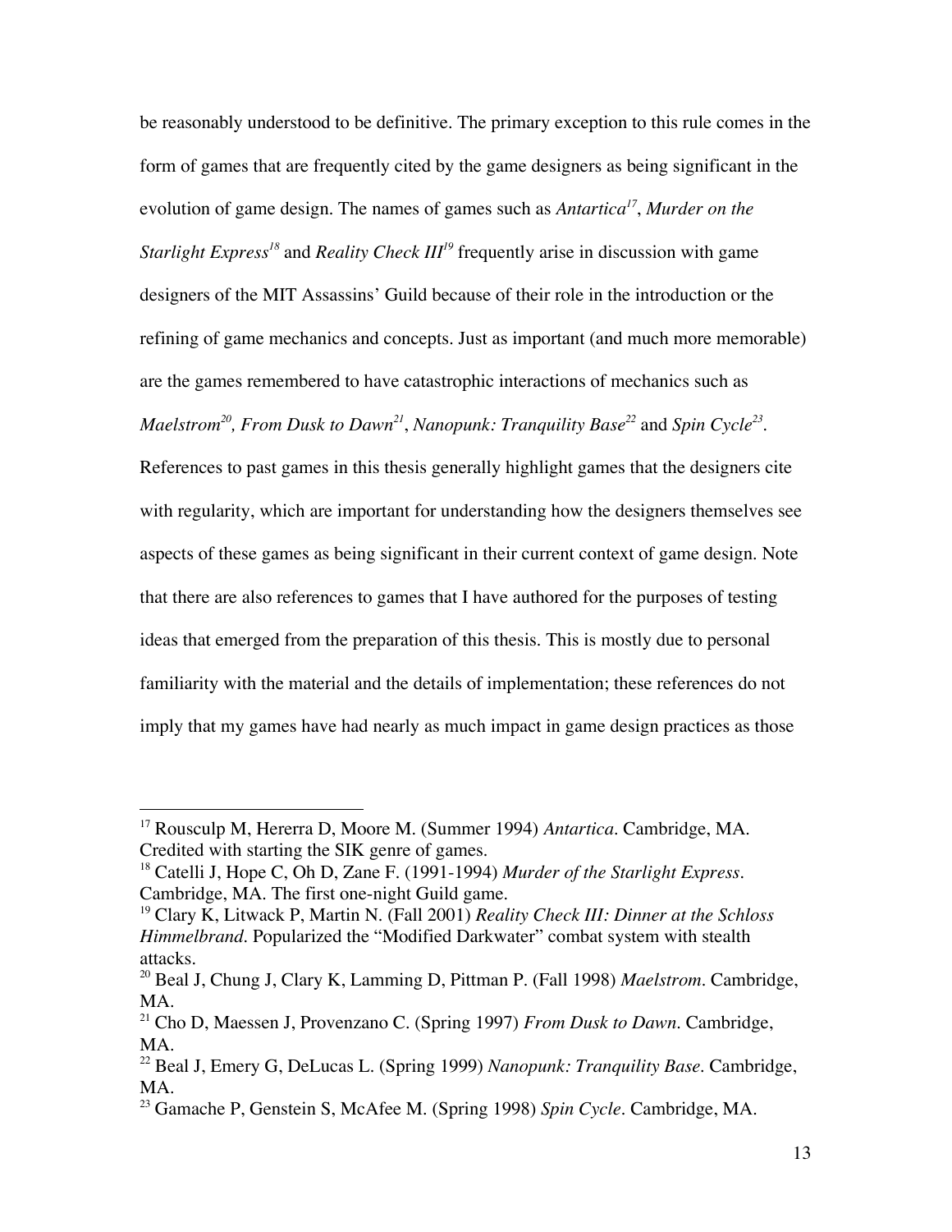be reasonably understood to be definitive. The primary exception to this rule comes in the form of games that are frequently cited by the game designers as being significant in the evolution of game design. The names of games such as *Antartica*[17], *Murder on the Starlight Express*[18] and *Reality Check III*[19] frequently arise in discussion with game designers of the MIT Assassins' Guild because of their role in the introduction or the refining of game mechanics and concepts. Just as important (and much more memorable) are the games remembered to have catastrophic interactions of mechanics such as *Maelstrom*[20], *From Dusk to Dawn*[21], *Nanopunk: Tranquility Base*[22] and *Spin Cycle*[23]. References to past games in this thesis generally highlight games that the designers cite with regularity, which are important for understanding how the designers themselves see aspects of these games as being significant in their current context of game design. Note that there are also references to games that I have authored for the purposes of testing ideas that emerged from the preparation of this thesis. This is mostly due to personal familiarity with the material and the details of implementation; these references do not imply that my games have had nearly as much impact in game design practices as those

---

[17] Rousculp M, Hererra D, Moore M. (Summer 1994) *Antartica*. Cambridge, MA. Credited with starting the SIK genre of games.

[18] Catelli J, Hope C, Oh D, Zane F. (1991-1994) *Murder of the Starlight Express*. Cambridge, MA. The first one-night Guild game.

[19] Clary K, Litwack P, Martin N. (Fall 2001) *Reality Check III: Dinner at the Schloss Himmelbrand*. Popularized the "Modified Darkwater" combat system with stealth attacks.

[20] Beal J, Chung J, Clary K, Lamming D, Pittman P. (Fall 1998) *Maelstrom*. Cambridge, MA.

[21] Cho D, Maessen J, Provenzano C. (Spring 1997) *From Dusk to Dawn*. Cambridge, MA.

[22] Beal J, Emery G, DeLucas L. (Spring 1999) *Nanopunk: Tranquility Base*. Cambridge, MA.

[23] Gamache P, Genstein S, McAfee M. (Spring 1998) *Spin Cycle*. Cambridge, MA.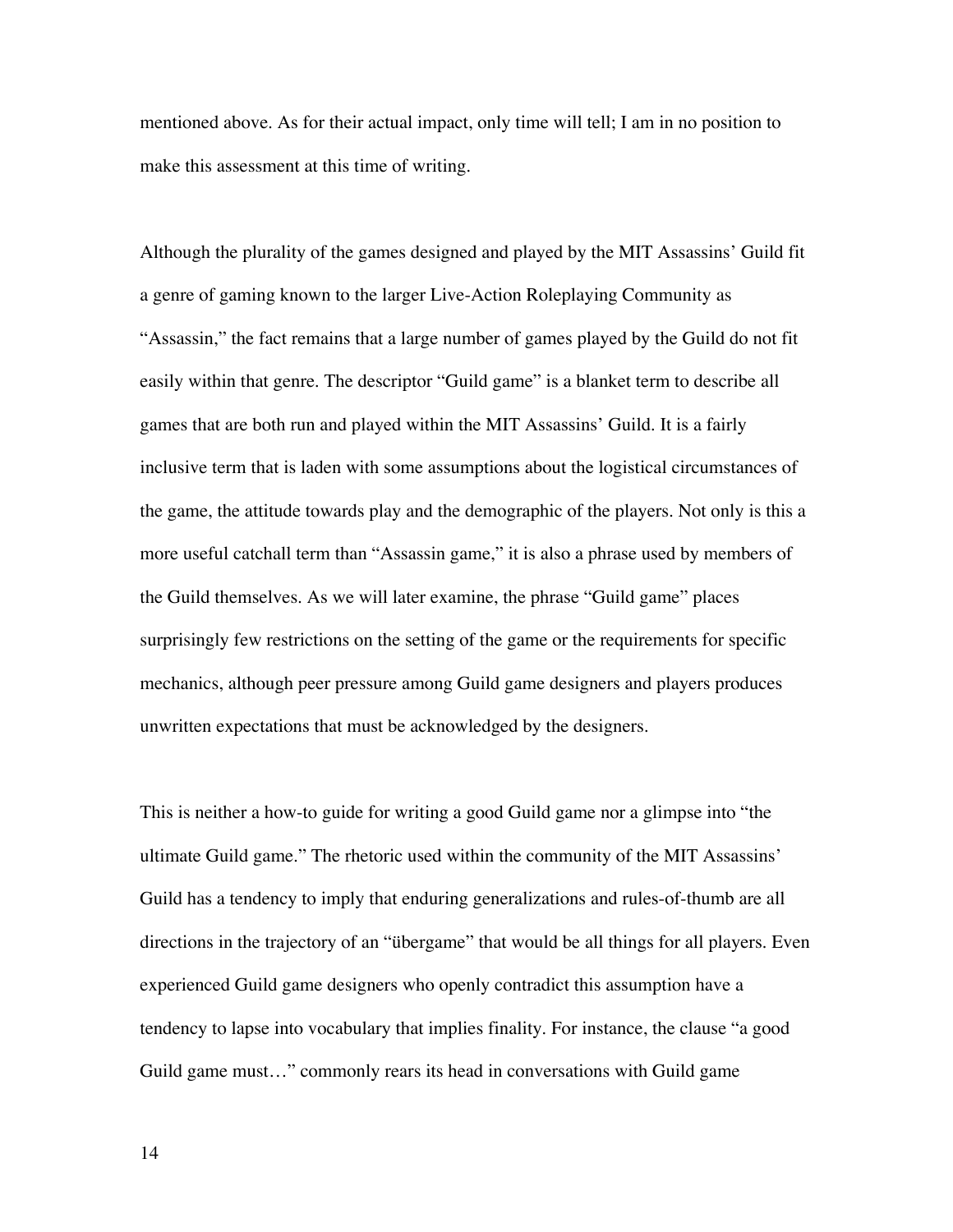mentioned above. As for their actual impact, only time will tell; I am in no position to make this assessment at this time of writing.

Although the plurality of the games designed and played by the MIT Assassins' Guild fit a genre of gaming known to the larger Live-Action Roleplaying Community as "Assassin," the fact remains that a large number of games played by the Guild do not fit easily within that genre. The descriptor "Guild game" is a blanket term to describe all games that are both run and played within the MIT Assassins' Guild. It is a fairly inclusive term that is laden with some assumptions about the logistical circumstances of the game, the attitude towards play and the demographic of the players. Not only is this a more useful catchall term than "Assassin game," it is also a phrase used by members of the Guild themselves. As we will later examine, the phrase "Guild game" places surprisingly few restrictions on the setting of the game or the requirements for specific mechanics, although peer pressure among Guild game designers and players produces unwritten expectations that must be acknowledged by the designers.

This is neither a how-to guide for writing a good Guild game nor a glimpse into "the ultimate Guild game." The rhetoric used within the community of the MIT Assassins' Guild has a tendency to imply that enduring generalizations and rules-of-thumb are all directions in the trajectory of an "übergame" that would be all things for all players. Even experienced Guild game designers who openly contradict this assumption have a tendency to lapse into vocabulary that implies finality. For instance, the clause "a good Guild game must…" commonly rears its head in conversations with Guild game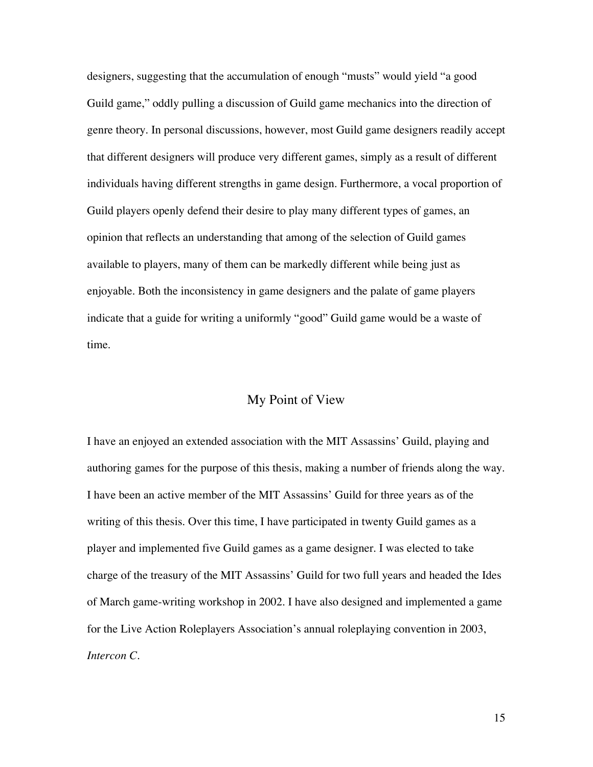designers, suggesting that the accumulation of enough "musts" would yield "a good Guild game," oddly pulling a discussion of Guild game mechanics into the direction of genre theory. In personal discussions, however, most Guild game designers readily accept that different designers will produce very different games, simply as a result of different individuals having different strengths in game design. Furthermore, a vocal proportion of Guild players openly defend their desire to play many different types of games, an opinion that reflects an understanding that among of the selection of Guild games available to players, many of them can be markedly different while being just as enjoyable. Both the inconsistency in game designers and the palate of game players indicate that a guide for writing a uniformly "good" Guild game would be a waste of time.

## My Point of View

I have an enjoyed an extended association with the MIT Assassins' Guild, playing and authoring games for the purpose of this thesis, making a number of friends along the way. I have been an active member of the MIT Assassins' Guild for three years as of the writing of this thesis. Over this time, I have participated in twenty Guild games as a player and implemented five Guild games as a game designer. I was elected to take charge of the treasury of the MIT Assassins' Guild for two full years and headed the Ides of March game-writing workshop in 2002. I have also designed and implemented a game for the Live Action Roleplayers Association's annual roleplaying convention in 2003, *Intercon C*.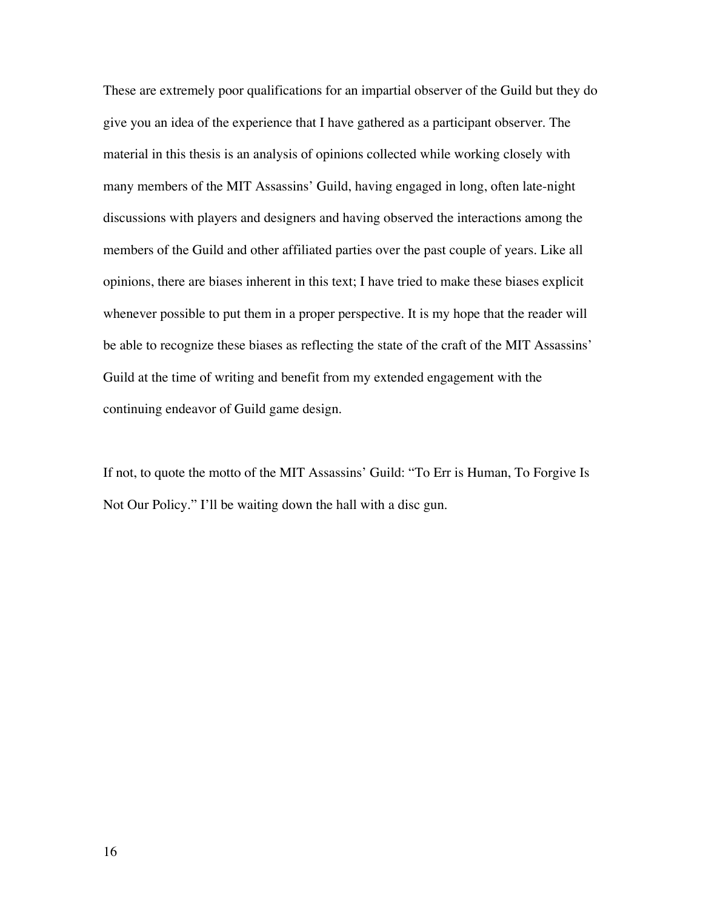These are extremely poor qualifications for an impartial observer of the Guild but they do give you an idea of the experience that I have gathered as a participant observer. The material in this thesis is an analysis of opinions collected while working closely with many members of the MIT Assassins' Guild, having engaged in long, often late-night discussions with players and designers and having observed the interactions among the members of the Guild and other affiliated parties over the past couple of years. Like all opinions, there are biases inherent in this text; I have tried to make these biases explicit whenever possible to put them in a proper perspective. It is my hope that the reader will be able to recognize these biases as reflecting the state of the craft of the MIT Assassins' Guild at the time of writing and benefit from my extended engagement with the continuing endeavor of Guild game design.

If not, to quote the motto of the MIT Assassins' Guild: "To Err is Human, To Forgive Is Not Our Policy." I'll be waiting down the hall with a disc gun.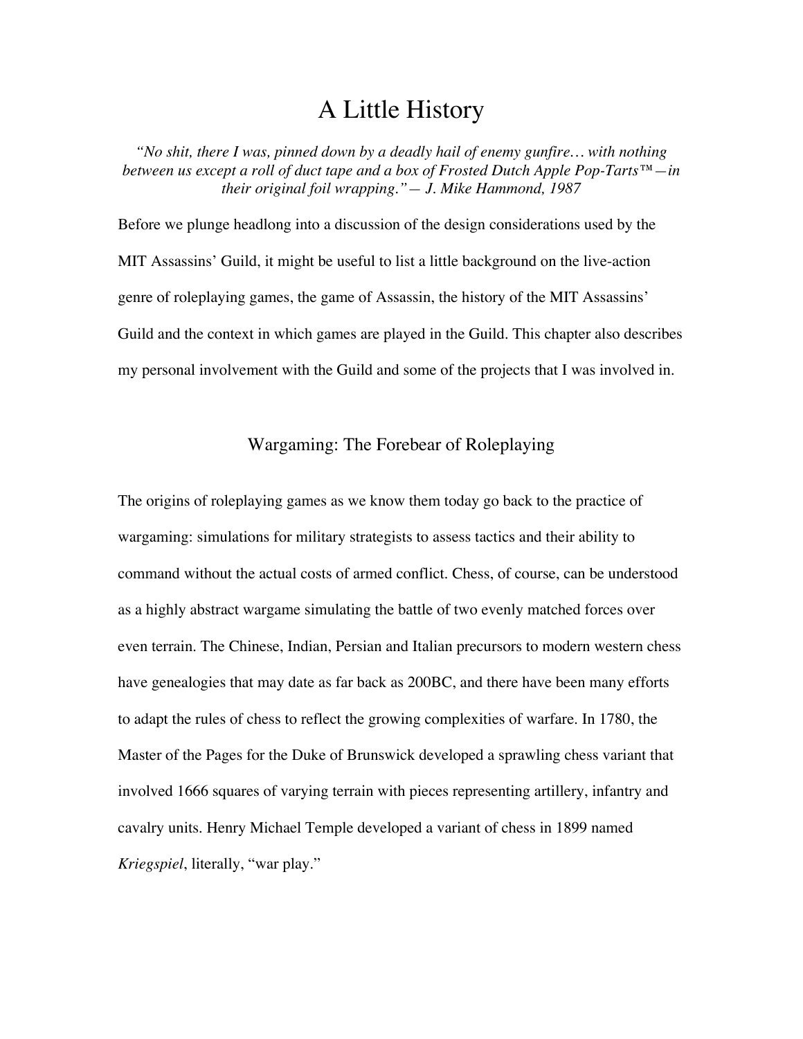# A Little History

*"No shit, there I was, pinned down by a deadly hail of enemy gunfire… with nothing between us except a roll of duct tape and a box of Frosted Dutch Apple Pop-Tarts™—in their original foil wrapping." — J. Mike Hammond, 1987*

Before we plunge headlong into a discussion of the design considerations used by the MIT Assassins' Guild, it might be useful to list a little background on the live-action genre of roleplaying games, the game of Assassin, the history of the MIT Assassins' Guild and the context in which games are played in the Guild. This chapter also describes my personal involvement with the Guild and some of the projects that I was involved in.

## Wargaming: The Forebear of Roleplaying

The origins of roleplaying games as we know them today go back to the practice of wargaming: simulations for military strategists to assess tactics and their ability to command without the actual costs of armed conflict. Chess, of course, can be understood as a highly abstract wargame simulating the battle of two evenly matched forces over even terrain. The Chinese, Indian, Persian and Italian precursors to modern western chess have genealogies that may date as far back as 200BC, and there have been many efforts to adapt the rules of chess to reflect the growing complexities of warfare. In 1780, the Master of the Pages for the Duke of Brunswick developed a sprawling chess variant that involved 1666 squares of varying terrain with pieces representing artillery, infantry and cavalry units. Henry Michael Temple developed a variant of chess in 1899 named *Kriegspiel*, literally, "war play."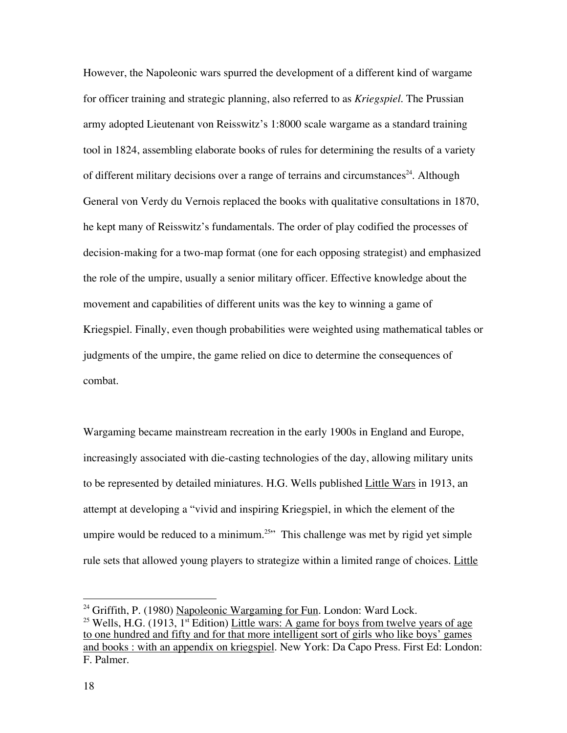However, the Napoleonic wars spurred the development of a different kind of wargame for officer training and strategic planning, also referred to as *Kriegspiel*. The Prussian army adopted Lieutenant von Reisswitz's 1:8000 scale wargame as a standard training tool in 1824, assembling elaborate books of rules for determining the results of a variety of different military decisions over a range of terrains and circumstances[24]. Although General von Verdy du Vernois replaced the books with qualitative consultations in 1870, he kept many of Reisswitz's fundamentals. The order of play codified the processes of decision-making for a two-map format (one for each opposing strategist) and emphasized the role of the umpire, usually a senior military officer. Effective knowledge about the movement and capabilities of different units was the key to winning a game of Kriegspiel. Finally, even though probabilities were weighted using mathematical tables or judgments of the umpire, the game relied on dice to determine the consequences of combat.

Wargaming became mainstream recreation in the early 1900s in England and Europe, increasingly associated with die-casting technologies of the day, allowing military units to be represented by detailed miniatures. H.G. Wells published Little Wars in 1913, an attempt at developing a "vivid and inspiring Kriegspiel, in which the element of the umpire would be reduced to a minimum.[25]" This challenge was met by rigid yet simple rule sets that allowed young players to strategize within a limited range of choices. Little

---

[24] Griffith, P. (1980) Napoleonic Wargaming for Fun. London: Ward Lock.

[25] Wells, H.G. (1913, 1st Edition) Little wars: A game for boys from twelve years of age to one hundred and fifty and for that more intelligent sort of girls who like boys' games and books : with an appendix on kriegspiel. New York: Da Capo Press. First Ed: London: F. Palmer.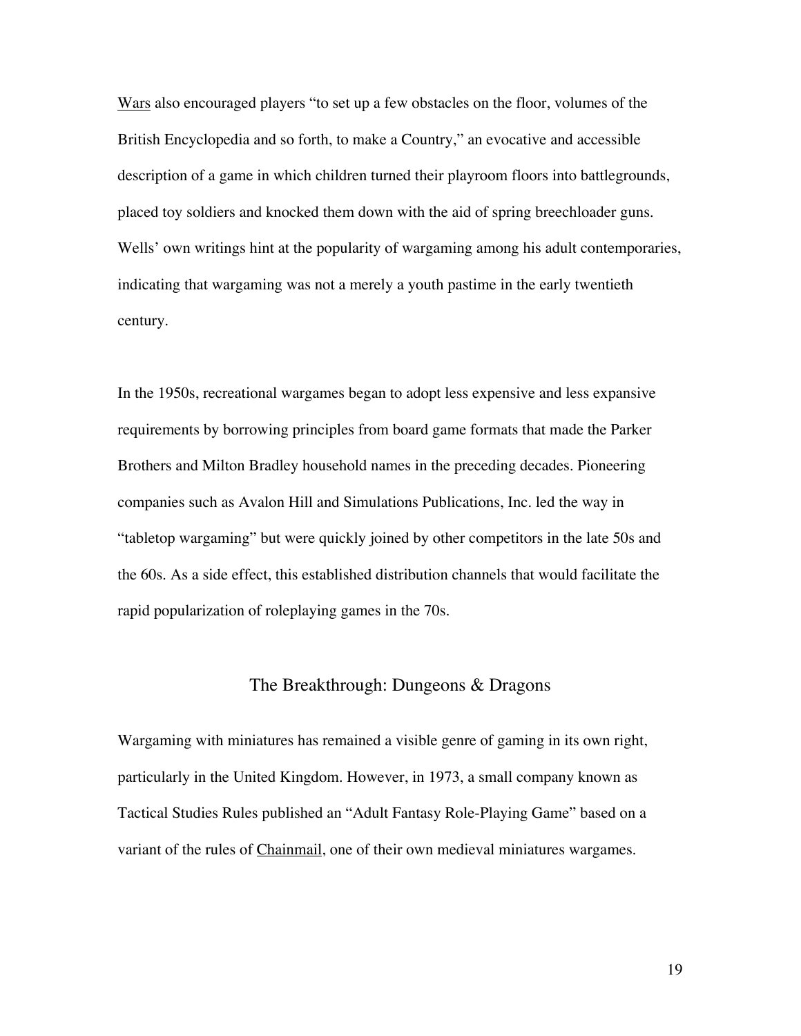Wars also encouraged players "to set up a few obstacles on the floor, volumes of the British Encyclopedia and so forth, to make a Country," an evocative and accessible description of a game in which children turned their playroom floors into battlegrounds, placed toy soldiers and knocked them down with the aid of spring breechloader guns. Wells' own writings hint at the popularity of wargaming among his adult contemporaries, indicating that wargaming was not a merely a youth pastime in the early twentieth century.

In the 1950s, recreational wargames began to adopt less expensive and less expansive requirements by borrowing principles from board game formats that made the Parker Brothers and Milton Bradley household names in the preceding decades. Pioneering companies such as Avalon Hill and Simulations Publications, Inc. led the way in "tabletop wargaming" but were quickly joined by other competitors in the late 50s and the 60s. As a side effect, this established distribution channels that would facilitate the rapid popularization of roleplaying games in the 70s.

## The Breakthrough: Dungeons & Dragons

Wargaming with miniatures has remained a visible genre of gaming in its own right, particularly in the United Kingdom. However, in 1973, a small company known as Tactical Studies Rules published an "Adult Fantasy Role-Playing Game" based on a variant of the rules of Chainmail, one of their own medieval miniatures wargames.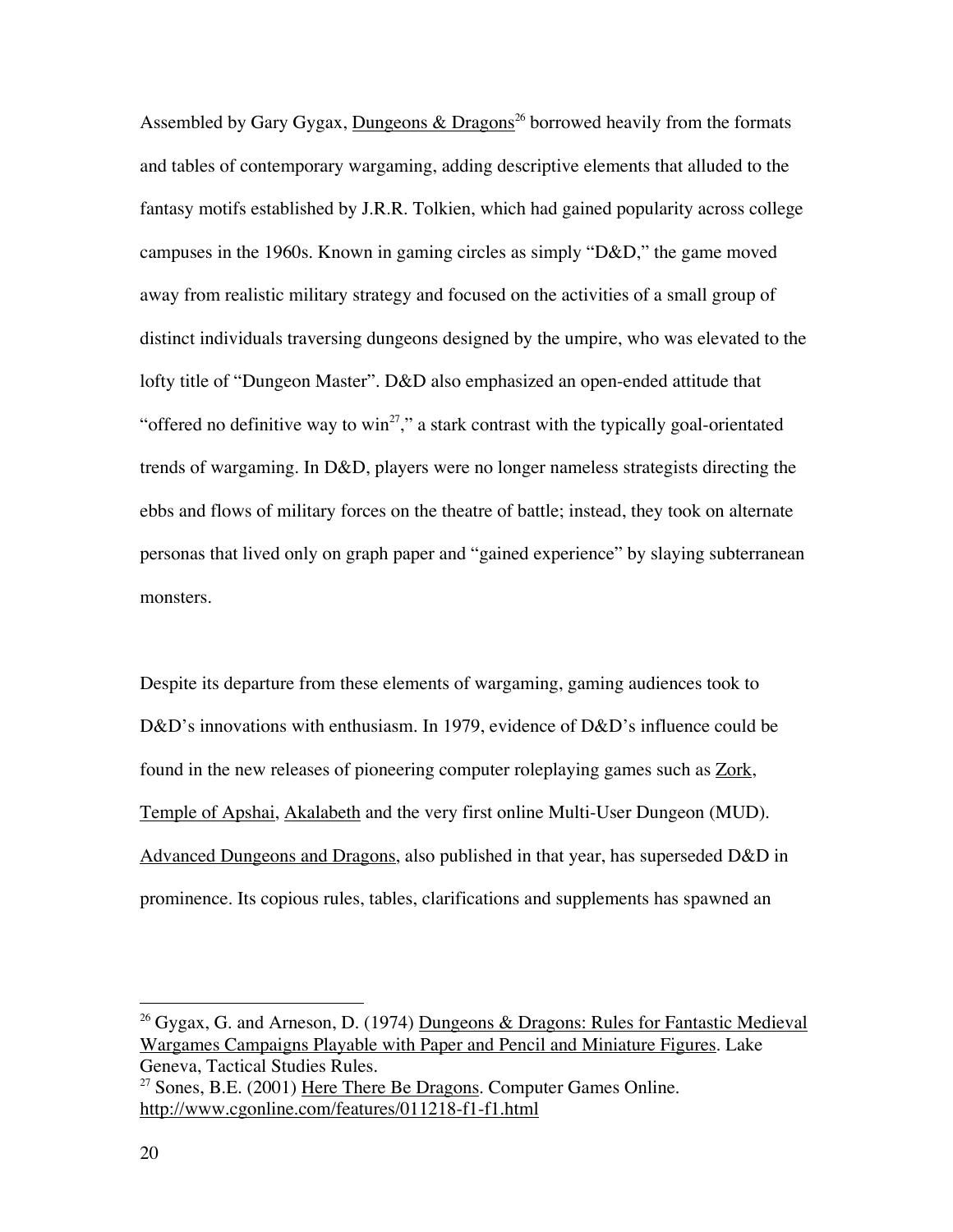Assembled by Gary Gygax, Dungeons & Dragons[26] borrowed heavily from the formats and tables of contemporary wargaming, adding descriptive elements that alluded to the fantasy motifs established by J.R.R. Tolkien, which had gained popularity across college campuses in the 1960s. Known in gaming circles as simply "D&D," the game moved away from realistic military strategy and focused on the activities of a small group of distinct individuals traversing dungeons designed by the umpire, who was elevated to the lofty title of "Dungeon Master". D&D also emphasized an open-ended attitude that "offered no definitive way to win[27]," a stark contrast with the typically goal-orientated trends of wargaming. In D&D, players were no longer nameless strategists directing the ebbs and flows of military forces on the theatre of battle; instead, they took on alternate personas that lived only on graph paper and "gained experience" by slaying subterranean monsters.

Despite its departure from these elements of wargaming, gaming audiences took to D&D's innovations with enthusiasm. In 1979, evidence of D&D's influence could be found in the new releases of pioneering computer roleplaying games such as Zork, Temple of Apshai, Akalabeth and the very first online Multi-User Dungeon (MUD). Advanced Dungeons and Dragons, also published in that year, has superseded D&D in prominence. Its copious rules, tables, clarifications and supplements has spawned an

---

[26] Gygax, G. and Arneson, D. (1974) Dungeons & Dragons: Rules for Fantastic Medieval Wargames Campaigns Playable with Paper and Pencil and Miniature Figures. Lake Geneva, Tactical Studies Rules.

[27] Sones, B.E. (2001) Here There Be Dragons. Computer Games Online. http://www.cgonline.com/features/011218-f1-f1.html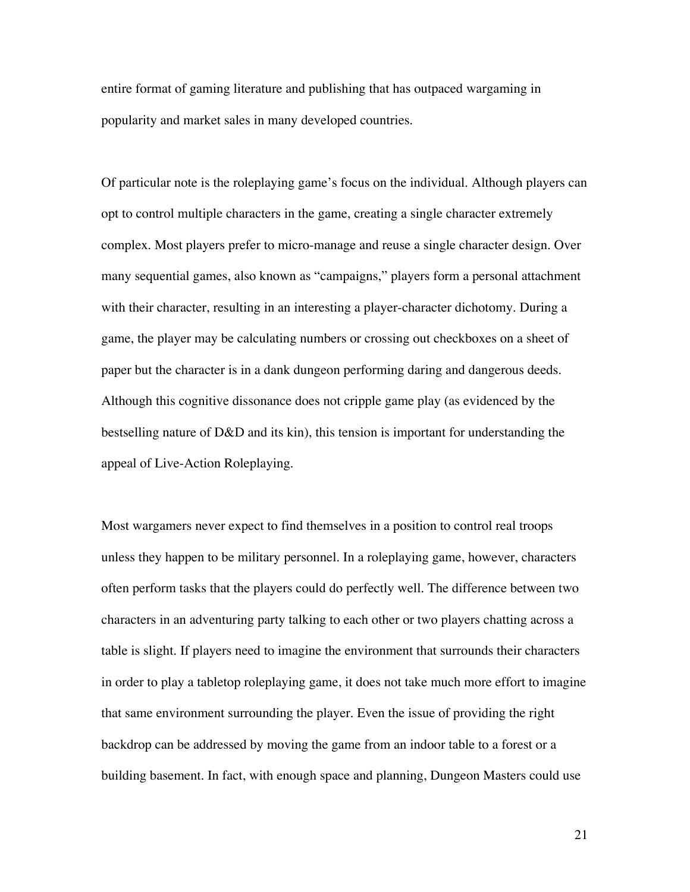entire format of gaming literature and publishing that has outpaced wargaming in popularity and market sales in many developed countries.

Of particular note is the roleplaying game's focus on the individual. Although players can opt to control multiple characters in the game, creating a single character extremely complex. Most players prefer to micro-manage and reuse a single character design. Over many sequential games, also known as "campaigns," players form a personal attachment with their character, resulting in an interesting a player-character dichotomy. During a game, the player may be calculating numbers or crossing out checkboxes on a sheet of paper but the character is in a dank dungeon performing daring and dangerous deeds. Although this cognitive dissonance does not cripple game play (as evidenced by the bestselling nature of D&D and its kin), this tension is important for understanding the appeal of Live-Action Roleplaying.

Most wargamers never expect to find themselves in a position to control real troops unless they happen to be military personnel. In a roleplaying game, however, characters often perform tasks that the players could do perfectly well. The difference between two characters in an adventuring party talking to each other or two players chatting across a table is slight. If players need to imagine the environment that surrounds their characters in order to play a tabletop roleplaying game, it does not take much more effort to imagine that same environment surrounding the player. Even the issue of providing the right backdrop can be addressed by moving the game from an indoor table to a forest or a building basement. In fact, with enough space and planning, Dungeon Masters could use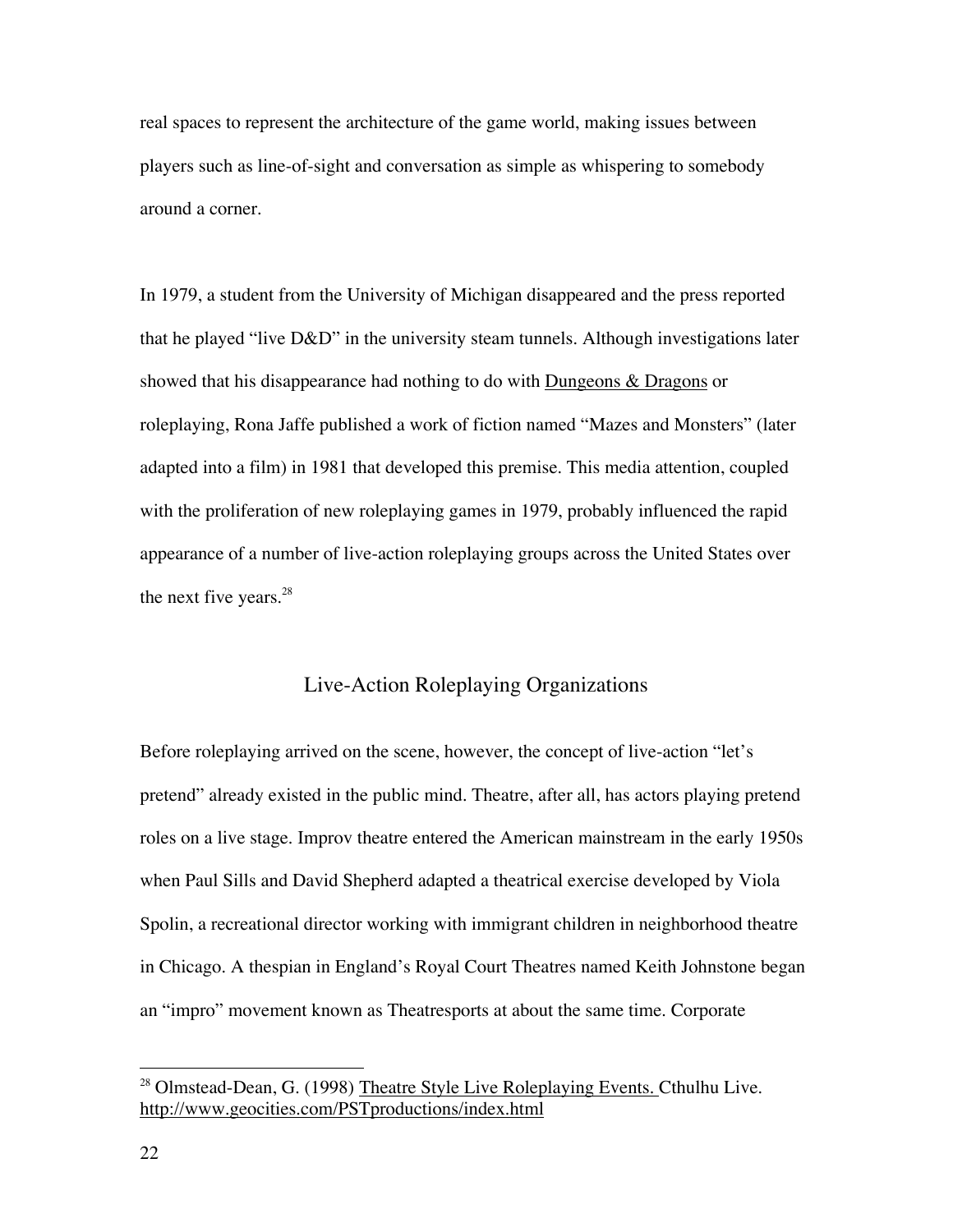real spaces to represent the architecture of the game world, making issues between players such as line-of-sight and conversation as simple as whispering to somebody around a corner.

In 1979, a student from the University of Michigan disappeared and the press reported that he played "live D&D" in the university steam tunnels. Although investigations later showed that his disappearance had nothing to do with Dungeons & Dragons or roleplaying, Rona Jaffe published a work of fiction named "Mazes and Monsters" (later adapted into a film) in 1981 that developed this premise. This media attention, coupled with the proliferation of new roleplaying games in 1979, probably influenced the rapid appearance of a number of live-action roleplaying groups across the United States over the next five years.[28]

## Live-Action Roleplaying Organizations

Before roleplaying arrived on the scene, however, the concept of live-action "let's pretend" already existed in the public mind. Theatre, after all, has actors playing pretend roles on a live stage. Improv theatre entered the American mainstream in the early 1950s when Paul Sills and David Shepherd adapted a theatrical exercise developed by Viola Spolin, a recreational director working with immigrant children in neighborhood theatre in Chicago. A thespian in England's Royal Court Theatres named Keith Johnstone began an "impro" movement known as Theatresports at about the same time. Corporate

---

[28] Olmstead-Dean, G. (1998) Theatre Style Live Roleplaying Events. Cthulhu Live. http://www.geocities.com/PSTproductions/index.html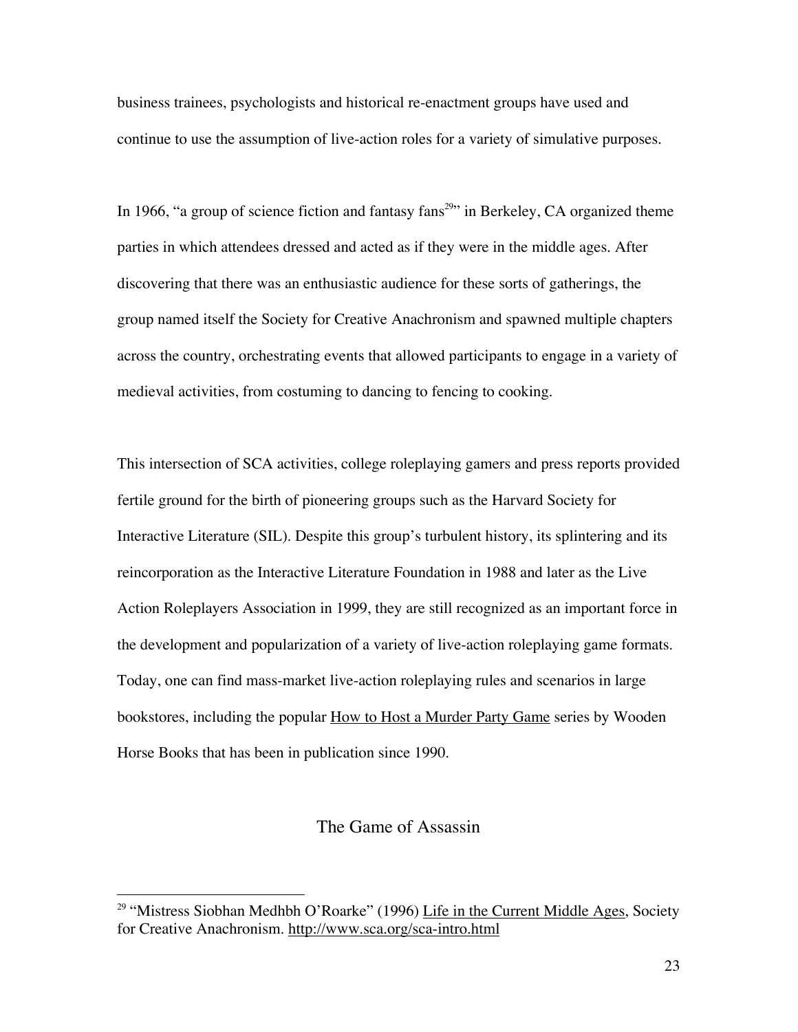business trainees, psychologists and historical re-enactment groups have used and continue to use the assumption of live-action roles for a variety of simulative purposes.

In 1966, "a group of science fiction and fantasy fans[29]" in Berkeley, CA organized theme parties in which attendees dressed and acted as if they were in the middle ages. After discovering that there was an enthusiastic audience for these sorts of gatherings, the group named itself the Society for Creative Anachronism and spawned multiple chapters across the country, orchestrating events that allowed participants to engage in a variety of medieval activities, from costuming to dancing to fencing to cooking.

This intersection of SCA activities, college roleplaying gamers and press reports provided fertile ground for the birth of pioneering groups such as the Harvard Society for Interactive Literature (SIL). Despite this group's turbulent history, its splintering and its reincorporation as the Interactive Literature Foundation in 1988 and later as the Live Action Roleplayers Association in 1999, they are still recognized as an important force in the development and popularization of a variety of live-action roleplaying game formats. Today, one can find mass-market live-action roleplaying rules and scenarios in large bookstores, including the popular <u>How to Host a Murder Party Game</u> series by Wooden Horse Books that has been in publication since 1990.

## The Game of Assassin

---

[29] "Mistress Siobhan Medhbh O'Roarke" (1996) <u>Life in the Current Middle Ages</u>, Society for Creative Anachronism. http://www.sca.org/sca-intro.html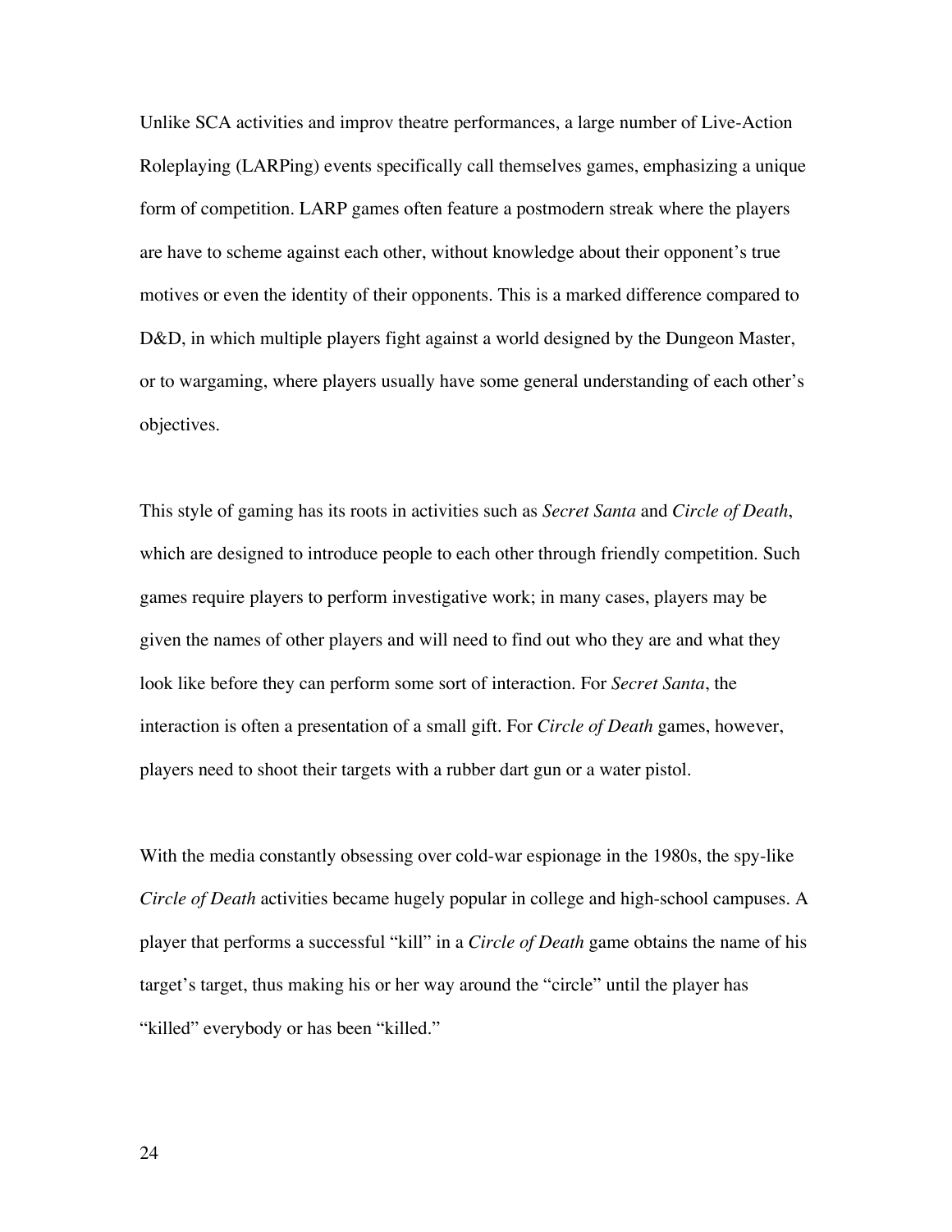Unlike SCA activities and improv theatre performances, a large number of Live-Action Roleplaying (LARPing) events specifically call themselves games, emphasizing a unique form of competition. LARP games often feature a postmodern streak where the players are have to scheme against each other, without knowledge about their opponent's true motives or even the identity of their opponents. This is a marked difference compared to D&D, in which multiple players fight against a world designed by the Dungeon Master, or to wargaming, where players usually have some general understanding of each other's objectives.

This style of gaming has its roots in activities such as *Secret Santa* and *Circle of Death*, which are designed to introduce people to each other through friendly competition. Such games require players to perform investigative work; in many cases, players may be given the names of other players and will need to find out who they are and what they look like before they can perform some sort of interaction. For *Secret Santa*, the interaction is often a presentation of a small gift. For *Circle of Death* games, however, players need to shoot their targets with a rubber dart gun or a water pistol.

With the media constantly obsessing over cold-war espionage in the 1980s, the spy-like *Circle of Death* activities became hugely popular in college and high-school campuses. A player that performs a successful "kill" in a *Circle of Death* game obtains the name of his target's target, thus making his or her way around the "circle" until the player has "killed" everybody or has been "killed."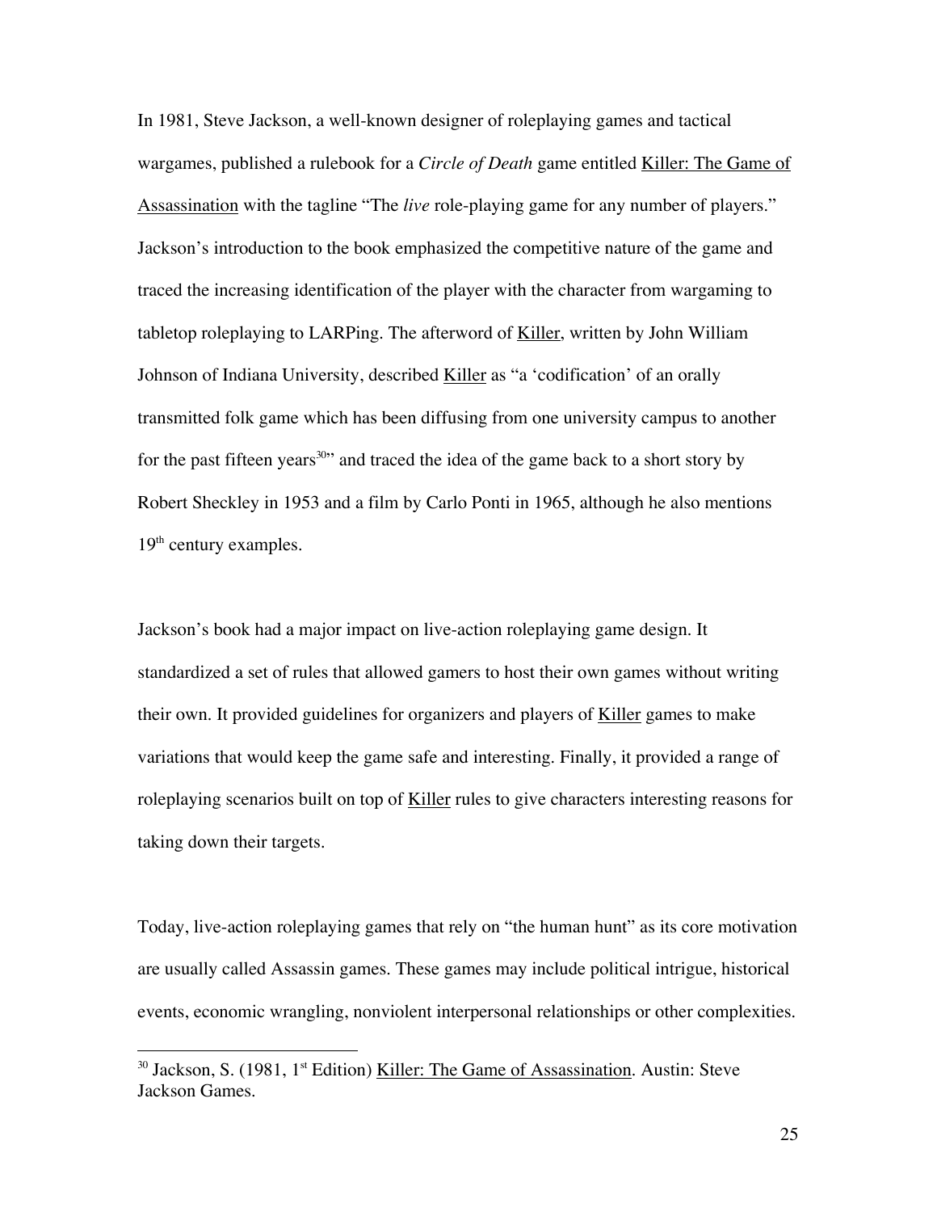In 1981, Steve Jackson, a well-known designer of roleplaying games and tactical wargames, published a rulebook for a *Circle of Death* game entitled Killer: The Game of Assassination with the tagline "The *live* role-playing game for any number of players." Jackson's introduction to the book emphasized the competitive nature of the game and traced the increasing identification of the player with the character from wargaming to tabletop roleplaying to LARPing. The afterword of Killer, written by John William Johnson of Indiana University, described Killer as "a 'codification' of an orally transmitted folk game which has been diffusing from one university campus to another for the past fifteen years[30]" and traced the idea of the game back to a short story by Robert Sheckley in 1953 and a film by Carlo Ponti in 1965, although he also mentions 19th century examples.

Jackson's book had a major impact on live-action roleplaying game design. It standardized a set of rules that allowed gamers to host their own games without writing their own. It provided guidelines for organizers and players of Killer games to make variations that would keep the game safe and interesting. Finally, it provided a range of roleplaying scenarios built on top of Killer rules to give characters interesting reasons for taking down their targets.

Today, live-action roleplaying games that rely on "the human hunt" as its core motivation are usually called Assassin games. These games may include political intrigue, historical events, economic wrangling, nonviolent interpersonal relationships or other complexities.

---

[30] Jackson, S. (1981, 1st Edition) Killer: The Game of Assassination. Austin: Steve Jackson Games.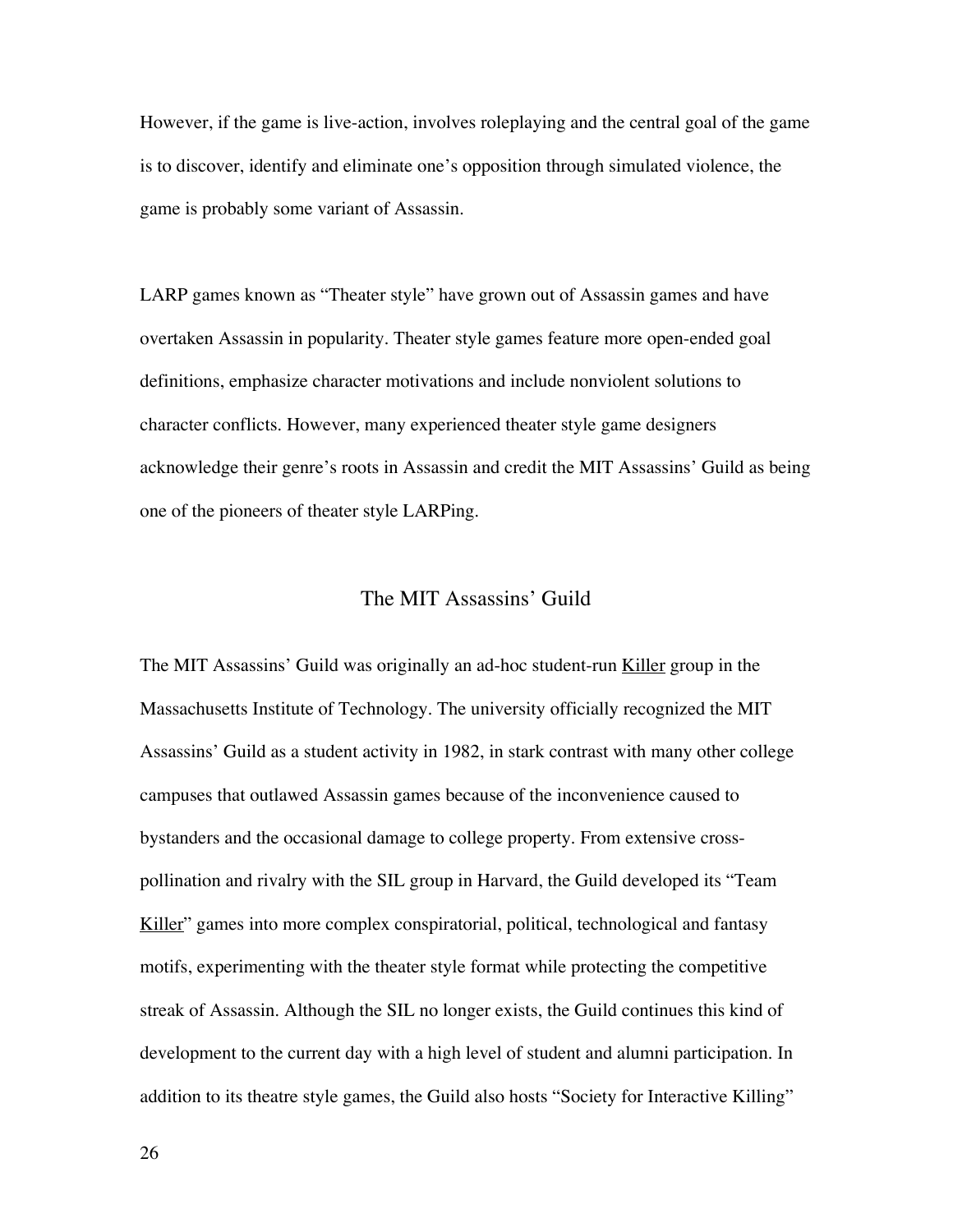However, if the game is live-action, involves roleplaying and the central goal of the game is to discover, identify and eliminate one's opposition through simulated violence, the game is probably some variant of Assassin.

LARP games known as "Theater style" have grown out of Assassin games and have overtaken Assassin in popularity. Theater style games feature more open-ended goal definitions, emphasize character motivations and include nonviolent solutions to character conflicts. However, many experienced theater style game designers acknowledge their genre's roots in Assassin and credit the MIT Assassins' Guild as being one of the pioneers of theater style LARPing.

## The MIT Assassins' Guild

The MIT Assassins' Guild was originally an ad-hoc student-run Killer group in the Massachusetts Institute of Technology. The university officially recognized the MIT Assassins' Guild as a student activity in 1982, in stark contrast with many other college campuses that outlawed Assassin games because of the inconvenience caused to bystanders and the occasional damage to college property. From extensive cross-pollination and rivalry with the SIL group in Harvard, the Guild developed its "Team Killer" games into more complex conspiratorial, political, technological and fantasy motifs, experimenting with the theater style format while protecting the competitive streak of Assassin. Although the SIL no longer exists, the Guild continues this kind of development to the current day with a high level of student and alumni participation. In addition to its theatre style games, the Guild also hosts "Society for Interactive Killing"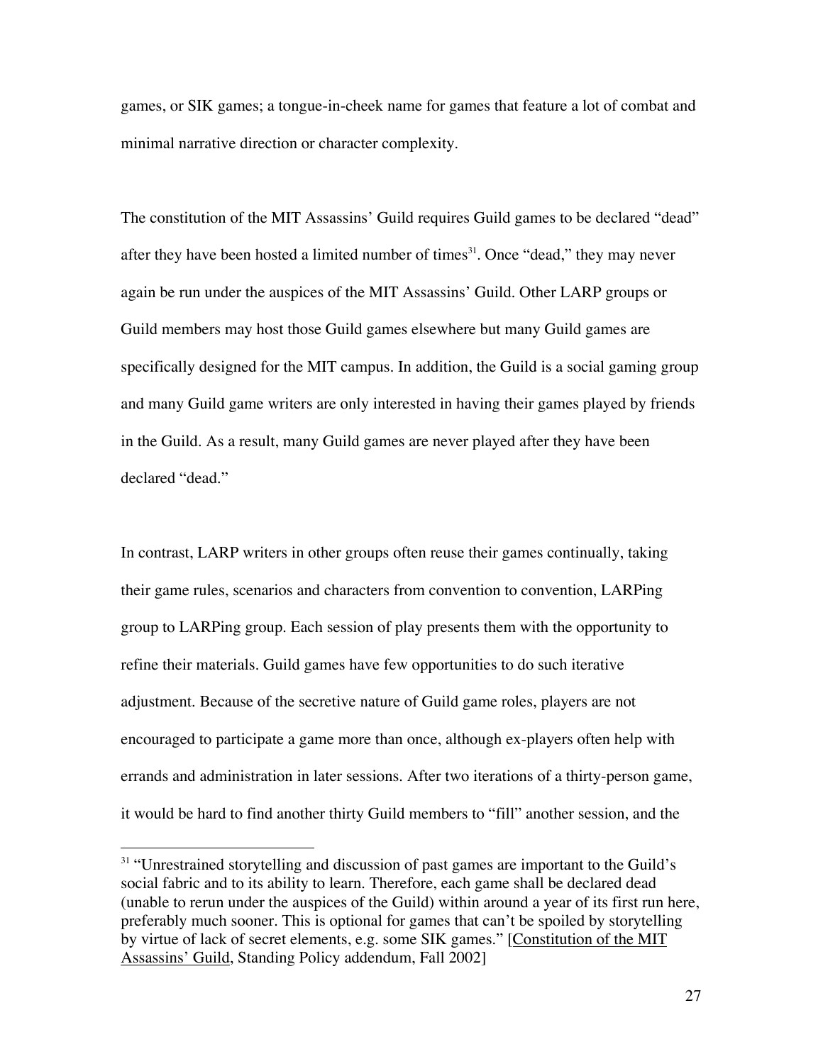games, or SIK games; a tongue-in-cheek name for games that feature a lot of combat and minimal narrative direction or character complexity.

The constitution of the MIT Assassins' Guild requires Guild games to be declared "dead" after they have been hosted a limited number of times[31]. Once "dead," they may never again be run under the auspices of the MIT Assassins' Guild. Other LARP groups or Guild members may host those Guild games elsewhere but many Guild games are specifically designed for the MIT campus. In addition, the Guild is a social gaming group and many Guild game writers are only interested in having their games played by friends in the Guild. As a result, many Guild games are never played after they have been declared "dead."

In contrast, LARP writers in other groups often reuse their games continually, taking their game rules, scenarios and characters from convention to convention, LARPing group to LARPing group. Each session of play presents them with the opportunity to refine their materials. Guild games have few opportunities to do such iterative adjustment. Because of the secretive nature of Guild game roles, players are not encouraged to participate a game more than once, although ex-players often help with errands and administration in later sessions. After two iterations of a thirty-person game, it would be hard to find another thirty Guild members to "fill" another session, and the

---

[31] "Unrestrained storytelling and discussion of past games are important to the Guild's social fabric and to its ability to learn. Therefore, each game shall be declared dead (unable to rerun under the auspices of the Guild) within around a year of its first run here, preferably much sooner. This is optional for games that can't be spoiled by storytelling by virtue of lack of secret elements, e.g. some SIK games." [Constitution of the MIT Assassins' Guild, Standing Policy addendum, Fall 2002]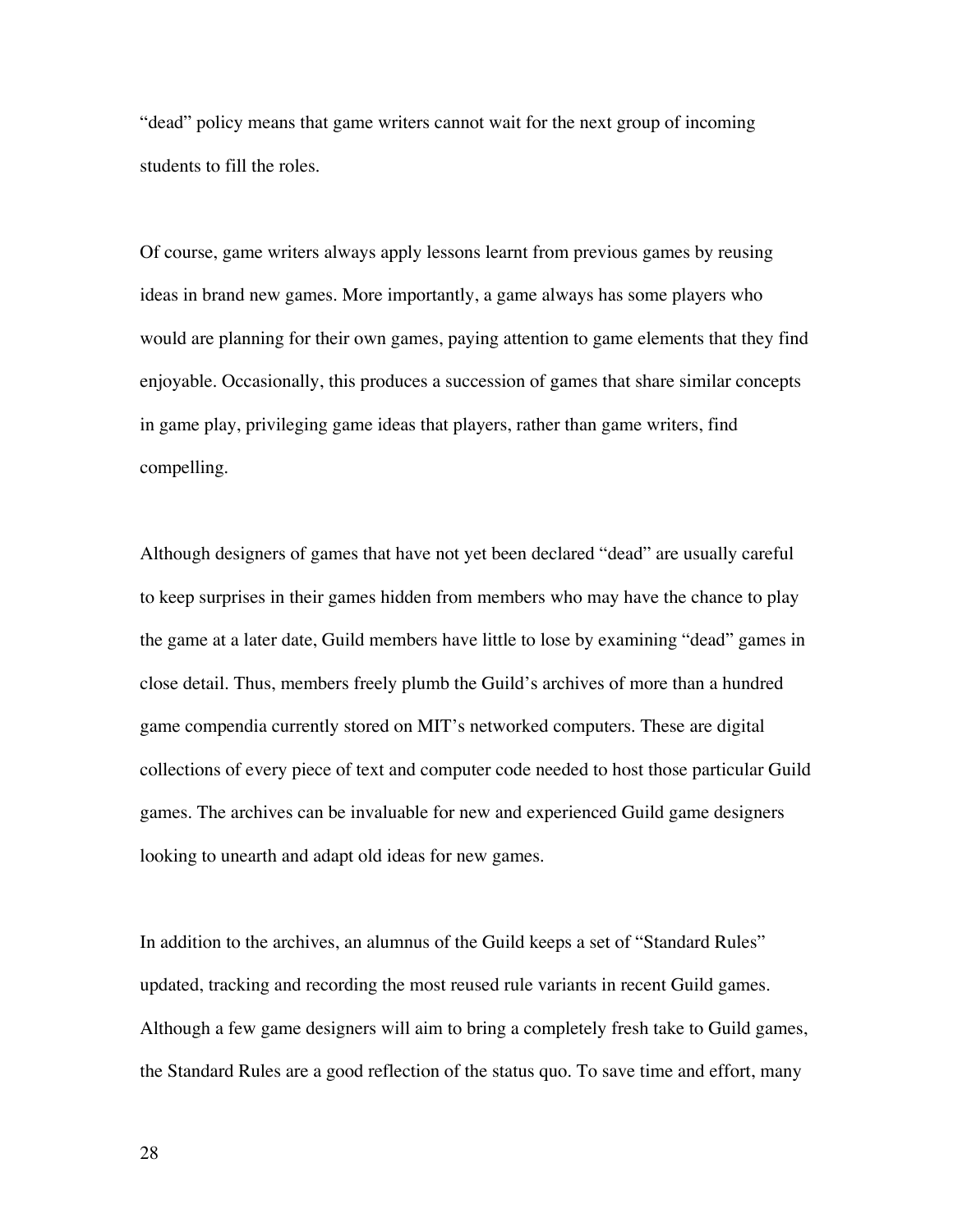"dead" policy means that game writers cannot wait for the next group of incoming students to fill the roles.

Of course, game writers always apply lessons learnt from previous games by reusing ideas in brand new games. More importantly, a game always has some players who would are planning for their own games, paying attention to game elements that they find enjoyable. Occasionally, this produces a succession of games that share similar concepts in game play, privileging game ideas that players, rather than game writers, find compelling.

Although designers of games that have not yet been declared "dead" are usually careful to keep surprises in their games hidden from members who may have the chance to play the game at a later date, Guild members have little to lose by examining "dead" games in close detail. Thus, members freely plumb the Guild's archives of more than a hundred game compendia currently stored on MIT's networked computers. These are digital collections of every piece of text and computer code needed to host those particular Guild games. The archives can be invaluable for new and experienced Guild game designers looking to unearth and adapt old ideas for new games.

In addition to the archives, an alumnus of the Guild keeps a set of "Standard Rules" updated, tracking and recording the most reused rule variants in recent Guild games. Although a few game designers will aim to bring a completely fresh take to Guild games, the Standard Rules are a good reflection of the status quo. To save time and effort, many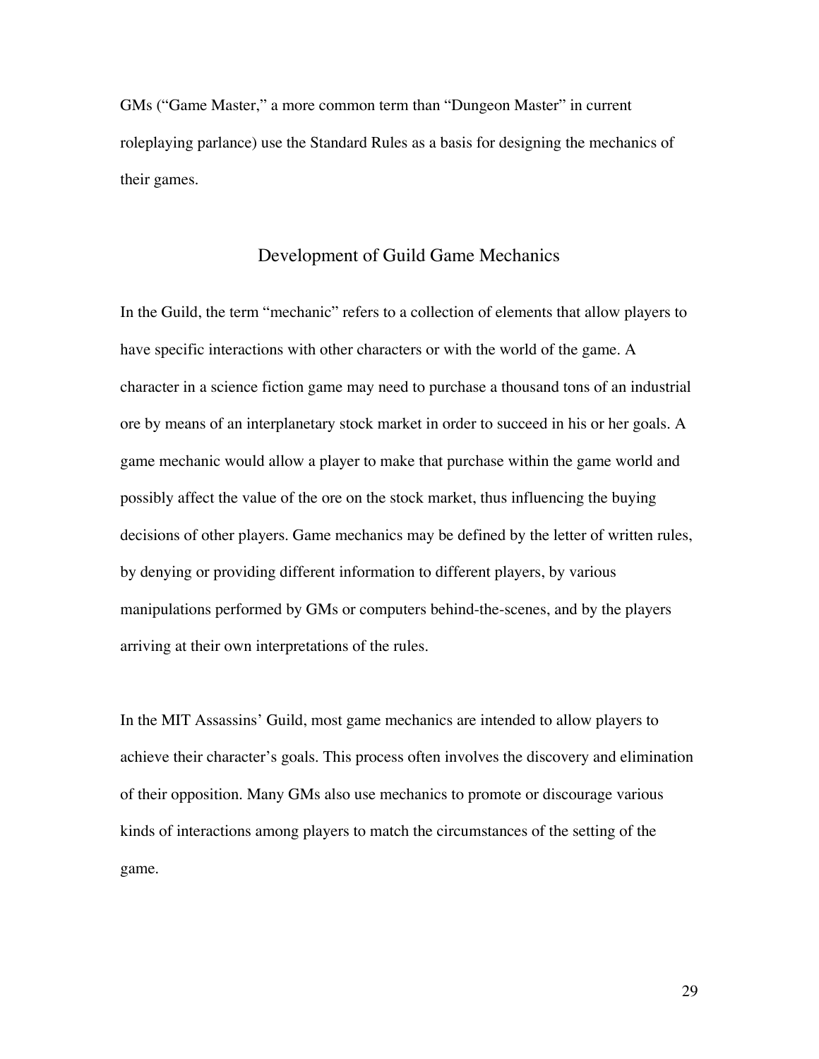GMs ("Game Master," a more common term than "Dungeon Master" in current roleplaying parlance) use the Standard Rules as a basis for designing the mechanics of their games.

## Development of Guild Game Mechanics

In the Guild, the term "mechanic" refers to a collection of elements that allow players to have specific interactions with other characters or with the world of the game. A character in a science fiction game may need to purchase a thousand tons of an industrial ore by means of an interplanetary stock market in order to succeed in his or her goals. A game mechanic would allow a player to make that purchase within the game world and possibly affect the value of the ore on the stock market, thus influencing the buying decisions of other players. Game mechanics may be defined by the letter of written rules, by denying or providing different information to different players, by various manipulations performed by GMs or computers behind-the-scenes, and by the players arriving at their own interpretations of the rules.

In the MIT Assassins' Guild, most game mechanics are intended to allow players to achieve their character's goals. This process often involves the discovery and elimination of their opposition. Many GMs also use mechanics to promote or discourage various kinds of interactions among players to match the circumstances of the setting of the game.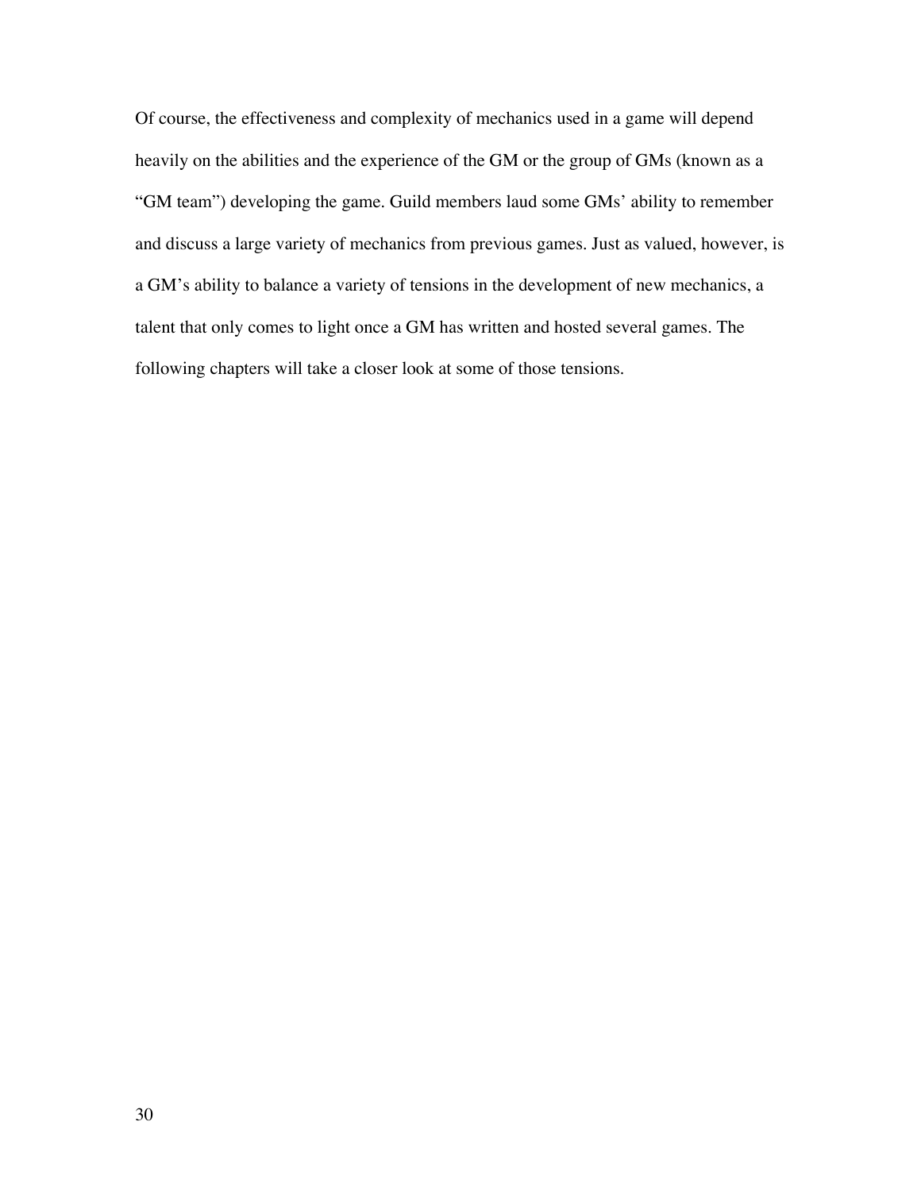Of course, the effectiveness and complexity of mechanics used in a game will depend heavily on the abilities and the experience of the GM or the group of GMs (known as a “GM team”) developing the game. Guild members laud some GMs’ ability to remember and discuss a large variety of mechanics from previous games. Just as valued, however, is a GM’s ability to balance a variety of tensions in the development of new mechanics, a talent that only comes to light once a GM has written and hosted several games. The following chapters will take a closer look at some of those tensions.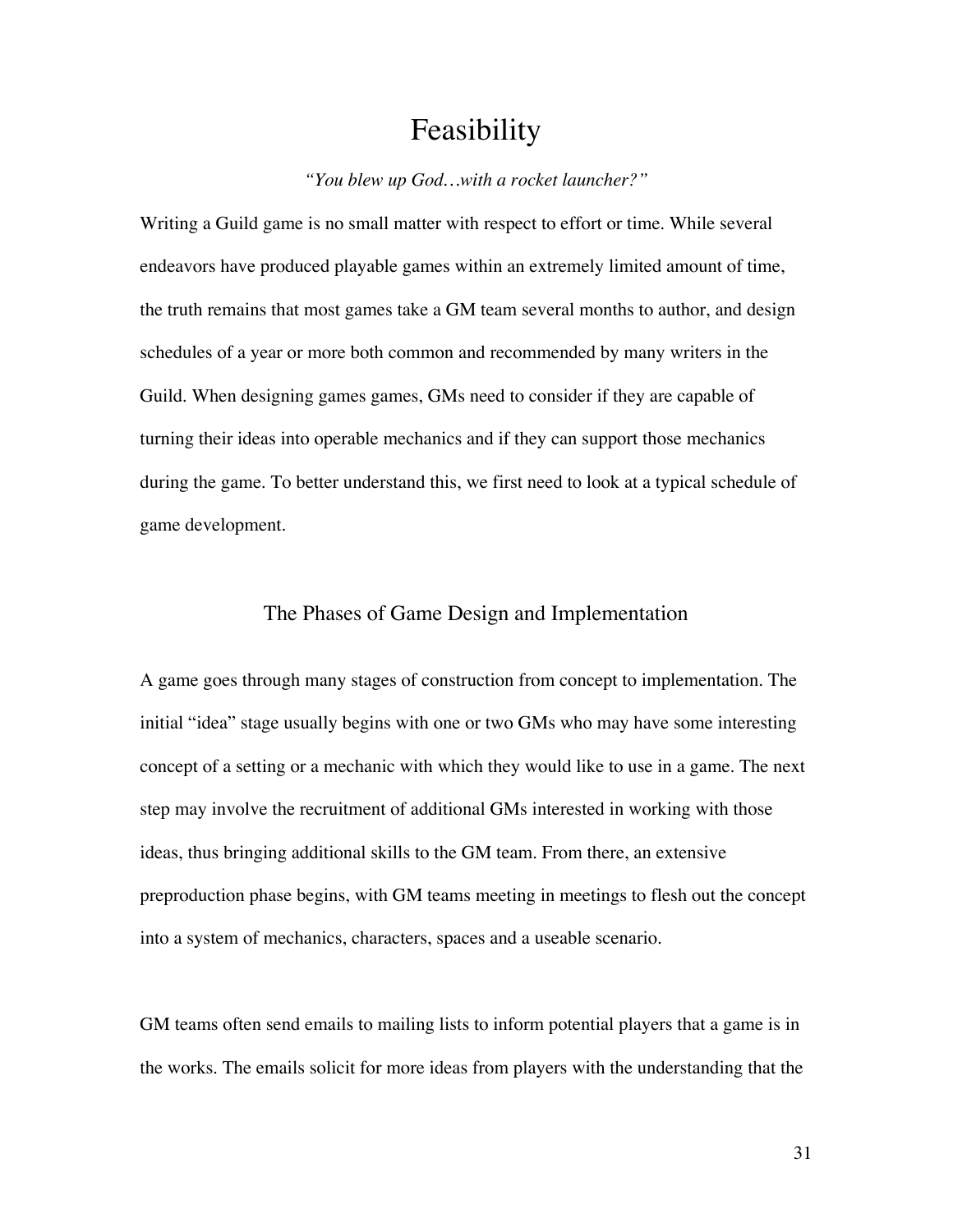# Feasibility

*"You blew up God…with a rocket launcher?"*

Writing a Guild game is no small matter with respect to effort or time. While several endeavors have produced playable games within an extremely limited amount of time, the truth remains that most games take a GM team several months to author, and design schedules of a year or more both common and recommended by many writers in the Guild. When designing games games, GMs need to consider if they are capable of turning their ideas into operable mechanics and if they can support those mechanics during the game. To better understand this, we first need to look at a typical schedule of game development.

## The Phases of Game Design and Implementation

A game goes through many stages of construction from concept to implementation. The initial "idea" stage usually begins with one or two GMs who may have some interesting concept of a setting or a mechanic with which they would like to use in a game. The next step may involve the recruitment of additional GMs interested in working with those ideas, thus bringing additional skills to the GM team. From there, an extensive preproduction phase begins, with GM teams meeting in meetings to flesh out the concept into a system of mechanics, characters, spaces and a useable scenario.

GM teams often send emails to mailing lists to inform potential players that a game is in the works. The emails solicit for more ideas from players with the understanding that the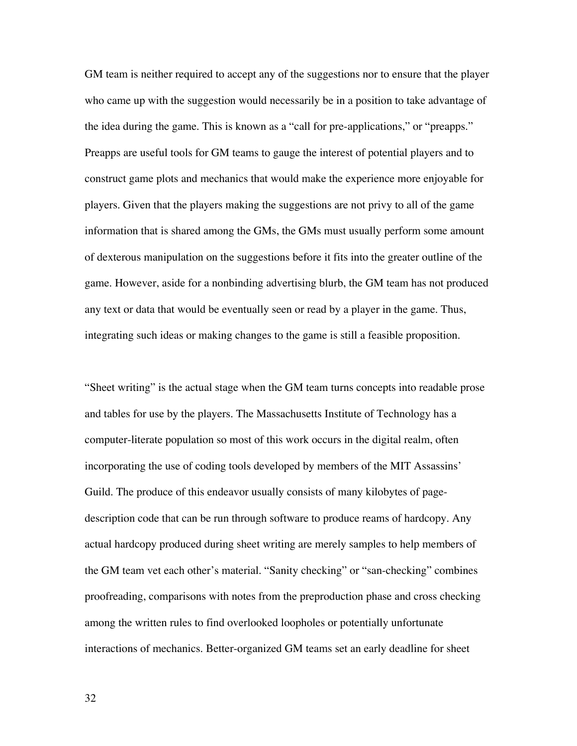GM team is neither required to accept any of the suggestions nor to ensure that the player who came up with the suggestion would necessarily be in a position to take advantage of the idea during the game. This is known as a "call for pre-applications," or "preapps." Preapps are useful tools for GM teams to gauge the interest of potential players and to construct game plots and mechanics that would make the experience more enjoyable for players. Given that the players making the suggestions are not privy to all of the game information that is shared among the GMs, the GMs must usually perform some amount of dexterous manipulation on the suggestions before it fits into the greater outline of the game. However, aside for a nonbinding advertising blurb, the GM team has not produced any text or data that would be eventually seen or read by a player in the game. Thus, integrating such ideas or making changes to the game is still a feasible proposition.

"Sheet writing" is the actual stage when the GM team turns concepts into readable prose and tables for use by the players. The Massachusetts Institute of Technology has a computer-literate population so most of this work occurs in the digital realm, often incorporating the use of coding tools developed by members of the MIT Assassins' Guild. The produce of this endeavor usually consists of many kilobytes of page-description code that can be run through software to produce reams of hardcopy. Any actual hardcopy produced during sheet writing are merely samples to help members of the GM team vet each other's material. "Sanity checking" or "san-checking" combines proofreading, comparisons with notes from the preproduction phase and cross checking among the written rules to find overlooked loopholes or potentially unfortunate interactions of mechanics. Better-organized GM teams set an early deadline for sheet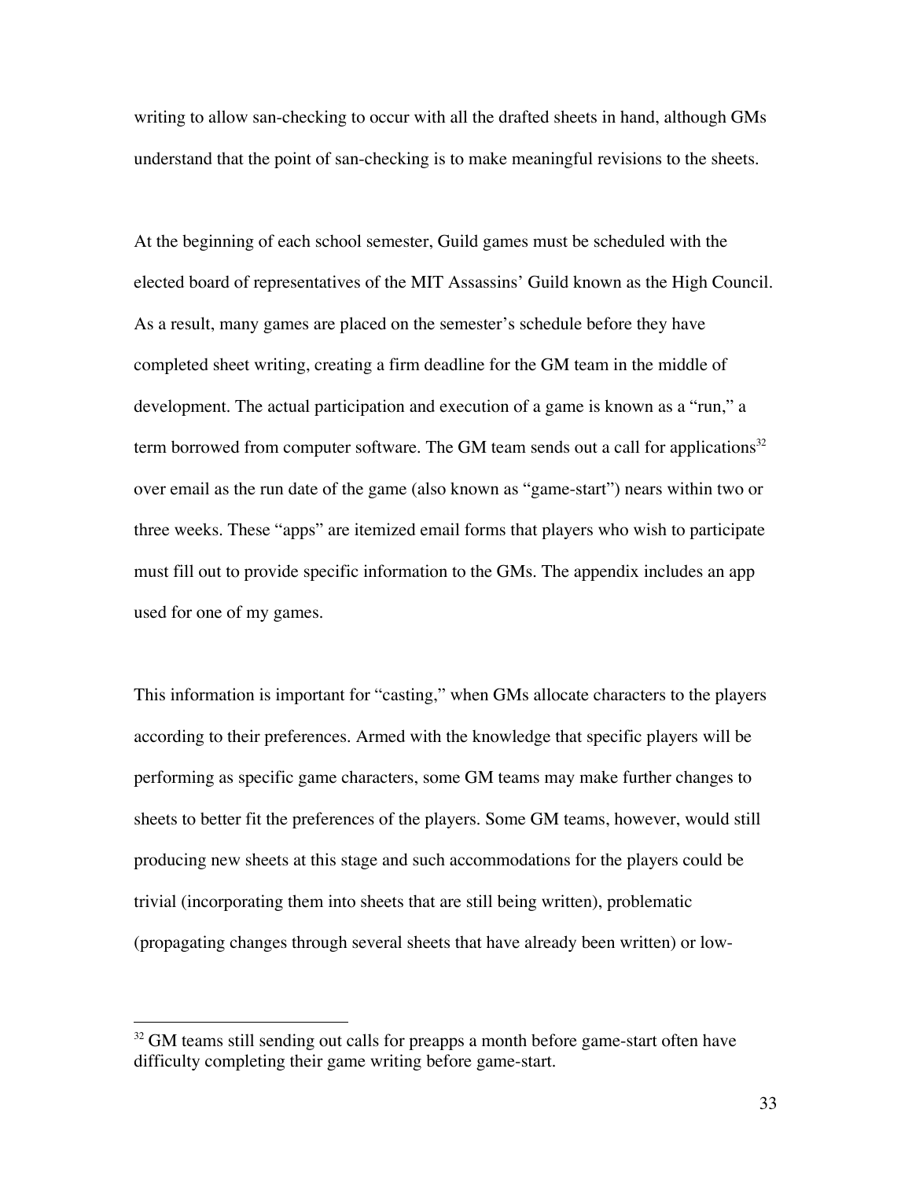writing to allow san-checking to occur with all the drafted sheets in hand, although GMs understand that the point of san-checking is to make meaningful revisions to the sheets.

At the beginning of each school semester, Guild games must be scheduled with the elected board of representatives of the MIT Assassins' Guild known as the High Council. As a result, many games are placed on the semester's schedule before they have completed sheet writing, creating a firm deadline for the GM team in the middle of development. The actual participation and execution of a game is known as a "run," a term borrowed from computer software. The GM team sends out a call for applications[32] over email as the run date of the game (also known as "game-start") nears within two or three weeks. These "apps" are itemized email forms that players who wish to participate must fill out to provide specific information to the GMs. The appendix includes an app used for one of my games.

This information is important for "casting," when GMs allocate characters to the players according to their preferences. Armed with the knowledge that specific players will be performing as specific game characters, some GM teams may make further changes to sheets to better fit the preferences of the players. Some GM teams, however, would still producing new sheets at this stage and such accommodations for the players could be trivial (incorporating them into sheets that are still being written), problematic (propagating changes through several sheets that have already been written) or low-

[32] GM teams still sending out calls for preapps a month before game-start often have difficulty completing their game writing before game-start.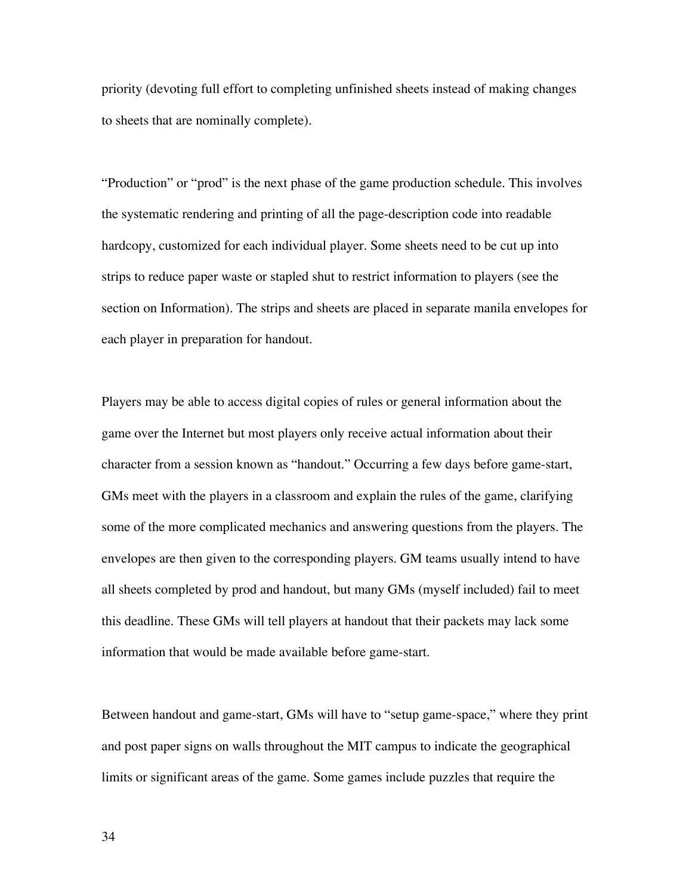priority (devoting full effort to completing unfinished sheets instead of making changes to sheets that are nominally complete).

“Production” or “prod” is the next phase of the game production schedule. This involves the systematic rendering and printing of all the page-description code into readable hardcopy, customized for each individual player. Some sheets need to be cut up into strips to reduce paper waste or stapled shut to restrict information to players (see the section on Information). The strips and sheets are placed in separate manila envelopes for each player in preparation for handout.

Players may be able to access digital copies of rules or general information about the game over the Internet but most players only receive actual information about their character from a session known as “handout.” Occurring a few days before game-start, GMs meet with the players in a classroom and explain the rules of the game, clarifying some of the more complicated mechanics and answering questions from the players. The envelopes are then given to the corresponding players. GM teams usually intend to have all sheets completed by prod and handout, but many GMs (myself included) fail to meet this deadline. These GMs will tell players at handout that their packets may lack some information that would be made available before game-start.

Between handout and game-start, GMs will have to “setup game-space,” where they print and post paper signs on walls throughout the MIT campus to indicate the geographical limits or significant areas of the game. Some games include puzzles that require the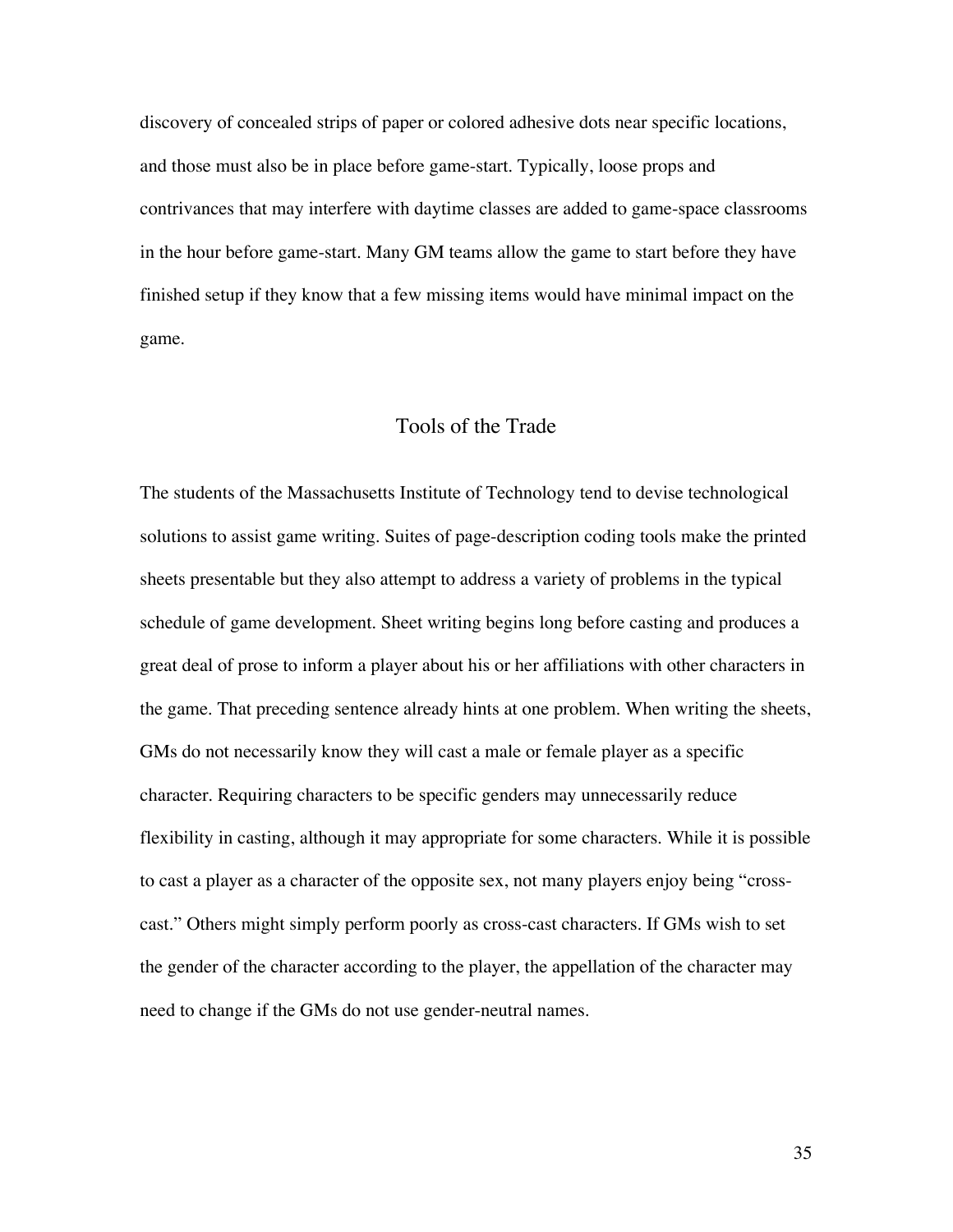discovery of concealed strips of paper or colored adhesive dots near specific locations, and those must also be in place before game-start. Typically, loose props and contrivances that may interfere with daytime classes are added to game-space classrooms in the hour before game-start. Many GM teams allow the game to start before they have finished setup if they know that a few missing items would have minimal impact on the game.

## Tools of the Trade

The students of the Massachusetts Institute of Technology tend to devise technological solutions to assist game writing. Suites of page-description coding tools make the printed sheets presentable but they also attempt to address a variety of problems in the typical schedule of game development. Sheet writing begins long before casting and produces a great deal of prose to inform a player about his or her affiliations with other characters in the game. That preceding sentence already hints at one problem. When writing the sheets, GMs do not necessarily know they will cast a male or female player as a specific character. Requiring characters to be specific genders may unnecessarily reduce flexibility in casting, although it may appropriate for some characters. While it is possible to cast a player as a character of the opposite sex, not many players enjoy being "cross-cast." Others might simply perform poorly as cross-cast characters. If GMs wish to set the gender of the character according to the player, the appellation of the character may need to change if the GMs do not use gender-neutral names.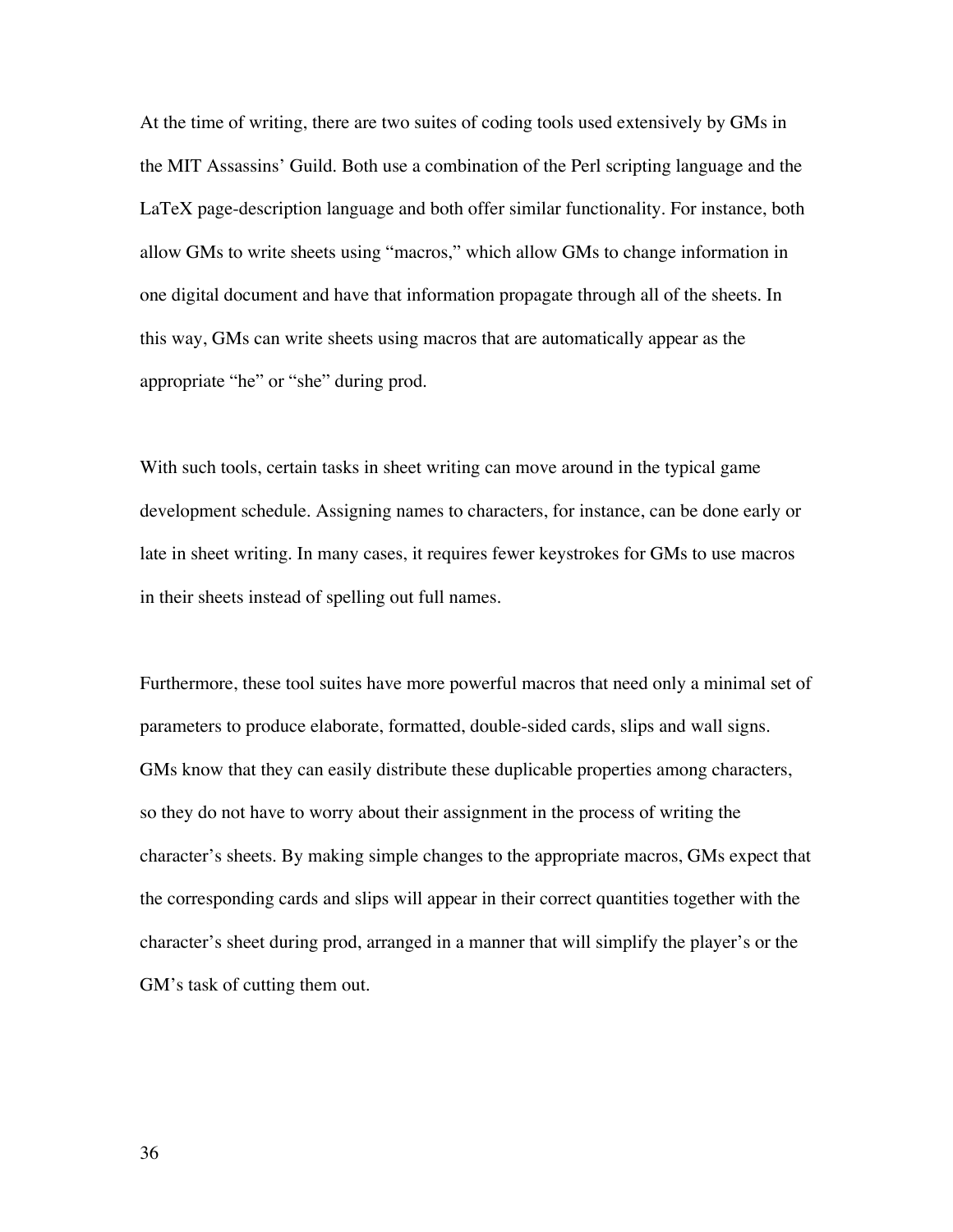At the time of writing, there are two suites of coding tools used extensively by GMs in the MIT Assassins' Guild. Both use a combination of the Perl scripting language and the LaTeX page-description language and both offer similar functionality. For instance, both allow GMs to write sheets using "macros," which allow GMs to change information in one digital document and have that information propagate through all of the sheets. In this way, GMs can write sheets using macros that are automatically appear as the appropriate "he" or "she" during prod.

With such tools, certain tasks in sheet writing can move around in the typical game development schedule. Assigning names to characters, for instance, can be done early or late in sheet writing. In many cases, it requires fewer keystrokes for GMs to use macros in their sheets instead of spelling out full names.

Furthermore, these tool suites have more powerful macros that need only a minimal set of parameters to produce elaborate, formatted, double-sided cards, slips and wall signs. GMs know that they can easily distribute these duplicable properties among characters, so they do not have to worry about their assignment in the process of writing the character's sheets. By making simple changes to the appropriate macros, GMs expect that the corresponding cards and slips will appear in their correct quantities together with the character's sheet during prod, arranged in a manner that will simplify the player's or the GM's task of cutting them out.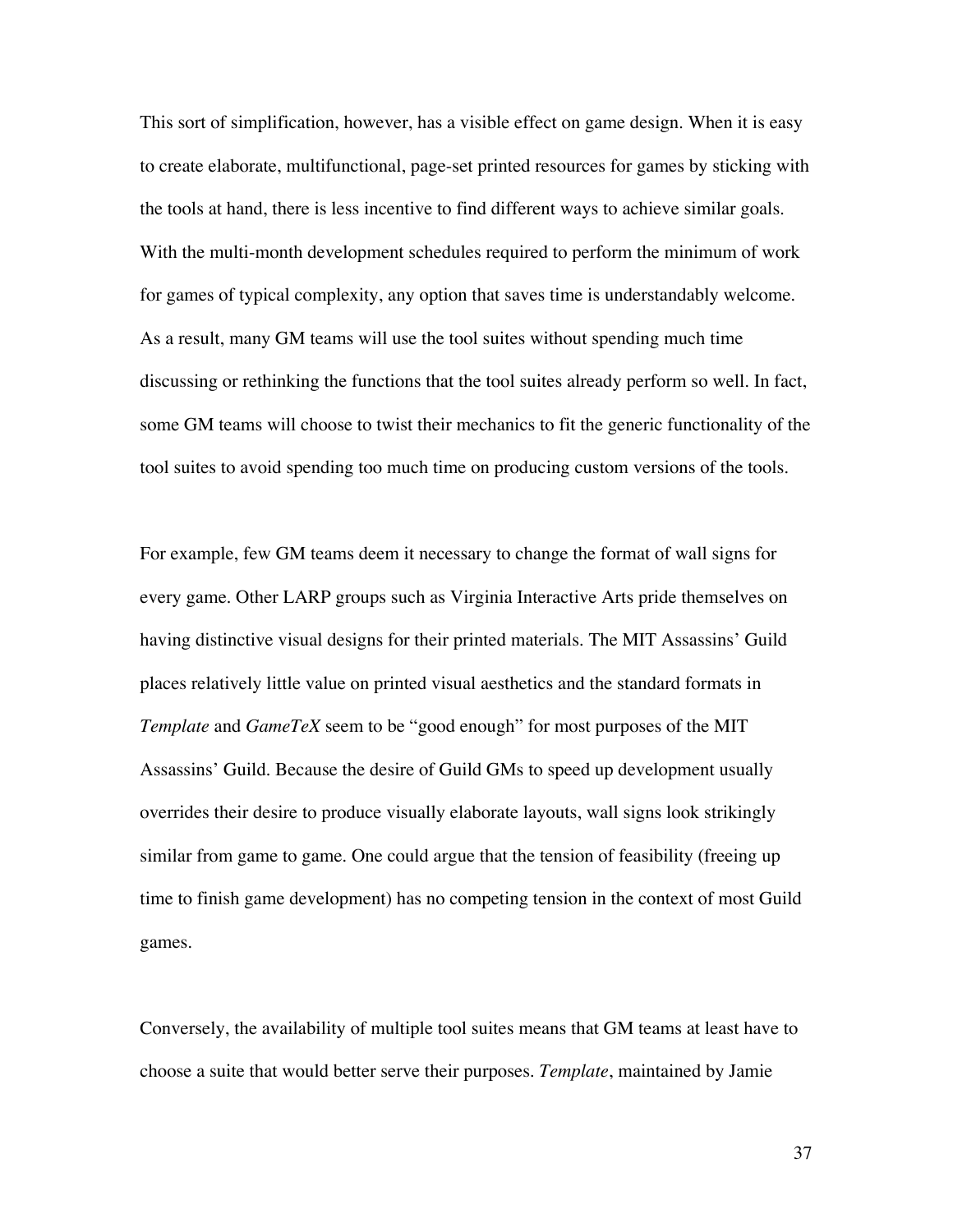This sort of simplification, however, has a visible effect on game design. When it is easy to create elaborate, multifunctional, page-set printed resources for games by sticking with the tools at hand, there is less incentive to find different ways to achieve similar goals. With the multi-month development schedules required to perform the minimum of work for games of typical complexity, any option that saves time is understandably welcome. As a result, many GM teams will use the tool suites without spending much time discussing or rethinking the functions that the tool suites already perform so well. In fact, some GM teams will choose to twist their mechanics to fit the generic functionality of the tool suites to avoid spending too much time on producing custom versions of the tools.

For example, few GM teams deem it necessary to change the format of wall signs for every game. Other LARP groups such as Virginia Interactive Arts pride themselves on having distinctive visual designs for their printed materials. The MIT Assassins' Guild places relatively little value on printed visual aesthetics and the standard formats in *Template* and *GameTeX* seem to be "good enough" for most purposes of the MIT Assassins' Guild. Because the desire of Guild GMs to speed up development usually overrides their desire to produce visually elaborate layouts, wall signs look strikingly similar from game to game. One could argue that the tension of feasibility (freeing up time to finish game development) has no competing tension in the context of most Guild games.

Conversely, the availability of multiple tool suites means that GM teams at least have to choose a suite that would better serve their purposes. *Template*, maintained by Jamie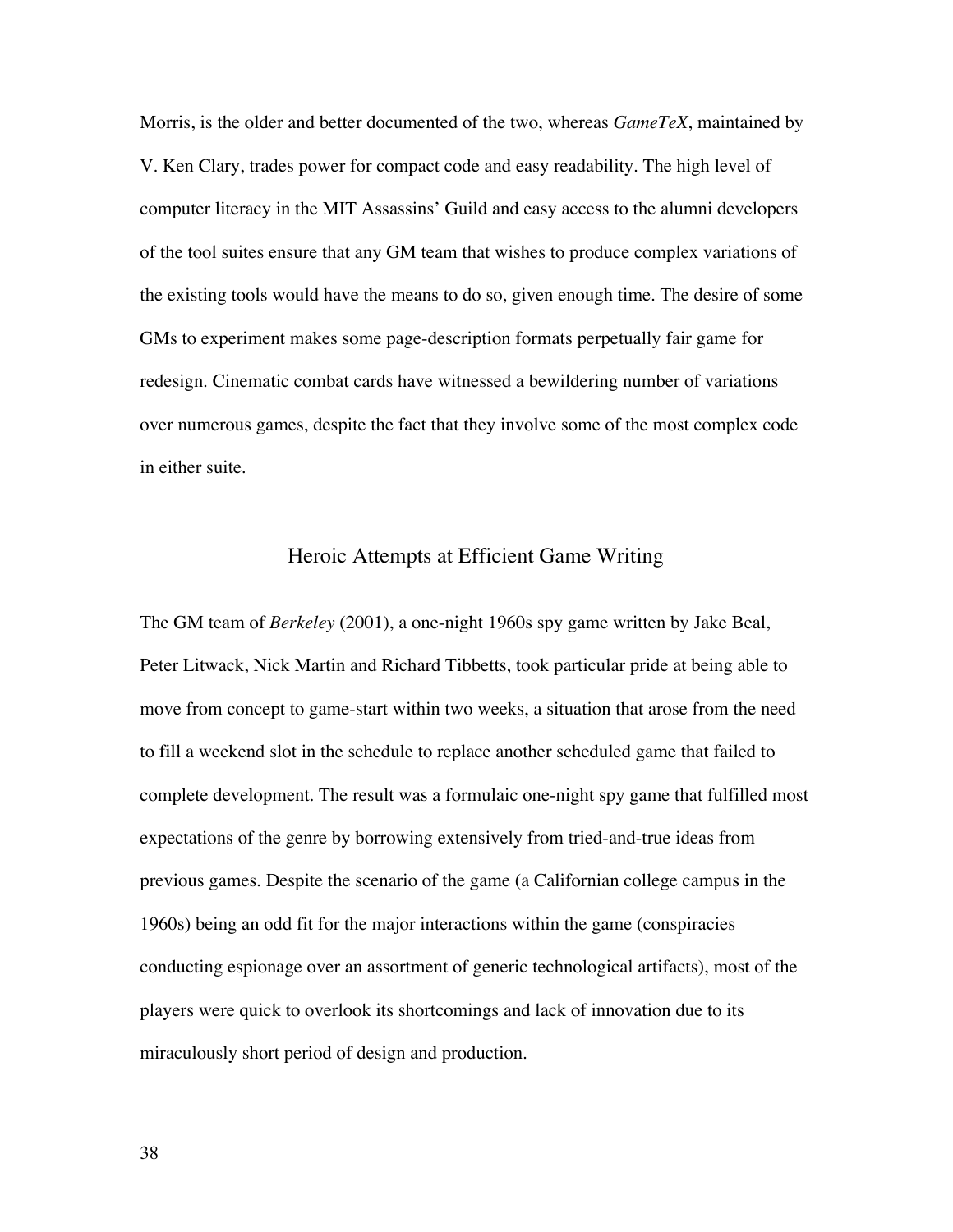Morris, is the older and better documented of the two, whereas *GameTeX*, maintained by V. Ken Clary, trades power for compact code and easy readability. The high level of computer literacy in the MIT Assassins' Guild and easy access to the alumni developers of the tool suites ensure that any GM team that wishes to produce complex variations of the existing tools would have the means to do so, given enough time. The desire of some GMs to experiment makes some page-description formats perpetually fair game for redesign. Cinematic combat cards have witnessed a bewildering number of variations over numerous games, despite the fact that they involve some of the most complex code in either suite.

## Heroic Attempts at Efficient Game Writing

The GM team of *Berkeley* (2001), a one-night 1960s spy game written by Jake Beal, Peter Litwack, Nick Martin and Richard Tibbetts, took particular pride at being able to move from concept to game-start within two weeks, a situation that arose from the need to fill a weekend slot in the schedule to replace another scheduled game that failed to complete development. The result was a formulaic one-night spy game that fulfilled most expectations of the genre by borrowing extensively from tried-and-true ideas from previous games. Despite the scenario of the game (a Californian college campus in the 1960s) being an odd fit for the major interactions within the game (conspiracies conducting espionage over an assortment of generic technological artifacts), most of the players were quick to overlook its shortcomings and lack of innovation due to its miraculously short period of design and production.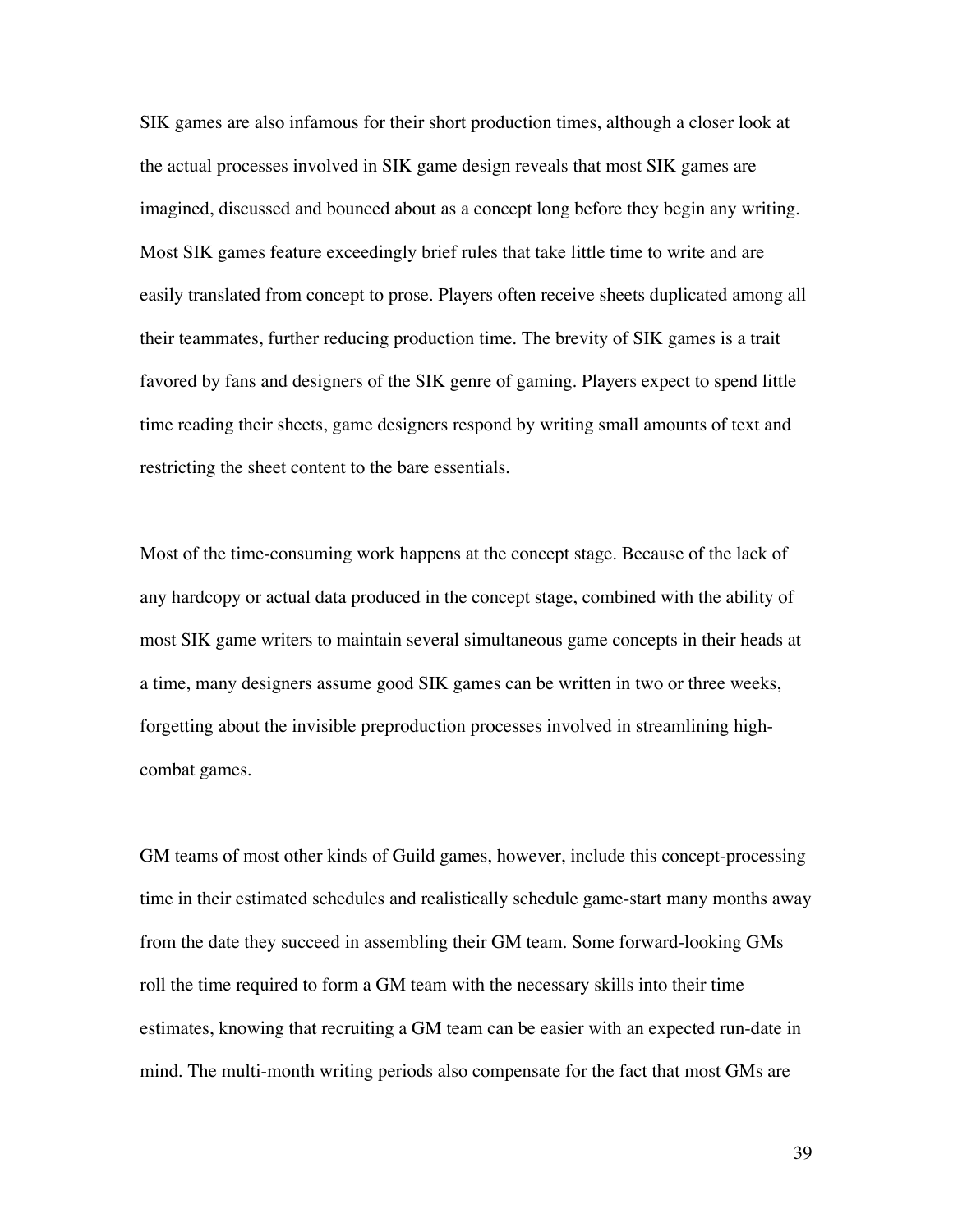SIK games are also infamous for their short production times, although a closer look at the actual processes involved in SIK game design reveals that most SIK games are imagined, discussed and bounced about as a concept long before they begin any writing. Most SIK games feature exceedingly brief rules that take little time to write and are easily translated from concept to prose. Players often receive sheets duplicated among all their teammates, further reducing production time. The brevity of SIK games is a trait favored by fans and designers of the SIK genre of gaming. Players expect to spend little time reading their sheets, game designers respond by writing small amounts of text and restricting the sheet content to the bare essentials.

Most of the time-consuming work happens at the concept stage. Because of the lack of any hardcopy or actual data produced in the concept stage, combined with the ability of most SIK game writers to maintain several simultaneous game concepts in their heads at a time, many designers assume good SIK games can be written in two or three weeks, forgetting about the invisible preproduction processes involved in streamlining high-combat games.

GM teams of most other kinds of Guild games, however, include this concept-processing time in their estimated schedules and realistically schedule game-start many months away from the date they succeed in assembling their GM team. Some forward-looking GMs roll the time required to form a GM team with the necessary skills into their time estimates, knowing that recruiting a GM team can be easier with an expected run-date in mind. The multi-month writing periods also compensate for the fact that most GMs are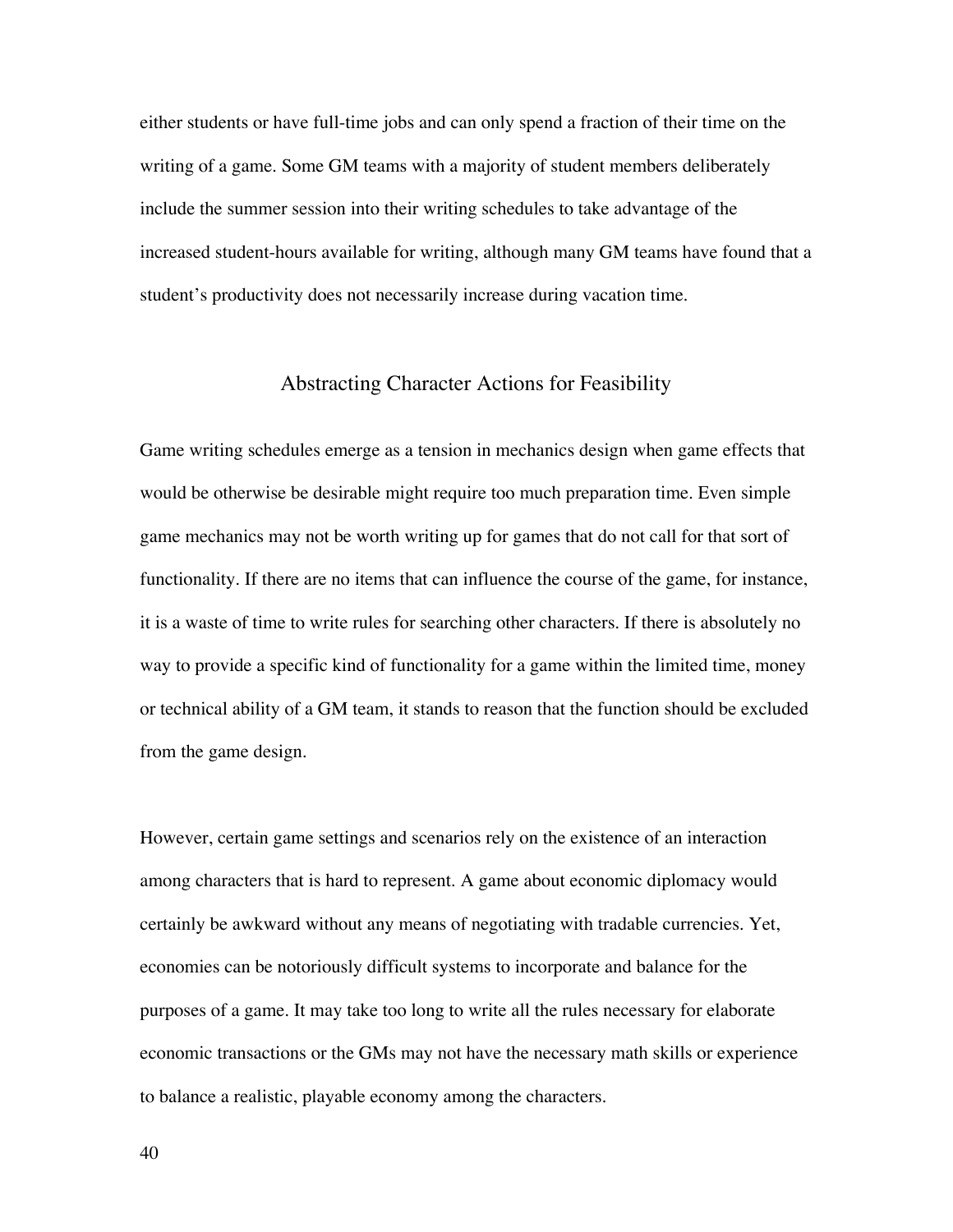either students or have full-time jobs and can only spend a fraction of their time on the writing of a game. Some GM teams with a majority of student members deliberately include the summer session into their writing schedules to take advantage of the increased student-hours available for writing, although many GM teams have found that a student's productivity does not necessarily increase during vacation time.

## Abstracting Character Actions for Feasibility

Game writing schedules emerge as a tension in mechanics design when game effects that would be otherwise be desirable might require too much preparation time. Even simple game mechanics may not be worth writing up for games that do not call for that sort of functionality. If there are no items that can influence the course of the game, for instance, it is a waste of time to write rules for searching other characters. If there is absolutely no way to provide a specific kind of functionality for a game within the limited time, money or technical ability of a GM team, it stands to reason that the function should be excluded from the game design.

However, certain game settings and scenarios rely on the existence of an interaction among characters that is hard to represent. A game about economic diplomacy would certainly be awkward without any means of negotiating with tradable currencies. Yet, economies can be notoriously difficult systems to incorporate and balance for the purposes of a game. It may take too long to write all the rules necessary for elaborate economic transactions or the GMs may not have the necessary math skills or experience to balance a realistic, playable economy among the characters.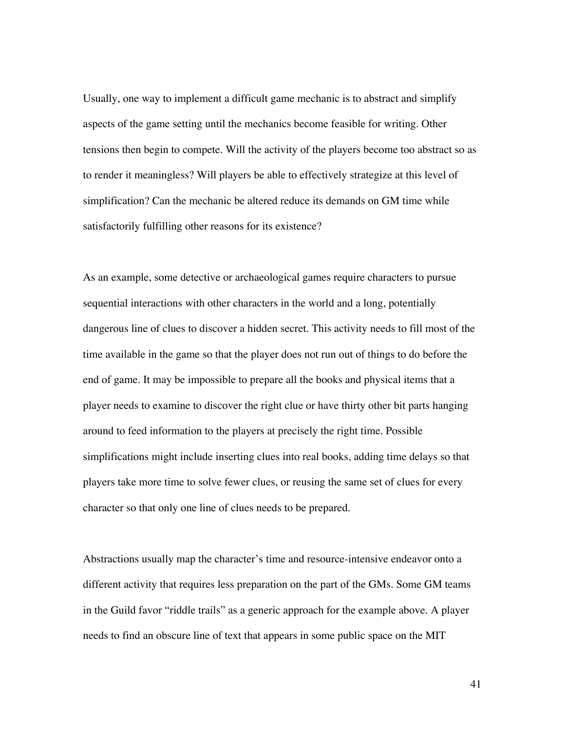Usually, one way to implement a difficult game mechanic is to abstract and simplify aspects of the game setting until the mechanics become feasible for writing. Other tensions then begin to compete. Will the activity of the players become too abstract so as to render it meaningless? Will players be able to effectively strategize at this level of simplification? Can the mechanic be altered reduce its demands on GM time while satisfactorily fulfilling other reasons for its existence?

As an example, some detective or archaeological games require characters to pursue sequential interactions with other characters in the world and a long, potentially dangerous line of clues to discover a hidden secret. This activity needs to fill most of the time available in the game so that the player does not run out of things to do before the end of game. It may be impossible to prepare all the books and physical items that a player needs to examine to discover the right clue or have thirty other bit parts hanging around to feed information to the players at precisely the right time. Possible simplifications might include inserting clues into real books, adding time delays so that players take more time to solve fewer clues, or reusing the same set of clues for every character so that only one line of clues needs to be prepared.

Abstractions usually map the character's time and resource-intensive endeavor onto a different activity that requires less preparation on the part of the GMs. Some GM teams in the Guild favor "riddle trails" as a generic approach for the example above. A player needs to find an obscure line of text that appears in some public space on the MIT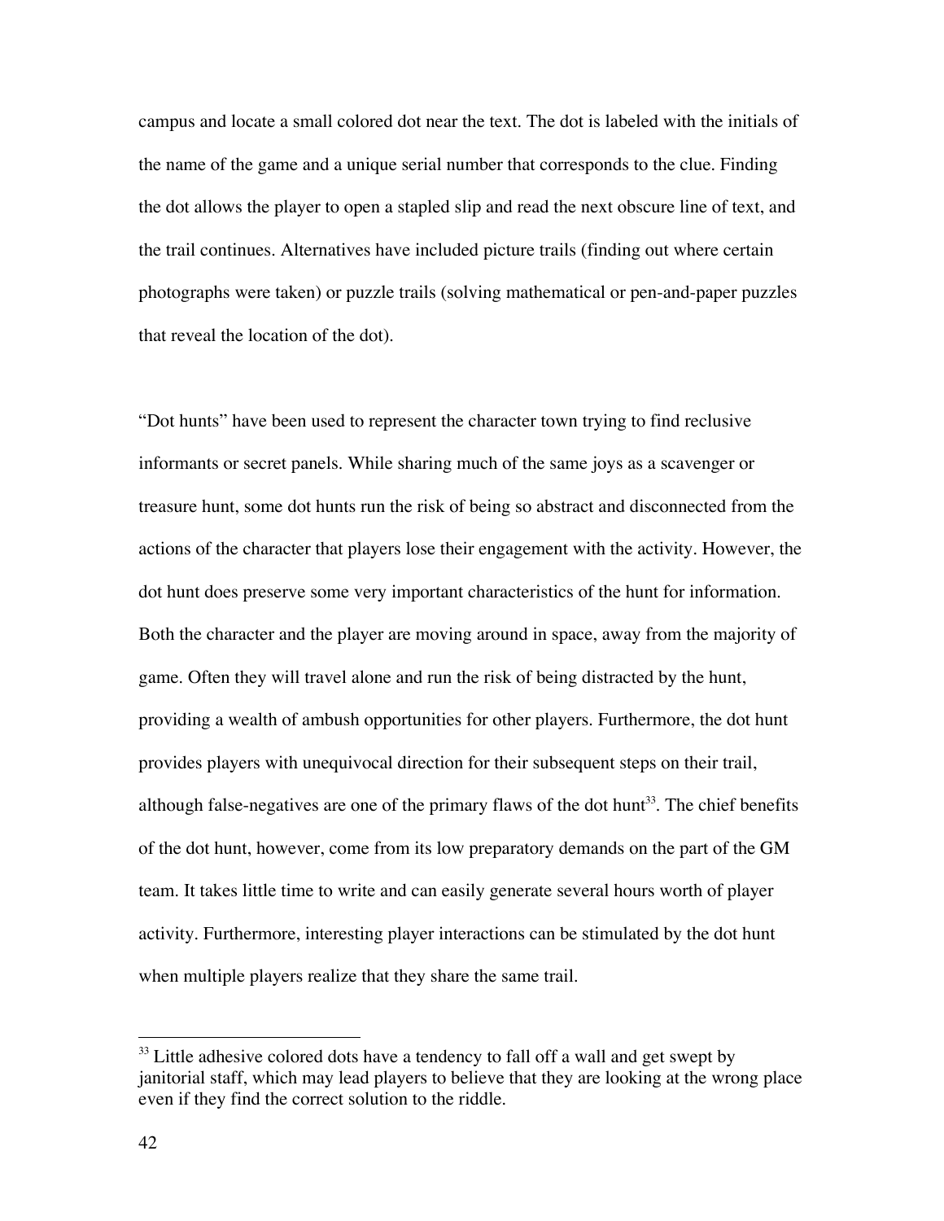campus and locate a small colored dot near the text. The dot is labeled with the initials of the name of the game and a unique serial number that corresponds to the clue. Finding the dot allows the player to open a stapled slip and read the next obscure line of text, and the trail continues. Alternatives have included picture trails (finding out where certain photographs were taken) or puzzle trails (solving mathematical or pen-and-paper puzzles that reveal the location of the dot).

"Dot hunts" have been used to represent the character town trying to find reclusive informants or secret panels. While sharing much of the same joys as a scavenger or treasure hunt, some dot hunts run the risk of being so abstract and disconnected from the actions of the character that players lose their engagement with the activity. However, the dot hunt does preserve some very important characteristics of the hunt for information. Both the character and the player are moving around in space, away from the majority of game. Often they will travel alone and run the risk of being distracted by the hunt, providing a wealth of ambush opportunities for other players. Furthermore, the dot hunt provides players with unequivocal direction for their subsequent steps on their trail, although false-negatives are one of the primary flaws of the dot hunt[33]. The chief benefits of the dot hunt, however, come from its low preparatory demands on the part of the GM team. It takes little time to write and can easily generate several hours worth of player activity. Furthermore, interesting player interactions can be stimulated by the dot hunt when multiple players realize that they share the same trail.

---

[33] Little adhesive colored dots have a tendency to fall off a wall and get swept by janitorial staff, which may lead players to believe that they are looking at the wrong place even if they find the correct solution to the riddle.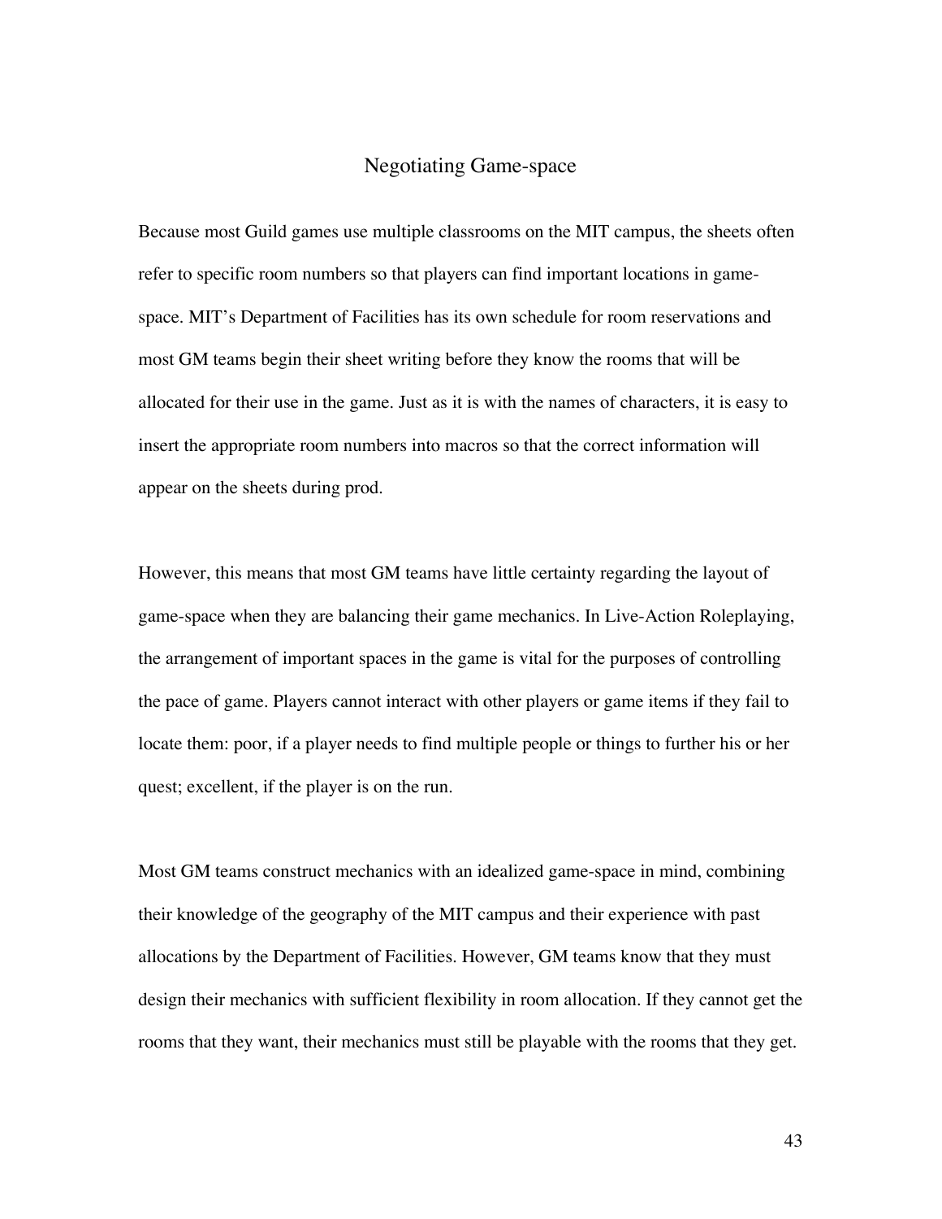## Negotiating Game-space

Because most Guild games use multiple classrooms on the MIT campus, the sheets often refer to specific room numbers so that players can find important locations in game-space. MIT's Department of Facilities has its own schedule for room reservations and most GM teams begin their sheet writing before they know the rooms that will be allocated for their use in the game. Just as it is with the names of characters, it is easy to insert the appropriate room numbers into macros so that the correct information will appear on the sheets during prod.

However, this means that most GM teams have little certainty regarding the layout of game-space when they are balancing their game mechanics. In Live-Action Roleplaying, the arrangement of important spaces in the game is vital for the purposes of controlling the pace of game. Players cannot interact with other players or game items if they fail to locate them: poor, if a player needs to find multiple people or things to further his or her quest; excellent, if the player is on the run.

Most GM teams construct mechanics with an idealized game-space in mind, combining their knowledge of the geography of the MIT campus and their experience with past allocations by the Department of Facilities. However, GM teams know that they must design their mechanics with sufficient flexibility in room allocation. If they cannot get the rooms that they want, their mechanics must still be playable with the rooms that they get.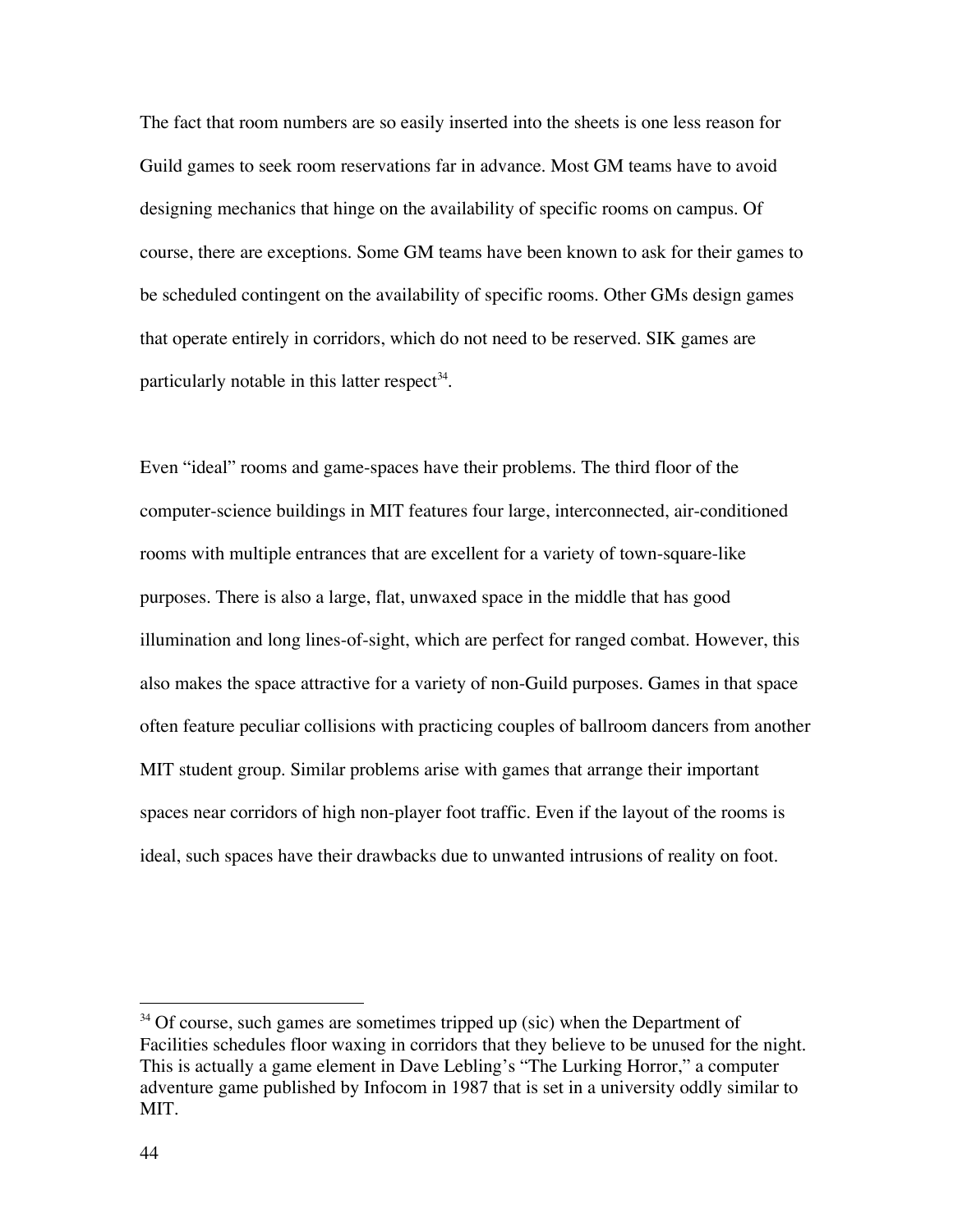The fact that room numbers are so easily inserted into the sheets is one less reason for Guild games to seek room reservations far in advance. Most GM teams have to avoid designing mechanics that hinge on the availability of specific rooms on campus. Of course, there are exceptions. Some GM teams have been known to ask for their games to be scheduled contingent on the availability of specific rooms. Other GMs design games that operate entirely in corridors, which do not need to be reserved. SIK games are particularly notable in this latter respect[34].

Even "ideal" rooms and game-spaces have their problems. The third floor of the computer-science buildings in MIT features four large, interconnected, air-conditioned rooms with multiple entrances that are excellent for a variety of town-square-like purposes. There is also a large, flat, unwaxed space in the middle that has good illumination and long lines-of-sight, which are perfect for ranged combat. However, this also makes the space attractive for a variety of non-Guild purposes. Games in that space often feature peculiar collisions with practicing couples of ballroom dancers from another MIT student group. Similar problems arise with games that arrange their important spaces near corridors of high non-player foot traffic. Even if the layout of the rooms is ideal, such spaces have their drawbacks due to unwanted intrusions of reality on foot.

---

[34] Of course, such games are sometimes tripped up (sic) when the Department of Facilities schedules floor waxing in corridors that they believe to be unused for the night. This is actually a game element in Dave Lebling's "The Lurking Horror," a computer adventure game published by Infocom in 1987 that is set in a university oddly similar to MIT.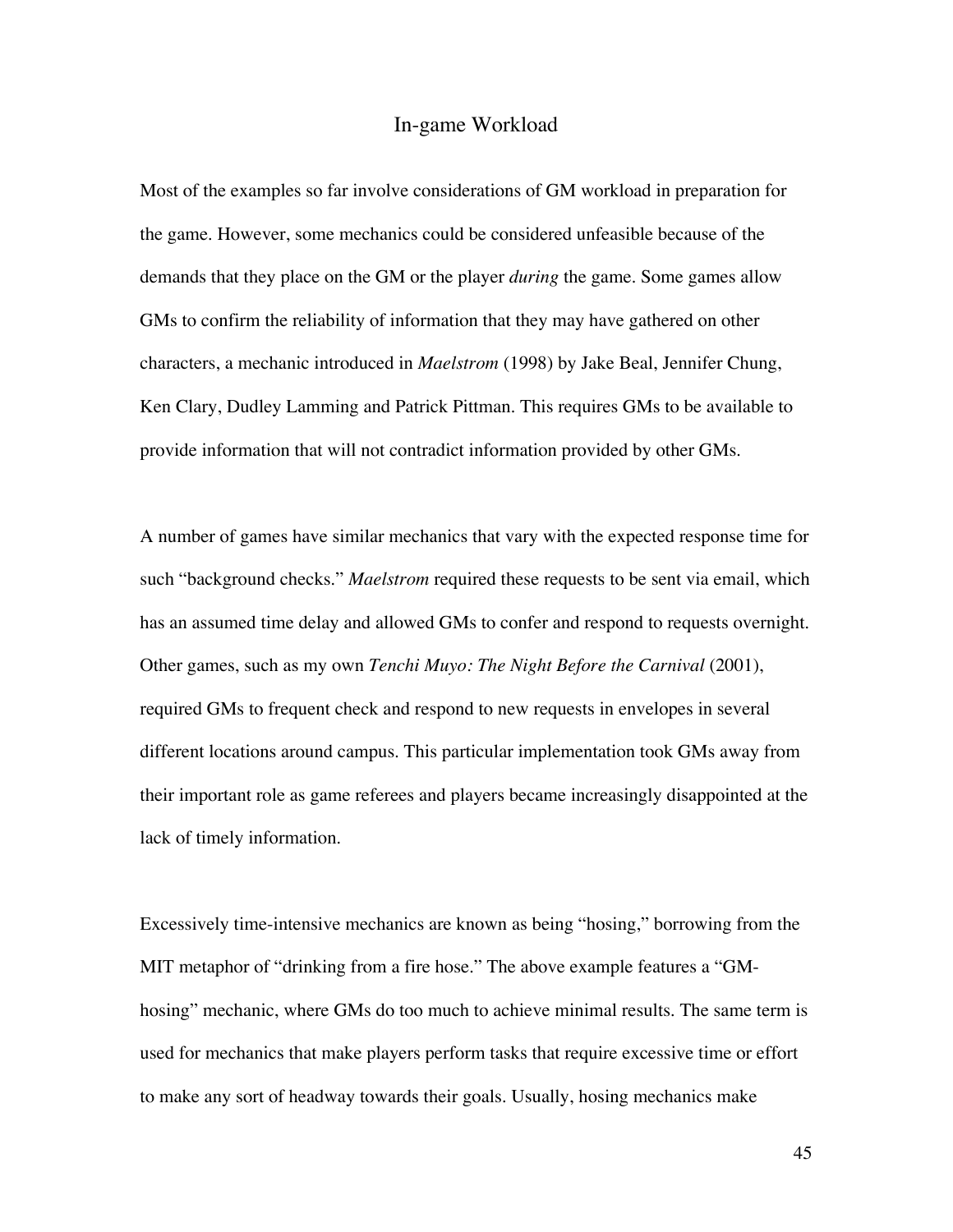## In-game Workload

Most of the examples so far involve considerations of GM workload in preparation for the game. However, some mechanics could be considered unfeasible because of the demands that they place on the GM or the player *during* the game. Some games allow GMs to confirm the reliability of information that they may have gathered on other characters, a mechanic introduced in *Maelstrom* (1998) by Jake Beal, Jennifer Chung, Ken Clary, Dudley Lamming and Patrick Pittman. This requires GMs to be available to provide information that will not contradict information provided by other GMs.

A number of games have similar mechanics that vary with the expected response time for such "background checks." *Maelstrom* required these requests to be sent via email, which has an assumed time delay and allowed GMs to confer and respond to requests overnight. Other games, such as my own *Tenchi Muyo: The Night Before the Carnival* (2001), required GMs to frequent check and respond to new requests in envelopes in several different locations around campus. This particular implementation took GMs away from their important role as game referees and players became increasingly disappointed at the lack of timely information.

Excessively time-intensive mechanics are known as being "hosing," borrowing from the MIT metaphor of "drinking from a fire hose." The above example features a "GM-hosing" mechanic, where GMs do too much to achieve minimal results. The same term is used for mechanics that make players perform tasks that require excessive time or effort to make any sort of headway towards their goals. Usually, hosing mechanics make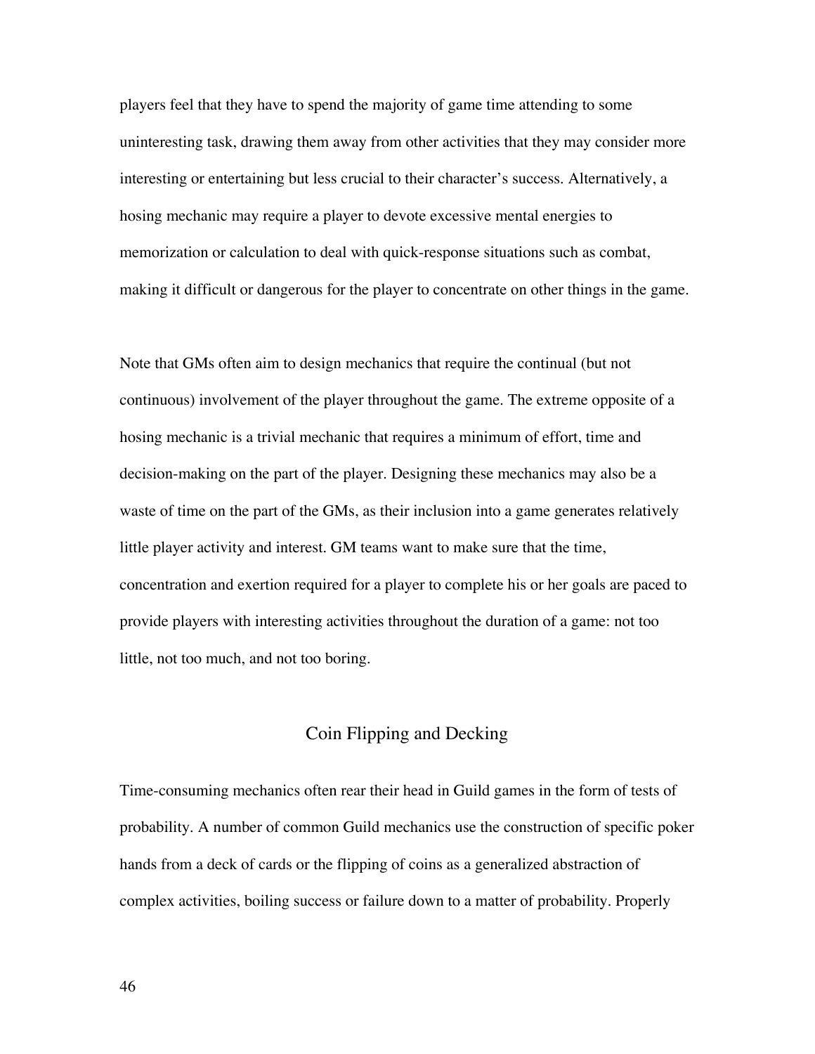players feel that they have to spend the majority of game time attending to some uninteresting task, drawing them away from other activities that they may consider more interesting or entertaining but less crucial to their character's success. Alternatively, a hosing mechanic may require a player to devote excessive mental energies to memorization or calculation to deal with quick-response situations such as combat, making it difficult or dangerous for the player to concentrate on other things in the game.

Note that GMs often aim to design mechanics that require the continual (but not continuous) involvement of the player throughout the game. The extreme opposite of a hosing mechanic is a trivial mechanic that requires a minimum of effort, time and decision-making on the part of the player. Designing these mechanics may also be a waste of time on the part of the GMs, as their inclusion into a game generates relatively little player activity and interest. GM teams want to make sure that the time, concentration and exertion required for a player to complete his or her goals are paced to provide players with interesting activities throughout the duration of a game: not too little, not too much, and not too boring.

## Coin Flipping and Decking

Time-consuming mechanics often rear their head in Guild games in the form of tests of probability. A number of common Guild mechanics use the construction of specific poker hands from a deck of cards or the flipping of coins as a generalized abstraction of complex activities, boiling success or failure down to a matter of probability. Properly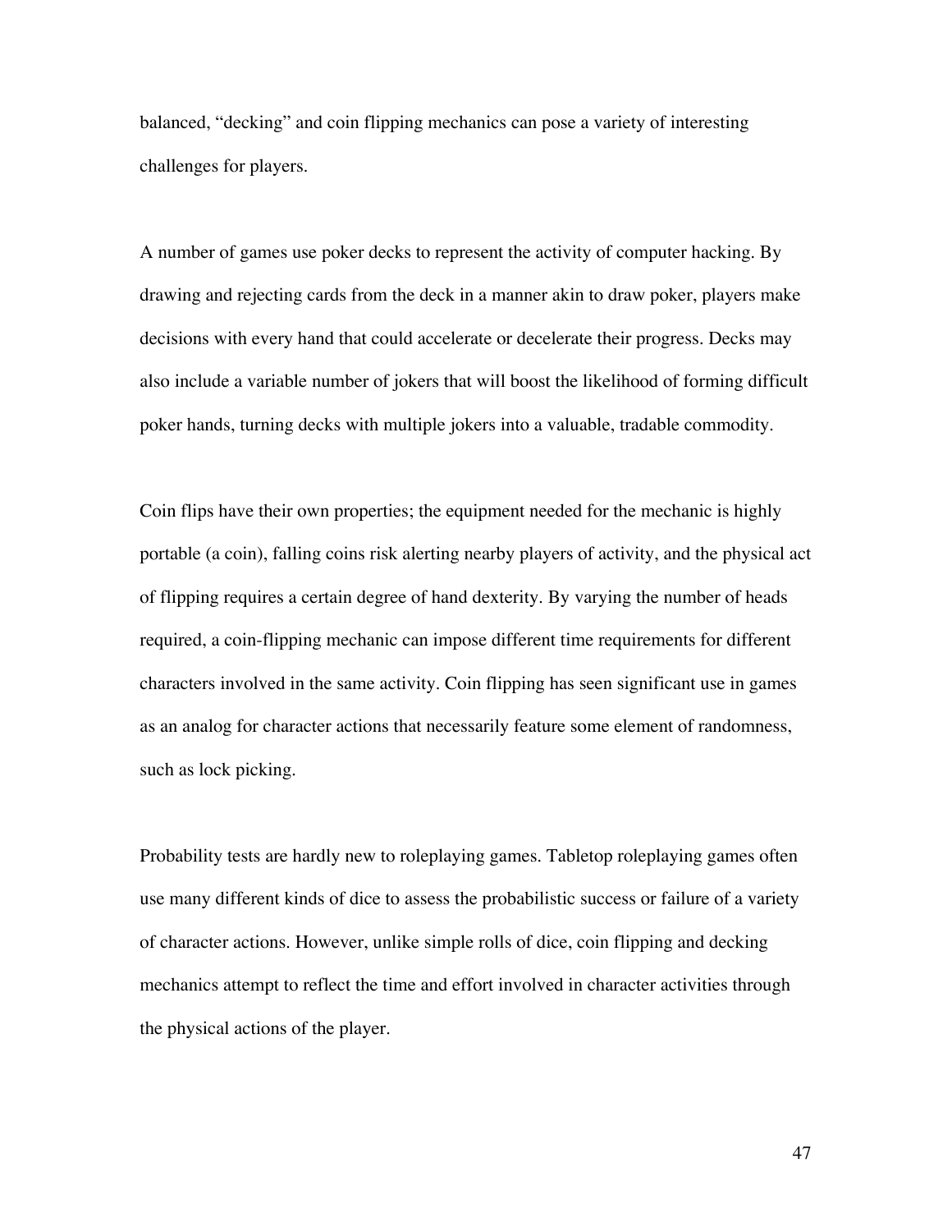balanced, “decking” and coin flipping mechanics can pose a variety of interesting challenges for players.

A number of games use poker decks to represent the activity of computer hacking. By drawing and rejecting cards from the deck in a manner akin to draw poker, players make decisions with every hand that could accelerate or decelerate their progress. Decks may also include a variable number of jokers that will boost the likelihood of forming difficult poker hands, turning decks with multiple jokers into a valuable, tradable commodity.

Coin flips have their own properties; the equipment needed for the mechanic is highly portable (a coin), falling coins risk alerting nearby players of activity, and the physical act of flipping requires a certain degree of hand dexterity. By varying the number of heads required, a coin-flipping mechanic can impose different time requirements for different characters involved in the same activity. Coin flipping has seen significant use in games as an analog for character actions that necessarily feature some element of randomness, such as lock picking.

Probability tests are hardly new to roleplaying games. Tabletop roleplaying games often use many different kinds of dice to assess the probabilistic success or failure of a variety of character actions. However, unlike simple rolls of dice, coin flipping and decking mechanics attempt to reflect the time and effort involved in character activities through the physical actions of the player.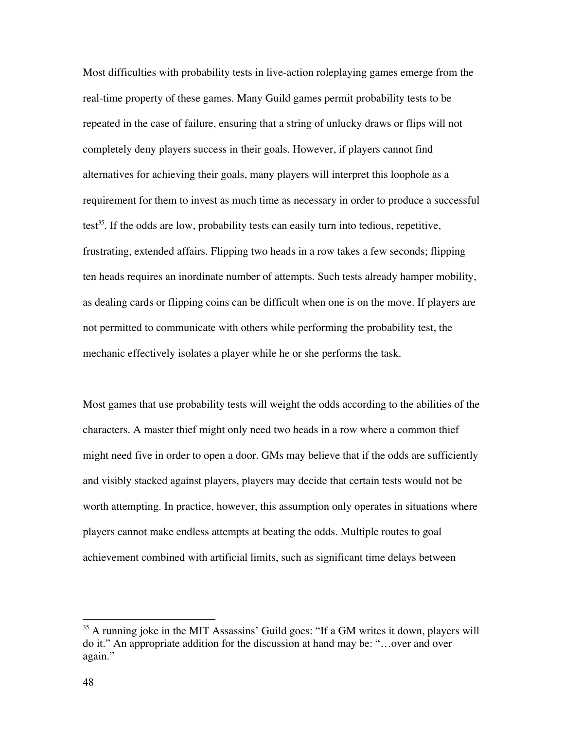Most difficulties with probability tests in live-action roleplaying games emerge from the real-time property of these games. Many Guild games permit probability tests to be repeated in the case of failure, ensuring that a string of unlucky draws or flips will not completely deny players success in their goals. However, if players cannot find alternatives for achieving their goals, many players will interpret this loophole as a requirement for them to invest as much time as necessary in order to produce a successful test[35]. If the odds are low, probability tests can easily turn into tedious, repetitive, frustrating, extended affairs. Flipping two heads in a row takes a few seconds; flipping ten heads requires an inordinate number of attempts. Such tests already hamper mobility, as dealing cards or flipping coins can be difficult when one is on the move. If players are not permitted to communicate with others while performing the probability test, the mechanic effectively isolates a player while he or she performs the task.

Most games that use probability tests will weight the odds according to the abilities of the characters. A master thief might only need two heads in a row where a common thief might need five in order to open a door. GMs may believe that if the odds are sufficiently and visibly stacked against players, players may decide that certain tests would not be worth attempting. In practice, however, this assumption only operates in situations where players cannot make endless attempts at beating the odds. Multiple routes to goal achievement combined with artificial limits, such as significant time delays between

---

[35] A running joke in the MIT Assassins' Guild goes: "If a GM writes it down, players will do it." An appropriate addition for the discussion at hand may be: "…over and over again."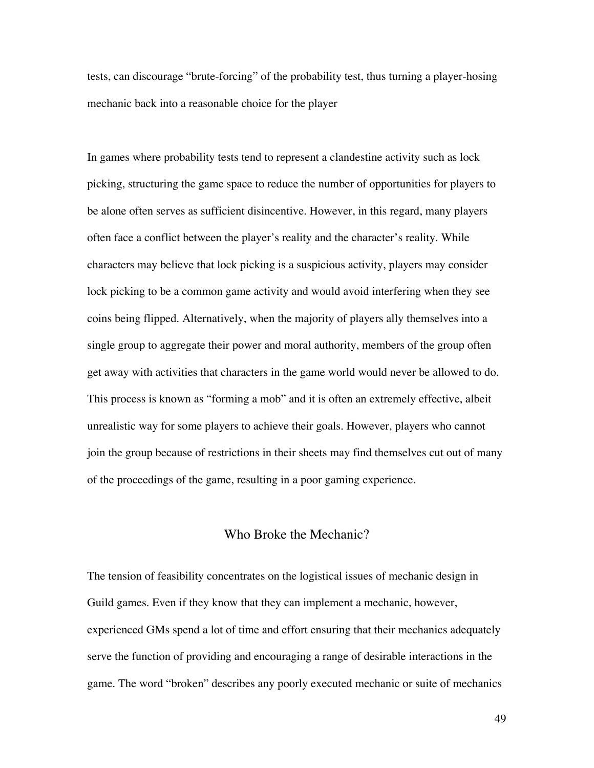tests, can discourage "brute-forcing" of the probability test, thus turning a player-hosing mechanic back into a reasonable choice for the player

In games where probability tests tend to represent a clandestine activity such as lock picking, structuring the game space to reduce the number of opportunities for players to be alone often serves as sufficient disincentive. However, in this regard, many players often face a conflict between the player's reality and the character's reality. While characters may believe that lock picking is a suspicious activity, players may consider lock picking to be a common game activity and would avoid interfering when they see coins being flipped. Alternatively, when the majority of players ally themselves into a single group to aggregate their power and moral authority, members of the group often get away with activities that characters in the game world would never be allowed to do. This process is known as "forming a mob" and it is often an extremely effective, albeit unrealistic way for some players to achieve their goals. However, players who cannot join the group because of restrictions in their sheets may find themselves cut out of many of the proceedings of the game, resulting in a poor gaming experience.

## Who Broke the Mechanic?

The tension of feasibility concentrates on the logistical issues of mechanic design in Guild games. Even if they know that they can implement a mechanic, however, experienced GMs spend a lot of time and effort ensuring that their mechanics adequately serve the function of providing and encouraging a range of desirable interactions in the game. The word "broken" describes any poorly executed mechanic or suite of mechanics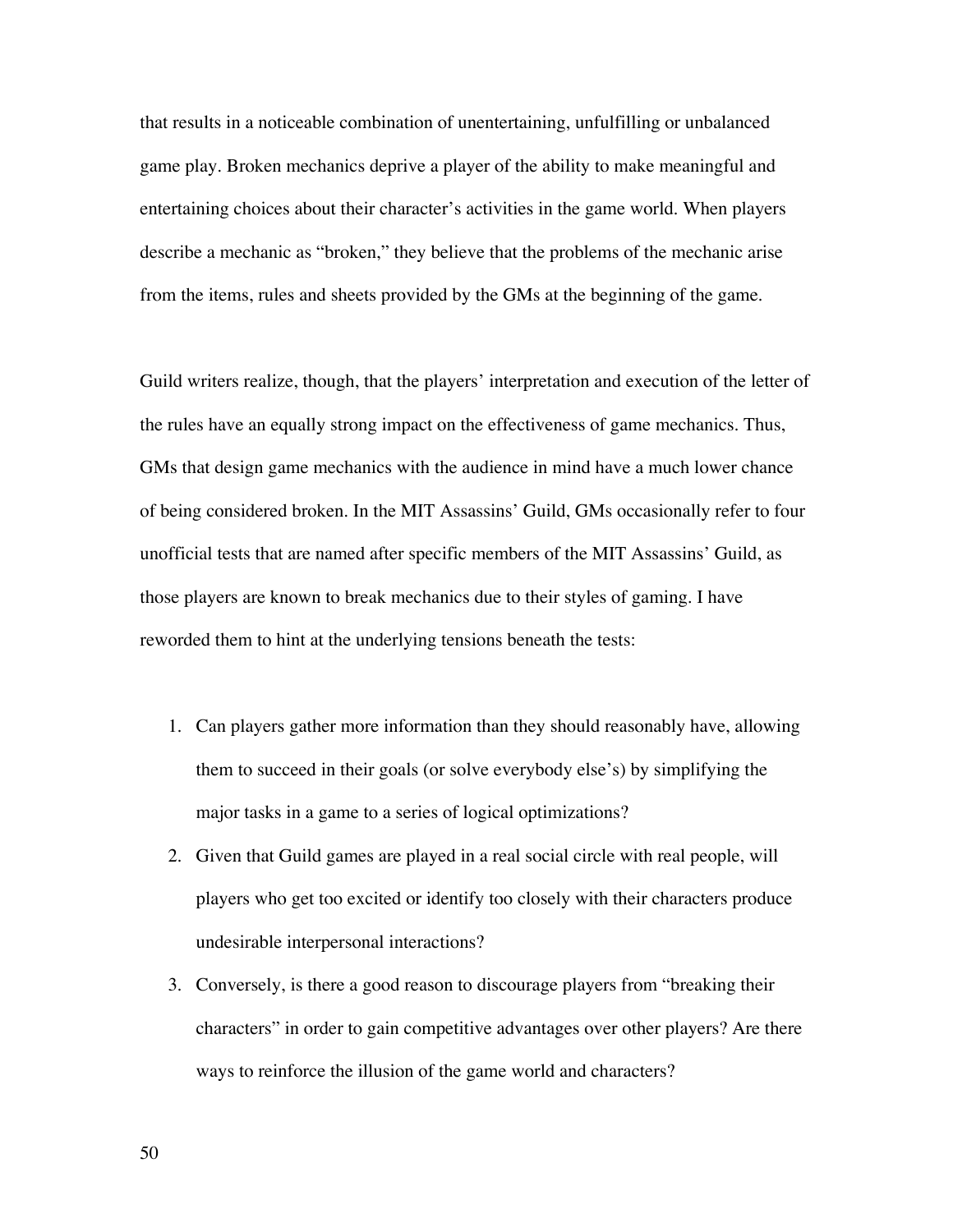that results in a noticeable combination of unentertaining, unfulfilling or unbalanced game play. Broken mechanics deprive a player of the ability to make meaningful and entertaining choices about their character's activities in the game world. When players describe a mechanic as "broken," they believe that the problems of the mechanic arise from the items, rules and sheets provided by the GMs at the beginning of the game.

Guild writers realize, though, that the players' interpretation and execution of the letter of the rules have an equally strong impact on the effectiveness of game mechanics. Thus, GMs that design game mechanics with the audience in mind have a much lower chance of being considered broken. In the MIT Assassins' Guild, GMs occasionally refer to four unofficial tests that are named after specific members of the MIT Assassins' Guild, as those players are known to break mechanics due to their styles of gaming. I have reworded them to hint at the underlying tensions beneath the tests:

1. Can players gather more information than they should reasonably have, allowing them to succeed in their goals (or solve everybody else's) by simplifying the major tasks in a game to a series of logical optimizations?
2. Given that Guild games are played in a real social circle with real people, will players who get too excited or identify too closely with their characters produce undesirable interpersonal interactions?
3. Conversely, is there a good reason to discourage players from "breaking their characters" in order to gain competitive advantages over other players? Are there ways to reinforce the illusion of the game world and characters?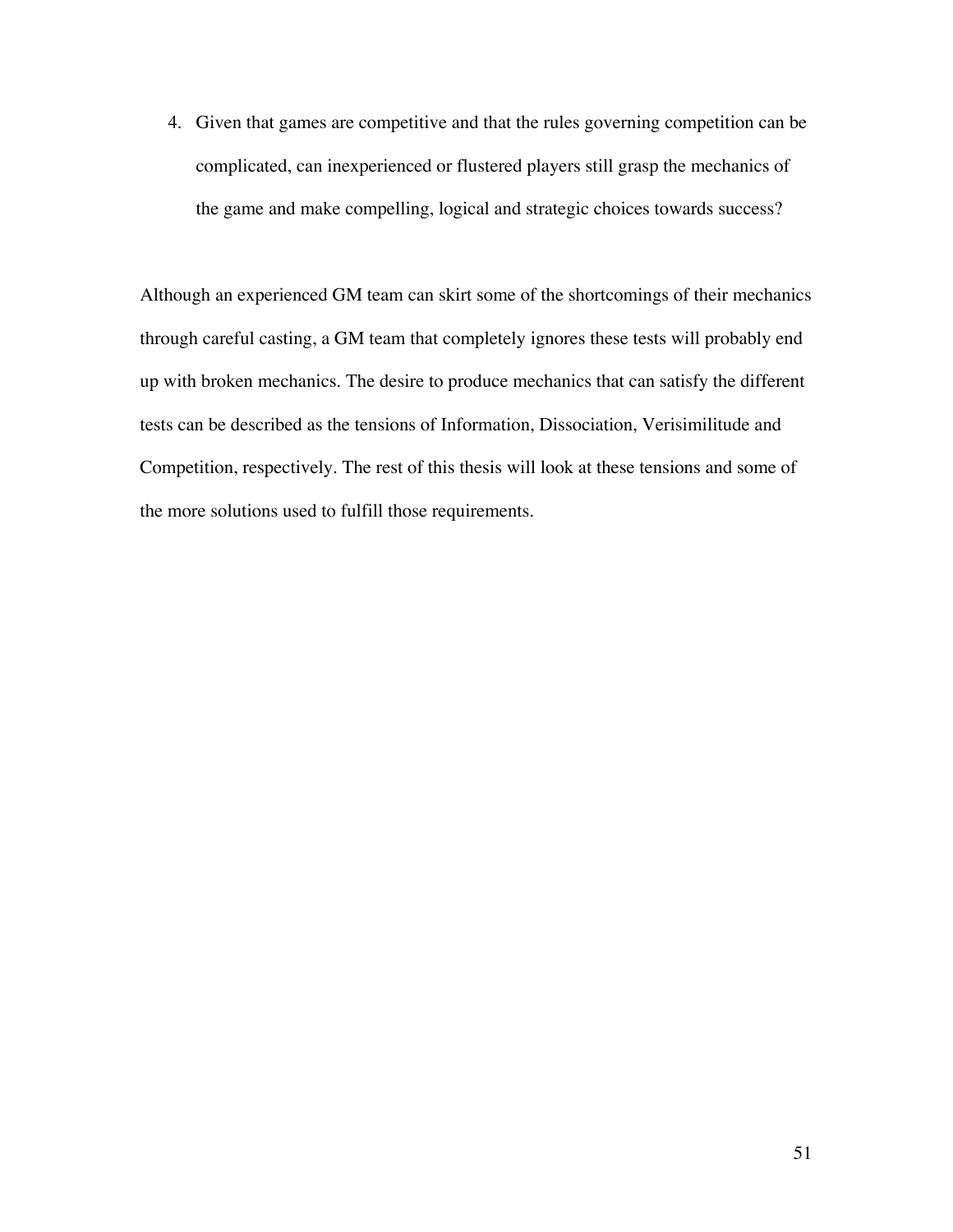4. Given that games are competitive and that the rules governing competition can be complicated, can inexperienced or flustered players still grasp the mechanics of the game and make compelling, logical and strategic choices towards success?

Although an experienced GM team can skirt some of the shortcomings of their mechanics through careful casting, a GM team that completely ignores these tests will probably end up with broken mechanics. The desire to produce mechanics that can satisfy the different tests can be described as the tensions of Information, Dissociation, Verisimilitude and Competition, respectively. The rest of this thesis will look at these tensions and some of the more solutions used to fulfill those requirements.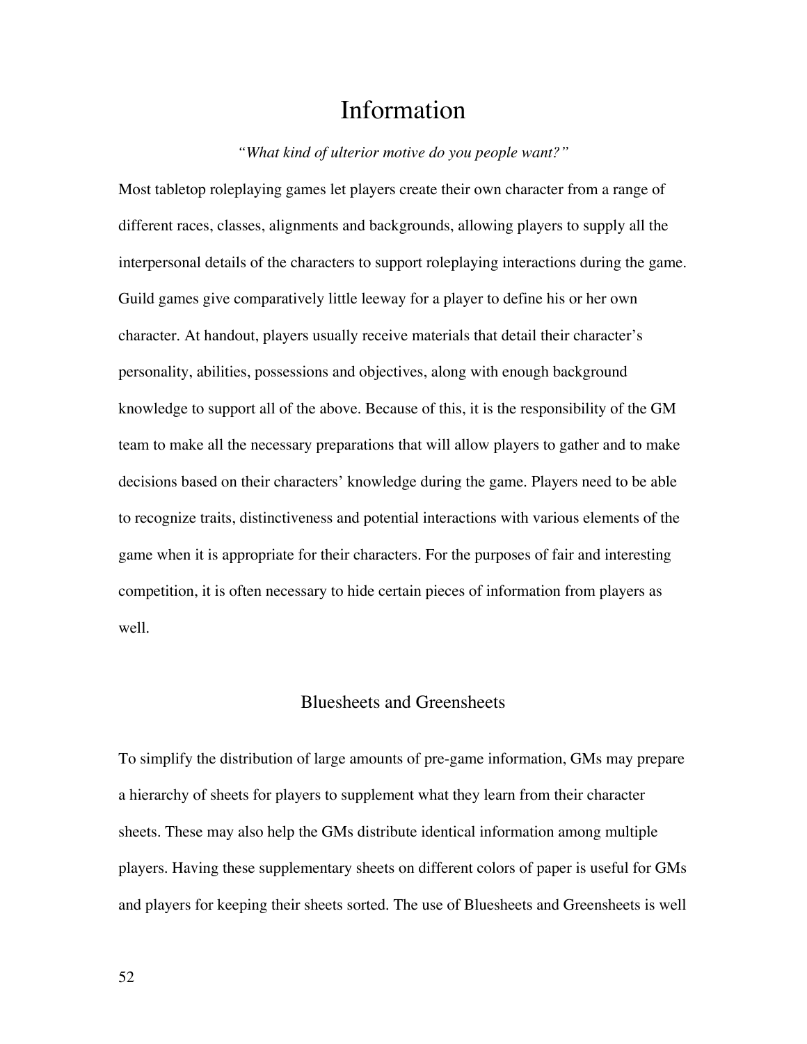# Information

*"What kind of ulterior motive do you people want?"*

Most tabletop roleplaying games let players create their own character from a range of different races, classes, alignments and backgrounds, allowing players to supply all the interpersonal details of the characters to support roleplaying interactions during the game. Guild games give comparatively little leeway for a player to define his or her own character. At handout, players usually receive materials that detail their character's personality, abilities, possessions and objectives, along with enough background knowledge to support all of the above. Because of this, it is the responsibility of the GM team to make all the necessary preparations that will allow players to gather and to make decisions based on their characters' knowledge during the game. Players need to be able to recognize traits, distinctiveness and potential interactions with various elements of the game when it is appropriate for their characters. For the purposes of fair and interesting competition, it is often necessary to hide certain pieces of information from players as well.

## Bluesheets and Greensheets

To simplify the distribution of large amounts of pre-game information, GMs may prepare a hierarchy of sheets for players to supplement what they learn from their character sheets. These may also help the GMs distribute identical information among multiple players. Having these supplementary sheets on different colors of paper is useful for GMs and players for keeping their sheets sorted. The use of Bluesheets and Greensheets is well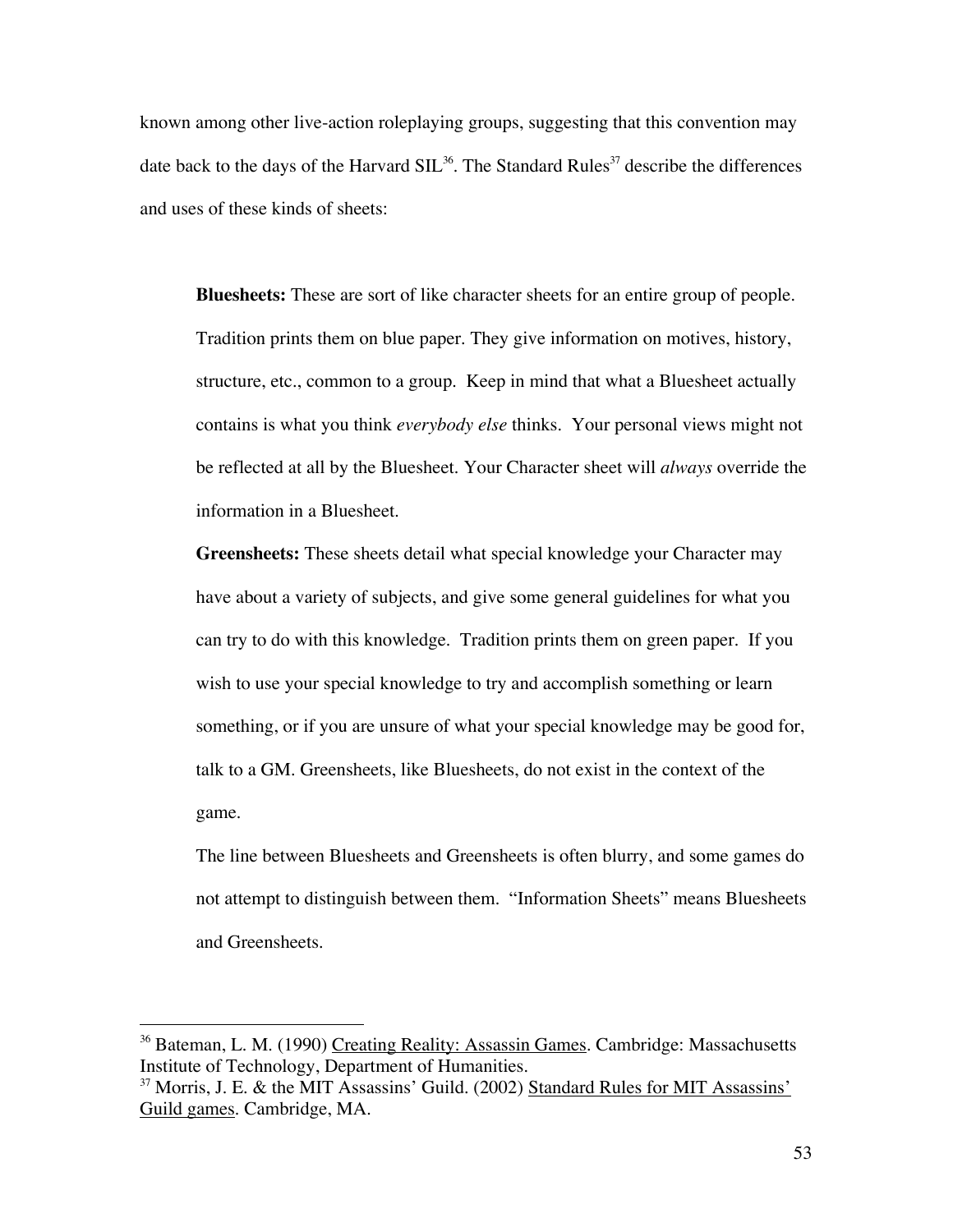known among other live-action roleplaying groups, suggesting that this convention may date back to the days of the Harvard SIL[36]. The Standard Rules[37] describe the differences and uses of these kinds of sheets:

> **Bluesheets:** These are sort of like character sheets for an entire group of people. Tradition prints them on blue paper. They give information on motives, history, structure, etc., common to a group. Keep in mind that what a Bluesheet actually contains is what you think *everybody else* thinks. Your personal views might not be reflected at all by the Bluesheet. Your Character sheet will *always* override the information in a Bluesheet.
>
> **Greensheets:** These sheets detail what special knowledge your Character may have about a variety of subjects, and give some general guidelines for what you can try to do with this knowledge. Tradition prints them on green paper. If you wish to use your special knowledge to try and accomplish something or learn something, or if you are unsure of what your special knowledge may be good for, talk to a GM. Greensheets, like Bluesheets, do not exist in the context of the game.
>
> The line between Bluesheets and Greensheets is often blurry, and some games do not attempt to distinguish between them. "Information Sheets" means Bluesheets and Greensheets.

---

[36] Bateman, L. M. (1990) Creating Reality: Assassin Games. Cambridge: Massachusetts Institute of Technology, Department of Humanities.

[37] Morris, J. E. & the MIT Assassins' Guild. (2002) Standard Rules for MIT Assassins' Guild games. Cambridge, MA.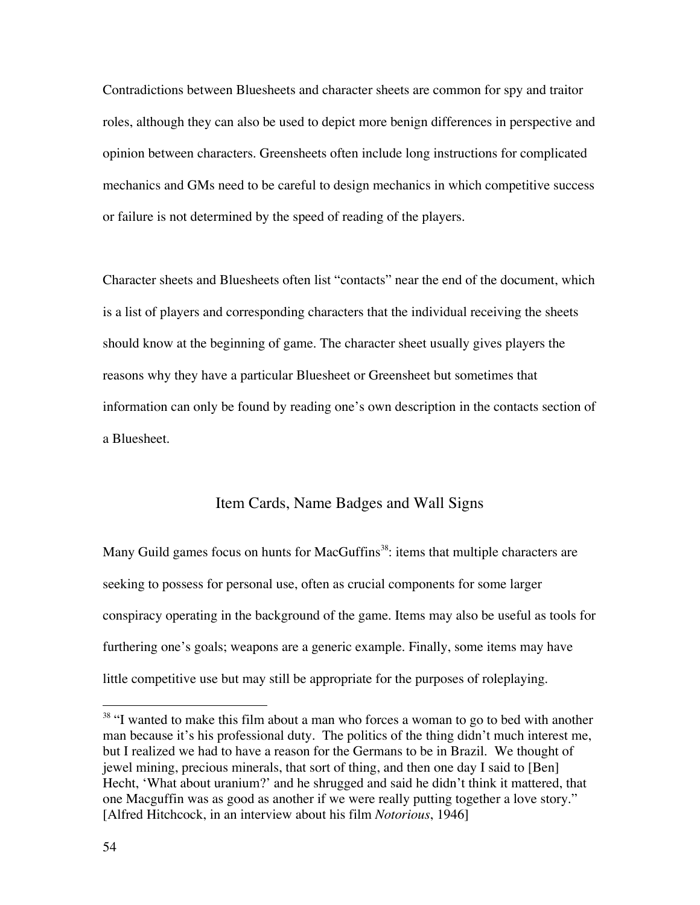Contradictions between Bluesheets and character sheets are common for spy and traitor roles, although they can also be used to depict more benign differences in perspective and opinion between characters. Greensheets often include long instructions for complicated mechanics and GMs need to be careful to design mechanics in which competitive success or failure is not determined by the speed of reading of the players.

Character sheets and Bluesheets often list "contacts" near the end of the document, which is a list of players and corresponding characters that the individual receiving the sheets should know at the beginning of game. The character sheet usually gives players the reasons why they have a particular Bluesheet or Greensheet but sometimes that information can only be found by reading one's own description in the contacts section of a Bluesheet.

## Item Cards, Name Badges and Wall Signs

Many Guild games focus on hunts for MacGuffins[38]: items that multiple characters are seeking to possess for personal use, often as crucial components for some larger conspiracy operating in the background of the game. Items may also be useful as tools for furthering one's goals; weapons are a generic example. Finally, some items may have little competitive use but may still be appropriate for the purposes of roleplaying.

---

[38] "I wanted to make this film about a man who forces a woman to go to bed with another man because it's his professional duty. The politics of the thing didn't much interest me, but I realized we had to have a reason for the Germans to be in Brazil. We thought of jewel mining, precious minerals, that sort of thing, and then one day I said to [Ben] Hecht, 'What about uranium?' and he shrugged and said he didn't think it mattered, that one Macguffin was as good as another if we were really putting together a love story." [Alfred Hitchcock, in an interview about his film *Notorious*, 1946]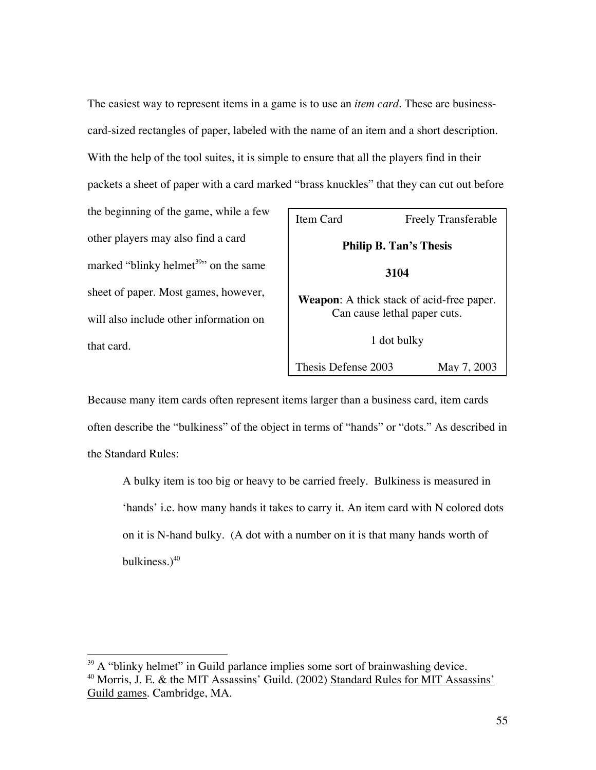The easiest way to represent items in a game is to use an *item card*. These are business-card-sized rectangles of paper, labeled with the name of an item and a short description. With the help of the tool suites, it is simple to ensure that all the players find in their packets a sheet of paper with a card marked "brass knuckles" that they can cut out before the beginning of the game, while a few other players may also find a card marked "blinky helmet[39]" on the same sheet of paper. Most games, however, will also include other information on that card.

| Item Card | Freely Transferable |
|---|---|
| **Philip B. Tan's Thesis** | |
| **3104** | |
| **Weapon**: A thick stack of acid-free paper. Can cause lethal paper cuts. | |
| 1 dot bulky | |
| Thesis Defense 2003 | May 7, 2003 |

Because many item cards often represent items larger than a business card, item cards often describe the "bulkiness" of the object in terms of "hands" or "dots." As described in the Standard Rules:

> A bulky item is too big or heavy to be carried freely. Bulkiness is measured in 'hands' i.e. how many hands it takes to carry it. An item card with N colored dots on it is N-hand bulky. (A dot with a number on it is that many hands worth of bulkiness.)[40]

---

[39] A "blinky helmet" in Guild parlance implies some sort of brainwashing device.

[40] Morris, J. E. & the MIT Assassins' Guild. (2002) Standard Rules for MIT Assassins' Guild games. Cambridge, MA.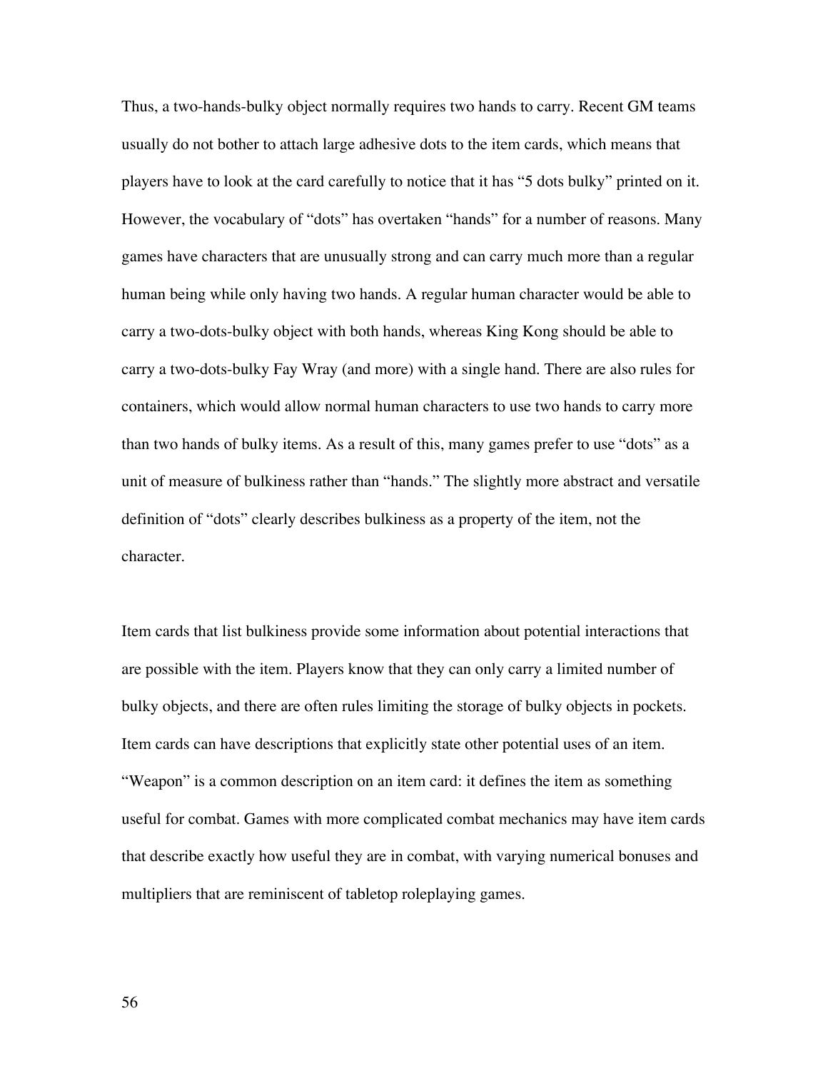Thus, a two-hands-bulky object normally requires two hands to carry. Recent GM teams usually do not bother to attach large adhesive dots to the item cards, which means that players have to look at the card carefully to notice that it has "5 dots bulky" printed on it. However, the vocabulary of "dots" has overtaken "hands" for a number of reasons. Many games have characters that are unusually strong and can carry much more than a regular human being while only having two hands. A regular human character would be able to carry a two-dots-bulky object with both hands, whereas King Kong should be able to carry a two-dots-bulky Fay Wray (and more) with a single hand. There are also rules for containers, which would allow normal human characters to use two hands to carry more than two hands of bulky items. As a result of this, many games prefer to use "dots" as a unit of measure of bulkiness rather than "hands." The slightly more abstract and versatile definition of "dots" clearly describes bulkiness as a property of the item, not the character.

Item cards that list bulkiness provide some information about potential interactions that are possible with the item. Players know that they can only carry a limited number of bulky objects, and there are often rules limiting the storage of bulky objects in pockets. Item cards can have descriptions that explicitly state other potential uses of an item. "Weapon" is a common description on an item card: it defines the item as something useful for combat. Games with more complicated combat mechanics may have item cards that describe exactly how useful they are in combat, with varying numerical bonuses and multipliers that are reminiscent of tabletop roleplaying games.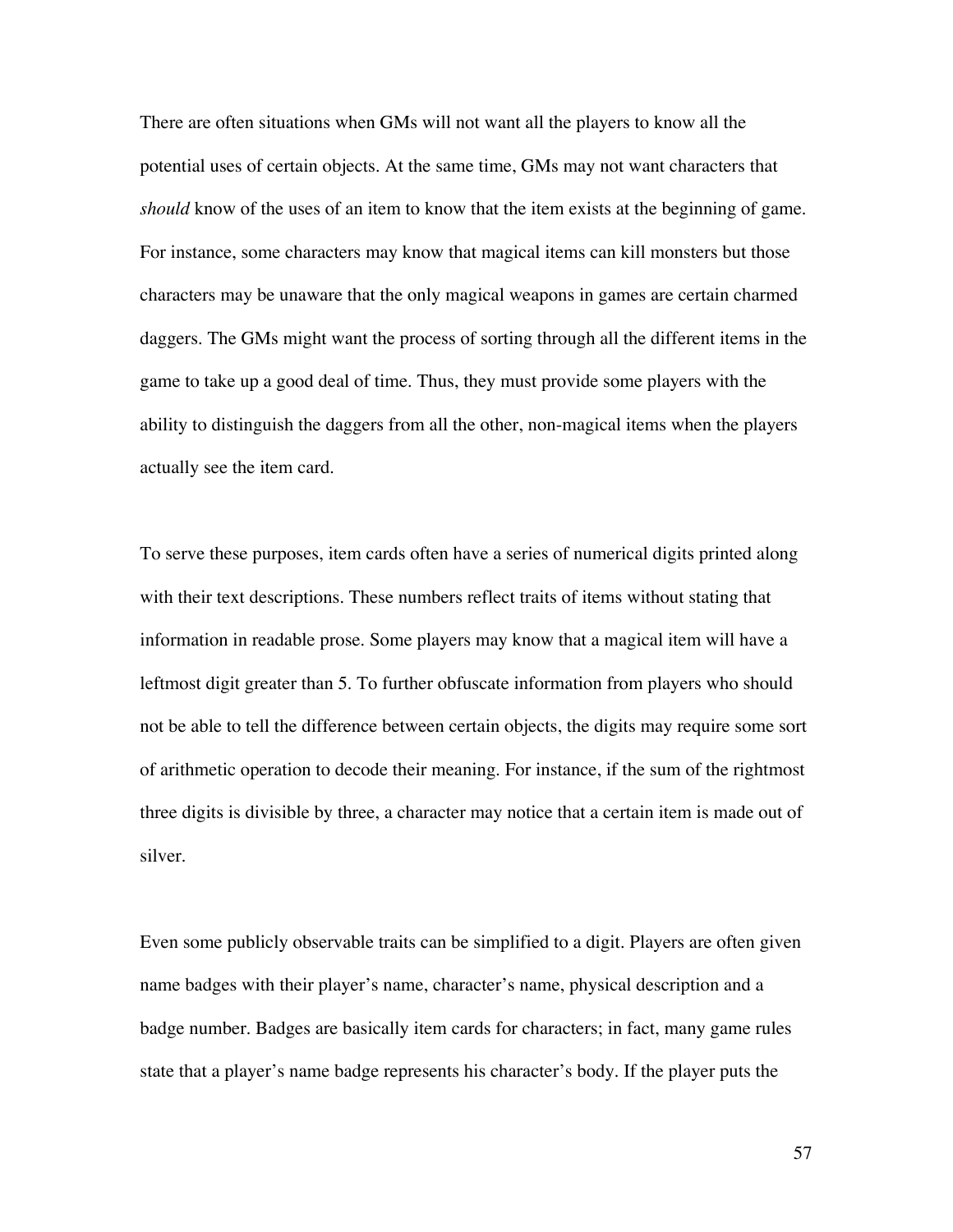There are often situations when GMs will not want all the players to know all the potential uses of certain objects. At the same time, GMs may not want characters that *should* know of the uses of an item to know that the item exists at the beginning of game. For instance, some characters may know that magical items can kill monsters but those characters may be unaware that the only magical weapons in games are certain charmed daggers. The GMs might want the process of sorting through all the different items in the game to take up a good deal of time. Thus, they must provide some players with the ability to distinguish the daggers from all the other, non-magical items when the players actually see the item card.

To serve these purposes, item cards often have a series of numerical digits printed along with their text descriptions. These numbers reflect traits of items without stating that information in readable prose. Some players may know that a magical item will have a leftmost digit greater than 5. To further obfuscate information from players who should not be able to tell the difference between certain objects, the digits may require some sort of arithmetic operation to decode their meaning. For instance, if the sum of the rightmost three digits is divisible by three, a character may notice that a certain item is made out of silver.

Even some publicly observable traits can be simplified to a digit. Players are often given name badges with their player's name, character's name, physical description and a badge number. Badges are basically item cards for characters; in fact, many game rules state that a player's name badge represents his character's body. If the player puts the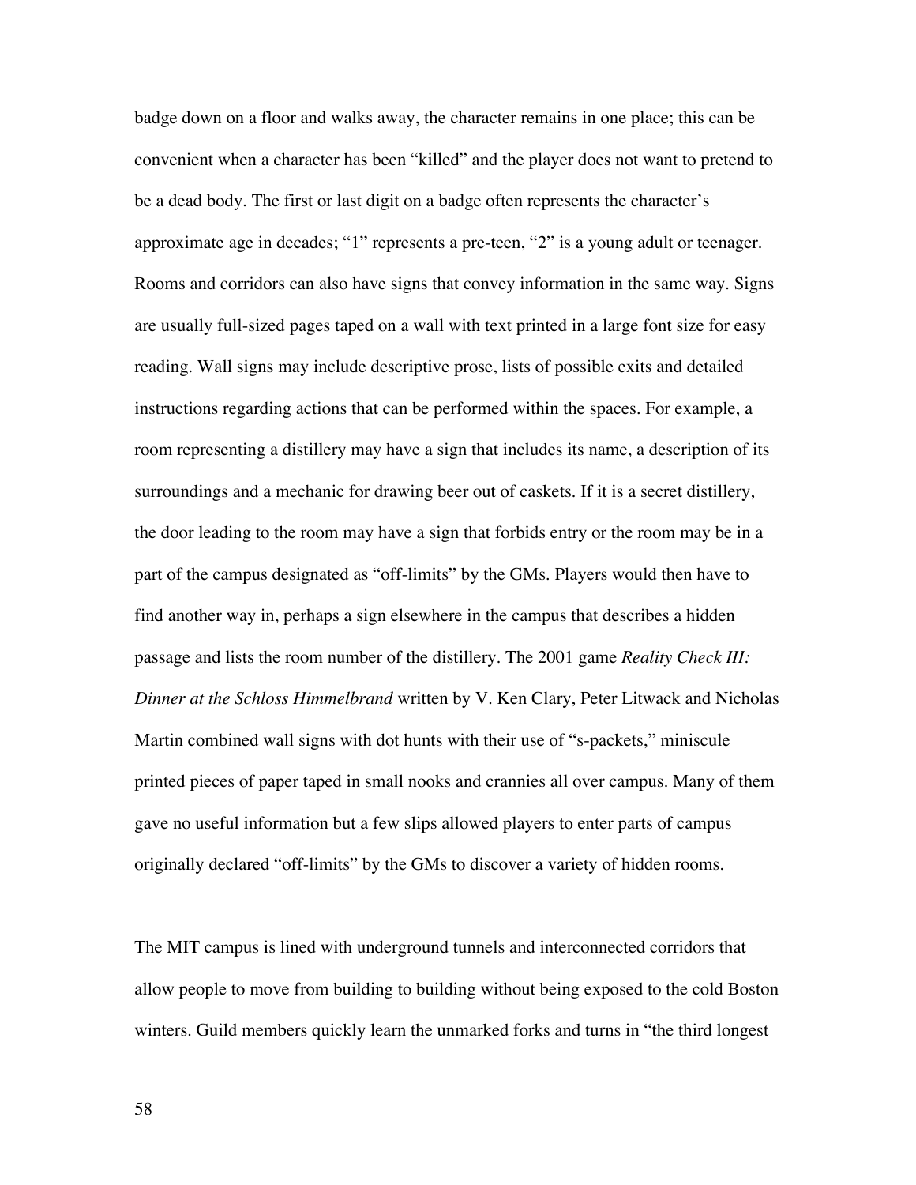badge down on a floor and walks away, the character remains in one place; this can be convenient when a character has been "killed" and the player does not want to pretend to be a dead body. The first or last digit on a badge often represents the character's approximate age in decades; "1" represents a pre-teen, "2" is a young adult or teenager. Rooms and corridors can also have signs that convey information in the same way. Signs are usually full-sized pages taped on a wall with text printed in a large font size for easy reading. Wall signs may include descriptive prose, lists of possible exits and detailed instructions regarding actions that can be performed within the spaces. For example, a room representing a distillery may have a sign that includes its name, a description of its surroundings and a mechanic for drawing beer out of caskets. If it is a secret distillery, the door leading to the room may have a sign that forbids entry or the room may be in a part of the campus designated as "off-limits" by the GMs. Players would then have to find another way in, perhaps a sign elsewhere in the campus that describes a hidden passage and lists the room number of the distillery. The 2001 game *Reality Check III: Dinner at the Schloss Himmelbrand* written by V. Ken Clary, Peter Litwack and Nicholas Martin combined wall signs with dot hunts with their use of "s-packets," miniscule printed pieces of paper taped in small nooks and crannies all over campus. Many of them gave no useful information but a few slips allowed players to enter parts of campus originally declared "off-limits" by the GMs to discover a variety of hidden rooms.

The MIT campus is lined with underground tunnels and interconnected corridors that allow people to move from building to building without being exposed to the cold Boston winters. Guild members quickly learn the unmarked forks and turns in "the third longest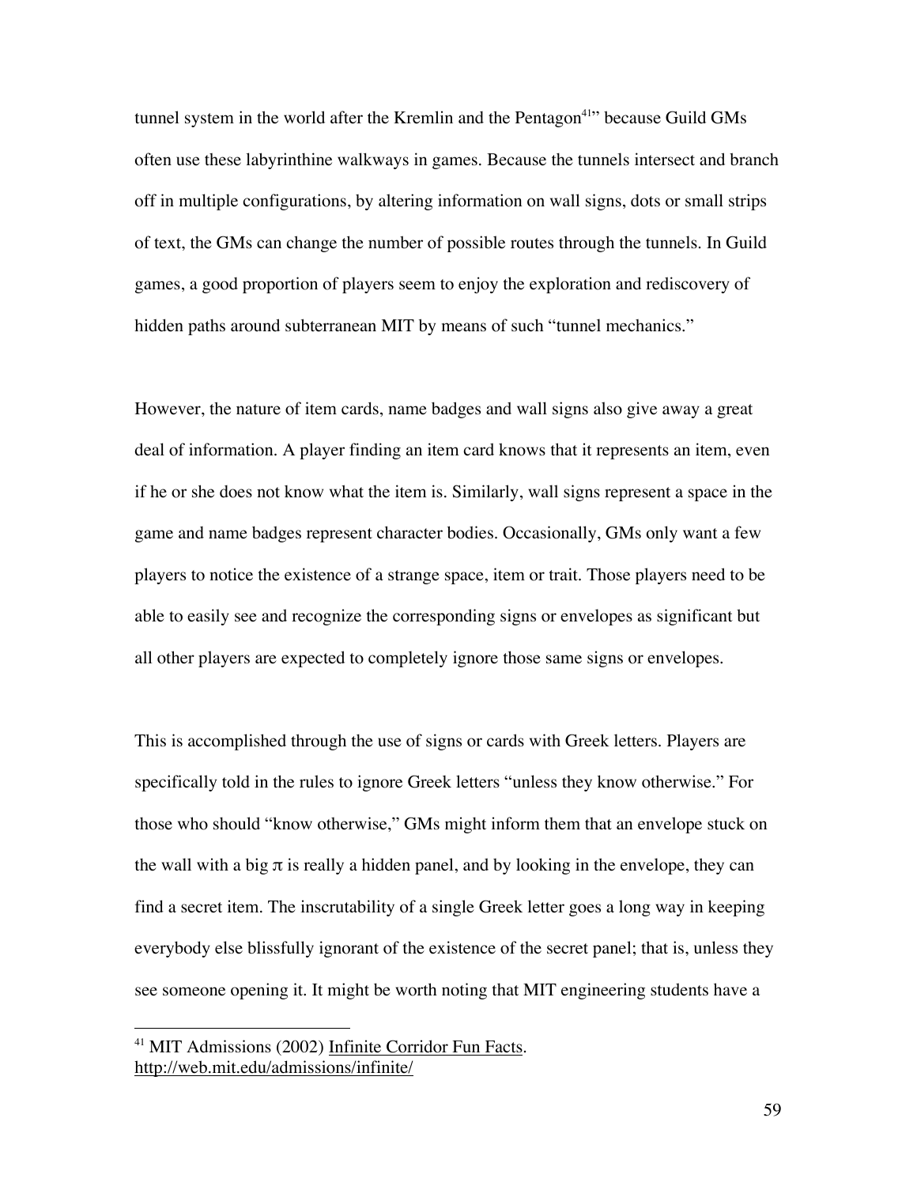tunnel system in the world after the Kremlin and the Pentagon[41]" because Guild GMs often use these labyrinthine walkways in games. Because the tunnels intersect and branch off in multiple configurations, by altering information on wall signs, dots or small strips of text, the GMs can change the number of possible routes through the tunnels. In Guild games, a good proportion of players seem to enjoy the exploration and rediscovery of hidden paths around subterranean MIT by means of such "tunnel mechanics."

However, the nature of item cards, name badges and wall signs also give away a great deal of information. A player finding an item card knows that it represents an item, even if he or she does not know what the item is. Similarly, wall signs represent a space in the game and name badges represent character bodies. Occasionally, GMs only want a few players to notice the existence of a strange space, item or trait. Those players need to be able to easily see and recognize the corresponding signs or envelopes as significant but all other players are expected to completely ignore those same signs or envelopes.

This is accomplished through the use of signs or cards with Greek letters. Players are specifically told in the rules to ignore Greek letters "unless they know otherwise." For those who should "know otherwise," GMs might inform them that an envelope stuck on the wall with a big π is really a hidden panel, and by looking in the envelope, they can find a secret item. The inscrutability of a single Greek letter goes a long way in keeping everybody else blissfully ignorant of the existence of the secret panel; that is, unless they see someone opening it. It might be worth noting that MIT engineering students have a

---

[41] MIT Admissions (2002) Infinite Corridor Fun Facts. http://web.mit.edu/admissions/infinite/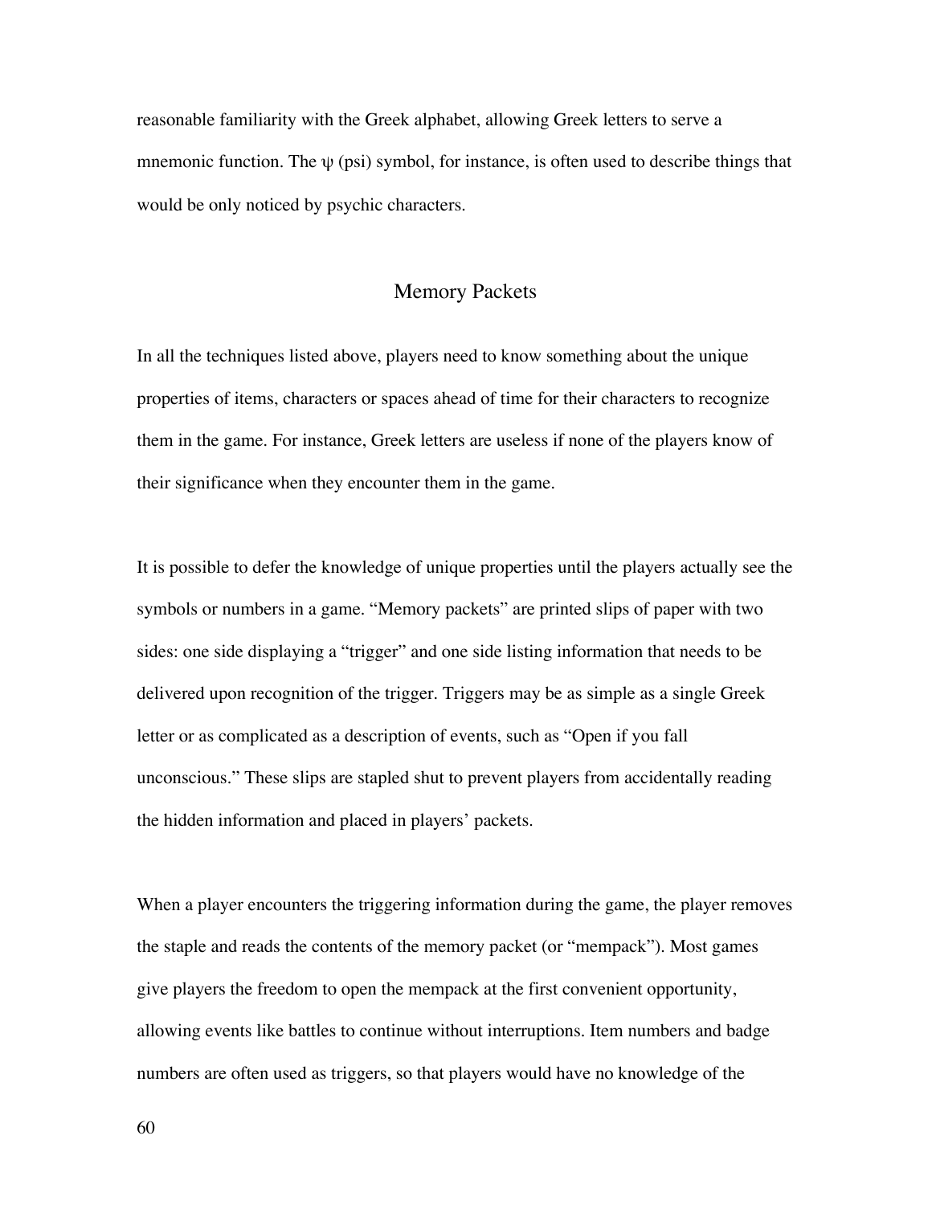reasonable familiarity with the Greek alphabet, allowing Greek letters to serve a mnemonic function. The ψ (psi) symbol, for instance, is often used to describe things that would be only noticed by psychic characters.

## Memory Packets

In all the techniques listed above, players need to know something about the unique properties of items, characters or spaces ahead of time for their characters to recognize them in the game. For instance, Greek letters are useless if none of the players know of their significance when they encounter them in the game.

It is possible to defer the knowledge of unique properties until the players actually see the symbols or numbers in a game. "Memory packets" are printed slips of paper with two sides: one side displaying a "trigger" and one side listing information that needs to be delivered upon recognition of the trigger. Triggers may be as simple as a single Greek letter or as complicated as a description of events, such as "Open if you fall unconscious." These slips are stapled shut to prevent players from accidentally reading the hidden information and placed in players' packets.

When a player encounters the triggering information during the game, the player removes the staple and reads the contents of the memory packet (or "mempack"). Most games give players the freedom to open the mempack at the first convenient opportunity, allowing events like battles to continue without interruptions. Item numbers and badge numbers are often used as triggers, so that players would have no knowledge of the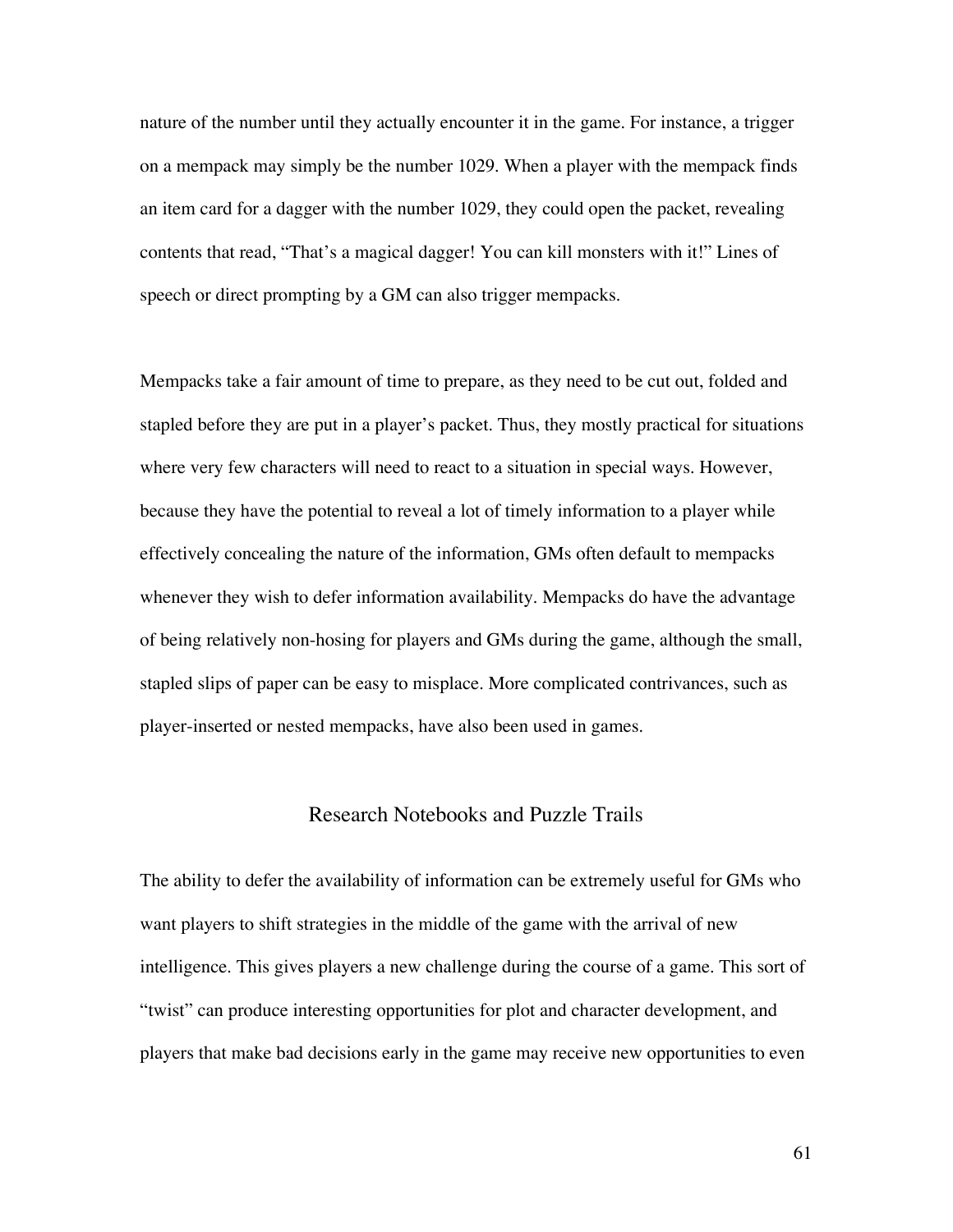nature of the number until they actually encounter it in the game. For instance, a trigger on a mempack may simply be the number 1029. When a player with the mempack finds an item card for a dagger with the number 1029, they could open the packet, revealing contents that read, "That's a magical dagger! You can kill monsters with it!" Lines of speech or direct prompting by a GM can also trigger mempacks.

Mempacks take a fair amount of time to prepare, as they need to be cut out, folded and stapled before they are put in a player's packet. Thus, they mostly practical for situations where very few characters will need to react to a situation in special ways. However, because they have the potential to reveal a lot of timely information to a player while effectively concealing the nature of the information, GMs often default to mempacks whenever they wish to defer information availability. Mempacks do have the advantage of being relatively non-hosing for players and GMs during the game, although the small, stapled slips of paper can be easy to misplace. More complicated contrivances, such as player-inserted or nested mempacks, have also been used in games.

## Research Notebooks and Puzzle Trails

The ability to defer the availability of information can be extremely useful for GMs who want players to shift strategies in the middle of the game with the arrival of new intelligence. This gives players a new challenge during the course of a game. This sort of "twist" can produce interesting opportunities for plot and character development, and players that make bad decisions early in the game may receive new opportunities to even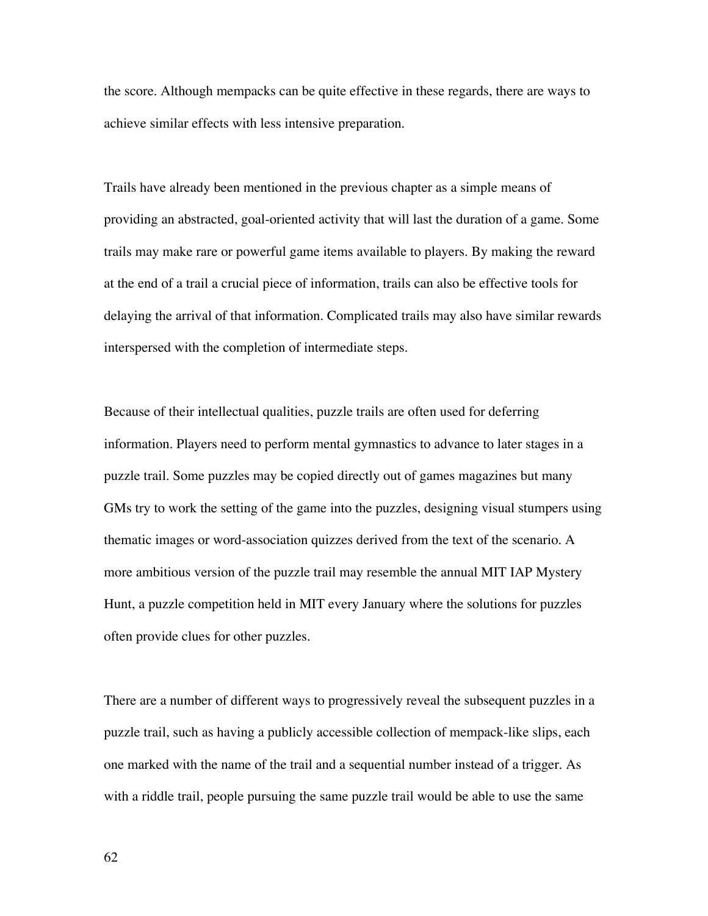the score. Although mempacks can be quite effective in these regards, there are ways to achieve similar effects with less intensive preparation.

Trails have already been mentioned in the previous chapter as a simple means of providing an abstracted, goal-oriented activity that will last the duration of a game. Some trails may make rare or powerful game items available to players. By making the reward at the end of a trail a crucial piece of information, trails can also be effective tools for delaying the arrival of that information. Complicated trails may also have similar rewards interspersed with the completion of intermediate steps.

Because of their intellectual qualities, puzzle trails are often used for deferring information. Players need to perform mental gymnastics to advance to later stages in a puzzle trail. Some puzzles may be copied directly out of games magazines but many GMs try to work the setting of the game into the puzzles, designing visual stumpers using thematic images or word-association quizzes derived from the text of the scenario. A more ambitious version of the puzzle trail may resemble the annual MIT IAP Mystery Hunt, a puzzle competition held in MIT every January where the solutions for puzzles often provide clues for other puzzles.

There are a number of different ways to progressively reveal the subsequent puzzles in a puzzle trail, such as having a publicly accessible collection of mempack-like slips, each one marked with the name of the trail and a sequential number instead of a trigger. As with a riddle trail, people pursuing the same puzzle trail would be able to use the same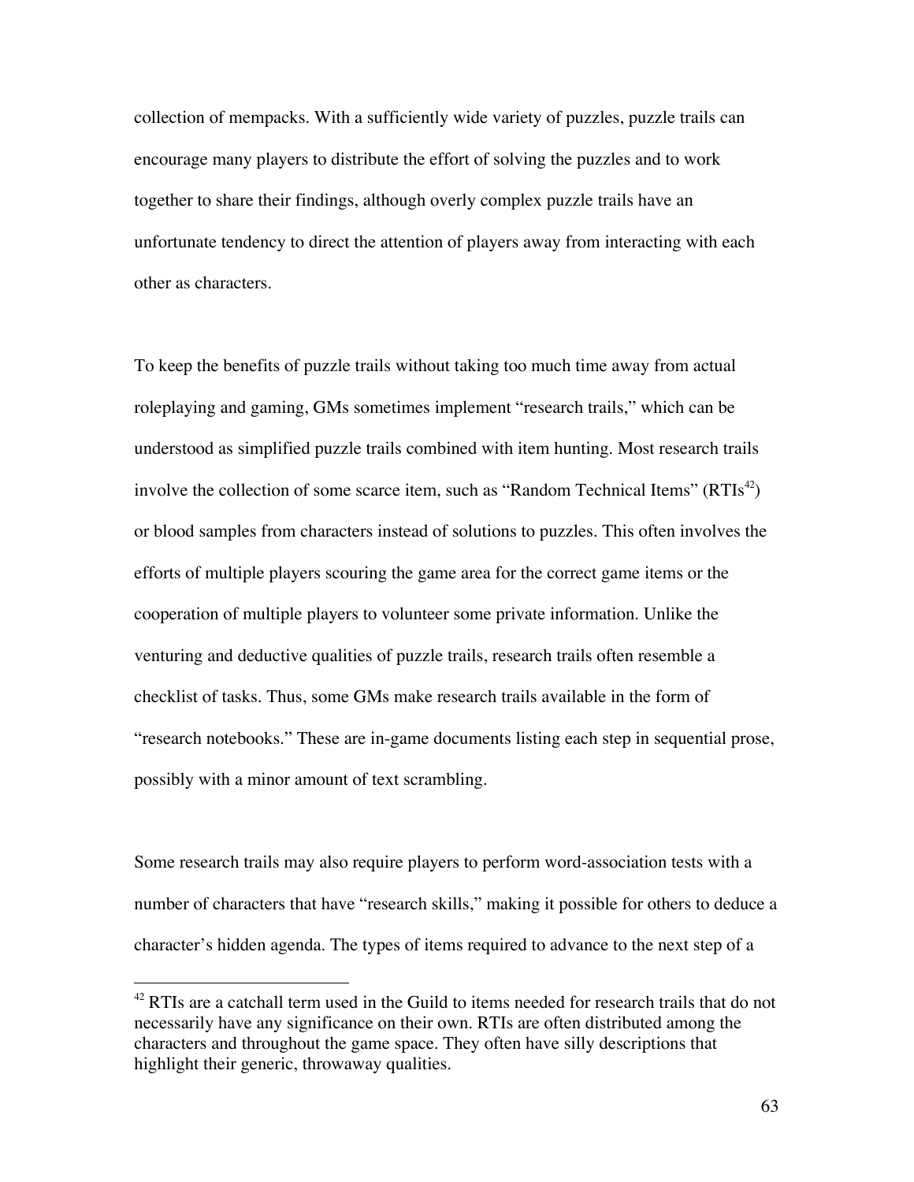collection of mempacks. With a sufficiently wide variety of puzzles, puzzle trails can encourage many players to distribute the effort of solving the puzzles and to work together to share their findings, although overly complex puzzle trails have an unfortunate tendency to direct the attention of players away from interacting with each other as characters.

To keep the benefits of puzzle trails without taking too much time away from actual roleplaying and gaming, GMs sometimes implement "research trails," which can be understood as simplified puzzle trails combined with item hunting. Most research trails involve the collection of some scarce item, such as "Random Technical Items" (RTIs[42]) or blood samples from characters instead of solutions to puzzles. This often involves the efforts of multiple players scouring the game area for the correct game items or the cooperation of multiple players to volunteer some private information. Unlike the venturing and deductive qualities of puzzle trails, research trails often resemble a checklist of tasks. Thus, some GMs make research trails available in the form of "research notebooks." These are in-game documents listing each step in sequential prose, possibly with a minor amount of text scrambling.

Some research trails may also require players to perform word-association tests with a number of characters that have "research skills," making it possible for others to deduce a character's hidden agenda. The types of items required to advance to the next step of a

---

[42] RTIs are a catchall term used in the Guild to items needed for research trails that do not necessarily have any significance on their own. RTIs are often distributed among the characters and throughout the game space. They often have silly descriptions that highlight their generic, throwaway qualities.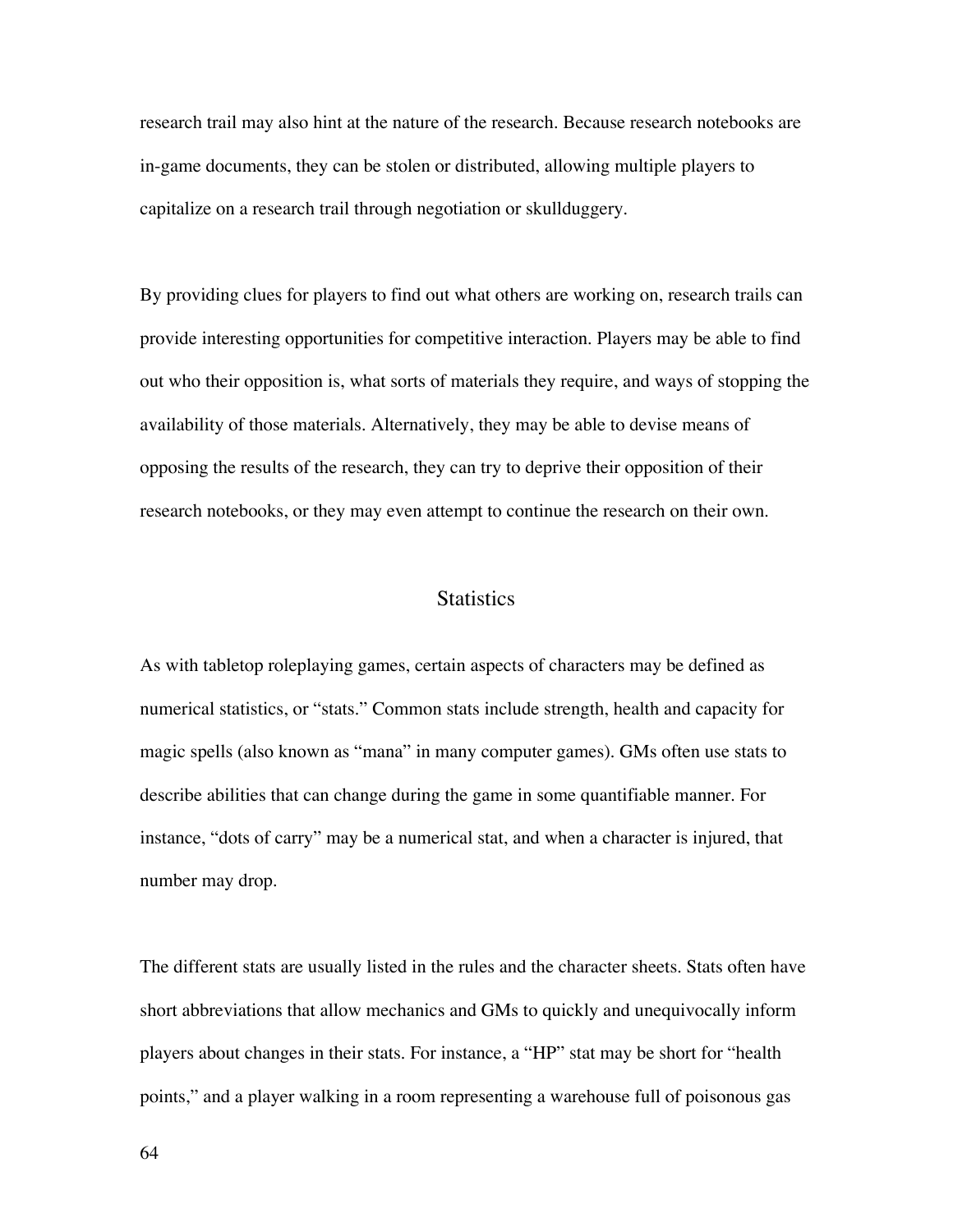research trail may also hint at the nature of the research. Because research notebooks are in-game documents, they can be stolen or distributed, allowing multiple players to capitalize on a research trail through negotiation or skullduggery.

By providing clues for players to find out what others are working on, research trails can provide interesting opportunities for competitive interaction. Players may be able to find out who their opposition is, what sorts of materials they require, and ways of stopping the availability of those materials. Alternatively, they may be able to devise means of opposing the results of the research, they can try to deprive their opposition of their research notebooks, or they may even attempt to continue the research on their own.

## Statistics

As with tabletop roleplaying games, certain aspects of characters may be defined as numerical statistics, or "stats." Common stats include strength, health and capacity for magic spells (also known as "mana" in many computer games). GMs often use stats to describe abilities that can change during the game in some quantifiable manner. For instance, "dots of carry" may be a numerical stat, and when a character is injured, that number may drop.

The different stats are usually listed in the rules and the character sheets. Stats often have short abbreviations that allow mechanics and GMs to quickly and unequivocally inform players about changes in their stats. For instance, a "HP" stat may be short for "health points," and a player walking in a room representing a warehouse full of poisonous gas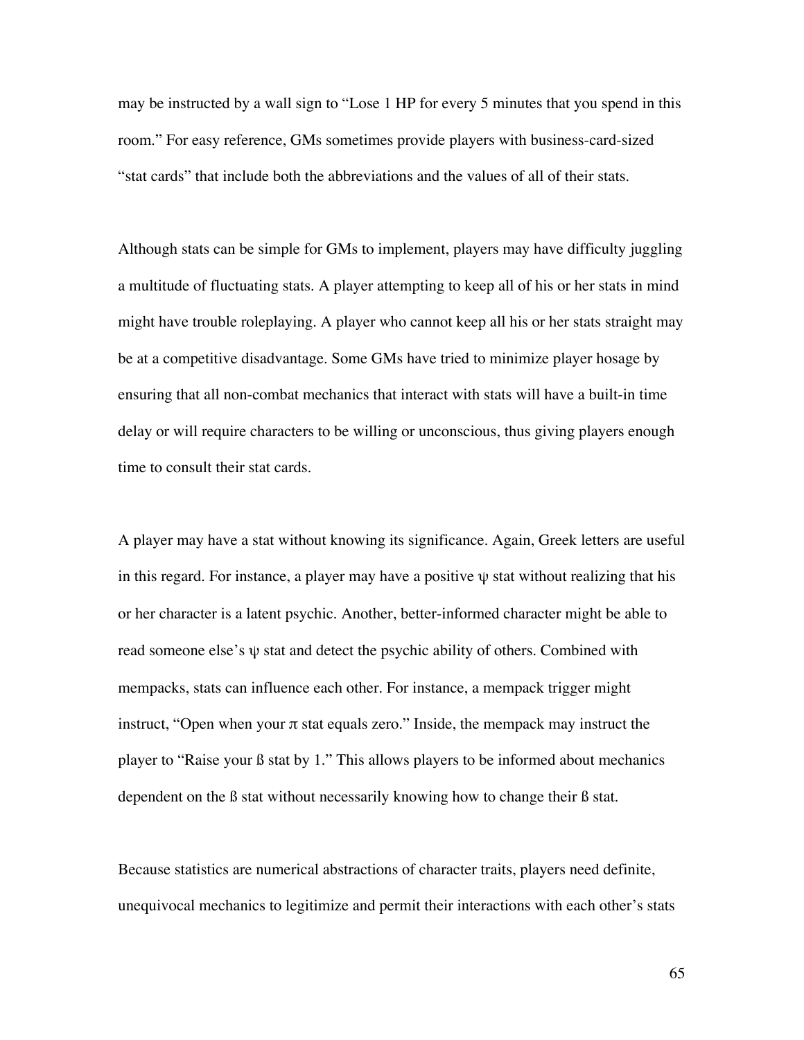may be instructed by a wall sign to "Lose 1 HP for every 5 minutes that you spend in this room." For easy reference, GMs sometimes provide players with business-card-sized "stat cards" that include both the abbreviations and the values of all of their stats.

Although stats can be simple for GMs to implement, players may have difficulty juggling a multitude of fluctuating stats. A player attempting to keep all of his or her stats in mind might have trouble roleplaying. A player who cannot keep all his or her stats straight may be at a competitive disadvantage. Some GMs have tried to minimize player hosage by ensuring that all non-combat mechanics that interact with stats will have a built-in time delay or will require characters to be willing or unconscious, thus giving players enough time to consult their stat cards.

A player may have a stat without knowing its significance. Again, Greek letters are useful in this regard. For instance, a player may have a positive ψ stat without realizing that his or her character is a latent psychic. Another, better-informed character might be able to read someone else's ψ stat and detect the psychic ability of others. Combined with mempacks, stats can influence each other. For instance, a mempack trigger might instruct, "Open when your π stat equals zero." Inside, the mempack may instruct the player to "Raise your ß stat by 1." This allows players to be informed about mechanics dependent on the ß stat without necessarily knowing how to change their ß stat.

Because statistics are numerical abstractions of character traits, players need definite, unequivocal mechanics to legitimize and permit their interactions with each other's stats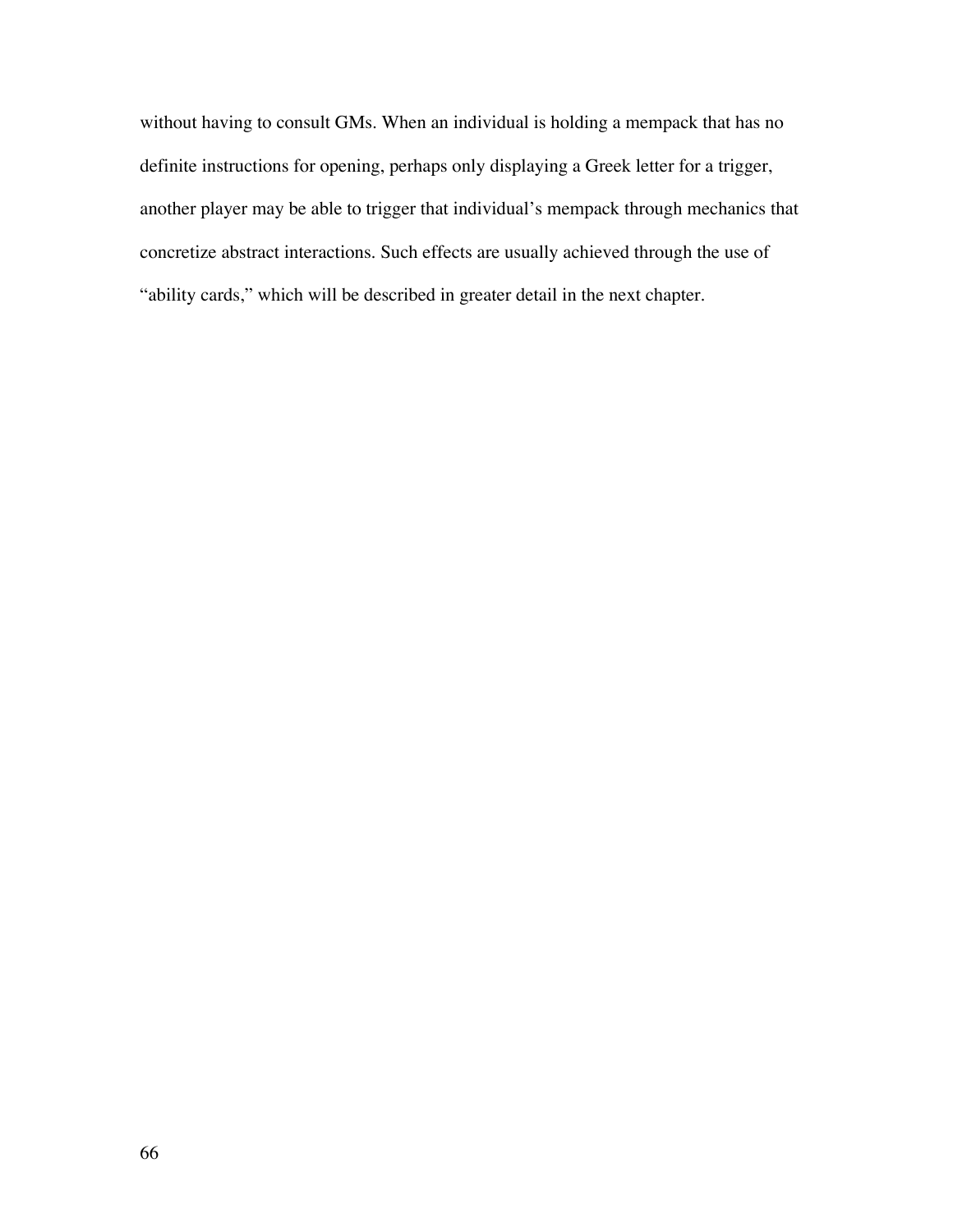without having to consult GMs. When an individual is holding a mempack that has no definite instructions for opening, perhaps only displaying a Greek letter for a trigger, another player may be able to trigger that individual's mempack through mechanics that concretize abstract interactions. Such effects are usually achieved through the use of "ability cards," which will be described in greater detail in the next chapter.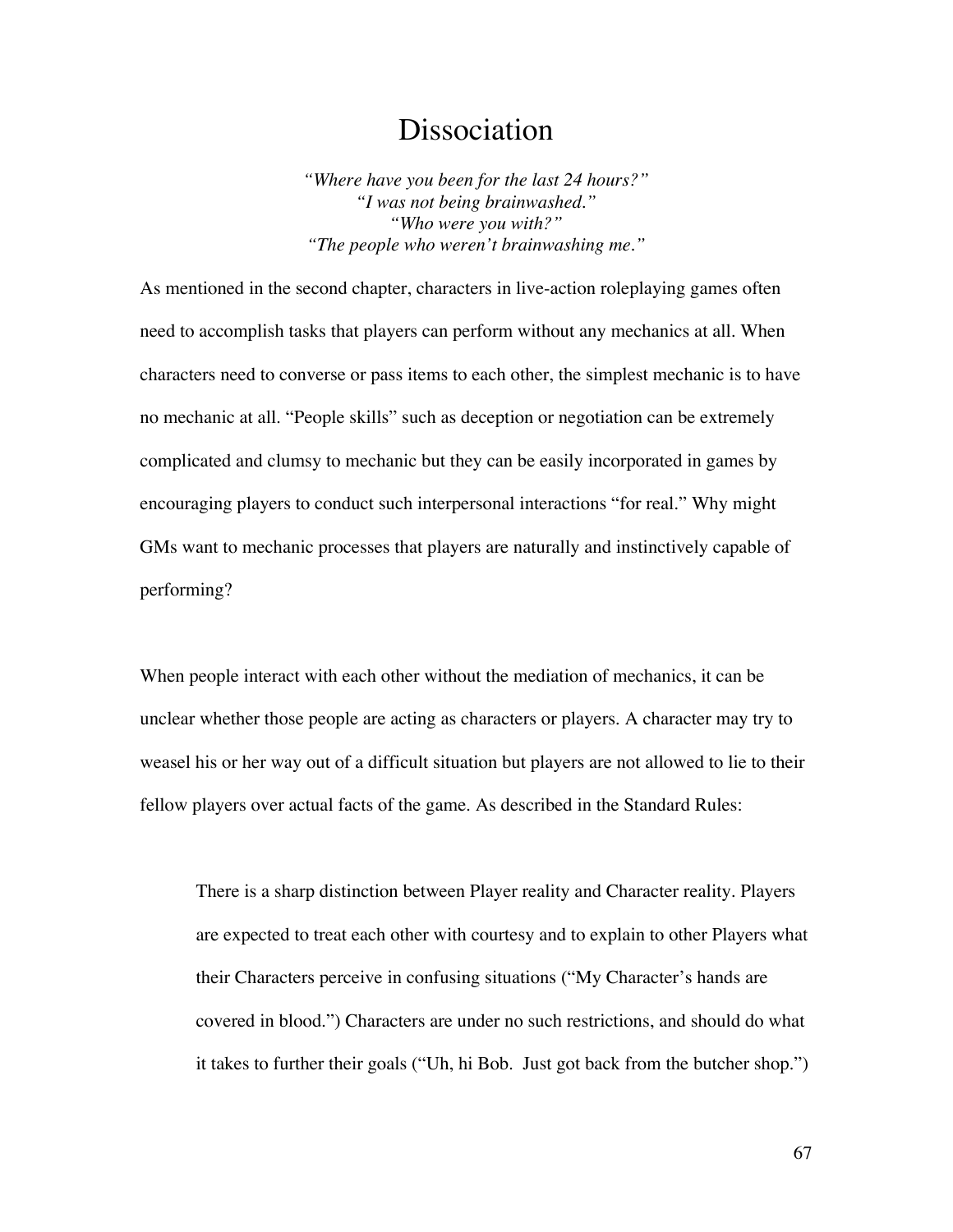# Dissociation

*"Where have you been for the last 24 hours?"*
*"I was not being brainwashed."*
*"Who were you with?"*
*"The people who weren't brainwashing me."*

As mentioned in the second chapter, characters in live-action roleplaying games often need to accomplish tasks that players can perform without any mechanics at all. When characters need to converse or pass items to each other, the simplest mechanic is to have no mechanic at all. "People skills" such as deception or negotiation can be extremely complicated and clumsy to mechanic but they can be easily incorporated in games by encouraging players to conduct such interpersonal interactions "for real." Why might GMs want to mechanic processes that players are naturally and instinctively capable of performing?

When people interact with each other without the mediation of mechanics, it can be unclear whether those people are acting as characters or players. A character may try to weasel his or her way out of a difficult situation but players are not allowed to lie to their fellow players over actual facts of the game. As described in the Standard Rules:

> There is a sharp distinction between Player reality and Character reality. Players are expected to treat each other with courtesy and to explain to other Players what their Characters perceive in confusing situations ("My Character's hands are covered in blood.") Characters are under no such restrictions, and should do what it takes to further their goals ("Uh, hi Bob. Just got back from the butcher shop.")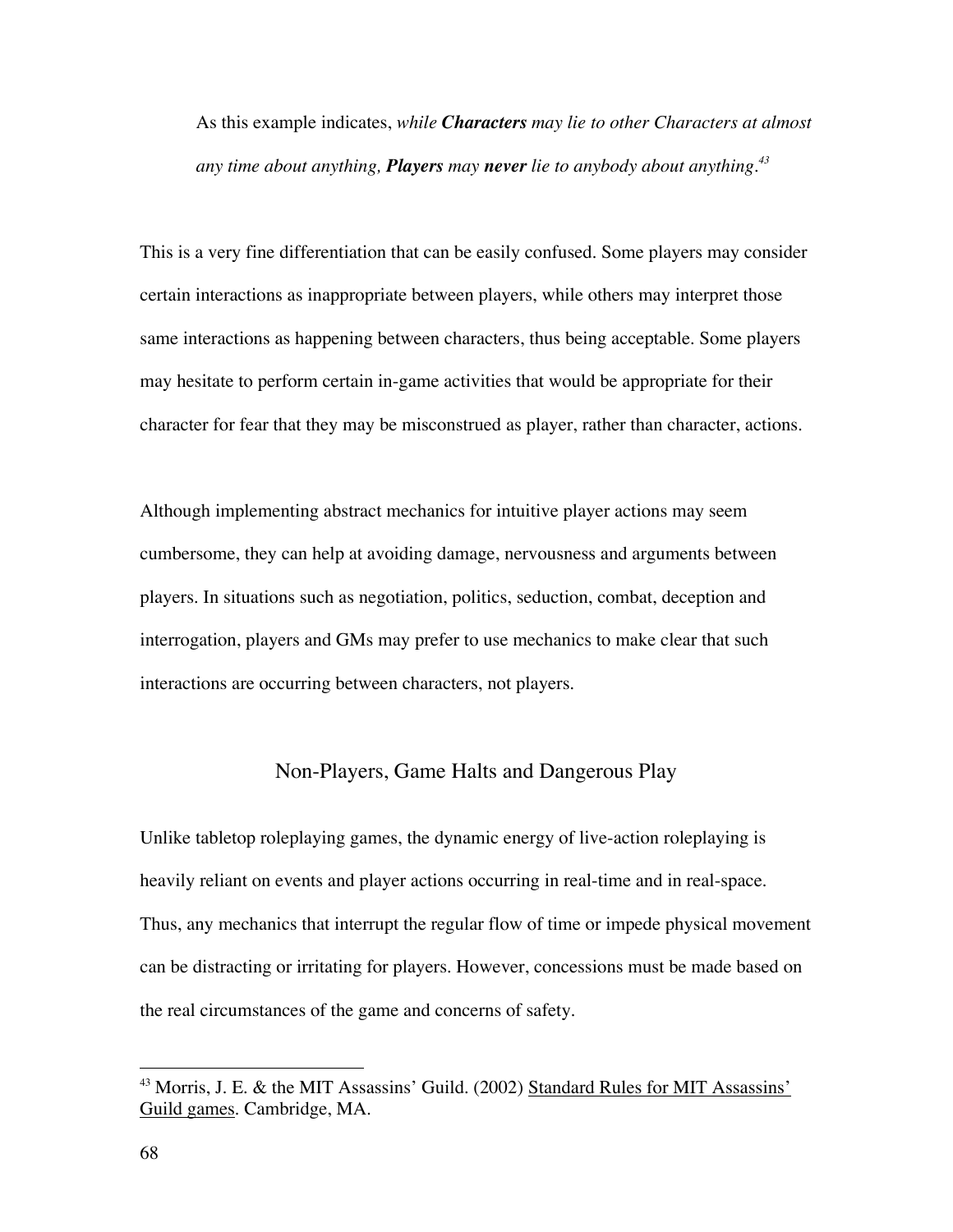> As this example indicates, *while **Characters** may lie to other Characters at almost any time about anything, **Players** may **never** lie to anybody about anything.*[43]

This is a very fine differentiation that can be easily confused. Some players may consider certain interactions as inappropriate between players, while others may interpret those same interactions as happening between characters, thus being acceptable. Some players may hesitate to perform certain in-game activities that would be appropriate for their character for fear that they may be misconstrued as player, rather than character, actions.

Although implementing abstract mechanics for intuitive player actions may seem cumbersome, they can help at avoiding damage, nervousness and arguments between players. In situations such as negotiation, politics, seduction, combat, deception and interrogation, players and GMs may prefer to use mechanics to make clear that such interactions are occurring between characters, not players.

## Non-Players, Game Halts and Dangerous Play

Unlike tabletop roleplaying games, the dynamic energy of live-action roleplaying is heavily reliant on events and player actions occurring in real-time and in real-space. Thus, any mechanics that interrupt the regular flow of time or impede physical movement can be distracting or irritating for players. However, concessions must be made based on the real circumstances of the game and concerns of safety.

---

[43] Morris, J. E. & the MIT Assassins' Guild. (2002) Standard Rules for MIT Assassins' Guild games. Cambridge, MA.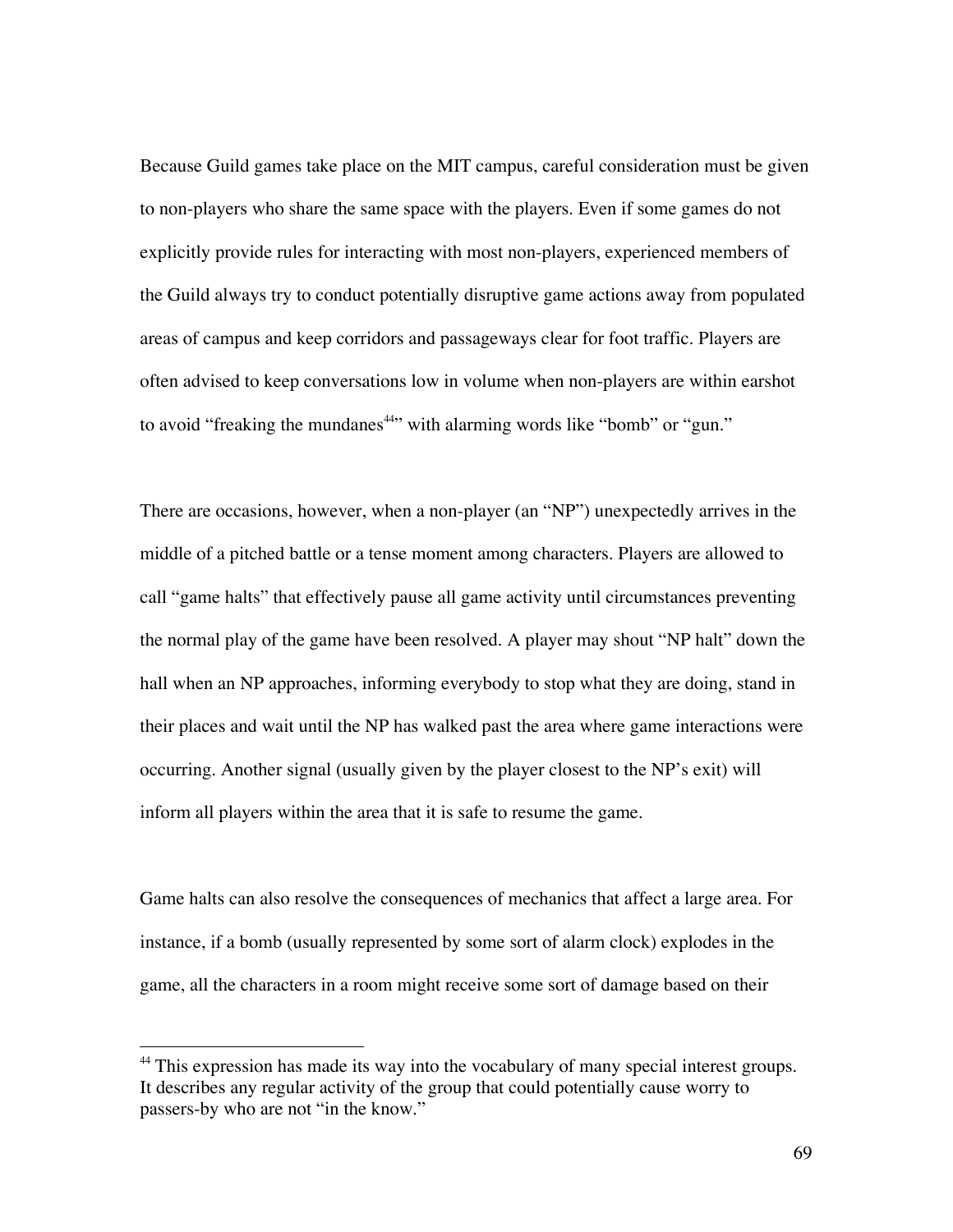Because Guild games take place on the MIT campus, careful consideration must be given to non-players who share the same space with the players. Even if some games do not explicitly provide rules for interacting with most non-players, experienced members of the Guild always try to conduct potentially disruptive game actions away from populated areas of campus and keep corridors and passageways clear for foot traffic. Players are often advised to keep conversations low in volume when non-players are within earshot to avoid "freaking the mundanes[44]" with alarming words like "bomb" or "gun."

There are occasions, however, when a non-player (an "NP") unexpectedly arrives in the middle of a pitched battle or a tense moment among characters. Players are allowed to call "game halts" that effectively pause all game activity until circumstances preventing the normal play of the game have been resolved. A player may shout "NP halt" down the hall when an NP approaches, informing everybody to stop what they are doing, stand in their places and wait until the NP has walked past the area where game interactions were occurring. Another signal (usually given by the player closest to the NP's exit) will inform all players within the area that it is safe to resume the game.

Game halts can also resolve the consequences of mechanics that affect a large area. For instance, if a bomb (usually represented by some sort of alarm clock) explodes in the game, all the characters in a room might receive some sort of damage based on their

---

[44] This expression has made its way into the vocabulary of many special interest groups. It describes any regular activity of the group that could potentially cause worry to passers-by who are not "in the know."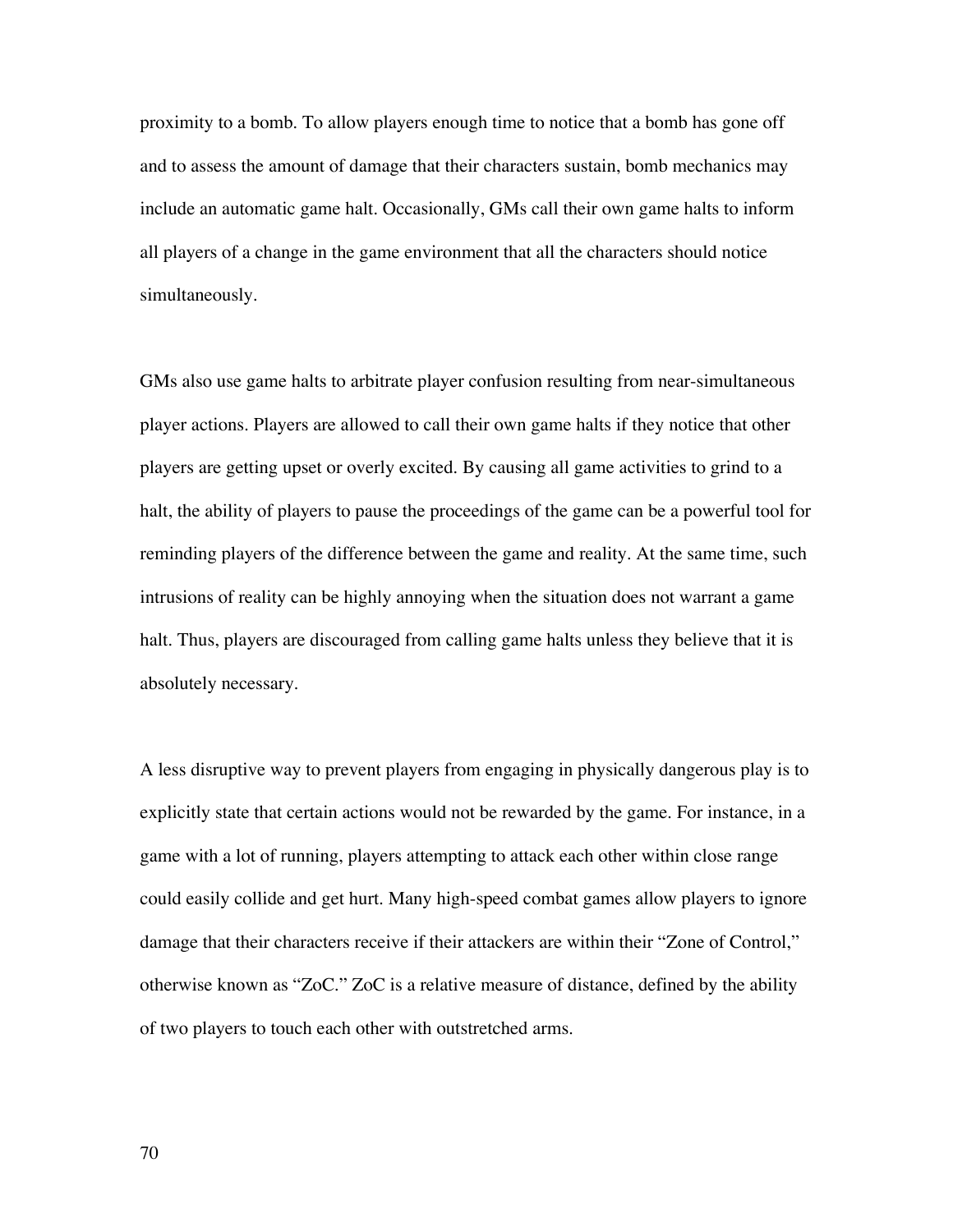proximity to a bomb. To allow players enough time to notice that a bomb has gone off and to assess the amount of damage that their characters sustain, bomb mechanics may include an automatic game halt. Occasionally, GMs call their own game halts to inform all players of a change in the game environment that all the characters should notice simultaneously.

GMs also use game halts to arbitrate player confusion resulting from near-simultaneous player actions. Players are allowed to call their own game halts if they notice that other players are getting upset or overly excited. By causing all game activities to grind to a halt, the ability of players to pause the proceedings of the game can be a powerful tool for reminding players of the difference between the game and reality. At the same time, such intrusions of reality can be highly annoying when the situation does not warrant a game halt. Thus, players are discouraged from calling game halts unless they believe that it is absolutely necessary.

A less disruptive way to prevent players from engaging in physically dangerous play is to explicitly state that certain actions would not be rewarded by the game. For instance, in a game with a lot of running, players attempting to attack each other within close range could easily collide and get hurt. Many high-speed combat games allow players to ignore damage that their characters receive if their attackers are within their "Zone of Control," otherwise known as "ZoC." ZoC is a relative measure of distance, defined by the ability of two players to touch each other with outstretched arms.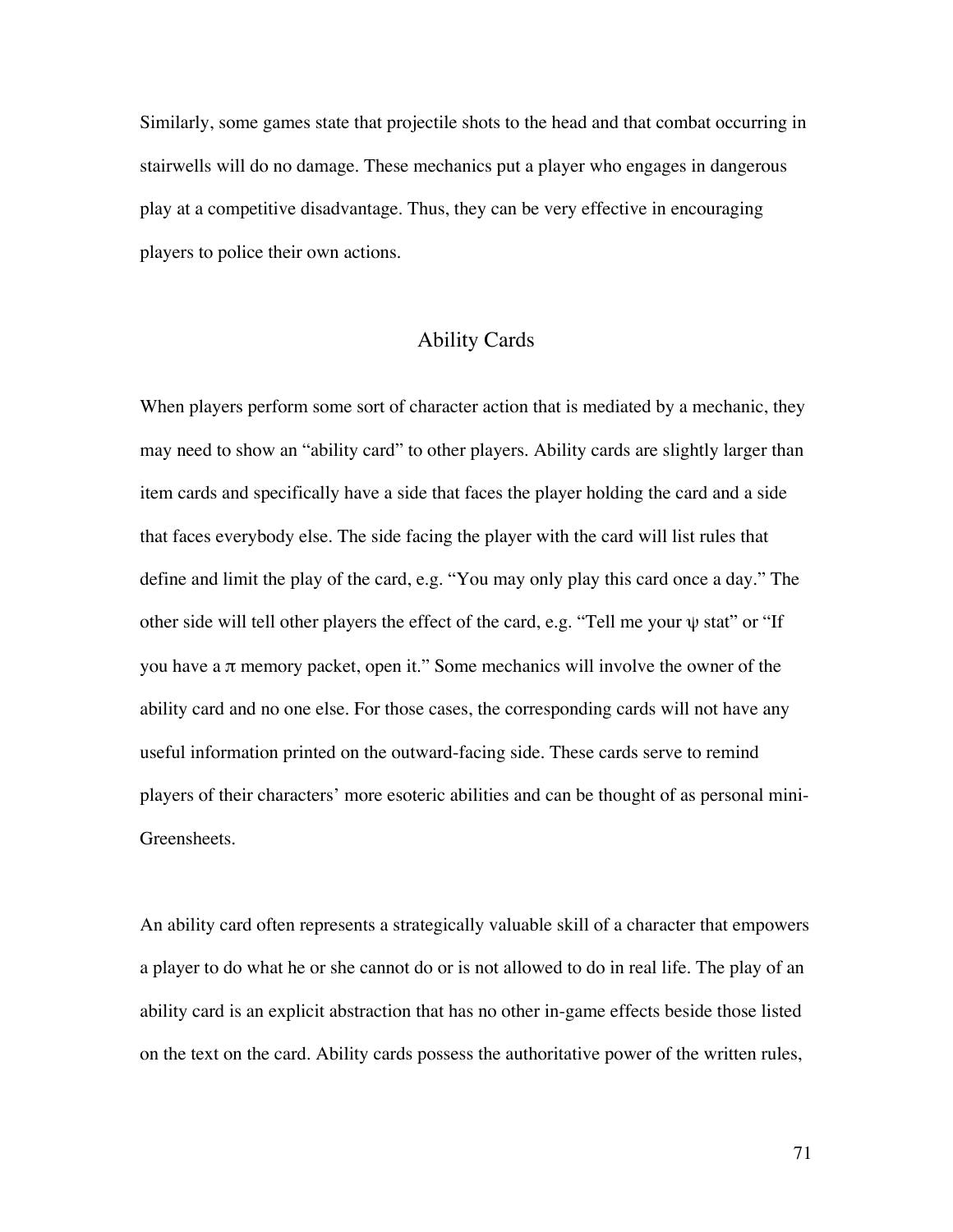Similarly, some games state that projectile shots to the head and that combat occurring in stairwells will do no damage. These mechanics put a player who engages in dangerous play at a competitive disadvantage. Thus, they can be very effective in encouraging players to police their own actions.

## Ability Cards

When players perform some sort of character action that is mediated by a mechanic, they may need to show an "ability card" to other players. Ability cards are slightly larger than item cards and specifically have a side that faces the player holding the card and a side that faces everybody else. The side facing the player with the card will list rules that define and limit the play of the card, e.g. "You may only play this card once a day." The other side will tell other players the effect of the card, e.g. "Tell me your ψ stat" or "If you have a π memory packet, open it." Some mechanics will involve the owner of the ability card and no one else. For those cases, the corresponding cards will not have any useful information printed on the outward-facing side. These cards serve to remind players of their characters' more esoteric abilities and can be thought of as personal mini-Greensheets.

An ability card often represents a strategically valuable skill of a character that empowers a player to do what he or she cannot do or is not allowed to do in real life. The play of an ability card is an explicit abstraction that has no other in-game effects beside those listed on the text on the card. Ability cards possess the authoritative power of the written rules,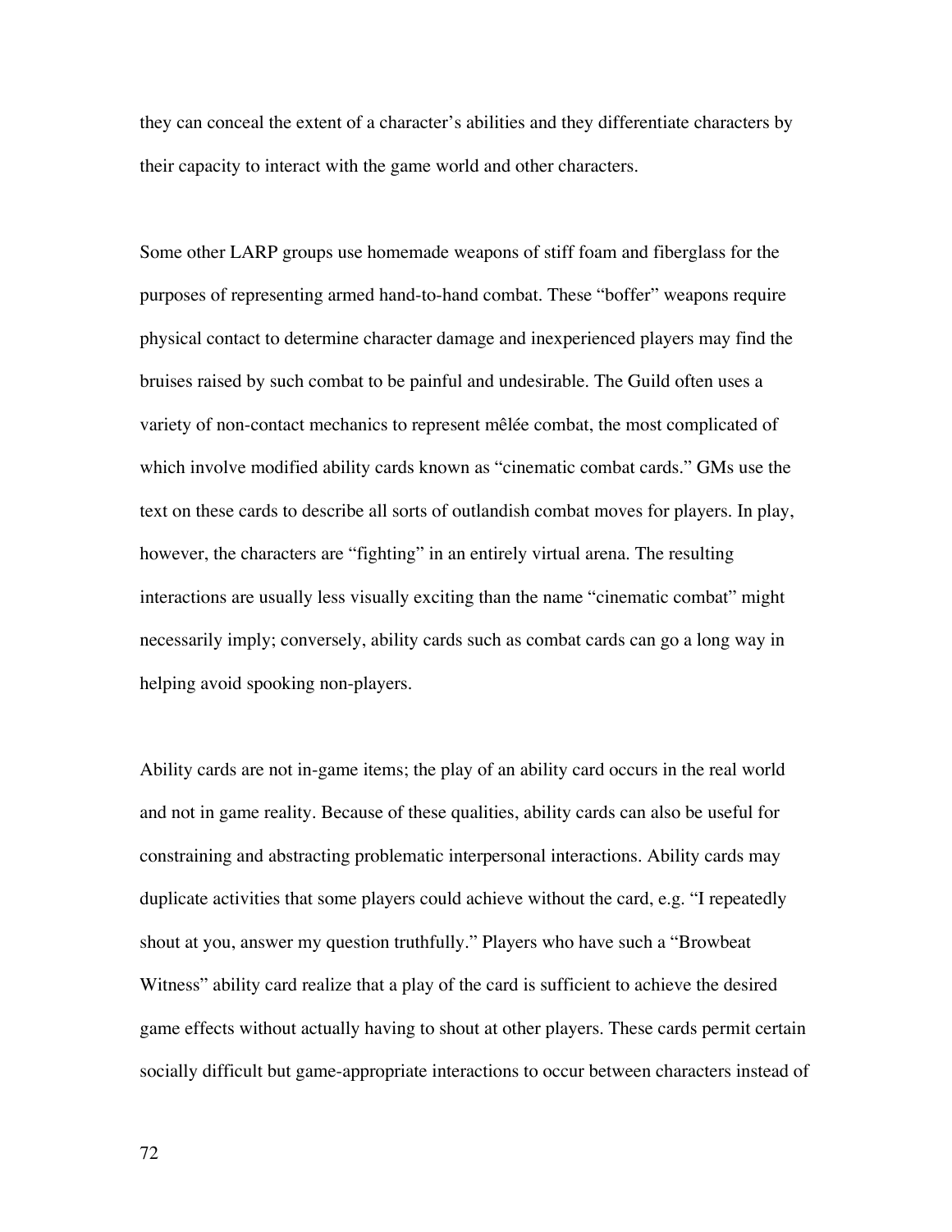they can conceal the extent of a character's abilities and they differentiate characters by their capacity to interact with the game world and other characters.

Some other LARP groups use homemade weapons of stiff foam and fiberglass for the purposes of representing armed hand-to-hand combat. These "boffer" weapons require physical contact to determine character damage and inexperienced players may find the bruises raised by such combat to be painful and undesirable. The Guild often uses a variety of non-contact mechanics to represent mêlée combat, the most complicated of which involve modified ability cards known as "cinematic combat cards." GMs use the text on these cards to describe all sorts of outlandish combat moves for players. In play, however, the characters are "fighting" in an entirely virtual arena. The resulting interactions are usually less visually exciting than the name "cinematic combat" might necessarily imply; conversely, ability cards such as combat cards can go a long way in helping avoid spooking non-players.

Ability cards are not in-game items; the play of an ability card occurs in the real world and not in game reality. Because of these qualities, ability cards can also be useful for constraining and abstracting problematic interpersonal interactions. Ability cards may duplicate activities that some players could achieve without the card, e.g. "I repeatedly shout at you, answer my question truthfully." Players who have such a "Browbeat Witness" ability card realize that a play of the card is sufficient to achieve the desired game effects without actually having to shout at other players. These cards permit certain socially difficult but game-appropriate interactions to occur between characters instead of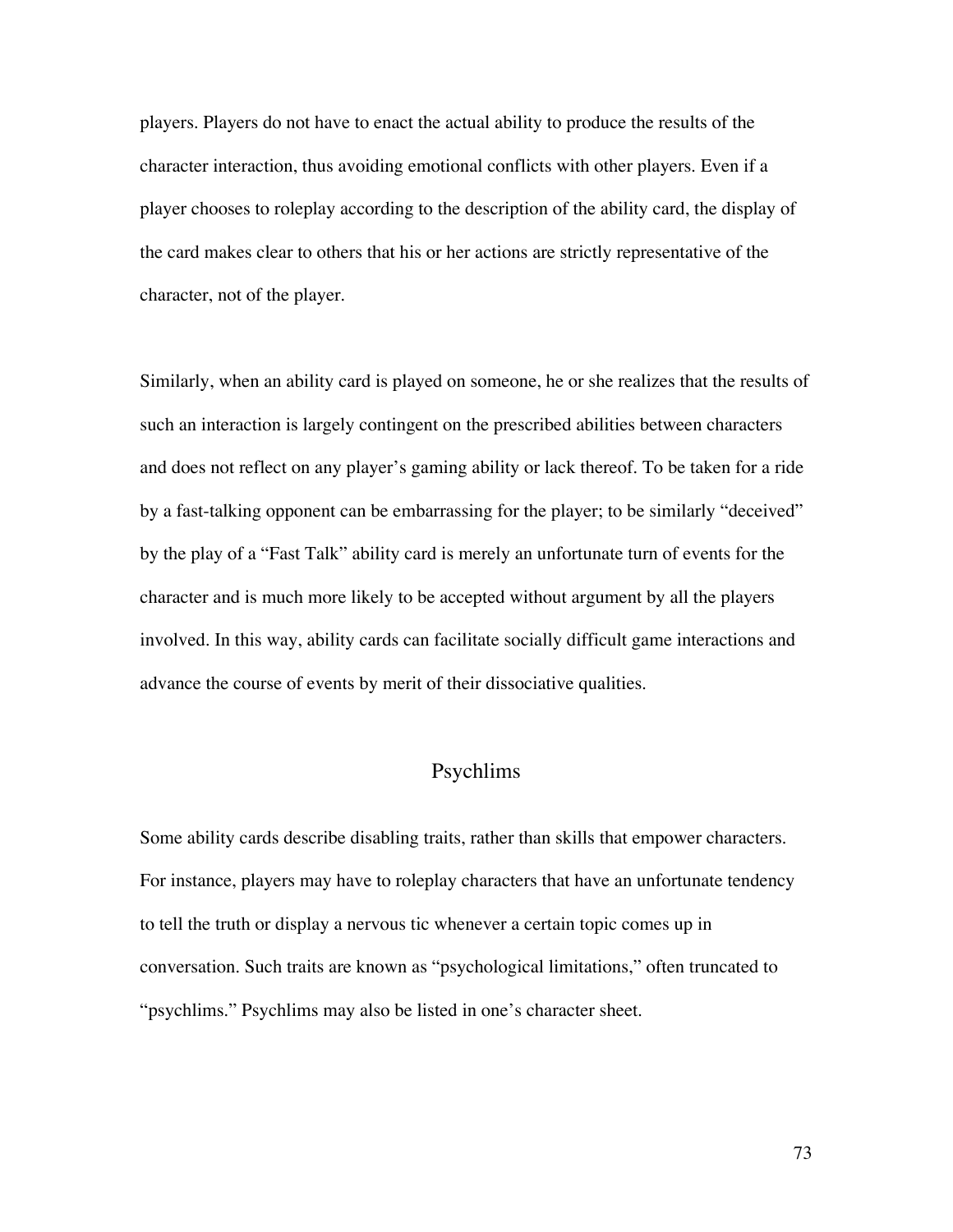players. Players do not have to enact the actual ability to produce the results of the character interaction, thus avoiding emotional conflicts with other players. Even if a player chooses to roleplay according to the description of the ability card, the display of the card makes clear to others that his or her actions are strictly representative of the character, not of the player.

Similarly, when an ability card is played on someone, he or she realizes that the results of such an interaction is largely contingent on the prescribed abilities between characters and does not reflect on any player's gaming ability or lack thereof. To be taken for a ride by a fast-talking opponent can be embarrassing for the player; to be similarly "deceived" by the play of a "Fast Talk" ability card is merely an unfortunate turn of events for the character and is much more likely to be accepted without argument by all the players involved. In this way, ability cards can facilitate socially difficult game interactions and advance the course of events by merit of their dissociative qualities.

## Psychlims

Some ability cards describe disabling traits, rather than skills that empower characters. For instance, players may have to roleplay characters that have an unfortunate tendency to tell the truth or display a nervous tic whenever a certain topic comes up in conversation. Such traits are known as "psychological limitations," often truncated to "psychlims." Psychlims may also be listed in one's character sheet.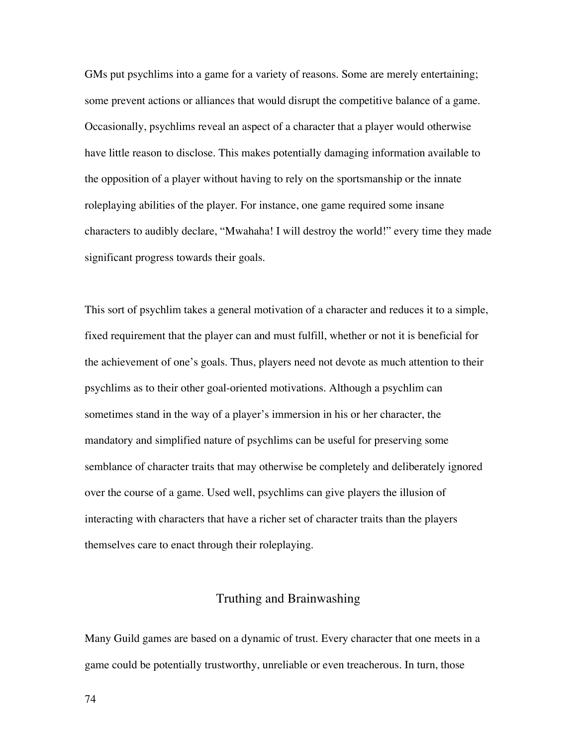GMs put psychlims into a game for a variety of reasons. Some are merely entertaining; some prevent actions or alliances that would disrupt the competitive balance of a game. Occasionally, psychlims reveal an aspect of a character that a player would otherwise have little reason to disclose. This makes potentially damaging information available to the opposition of a player without having to rely on the sportsmanship or the innate roleplaying abilities of the player. For instance, one game required some insane characters to audibly declare, "Mwahaha! I will destroy the world!" every time they made significant progress towards their goals.

This sort of psychlim takes a general motivation of a character and reduces it to a simple, fixed requirement that the player can and must fulfill, whether or not it is beneficial for the achievement of one's goals. Thus, players need not devote as much attention to their psychlims as to their other goal-oriented motivations. Although a psychlim can sometimes stand in the way of a player's immersion in his or her character, the mandatory and simplified nature of psychlims can be useful for preserving some semblance of character traits that may otherwise be completely and deliberately ignored over the course of a game. Used well, psychlims can give players the illusion of interacting with characters that have a richer set of character traits than the players themselves care to enact through their roleplaying.

## Truthing and Brainwashing

Many Guild games are based on a dynamic of trust. Every character that one meets in a game could be potentially trustworthy, unreliable or even treacherous. In turn, those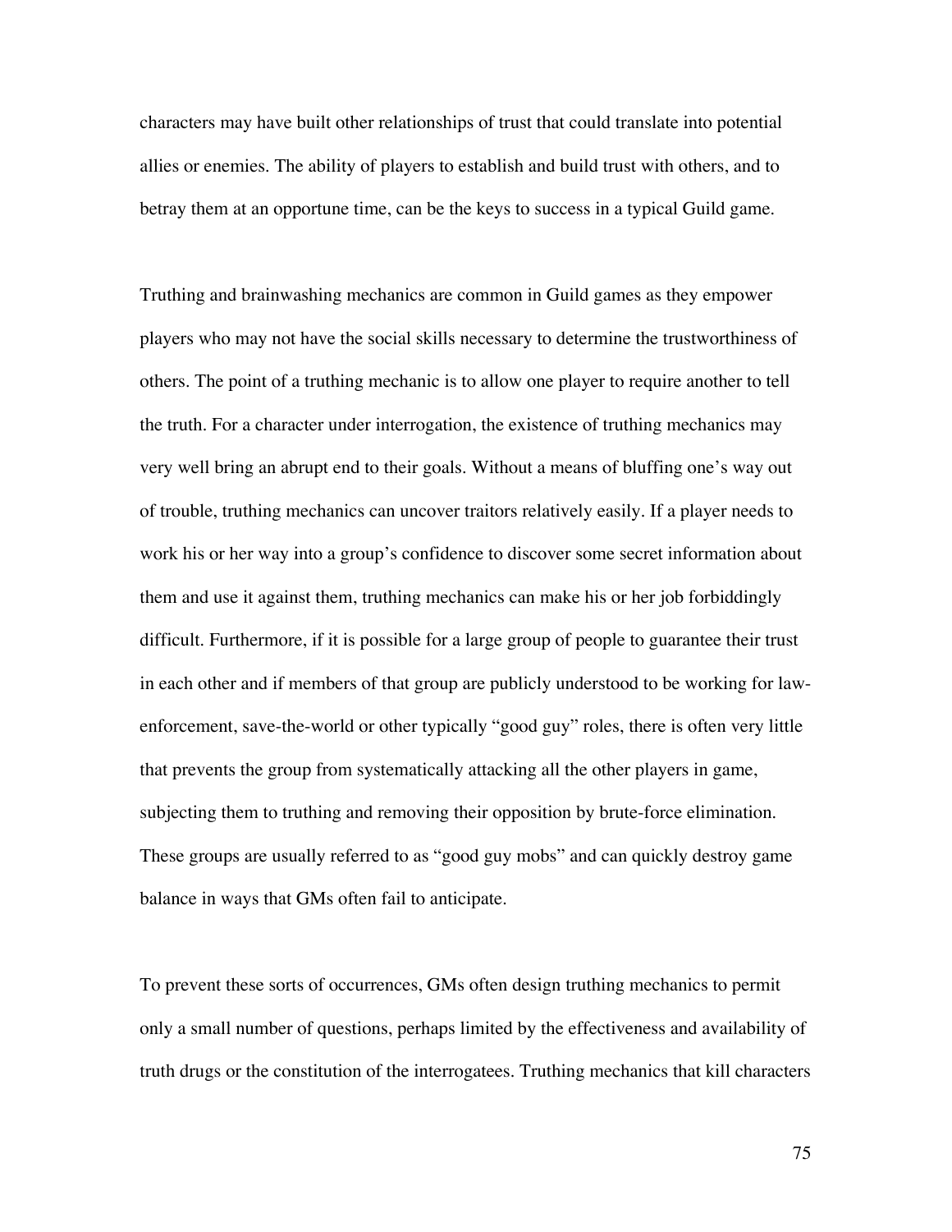characters may have built other relationships of trust that could translate into potential allies or enemies. The ability of players to establish and build trust with others, and to betray them at an opportune time, can be the keys to success in a typical Guild game.

Truthing and brainwashing mechanics are common in Guild games as they empower players who may not have the social skills necessary to determine the trustworthiness of others. The point of a truthing mechanic is to allow one player to require another to tell the truth. For a character under interrogation, the existence of truthing mechanics may very well bring an abrupt end to their goals. Without a means of bluffing one's way out of trouble, truthing mechanics can uncover traitors relatively easily. If a player needs to work his or her way into a group's confidence to discover some secret information about them and use it against them, truthing mechanics can make his or her job forbiddingly difficult. Furthermore, if it is possible for a large group of people to guarantee their trust in each other and if members of that group are publicly understood to be working for law-enforcement, save-the-world or other typically "good guy" roles, there is often very little that prevents the group from systematically attacking all the other players in game, subjecting them to truthing and removing their opposition by brute-force elimination. These groups are usually referred to as "good guy mobs" and can quickly destroy game balance in ways that GMs often fail to anticipate.

To prevent these sorts of occurrences, GMs often design truthing mechanics to permit only a small number of questions, perhaps limited by the effectiveness and availability of truth drugs or the constitution of the interrogatees. Truthing mechanics that kill characters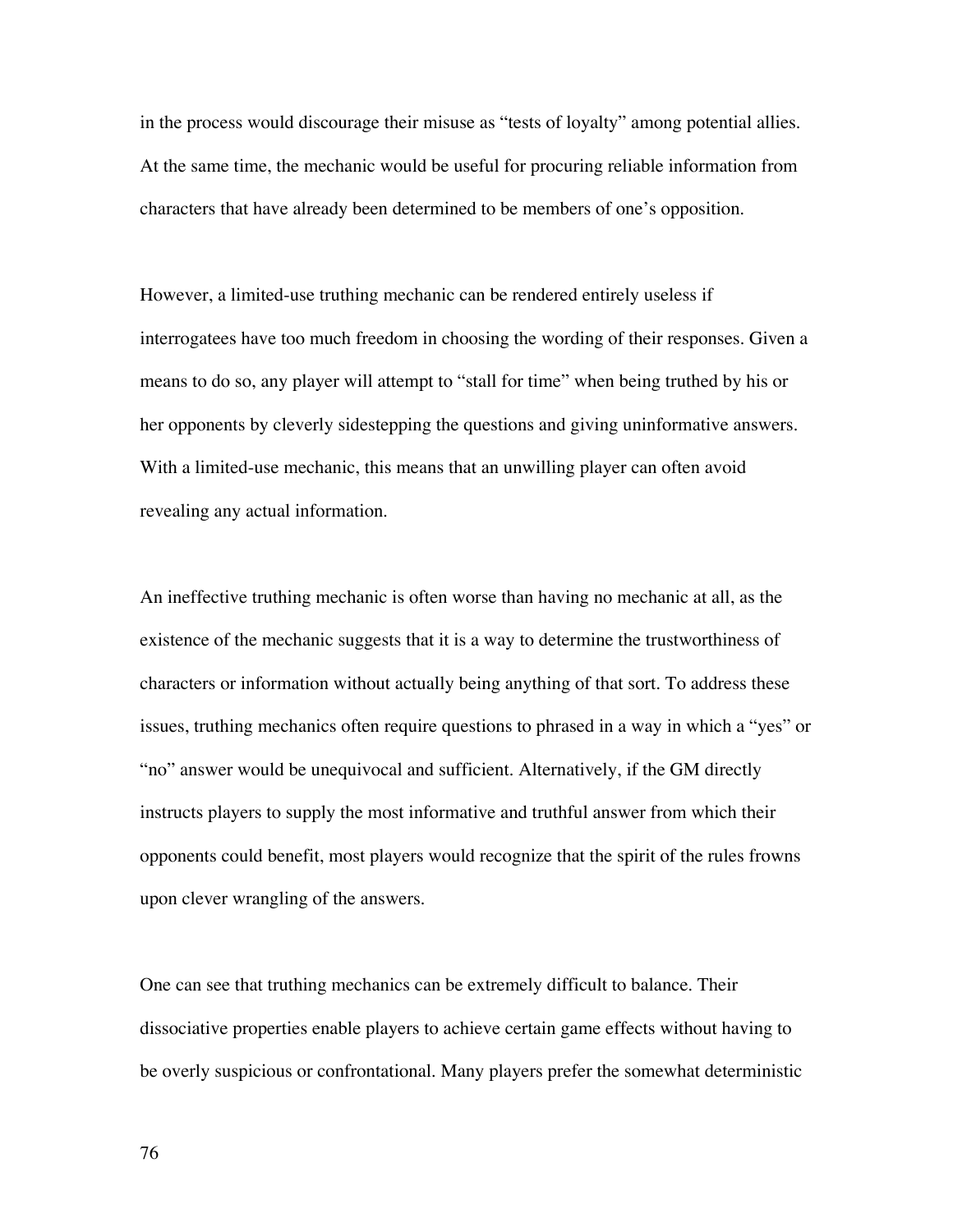in the process would discourage their misuse as "tests of loyalty" among potential allies. At the same time, the mechanic would be useful for procuring reliable information from characters that have already been determined to be members of one's opposition.

However, a limited-use truthing mechanic can be rendered entirely useless if interrogatees have too much freedom in choosing the wording of their responses. Given a means to do so, any player will attempt to "stall for time" when being truthed by his or her opponents by cleverly sidestepping the questions and giving uninformative answers. With a limited-use mechanic, this means that an unwilling player can often avoid revealing any actual information.

An ineffective truthing mechanic is often worse than having no mechanic at all, as the existence of the mechanic suggests that it is a way to determine the trustworthiness of characters or information without actually being anything of that sort. To address these issues, truthing mechanics often require questions to phrased in a way in which a "yes" or "no" answer would be unequivocal and sufficient. Alternatively, if the GM directly instructs players to supply the most informative and truthful answer from which their opponents could benefit, most players would recognize that the spirit of the rules frowns upon clever wrangling of the answers.

One can see that truthing mechanics can be extremely difficult to balance. Their dissociative properties enable players to achieve certain game effects without having to be overly suspicious or confrontational. Many players prefer the somewhat deterministic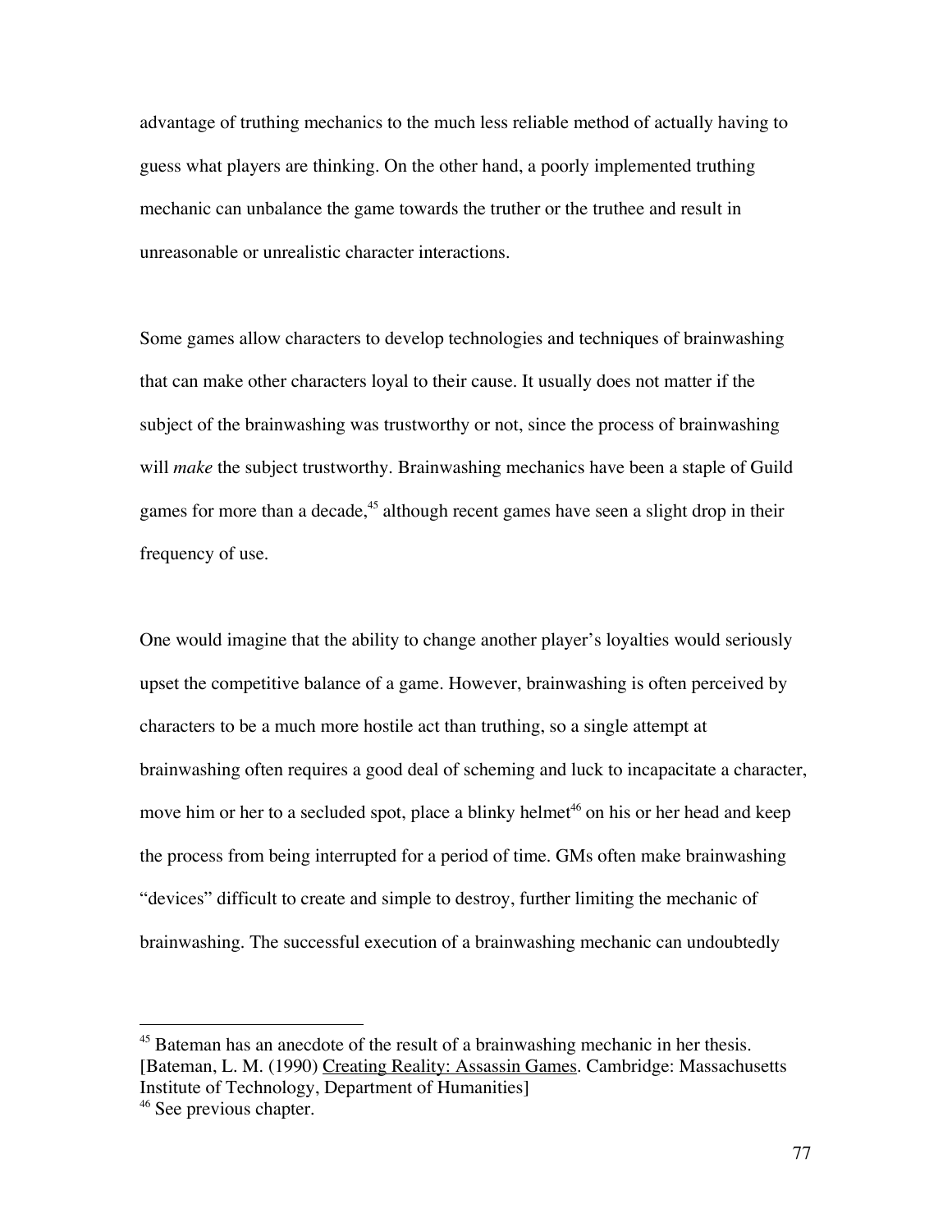advantage of truthing mechanics to the much less reliable method of actually having to guess what players are thinking. On the other hand, a poorly implemented truthing mechanic can unbalance the game towards the truther or the truthee and result in unreasonable or unrealistic character interactions.

Some games allow characters to develop technologies and techniques of brainwashing that can make other characters loyal to their cause. It usually does not matter if the subject of the brainwashing was trustworthy or not, since the process of brainwashing will *make* the subject trustworthy. Brainwashing mechanics have been a staple of Guild games for more than a decade,[45] although recent games have seen a slight drop in their frequency of use.

One would imagine that the ability to change another player's loyalties would seriously upset the competitive balance of a game. However, brainwashing is often perceived by characters to be a much more hostile act than truthing, so a single attempt at brainwashing often requires a good deal of scheming and luck to incapacitate a character, move him or her to a secluded spot, place a blinky helmet[46] on his or her head and keep the process from being interrupted for a period of time. GMs often make brainwashing "devices" difficult to create and simple to destroy, further limiting the mechanic of brainwashing. The successful execution of a brainwashing mechanic can undoubtedly

---

[45] Bateman has an anecdote of the result of a brainwashing mechanic in her thesis. [Bateman, L. M. (1990) Creating Reality: Assassin Games. Cambridge: Massachusetts Institute of Technology, Department of Humanities]

[46] See previous chapter.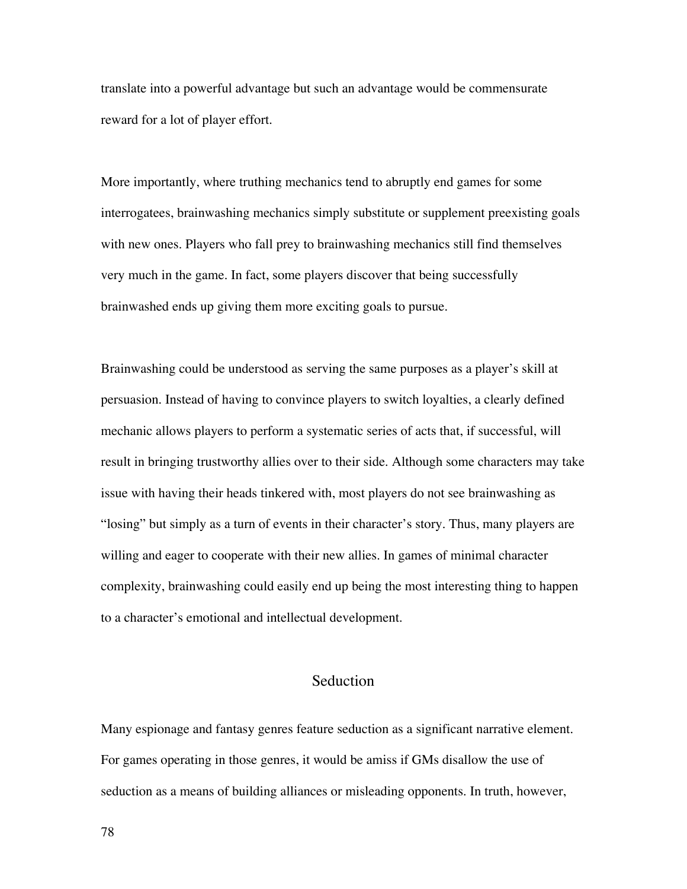translate into a powerful advantage but such an advantage would be commensurate reward for a lot of player effort.

More importantly, where truthing mechanics tend to abruptly end games for some interrogatees, brainwashing mechanics simply substitute or supplement preexisting goals with new ones. Players who fall prey to brainwashing mechanics still find themselves very much in the game. In fact, some players discover that being successfully brainwashed ends up giving them more exciting goals to pursue.

Brainwashing could be understood as serving the same purposes as a player's skill at persuasion. Instead of having to convince players to switch loyalties, a clearly defined mechanic allows players to perform a systematic series of acts that, if successful, will result in bringing trustworthy allies over to their side. Although some characters may take issue with having their heads tinkered with, most players do not see brainwashing as "losing" but simply as a turn of events in their character's story. Thus, many players are willing and eager to cooperate with their new allies. In games of minimal character complexity, brainwashing could easily end up being the most interesting thing to happen to a character's emotional and intellectual development.

## Seduction

Many espionage and fantasy genres feature seduction as a significant narrative element. For games operating in those genres, it would be amiss if GMs disallow the use of seduction as a means of building alliances or misleading opponents. In truth, however,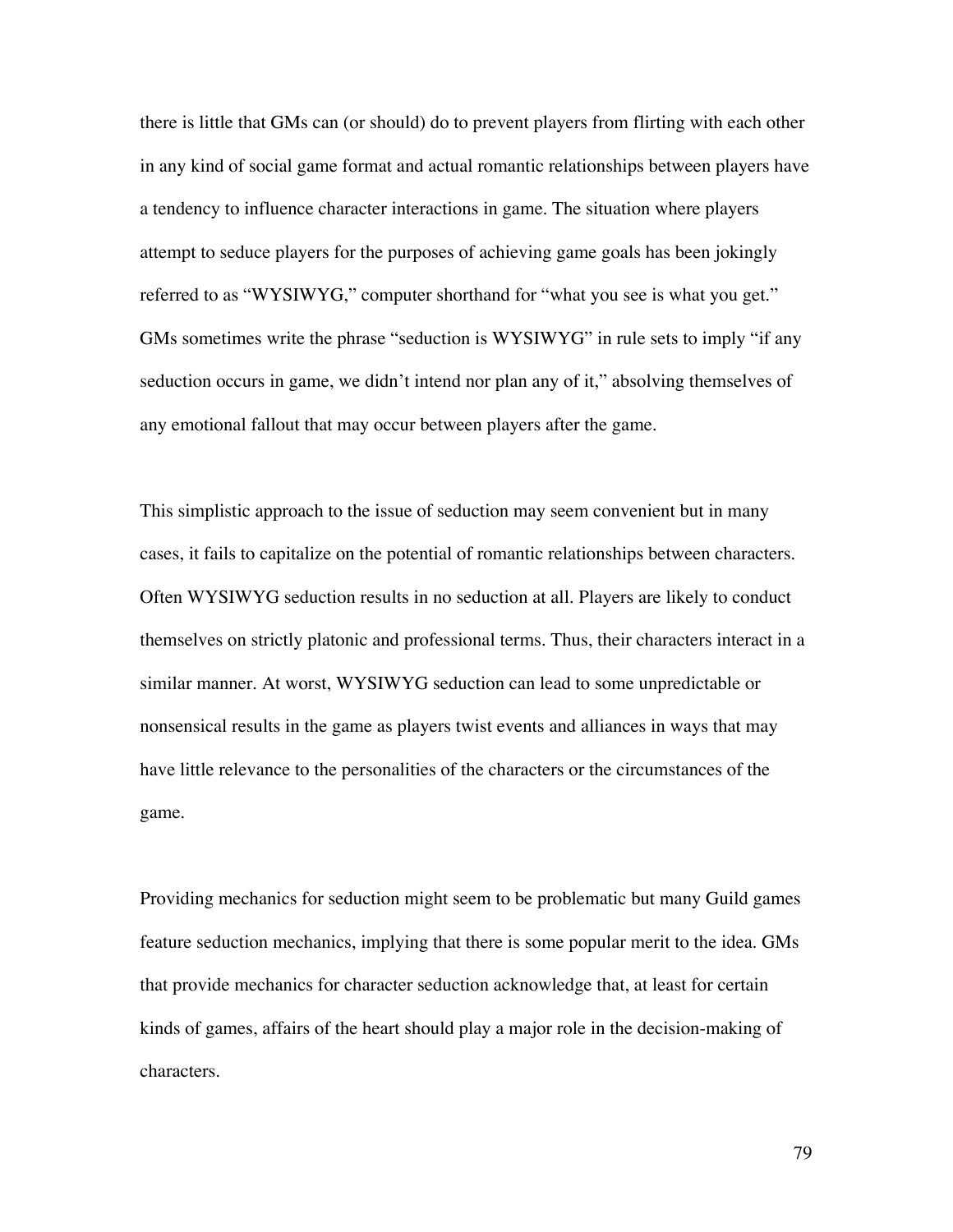there is little that GMs can (or should) do to prevent players from flirting with each other in any kind of social game format and actual romantic relationships between players have a tendency to influence character interactions in game. The situation where players attempt to seduce players for the purposes of achieving game goals has been jokingly referred to as "WYSIWYG," computer shorthand for "what you see is what you get." GMs sometimes write the phrase "seduction is WYSIWYG" in rule sets to imply "if any seduction occurs in game, we didn't intend nor plan any of it," absolving themselves of any emotional fallout that may occur between players after the game.

This simplistic approach to the issue of seduction may seem convenient but in many cases, it fails to capitalize on the potential of romantic relationships between characters. Often WYSIWYG seduction results in no seduction at all. Players are likely to conduct themselves on strictly platonic and professional terms. Thus, their characters interact in a similar manner. At worst, WYSIWYG seduction can lead to some unpredictable or nonsensical results in the game as players twist events and alliances in ways that may have little relevance to the personalities of the characters or the circumstances of the game.

Providing mechanics for seduction might seem to be problematic but many Guild games feature seduction mechanics, implying that there is some popular merit to the idea. GMs that provide mechanics for character seduction acknowledge that, at least for certain kinds of games, affairs of the heart should play a major role in the decision-making of characters.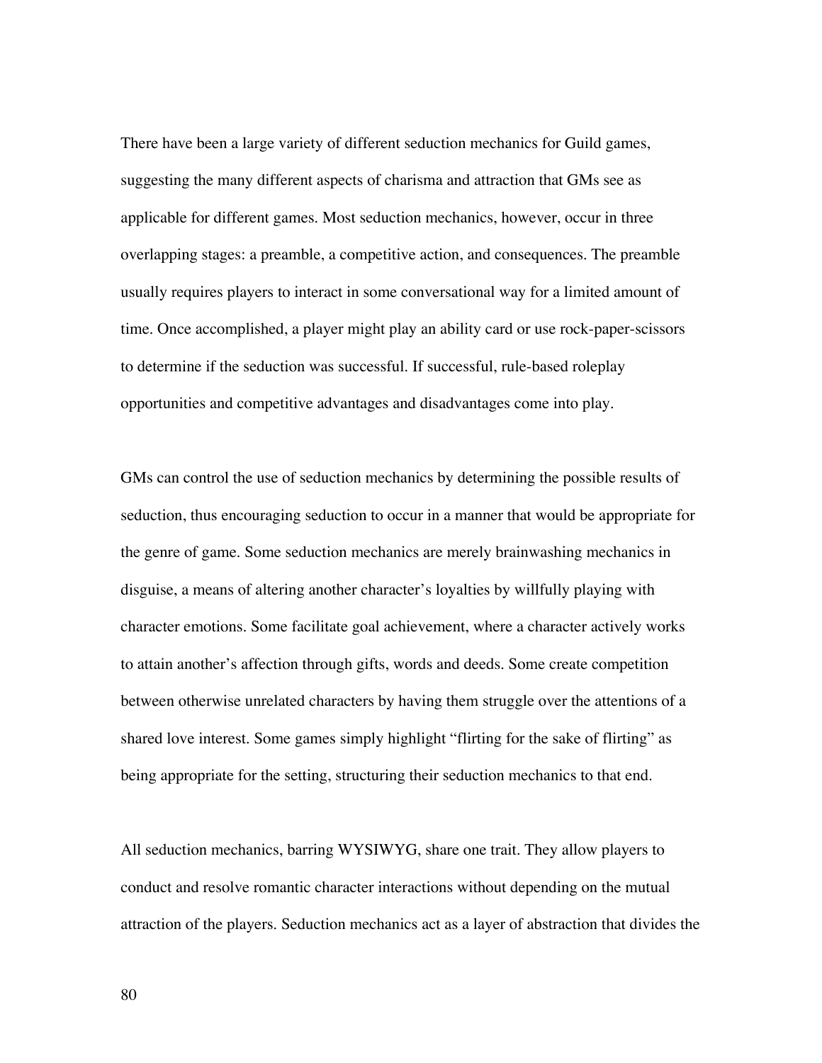There have been a large variety of different seduction mechanics for Guild games, suggesting the many different aspects of charisma and attraction that GMs see as applicable for different games. Most seduction mechanics, however, occur in three overlapping stages: a preamble, a competitive action, and consequences. The preamble usually requires players to interact in some conversational way for a limited amount of time. Once accomplished, a player might play an ability card or use rock-paper-scissors to determine if the seduction was successful. If successful, rule-based roleplay opportunities and competitive advantages and disadvantages come into play.

GMs can control the use of seduction mechanics by determining the possible results of seduction, thus encouraging seduction to occur in a manner that would be appropriate for the genre of game. Some seduction mechanics are merely brainwashing mechanics in disguise, a means of altering another character's loyalties by willfully playing with character emotions. Some facilitate goal achievement, where a character actively works to attain another's affection through gifts, words and deeds. Some create competition between otherwise unrelated characters by having them struggle over the attentions of a shared love interest. Some games simply highlight "flirting for the sake of flirting" as being appropriate for the setting, structuring their seduction mechanics to that end.

All seduction mechanics, barring WYSIWYG, share one trait. They allow players to conduct and resolve romantic character interactions without depending on the mutual attraction of the players. Seduction mechanics act as a layer of abstraction that divides the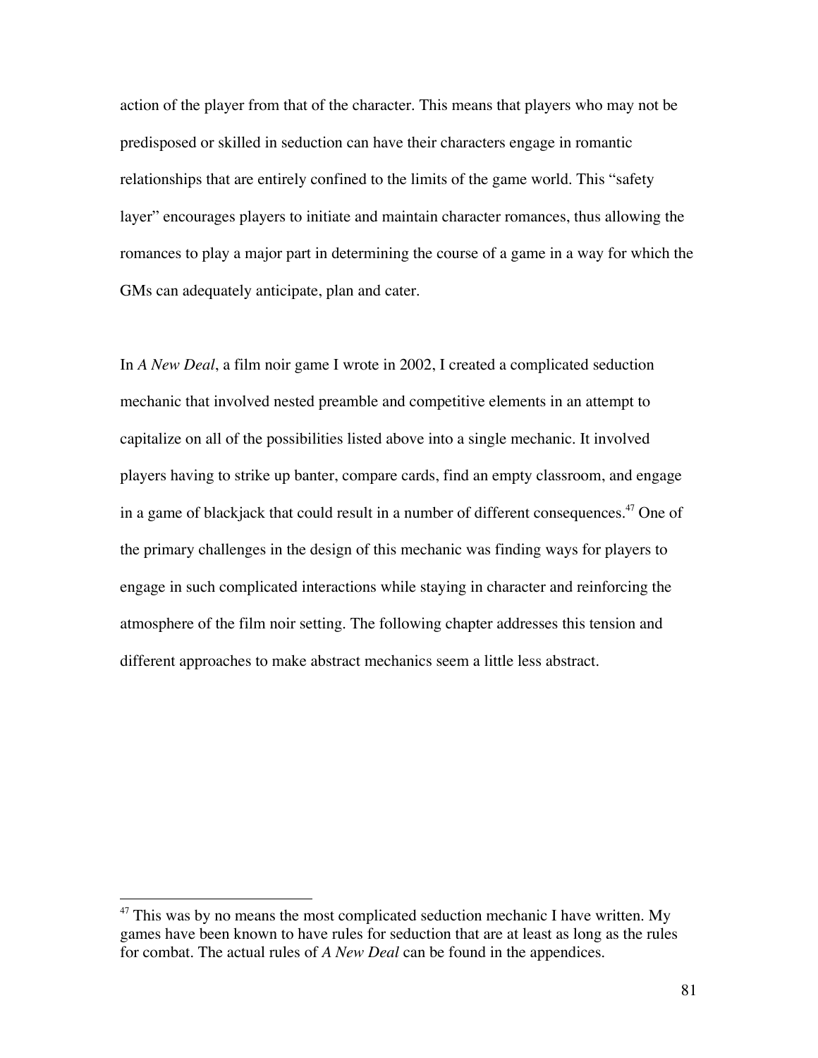action of the player from that of the character. This means that players who may not be predisposed or skilled in seduction can have their characters engage in romantic relationships that are entirely confined to the limits of the game world. This "safety layer" encourages players to initiate and maintain character romances, thus allowing the romances to play a major part in determining the course of a game in a way for which the GMs can adequately anticipate, plan and cater.

In *A New Deal*, a film noir game I wrote in 2002, I created a complicated seduction mechanic that involved nested preamble and competitive elements in an attempt to capitalize on all of the possibilities listed above into a single mechanic. It involved players having to strike up banter, compare cards, find an empty classroom, and engage in a game of blackjack that could result in a number of different consequences.[47] One of the primary challenges in the design of this mechanic was finding ways for players to engage in such complicated interactions while staying in character and reinforcing the atmosphere of the film noir setting. The following chapter addresses this tension and different approaches to make abstract mechanics seem a little less abstract.

---

[47] This was by no means the most complicated seduction mechanic I have written. My games have been known to have rules for seduction that are at least as long as the rules for combat. The actual rules of *A New Deal* can be found in the appendices.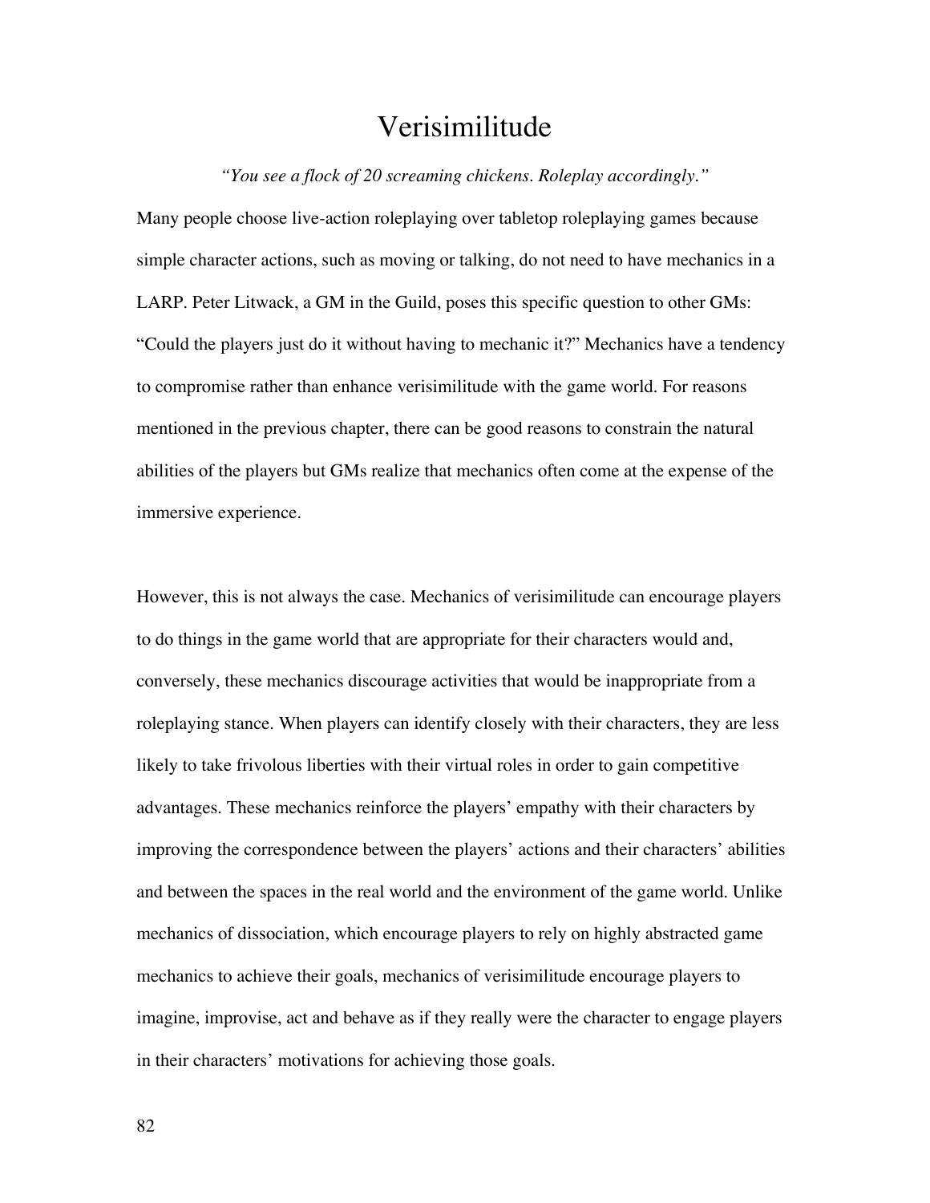# Verisimilitude

*"You see a flock of 20 screaming chickens. Roleplay accordingly."*

Many people choose live-action roleplaying over tabletop roleplaying games because simple character actions, such as moving or talking, do not need to have mechanics in a LARP. Peter Litwack, a GM in the Guild, poses this specific question to other GMs: "Could the players just do it without having to mechanic it?" Mechanics have a tendency to compromise rather than enhance verisimilitude with the game world. For reasons mentioned in the previous chapter, there can be good reasons to constrain the natural abilities of the players but GMs realize that mechanics often come at the expense of the immersive experience.

However, this is not always the case. Mechanics of verisimilitude can encourage players to do things in the game world that are appropriate for their characters would and, conversely, these mechanics discourage activities that would be inappropriate from a roleplaying stance. When players can identify closely with their characters, they are less likely to take frivolous liberties with their virtual roles in order to gain competitive advantages. These mechanics reinforce the players' empathy with their characters by improving the correspondence between the players' actions and their characters' abilities and between the spaces in the real world and the environment of the game world. Unlike mechanics of dissociation, which encourage players to rely on highly abstracted game mechanics to achieve their goals, mechanics of verisimilitude encourage players to imagine, improvise, act and behave as if they really were the character to engage players in their characters' motivations for achieving those goals.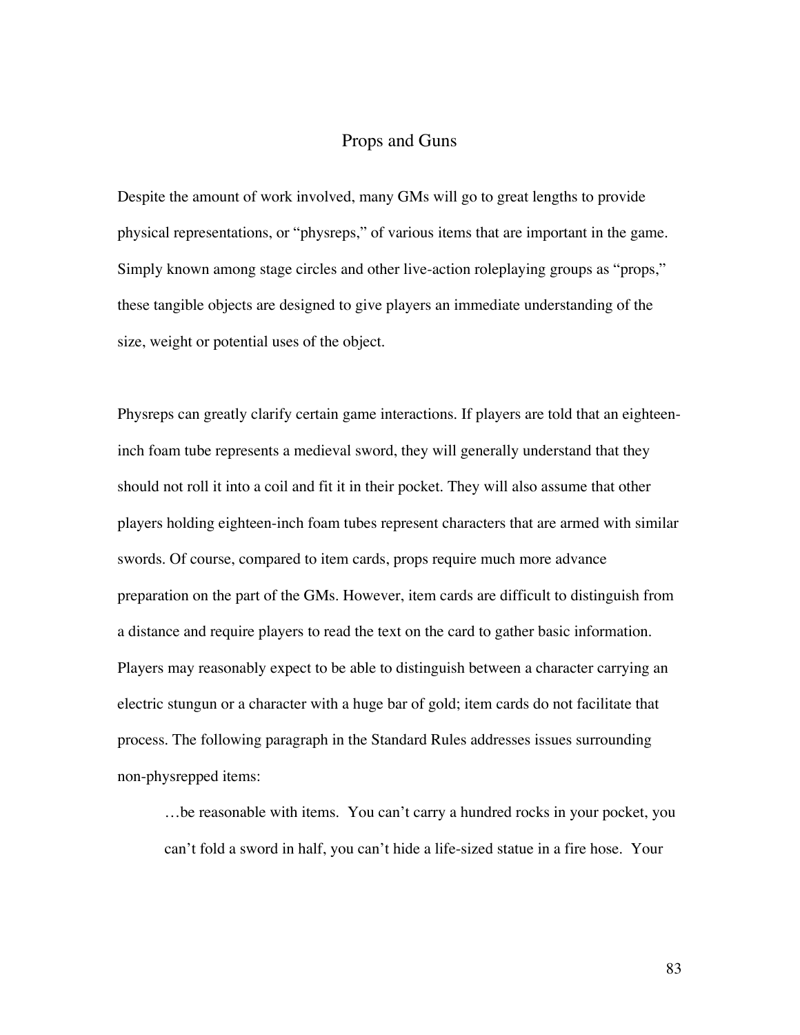## Props and Guns

Despite the amount of work involved, many GMs will go to great lengths to provide physical representations, or "physreps," of various items that are important in the game. Simply known among stage circles and other live-action roleplaying groups as "props," these tangible objects are designed to give players an immediate understanding of the size, weight or potential uses of the object.

Physreps can greatly clarify certain game interactions. If players are told that an eighteen-inch foam tube represents a medieval sword, they will generally understand that they should not roll it into a coil and fit it in their pocket. They will also assume that other players holding eighteen-inch foam tubes represent characters that are armed with similar swords. Of course, compared to item cards, props require much more advance preparation on the part of the GMs. However, item cards are difficult to distinguish from a distance and require players to read the text on the card to gather basic information. Players may reasonably expect to be able to distinguish between a character carrying an electric stungun or a character with a huge bar of gold; item cards do not facilitate that process. The following paragraph in the Standard Rules addresses issues surrounding non-physrepped items:

> …be reasonable with items. You can't carry a hundred rocks in your pocket, you can't fold a sword in half, you can't hide a life-sized statue in a fire hose. Your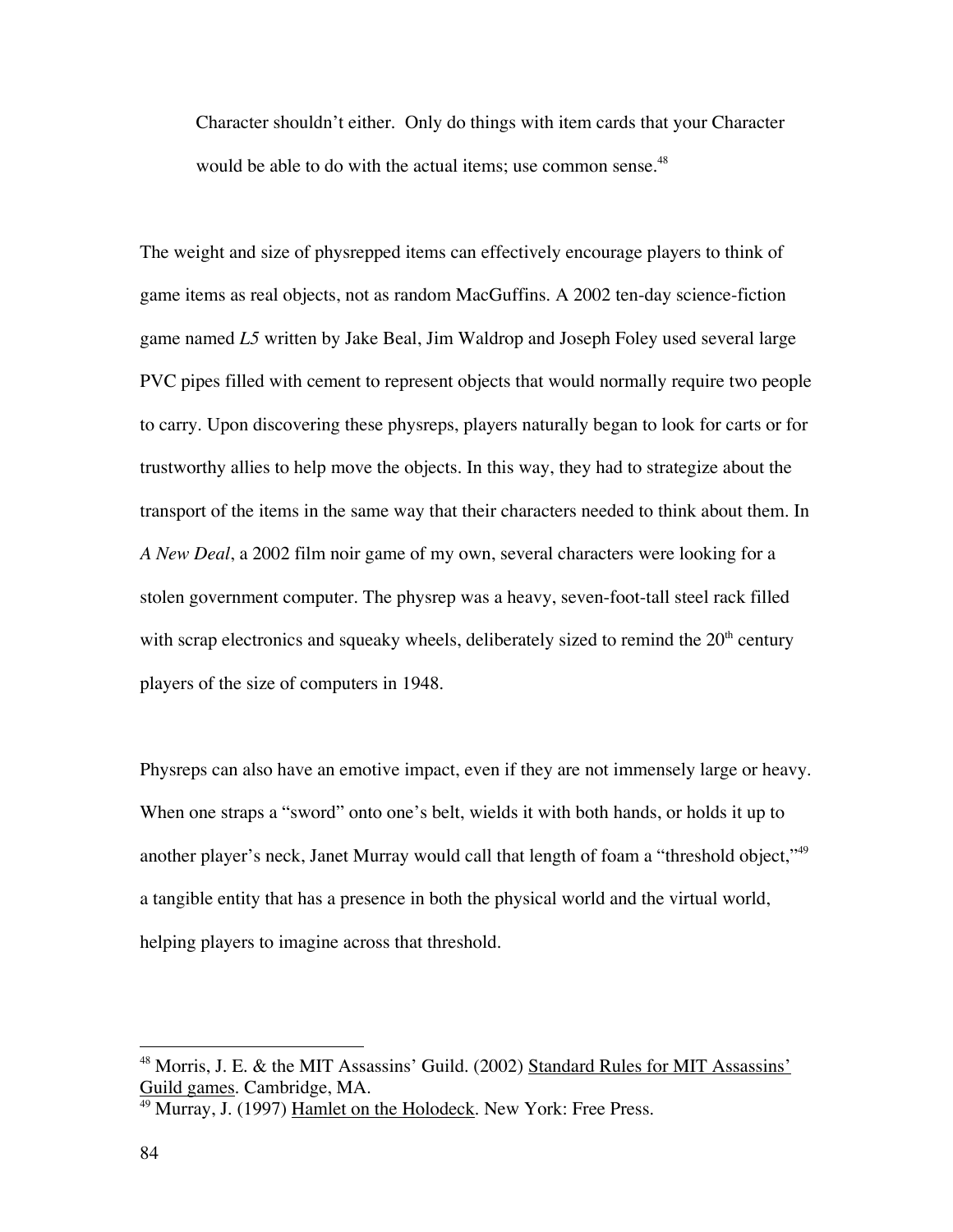> Character shouldn't either. Only do things with item cards that your Character would be able to do with the actual items; use common sense.[48]

The weight and size of physrepped items can effectively encourage players to think of game items as real objects, not as random MacGuffins. A 2002 ten-day science-fiction game named *L5* written by Jake Beal, Jim Waldrop and Joseph Foley used several large PVC pipes filled with cement to represent objects that would normally require two people to carry. Upon discovering these physreps, players naturally began to look for carts or for trustworthy allies to help move the objects. In this way, they had to strategize about the transport of the items in the same way that their characters needed to think about them. In *A New Deal*, a 2002 film noir game of my own, several characters were looking for a stolen government computer. The physrep was a heavy, seven-foot-tall steel rack filled with scrap electronics and squeaky wheels, deliberately sized to remind the 20th century players of the size of computers in 1948.

Physreps can also have an emotive impact, even if they are not immensely large or heavy. When one straps a "sword" onto one's belt, wields it with both hands, or holds it up to another player's neck, Janet Murray would call that length of foam a "threshold object,"[49] a tangible entity that has a presence in both the physical world and the virtual world, helping players to imagine across that threshold.

---

[48] Morris, J. E. & the MIT Assassins' Guild. (2002) Standard Rules for MIT Assassins' Guild games. Cambridge, MA.

[49] Murray, J. (1997) Hamlet on the Holodeck. New York: Free Press.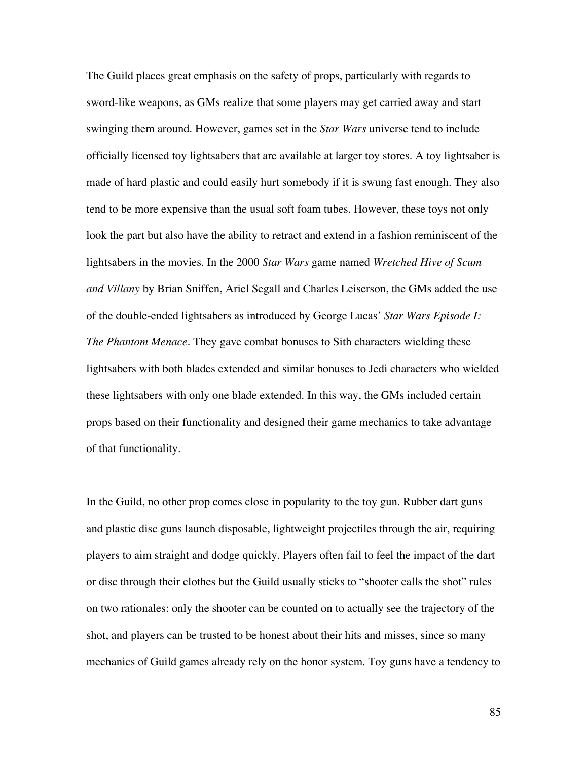The Guild places great emphasis on the safety of props, particularly with regards to sword-like weapons, as GMs realize that some players may get carried away and start swinging them around. However, games set in the *Star Wars* universe tend to include officially licensed toy lightsabers that are available at larger toy stores. A toy lightsaber is made of hard plastic and could easily hurt somebody if it is swung fast enough. They also tend to be more expensive than the usual soft foam tubes. However, these toys not only look the part but also have the ability to retract and extend in a fashion reminiscent of the lightsabers in the movies. In the 2000 *Star Wars* game named *Wretched Hive of Scum and Villany* by Brian Sniffen, Ariel Segall and Charles Leiserson, the GMs added the use of the double-ended lightsabers as introduced by George Lucas' *Star Wars Episode I: The Phantom Menace*. They gave combat bonuses to Sith characters wielding these lightsabers with both blades extended and similar bonuses to Jedi characters who wielded these lightsabers with only one blade extended. In this way, the GMs included certain props based on their functionality and designed their game mechanics to take advantage of that functionality.

In the Guild, no other prop comes close in popularity to the toy gun. Rubber dart guns and plastic disc guns launch disposable, lightweight projectiles through the air, requiring players to aim straight and dodge quickly. Players often fail to feel the impact of the dart or disc through their clothes but the Guild usually sticks to "shooter calls the shot" rules on two rationales: only the shooter can be counted on to actually see the trajectory of the shot, and players can be trusted to be honest about their hits and misses, since so many mechanics of Guild games already rely on the honor system. Toy guns have a tendency to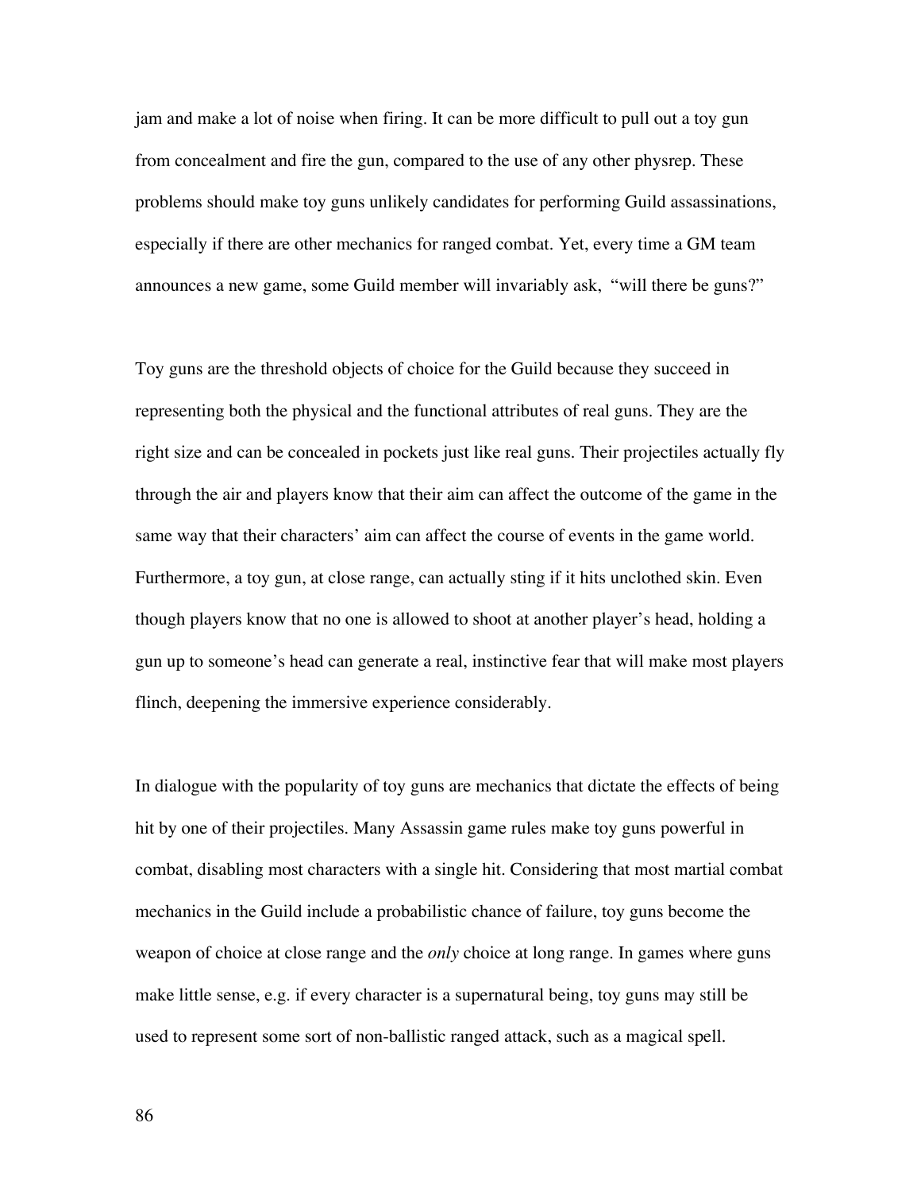jam and make a lot of noise when firing. It can be more difficult to pull out a toy gun from concealment and fire the gun, compared to the use of any other physrep. These problems should make toy guns unlikely candidates for performing Guild assassinations, especially if there are other mechanics for ranged combat. Yet, every time a GM team announces a new game, some Guild member will invariably ask, "will there be guns?"

Toy guns are the threshold objects of choice for the Guild because they succeed in representing both the physical and the functional attributes of real guns. They are the right size and can be concealed in pockets just like real guns. Their projectiles actually fly through the air and players know that their aim can affect the outcome of the game in the same way that their characters' aim can affect the course of events in the game world. Furthermore, a toy gun, at close range, can actually sting if it hits unclothed skin. Even though players know that no one is allowed to shoot at another player's head, holding a gun up to someone's head can generate a real, instinctive fear that will make most players flinch, deepening the immersive experience considerably.

In dialogue with the popularity of toy guns are mechanics that dictate the effects of being hit by one of their projectiles. Many Assassin game rules make toy guns powerful in combat, disabling most characters with a single hit. Considering that most martial combat mechanics in the Guild include a probabilistic chance of failure, toy guns become the weapon of choice at close range and the *only* choice at long range. In games where guns make little sense, e.g. if every character is a supernatural being, toy guns may still be used to represent some sort of non-ballistic ranged attack, such as a magical spell.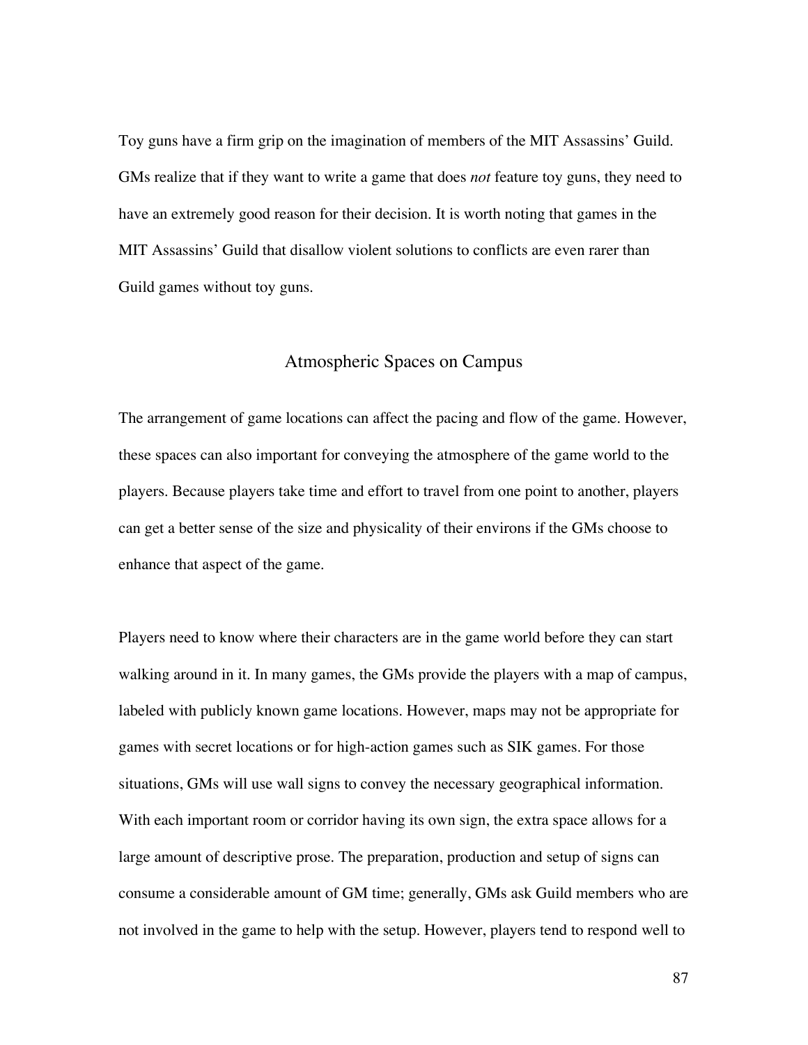Toy guns have a firm grip on the imagination of members of the MIT Assassins' Guild. GMs realize that if they want to write a game that does *not* feature toy guns, they need to have an extremely good reason for their decision. It is worth noting that games in the MIT Assassins' Guild that disallow violent solutions to conflicts are even rarer than Guild games without toy guns.

## Atmospheric Spaces on Campus

The arrangement of game locations can affect the pacing and flow of the game. However, these spaces can also important for conveying the atmosphere of the game world to the players. Because players take time and effort to travel from one point to another, players can get a better sense of the size and physicality of their environs if the GMs choose to enhance that aspect of the game.

Players need to know where their characters are in the game world before they can start walking around in it. In many games, the GMs provide the players with a map of campus, labeled with publicly known game locations. However, maps may not be appropriate for games with secret locations or for high-action games such as SIK games. For those situations, GMs will use wall signs to convey the necessary geographical information. With each important room or corridor having its own sign, the extra space allows for a large amount of descriptive prose. The preparation, production and setup of signs can consume a considerable amount of GM time; generally, GMs ask Guild members who are not involved in the game to help with the setup. However, players tend to respond well to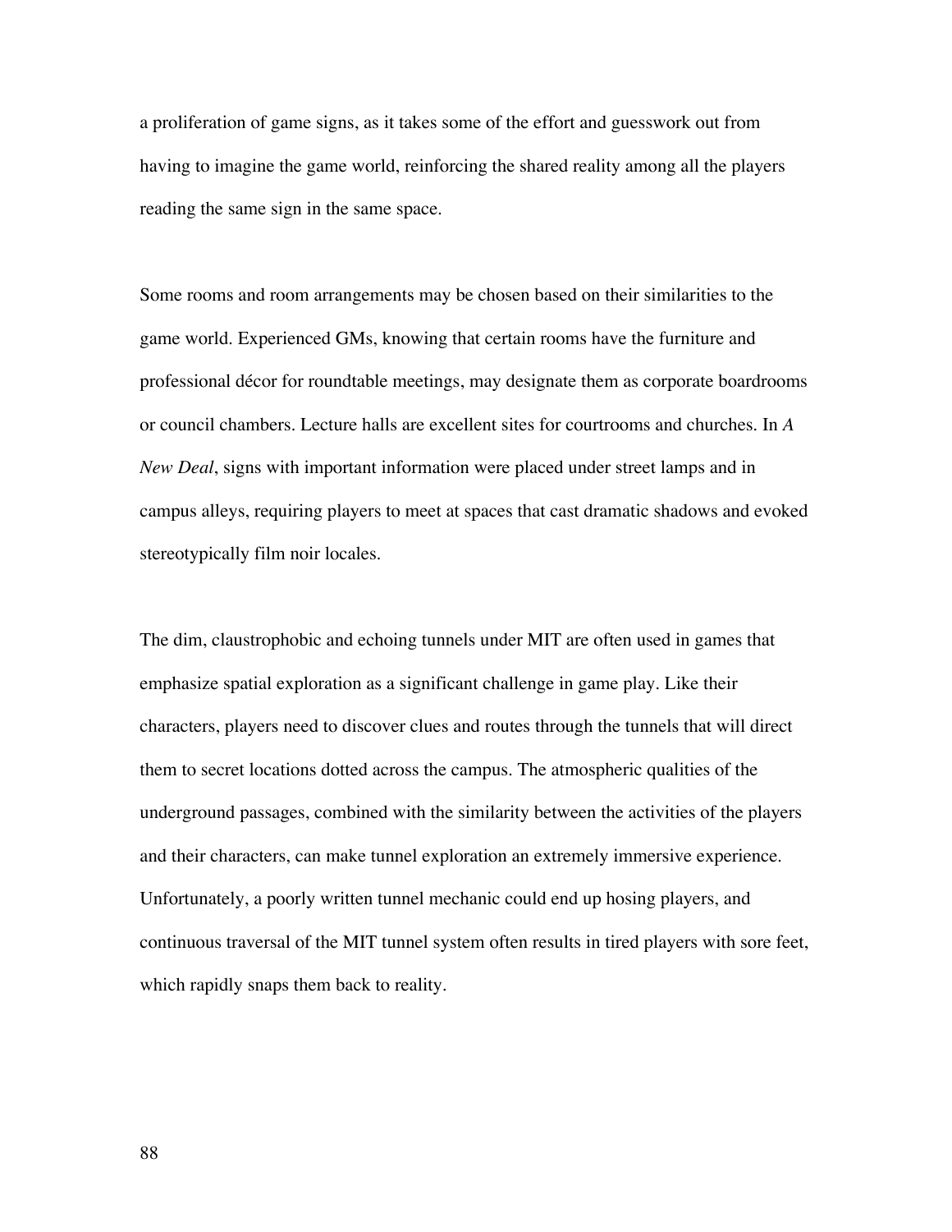a proliferation of game signs, as it takes some of the effort and guesswork out from having to imagine the game world, reinforcing the shared reality among all the players reading the same sign in the same space.

Some rooms and room arrangements may be chosen based on their similarities to the game world. Experienced GMs, knowing that certain rooms have the furniture and professional décor for roundtable meetings, may designate them as corporate boardrooms or council chambers. Lecture halls are excellent sites for courtrooms and churches. In *A New Deal*, signs with important information were placed under street lamps and in campus alleys, requiring players to meet at spaces that cast dramatic shadows and evoked stereotypically film noir locales.

The dim, claustrophobic and echoing tunnels under MIT are often used in games that emphasize spatial exploration as a significant challenge in game play. Like their characters, players need to discover clues and routes through the tunnels that will direct them to secret locations dotted across the campus. The atmospheric qualities of the underground passages, combined with the similarity between the activities of the players and their characters, can make tunnel exploration an extremely immersive experience. Unfortunately, a poorly written tunnel mechanic could end up hosing players, and continuous traversal of the MIT tunnel system often results in tired players with sore feet, which rapidly snaps them back to reality.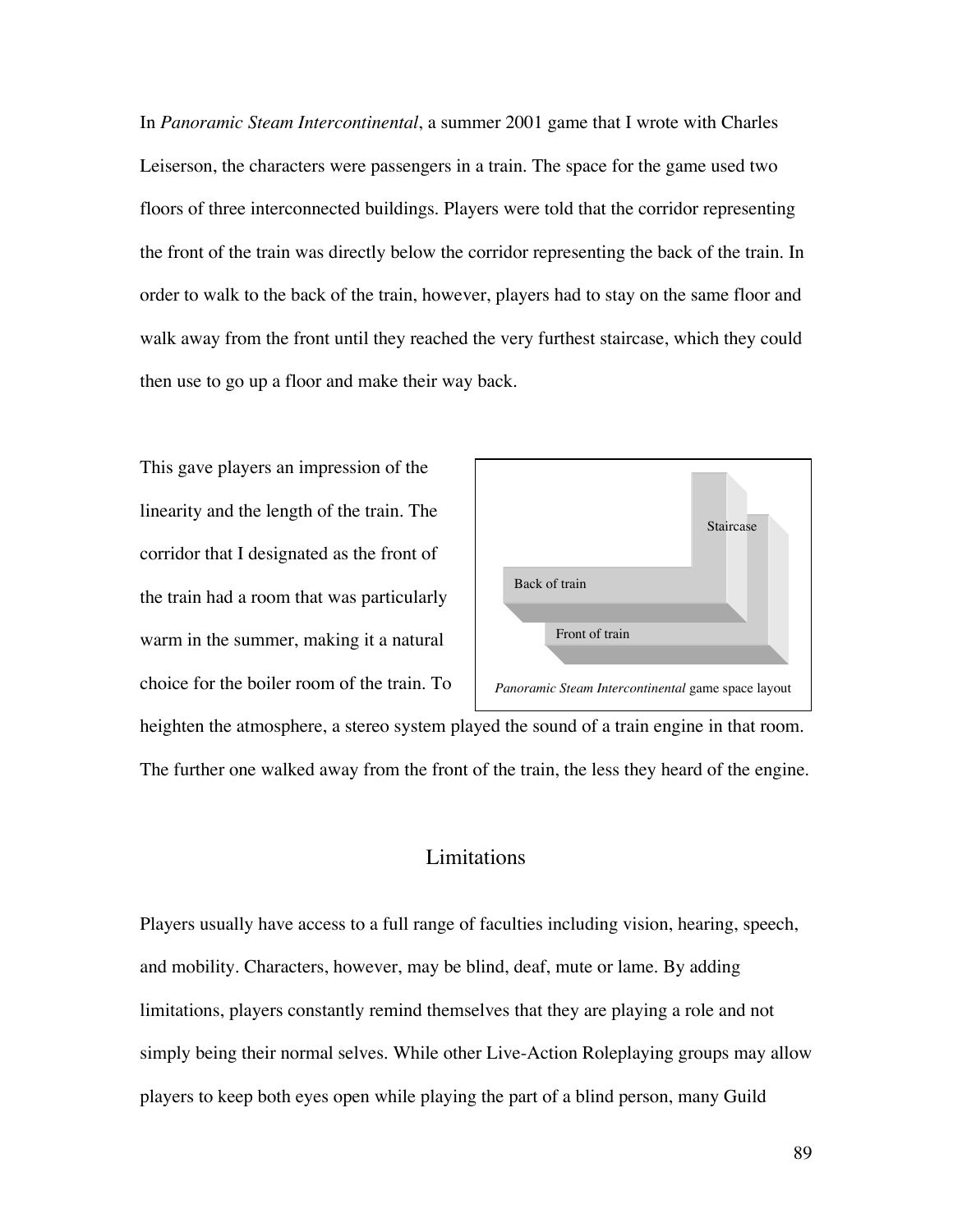In *Panoramic Steam Intercontinental*, a summer 2001 game that I wrote with Charles Leiserson, the characters were passengers in a train. The space for the game used two floors of three interconnected buildings. Players were told that the corridor representing the front of the train was directly below the corridor representing the back of the train. In order to walk to the back of the train, however, players had to stay on the same floor and walk away from the front until they reached the very furthest staircase, which they could then use to go up a floor and make their way back.

This gave players an impression of the linearity and the length of the train. The corridor that I designated as the front of the train had a room that was particularly warm in the summer, making it a natural choice for the boiler room of the train. To heighten the atmosphere, a stereo system played the sound of a train engine in that room. The further one walked away from the front of the train, the less they heard of the engine.

Staircase

Back of train

Front of train

*Panoramic Steam Intercontinental* game space layout

## Limitations

Players usually have access to a full range of faculties including vision, hearing, speech, and mobility. Characters, however, may be blind, deaf, mute or lame. By adding limitations, players constantly remind themselves that they are playing a role and not simply being their normal selves. While other Live-Action Roleplaying groups may allow players to keep both eyes open while playing the part of a blind person, many Guild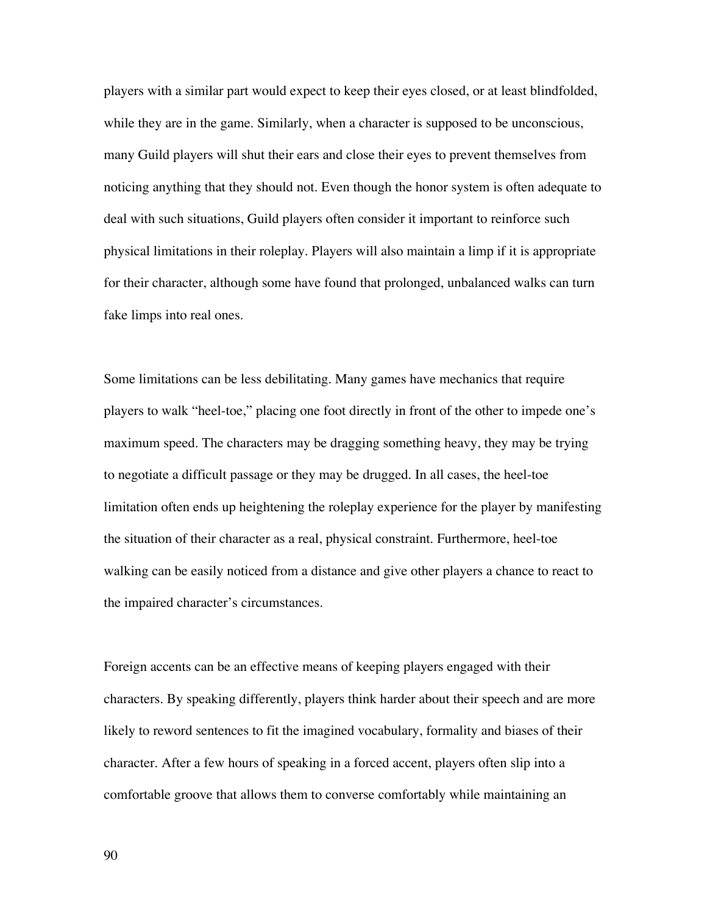players with a similar part would expect to keep their eyes closed, or at least blindfolded, while they are in the game. Similarly, when a character is supposed to be unconscious, many Guild players will shut their ears and close their eyes to prevent themselves from noticing anything that they should not. Even though the honor system is often adequate to deal with such situations, Guild players often consider it important to reinforce such physical limitations in their roleplay. Players will also maintain a limp if it is appropriate for their character, although some have found that prolonged, unbalanced walks can turn fake limps into real ones.

Some limitations can be less debilitating. Many games have mechanics that require players to walk "heel-toe," placing one foot directly in front of the other to impede one's maximum speed. The characters may be dragging something heavy, they may be trying to negotiate a difficult passage or they may be drugged. In all cases, the heel-toe limitation often ends up heightening the roleplay experience for the player by manifesting the situation of their character as a real, physical constraint. Furthermore, heel-toe walking can be easily noticed from a distance and give other players a chance to react to the impaired character's circumstances.

Foreign accents can be an effective means of keeping players engaged with their characters. By speaking differently, players think harder about their speech and are more likely to reword sentences to fit the imagined vocabulary, formality and biases of their character. After a few hours of speaking in a forced accent, players often slip into a comfortable groove that allows them to converse comfortably while maintaining an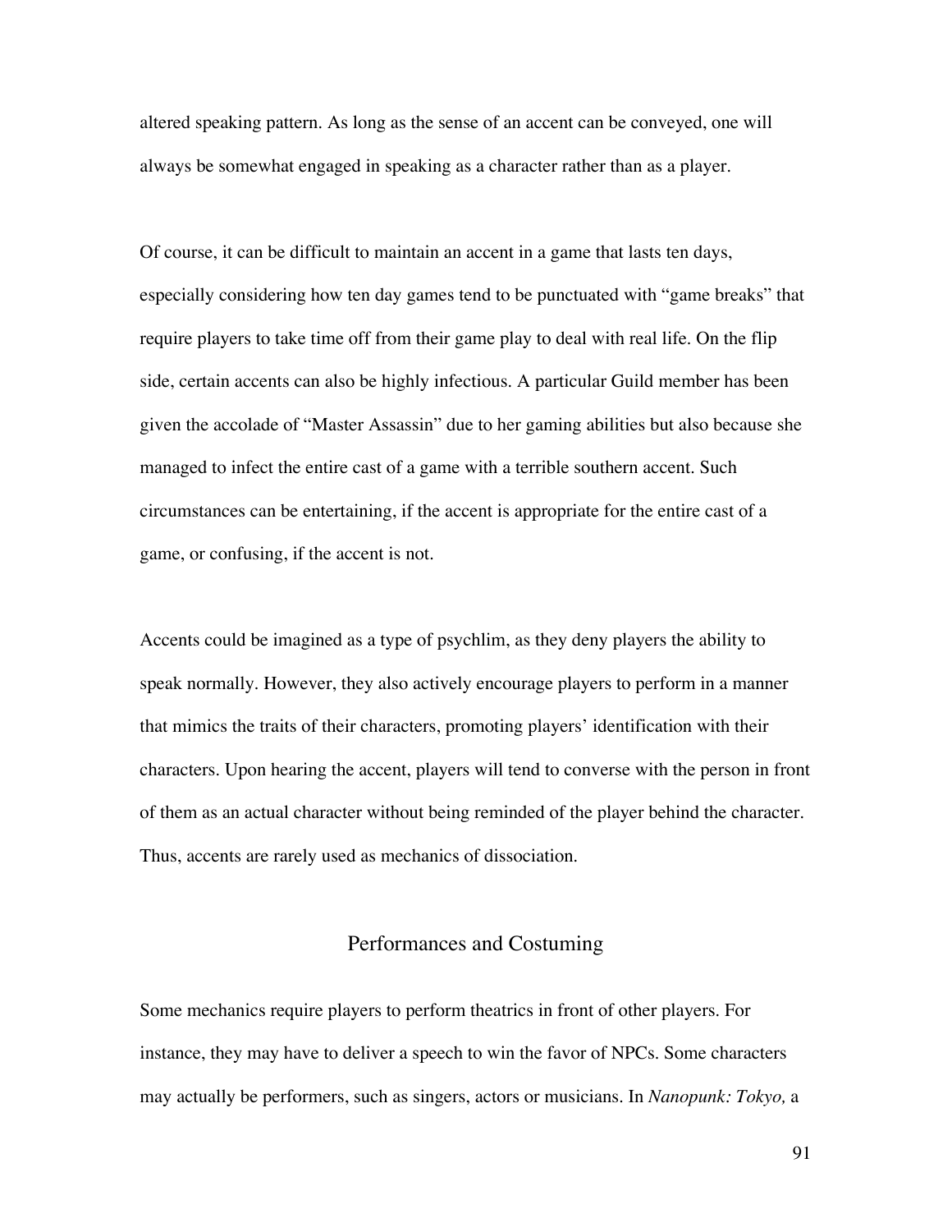altered speaking pattern. As long as the sense of an accent can be conveyed, one will always be somewhat engaged in speaking as a character rather than as a player.

Of course, it can be difficult to maintain an accent in a game that lasts ten days, especially considering how ten day games tend to be punctuated with "game breaks" that require players to take time off from their game play to deal with real life. On the flip side, certain accents can also be highly infectious. A particular Guild member has been given the accolade of "Master Assassin" due to her gaming abilities but also because she managed to infect the entire cast of a game with a terrible southern accent. Such circumstances can be entertaining, if the accent is appropriate for the entire cast of a game, or confusing, if the accent is not.

Accents could be imagined as a type of psychlim, as they deny players the ability to speak normally. However, they also actively encourage players to perform in a manner that mimics the traits of their characters, promoting players' identification with their characters. Upon hearing the accent, players will tend to converse with the person in front of them as an actual character without being reminded of the player behind the character. Thus, accents are rarely used as mechanics of dissociation.

## Performances and Costuming

Some mechanics require players to perform theatrics in front of other players. For instance, they may have to deliver a speech to win the favor of NPCs. Some characters may actually be performers, such as singers, actors or musicians. In *Nanopunk: Tokyo,* a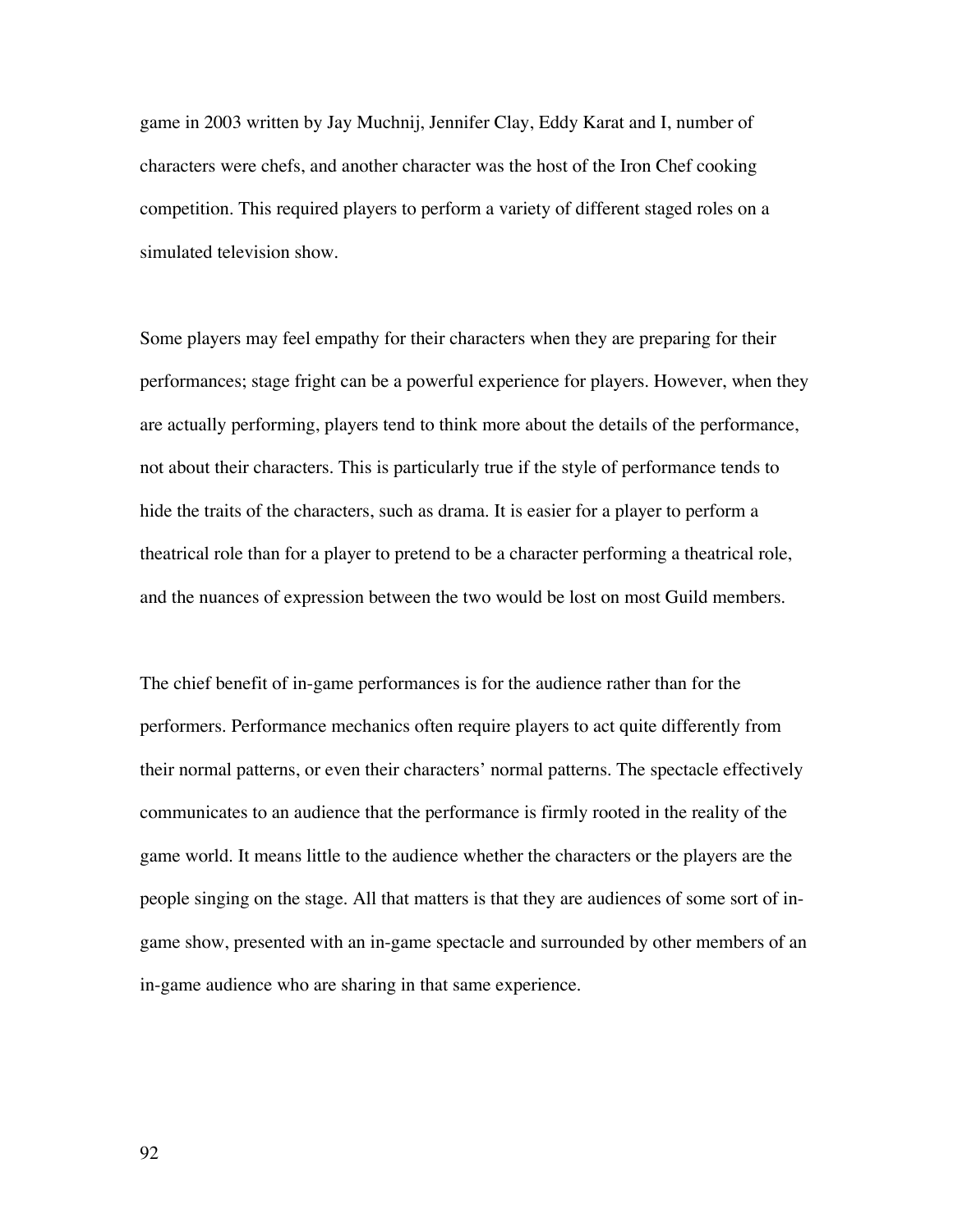game in 2003 written by Jay Muchnij, Jennifer Clay, Eddy Karat and I, number of characters were chefs, and another character was the host of the Iron Chef cooking competition. This required players to perform a variety of different staged roles on a simulated television show.

Some players may feel empathy for their characters when they are preparing for their performances; stage fright can be a powerful experience for players. However, when they are actually performing, players tend to think more about the details of the performance, not about their characters. This is particularly true if the style of performance tends to hide the traits of the characters, such as drama. It is easier for a player to perform a theatrical role than for a player to pretend to be a character performing a theatrical role, and the nuances of expression between the two would be lost on most Guild members.

The chief benefit of in-game performances is for the audience rather than for the performers. Performance mechanics often require players to act quite differently from their normal patterns, or even their characters' normal patterns. The spectacle effectively communicates to an audience that the performance is firmly rooted in the reality of the game world. It means little to the audience whether the characters or the players are the people singing on the stage. All that matters is that they are audiences of some sort of in-game show, presented with an in-game spectacle and surrounded by other members of an in-game audience who are sharing in that same experience.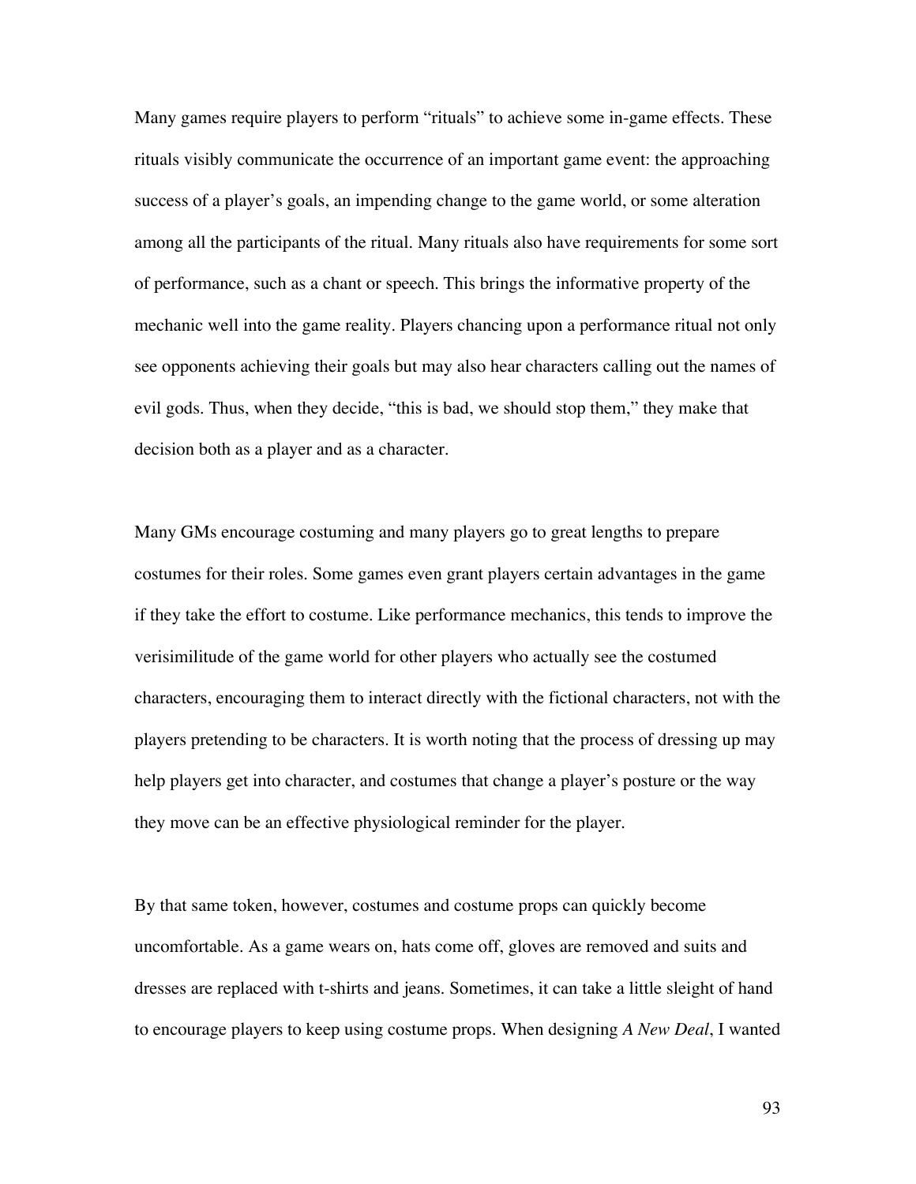Many games require players to perform "rituals" to achieve some in-game effects. These rituals visibly communicate the occurrence of an important game event: the approaching success of a player's goals, an impending change to the game world, or some alteration among all the participants of the ritual. Many rituals also have requirements for some sort of performance, such as a chant or speech. This brings the informative property of the mechanic well into the game reality. Players chancing upon a performance ritual not only see opponents achieving their goals but may also hear characters calling out the names of evil gods. Thus, when they decide, "this is bad, we should stop them," they make that decision both as a player and as a character.

Many GMs encourage costuming and many players go to great lengths to prepare costumes for their roles. Some games even grant players certain advantages in the game if they take the effort to costume. Like performance mechanics, this tends to improve the verisimilitude of the game world for other players who actually see the costumed characters, encouraging them to interact directly with the fictional characters, not with the players pretending to be characters. It is worth noting that the process of dressing up may help players get into character, and costumes that change a player's posture or the way they move can be an effective physiological reminder for the player.

By that same token, however, costumes and costume props can quickly become uncomfortable. As a game wears on, hats come off, gloves are removed and suits and dresses are replaced with t-shirts and jeans. Sometimes, it can take a little sleight of hand to encourage players to keep using costume props. When designing *A New Deal*, I wanted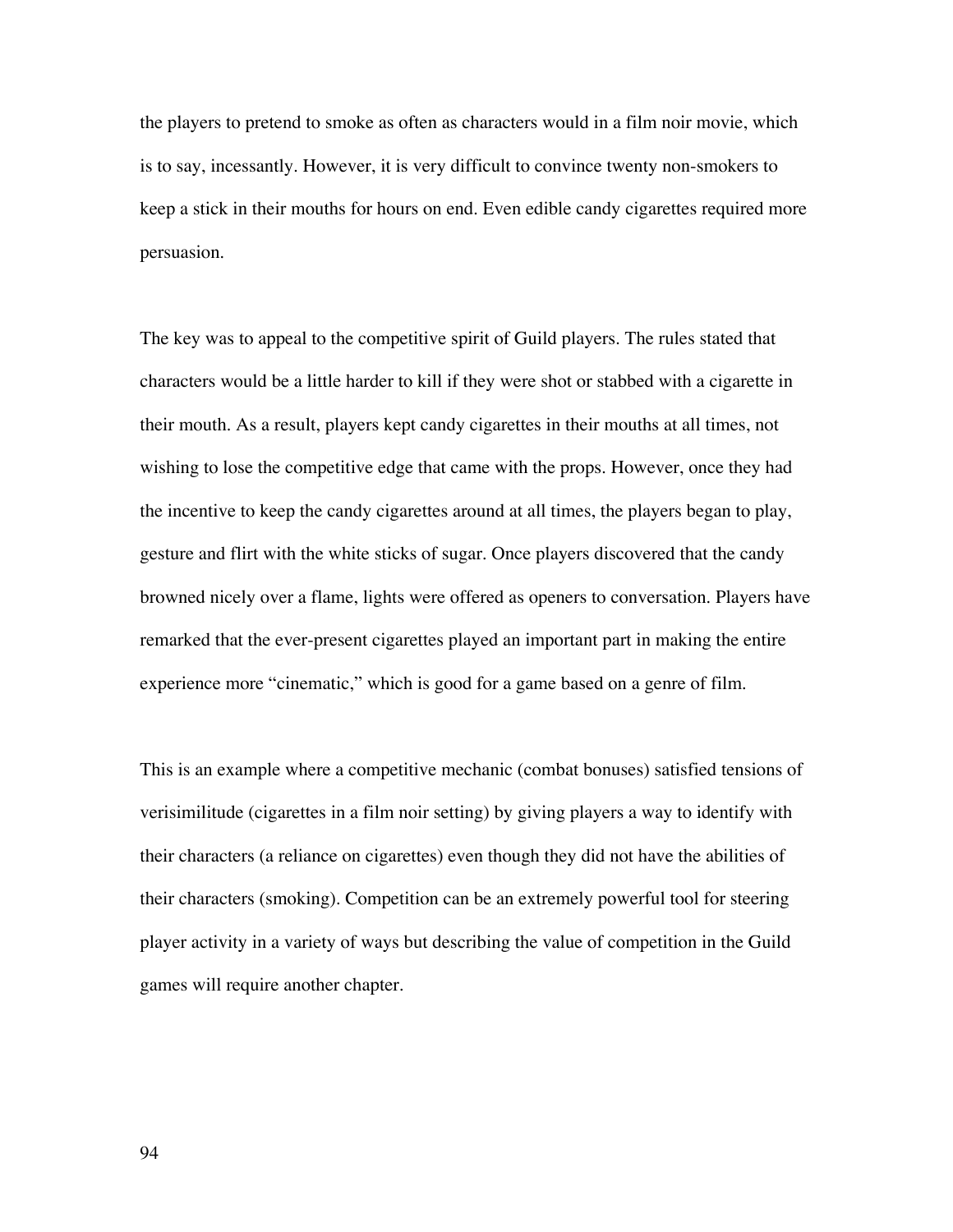the players to pretend to smoke as often as characters would in a film noir movie, which is to say, incessantly. However, it is very difficult to convince twenty non-smokers to keep a stick in their mouths for hours on end. Even edible candy cigarettes required more persuasion.

The key was to appeal to the competitive spirit of Guild players. The rules stated that characters would be a little harder to kill if they were shot or stabbed with a cigarette in their mouth. As a result, players kept candy cigarettes in their mouths at all times, not wishing to lose the competitive edge that came with the props. However, once they had the incentive to keep the candy cigarettes around at all times, the players began to play, gesture and flirt with the white sticks of sugar. Once players discovered that the candy browned nicely over a flame, lights were offered as openers to conversation. Players have remarked that the ever-present cigarettes played an important part in making the entire experience more "cinematic," which is good for a game based on a genre of film.

This is an example where a competitive mechanic (combat bonuses) satisfied tensions of verisimilitude (cigarettes in a film noir setting) by giving players a way to identify with their characters (a reliance on cigarettes) even though they did not have the abilities of their characters (smoking). Competition can be an extremely powerful tool for steering player activity in a variety of ways but describing the value of competition in the Guild games will require another chapter.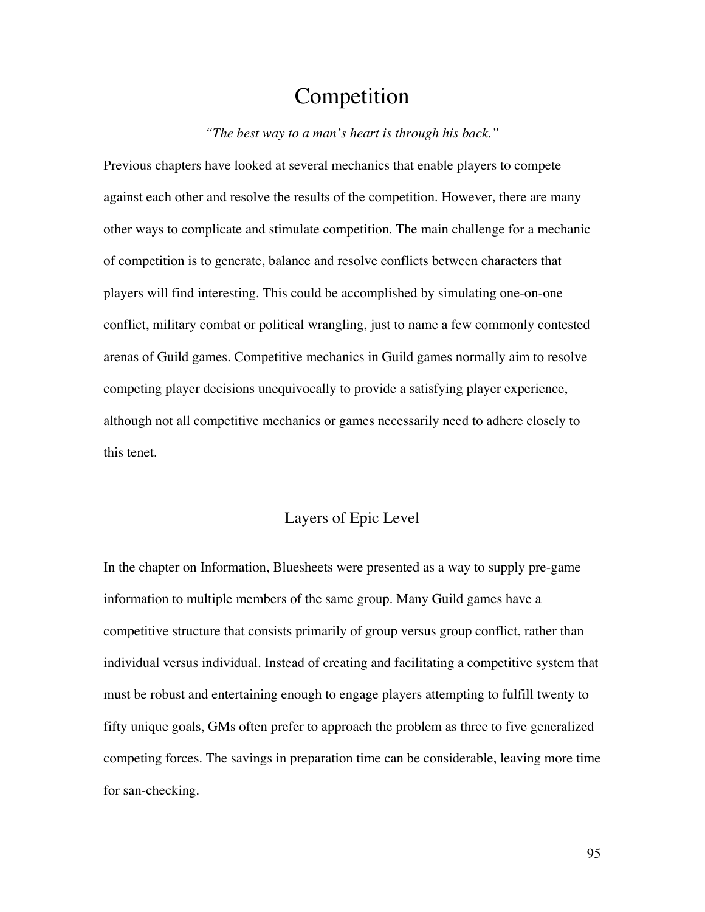# Competition

*"The best way to a man's heart is through his back."*

Previous chapters have looked at several mechanics that enable players to compete against each other and resolve the results of the competition. However, there are many other ways to complicate and stimulate competition. The main challenge for a mechanic of competition is to generate, balance and resolve conflicts between characters that players will find interesting. This could be accomplished by simulating one-on-one conflict, military combat or political wrangling, just to name a few commonly contested arenas of Guild games. Competitive mechanics in Guild games normally aim to resolve competing player decisions unequivocally to provide a satisfying player experience, although not all competitive mechanics or games necessarily need to adhere closely to this tenet.

## Layers of Epic Level

In the chapter on Information, Bluesheets were presented as a way to supply pre-game information to multiple members of the same group. Many Guild games have a competitive structure that consists primarily of group versus group conflict, rather than individual versus individual. Instead of creating and facilitating a competitive system that must be robust and entertaining enough to engage players attempting to fulfill twenty to fifty unique goals, GMs often prefer to approach the problem as three to five generalized competing forces. The savings in preparation time can be considerable, leaving more time for san-checking.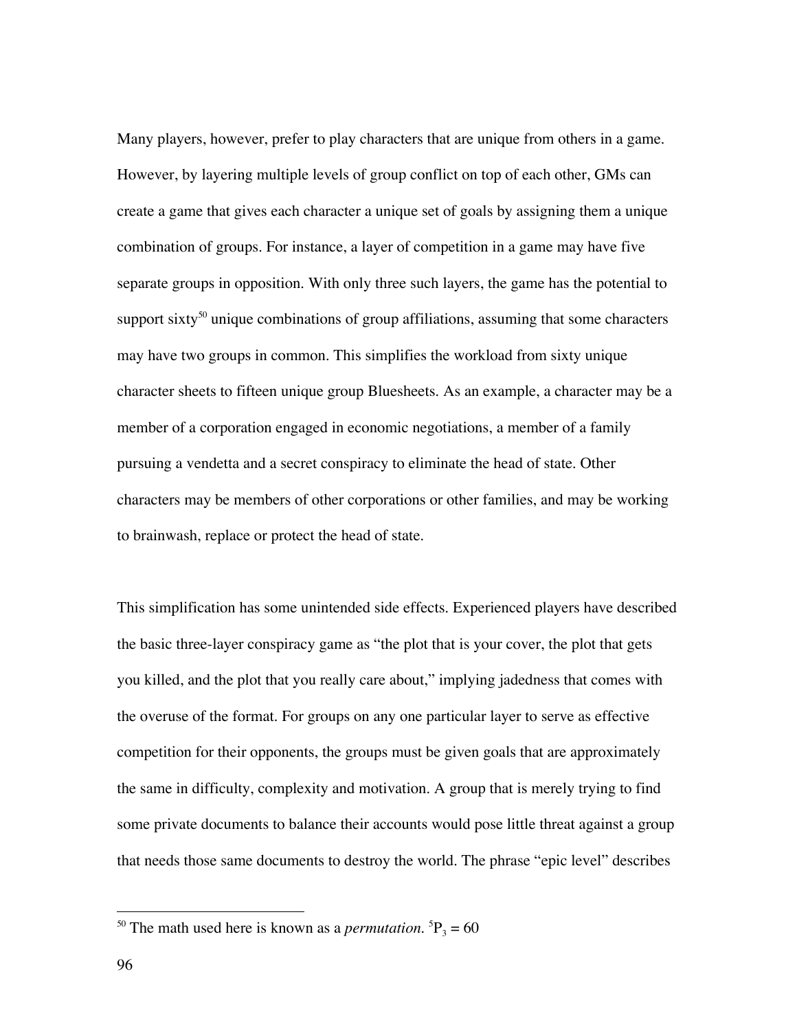Many players, however, prefer to play characters that are unique from others in a game. However, by layering multiple levels of group conflict on top of each other, GMs can create a game that gives each character a unique set of goals by assigning them a unique combination of groups. For instance, a layer of competition in a game may have five separate groups in opposition. With only three such layers, the game has the potential to support sixty[50] unique combinations of group affiliations, assuming that some characters may have two groups in common. This simplifies the workload from sixty unique character sheets to fifteen unique group Bluesheets. As an example, a character may be a member of a corporation engaged in economic negotiations, a member of a family pursuing a vendetta and a secret conspiracy to eliminate the head of state. Other characters may be members of other corporations or other families, and may be working to brainwash, replace or protect the head of state.

This simplification has some unintended side effects. Experienced players have described the basic three-layer conspiracy game as "the plot that is your cover, the plot that gets you killed, and the plot that you really care about," implying jadedness that comes with the overuse of the format. For groups on any one particular layer to serve as effective competition for their opponents, the groups must be given goals that are approximately the same in difficulty, complexity and motivation. A group that is merely trying to find some private documents to balance their accounts would pose little threat against a group that needs those same documents to destroy the world. The phrase "epic level" describes

[50] The math used here is known as a *permutation*. ${}^{5}P_{3} = 60$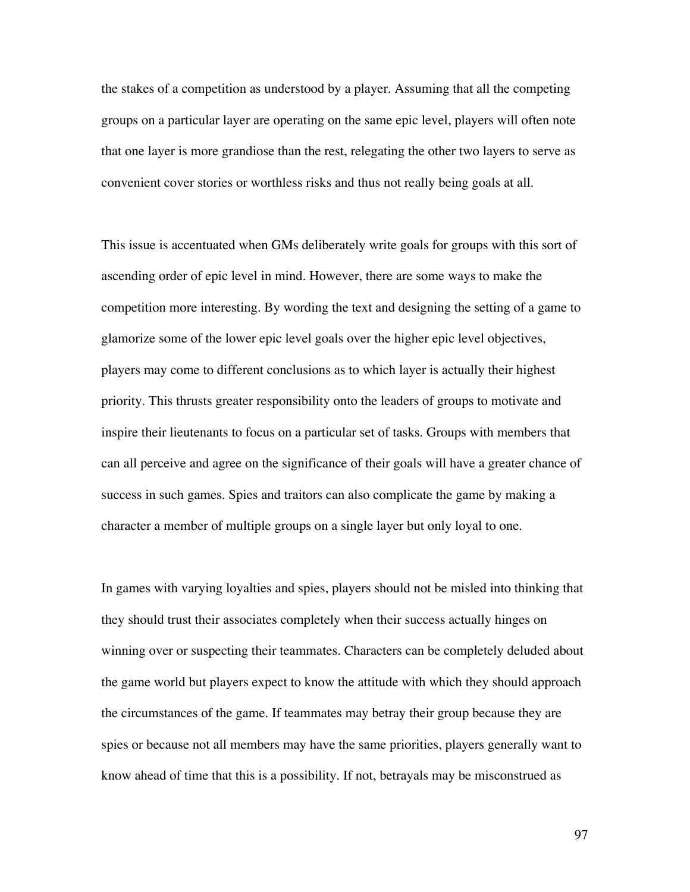the stakes of a competition as understood by a player. Assuming that all the competing groups on a particular layer are operating on the same epic level, players will often note that one layer is more grandiose than the rest, relegating the other two layers to serve as convenient cover stories or worthless risks and thus not really being goals at all.

This issue is accentuated when GMs deliberately write goals for groups with this sort of ascending order of epic level in mind. However, there are some ways to make the competition more interesting. By wording the text and designing the setting of a game to glamorize some of the lower epic level goals over the higher epic level objectives, players may come to different conclusions as to which layer is actually their highest priority. This thrusts greater responsibility onto the leaders of groups to motivate and inspire their lieutenants to focus on a particular set of tasks. Groups with members that can all perceive and agree on the significance of their goals will have a greater chance of success in such games. Spies and traitors can also complicate the game by making a character a member of multiple groups on a single layer but only loyal to one.

In games with varying loyalties and spies, players should not be misled into thinking that they should trust their associates completely when their success actually hinges on winning over or suspecting their teammates. Characters can be completely deluded about the game world but players expect to know the attitude with which they should approach the circumstances of the game. If teammates may betray their group because they are spies or because not all members may have the same priorities, players generally want to know ahead of time that this is a possibility. If not, betrayals may be misconstrued as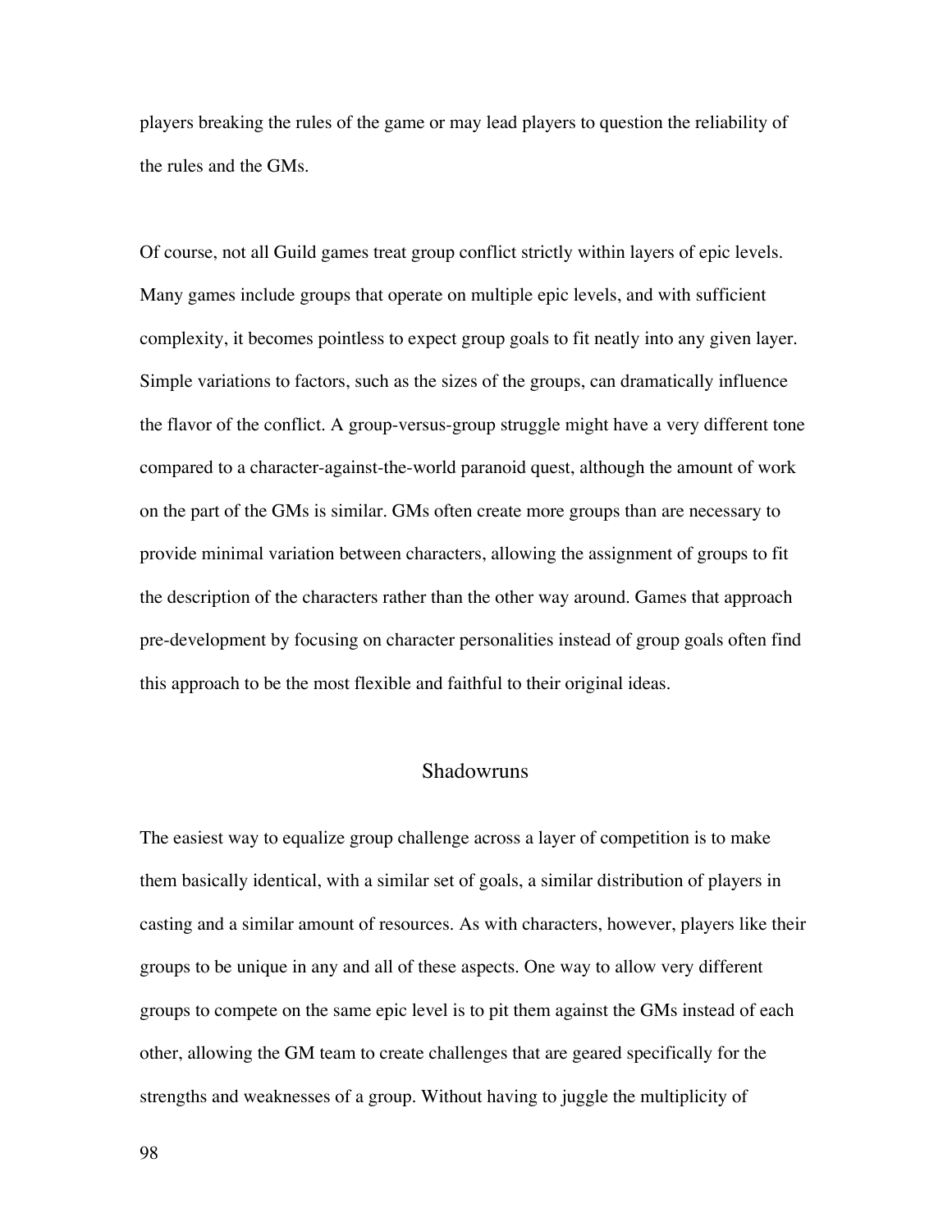players breaking the rules of the game or may lead players to question the reliability of the rules and the GMs.

Of course, not all Guild games treat group conflict strictly within layers of epic levels. Many games include groups that operate on multiple epic levels, and with sufficient complexity, it becomes pointless to expect group goals to fit neatly into any given layer. Simple variations to factors, such as the sizes of the groups, can dramatically influence the flavor of the conflict. A group-versus-group struggle might have a very different tone compared to a character-against-the-world paranoid quest, although the amount of work on the part of the GMs is similar. GMs often create more groups than are necessary to provide minimal variation between characters, allowing the assignment of groups to fit the description of the characters rather than the other way around. Games that approach pre-development by focusing on character personalities instead of group goals often find this approach to be the most flexible and faithful to their original ideas.

## Shadowruns

The easiest way to equalize group challenge across a layer of competition is to make them basically identical, with a similar set of goals, a similar distribution of players in casting and a similar amount of resources. As with characters, however, players like their groups to be unique in any and all of these aspects. One way to allow very different groups to compete on the same epic level is to pit them against the GMs instead of each other, allowing the GM team to create challenges that are geared specifically for the strengths and weaknesses of a group. Without having to juggle the multiplicity of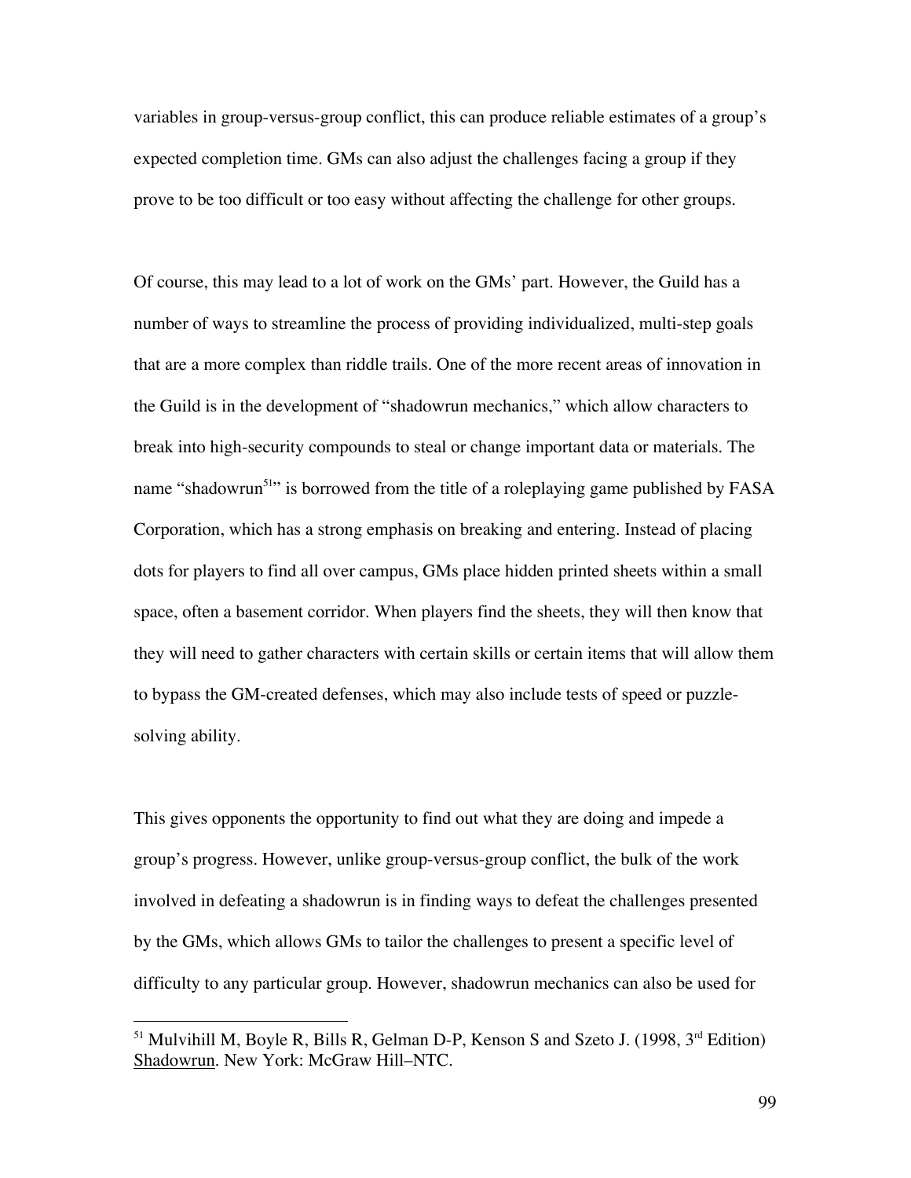variables in group-versus-group conflict, this can produce reliable estimates of a group's expected completion time. GMs can also adjust the challenges facing a group if they prove to be too difficult or too easy without affecting the challenge for other groups.

Of course, this may lead to a lot of work on the GMs' part. However, the Guild has a number of ways to streamline the process of providing individualized, multi-step goals that are a more complex than riddle trails. One of the more recent areas of innovation in the Guild is in the development of "shadowrun mechanics," which allow characters to break into high-security compounds to steal or change important data or materials. The name "shadowrun[51]" is borrowed from the title of a roleplaying game published by FASA Corporation, which has a strong emphasis on breaking and entering. Instead of placing dots for players to find all over campus, GMs place hidden printed sheets within a small space, often a basement corridor. When players find the sheets, they will then know that they will need to gather characters with certain skills or certain items that will allow them to bypass the GM-created defenses, which may also include tests of speed or puzzle-solving ability.

This gives opponents the opportunity to find out what they are doing and impede a group's progress. However, unlike group-versus-group conflict, the bulk of the work involved in defeating a shadowrun is in finding ways to defeat the challenges presented by the GMs, which allows GMs to tailor the challenges to present a specific level of difficulty to any particular group. However, shadowrun mechanics can also be used for

[51] Mulvihill M, Boyle R, Bills R, Gelman D-P, Kenson S and Szeto J. (1998, 3rd Edition) Shadowrun. New York: McGraw Hill–NTC.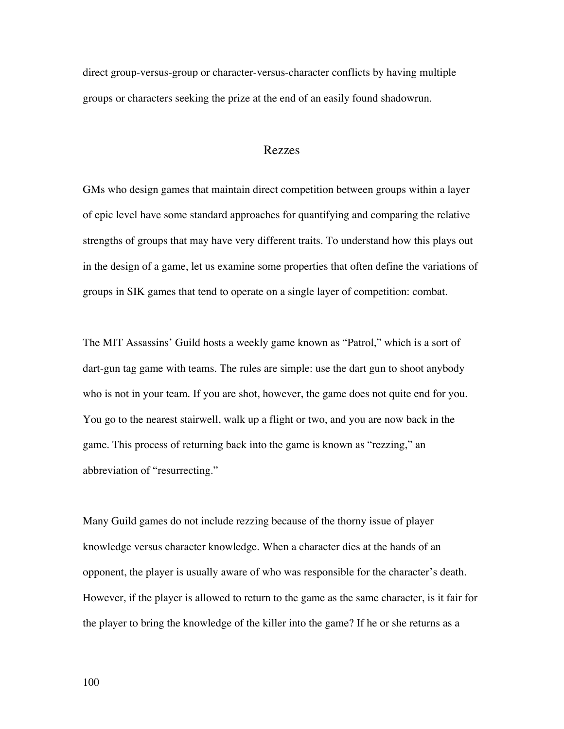direct group-versus-group or character-versus-character conflicts by having multiple groups or characters seeking the prize at the end of an easily found shadowrun.

## Rezzes

GMs who design games that maintain direct competition between groups within a layer of epic level have some standard approaches for quantifying and comparing the relative strengths of groups that may have very different traits. To understand how this plays out in the design of a game, let us examine some properties that often define the variations of groups in SIK games that tend to operate on a single layer of competition: combat.

The MIT Assassins' Guild hosts a weekly game known as "Patrol," which is a sort of dart-gun tag game with teams. The rules are simple: use the dart gun to shoot anybody who is not in your team. If you are shot, however, the game does not quite end for you. You go to the nearest stairwell, walk up a flight or two, and you are now back in the game. This process of returning back into the game is known as "rezzing," an abbreviation of "resurrecting."

Many Guild games do not include rezzing because of the thorny issue of player knowledge versus character knowledge. When a character dies at the hands of an opponent, the player is usually aware of who was responsible for the character's death. However, if the player is allowed to return to the game as the same character, is it fair for the player to bring the knowledge of the killer into the game? If he or she returns as a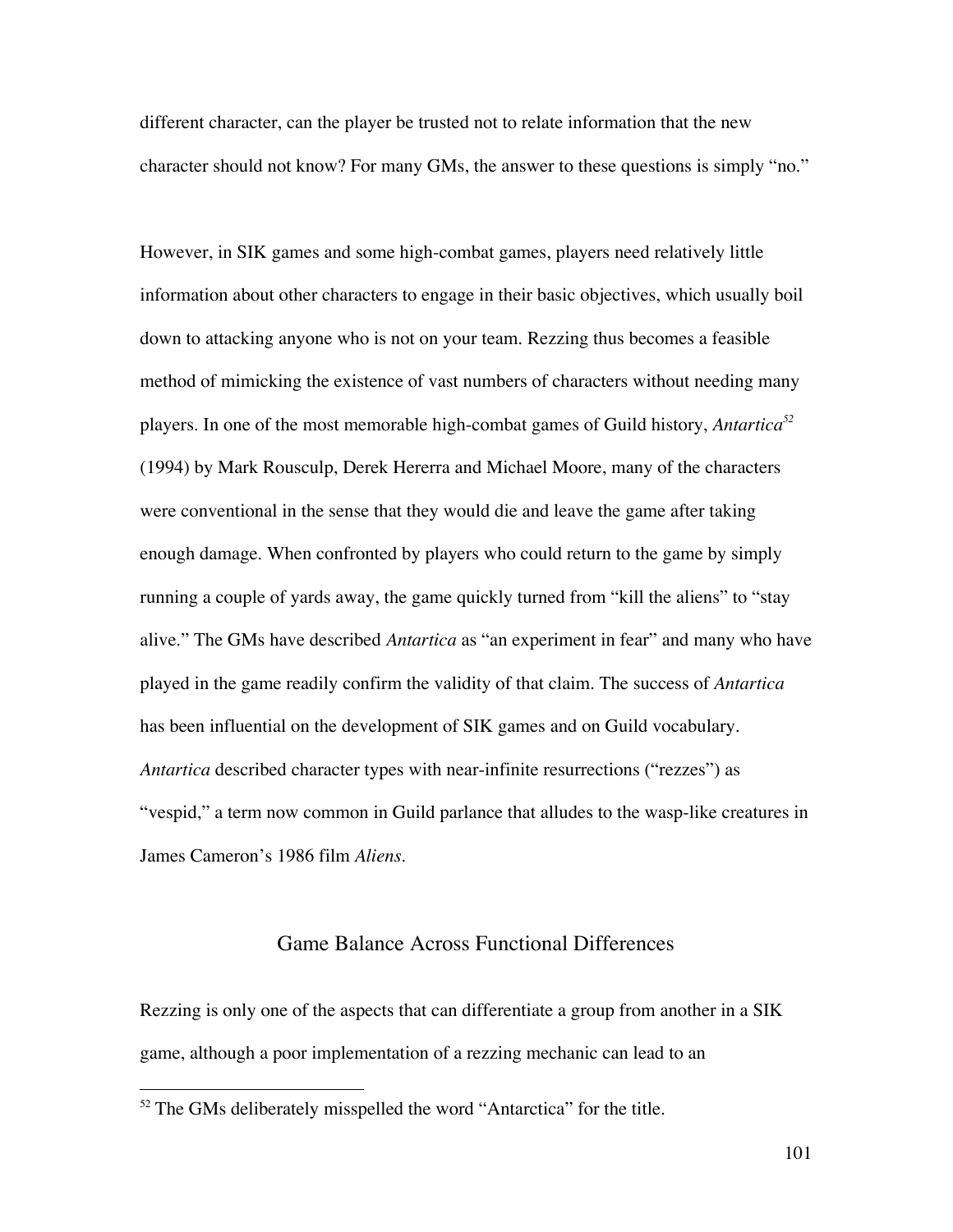different character, can the player be trusted not to relate information that the new character should not know? For many GMs, the answer to these questions is simply "no."

However, in SIK games and some high-combat games, players need relatively little information about other characters to engage in their basic objectives, which usually boil down to attacking anyone who is not on your team. Rezzing thus becomes a feasible method of mimicking the existence of vast numbers of characters without needing many players. In one of the most memorable high-combat games of Guild history, *Antartica*[52] (1994) by Mark Rousculp, Derek Hererra and Michael Moore, many of the characters were conventional in the sense that they would die and leave the game after taking enough damage. When confronted by players who could return to the game by simply running a couple of yards away, the game quickly turned from "kill the aliens" to "stay alive." The GMs have described *Antartica* as "an experiment in fear" and many who have played in the game readily confirm the validity of that claim. The success of *Antartica* has been influential on the development of SIK games and on Guild vocabulary. *Antartica* described character types with near-infinite resurrections ("rezzes") as "vespid," a term now common in Guild parlance that alludes to the wasp-like creatures in James Cameron's 1986 film *Aliens*.

## Game Balance Across Functional Differences

Rezzing is only one of the aspects that can differentiate a group from another in a SIK game, although a poor implementation of a rezzing mechanic can lead to an

[52] The GMs deliberately misspelled the word "Antarctica" for the title.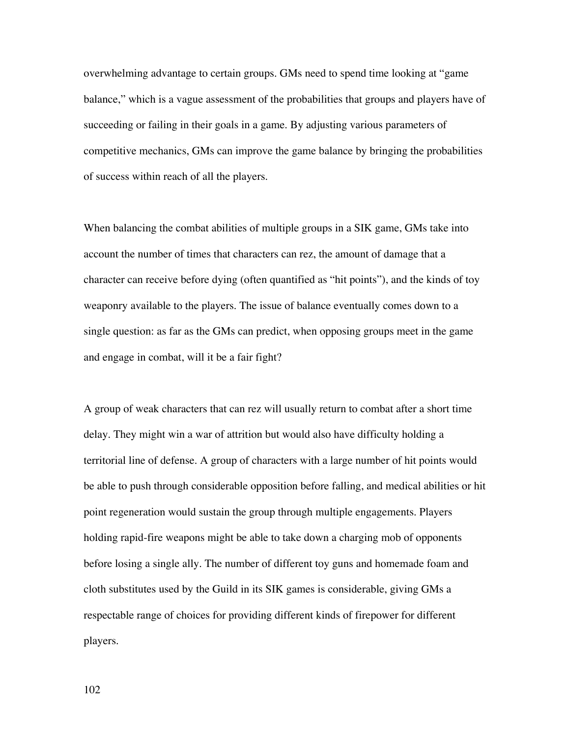overwhelming advantage to certain groups. GMs need to spend time looking at "game balance," which is a vague assessment of the probabilities that groups and players have of succeeding or failing in their goals in a game. By adjusting various parameters of competitive mechanics, GMs can improve the game balance by bringing the probabilities of success within reach of all the players.

When balancing the combat abilities of multiple groups in a SIK game, GMs take into account the number of times that characters can rez, the amount of damage that a character can receive before dying (often quantified as "hit points"), and the kinds of toy weaponry available to the players. The issue of balance eventually comes down to a single question: as far as the GMs can predict, when opposing groups meet in the game and engage in combat, will it be a fair fight?

A group of weak characters that can rez will usually return to combat after a short time delay. They might win a war of attrition but would also have difficulty holding a territorial line of defense. A group of characters with a large number of hit points would be able to push through considerable opposition before falling, and medical abilities or hit point regeneration would sustain the group through multiple engagements. Players holding rapid-fire weapons might be able to take down a charging mob of opponents before losing a single ally. The number of different toy guns and homemade foam and cloth substitutes used by the Guild in its SIK games is considerable, giving GMs a respectable range of choices for providing different kinds of firepower for different players.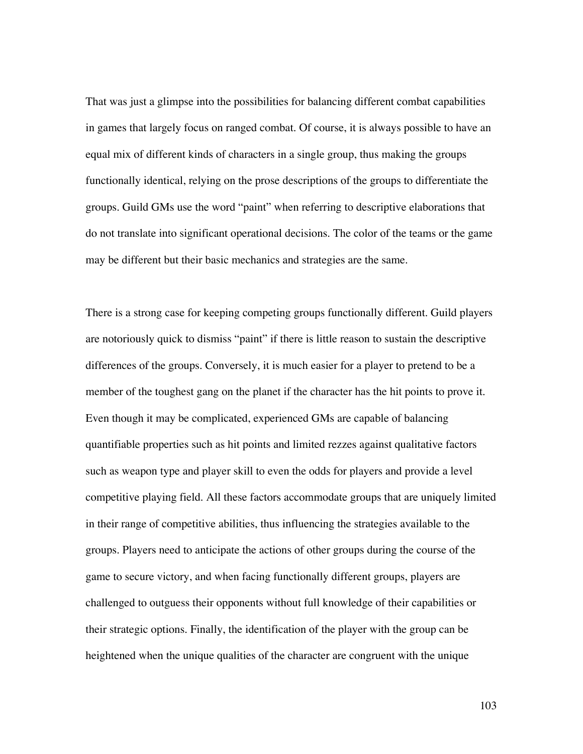That was just a glimpse into the possibilities for balancing different combat capabilities in games that largely focus on ranged combat. Of course, it is always possible to have an equal mix of different kinds of characters in a single group, thus making the groups functionally identical, relying on the prose descriptions of the groups to differentiate the groups. Guild GMs use the word "paint" when referring to descriptive elaborations that do not translate into significant operational decisions. The color of the teams or the game may be different but their basic mechanics and strategies are the same.

There is a strong case for keeping competing groups functionally different. Guild players are notoriously quick to dismiss "paint" if there is little reason to sustain the descriptive differences of the groups. Conversely, it is much easier for a player to pretend to be a member of the toughest gang on the planet if the character has the hit points to prove it. Even though it may be complicated, experienced GMs are capable of balancing quantifiable properties such as hit points and limited rezzes against qualitative factors such as weapon type and player skill to even the odds for players and provide a level competitive playing field. All these factors accommodate groups that are uniquely limited in their range of competitive abilities, thus influencing the strategies available to the groups. Players need to anticipate the actions of other groups during the course of the game to secure victory, and when facing functionally different groups, players are challenged to outguess their opponents without full knowledge of their capabilities or their strategic options. Finally, the identification of the player with the group can be heightened when the unique qualities of the character are congruent with the unique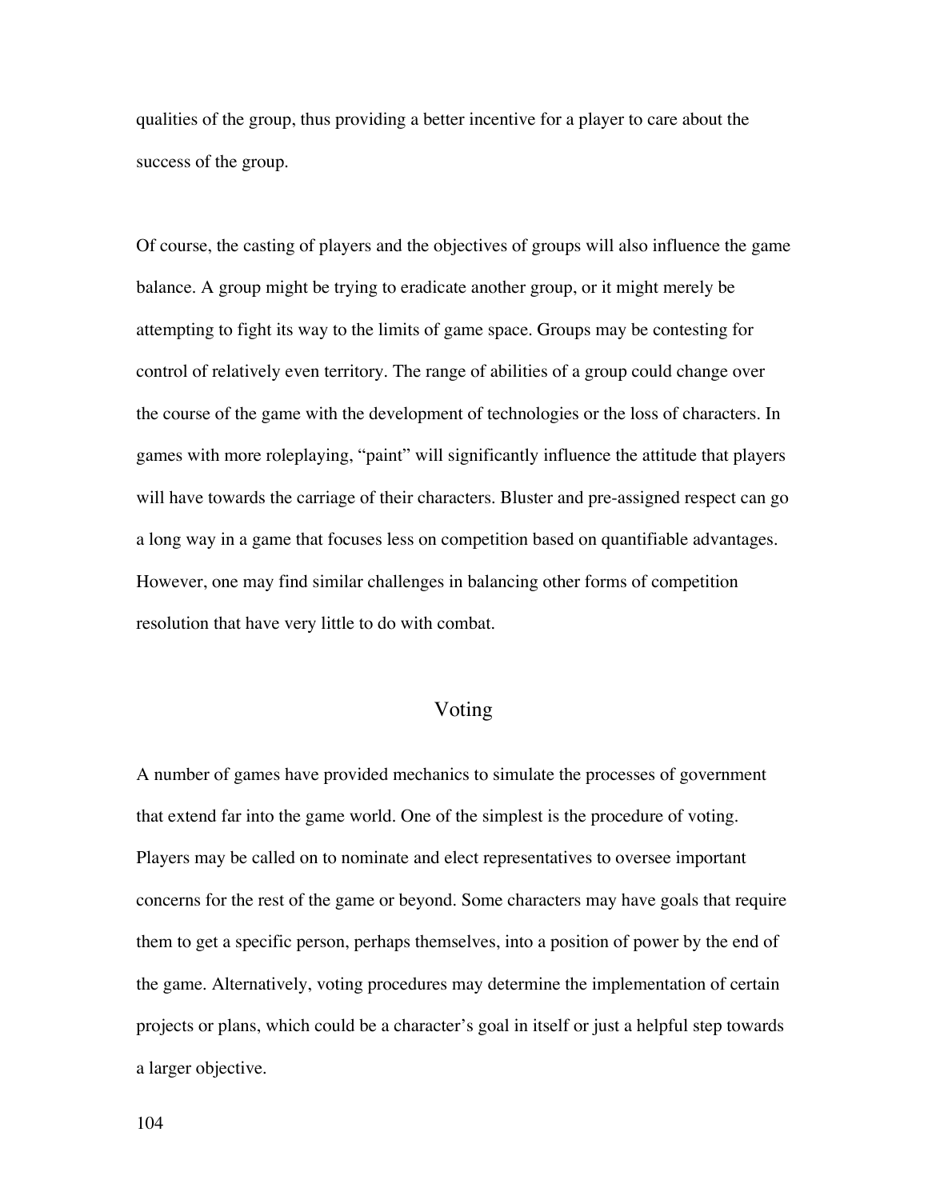qualities of the group, thus providing a better incentive for a player to care about the success of the group.

Of course, the casting of players and the objectives of groups will also influence the game balance. A group might be trying to eradicate another group, or it might merely be attempting to fight its way to the limits of game space. Groups may be contesting for control of relatively even territory. The range of abilities of a group could change over the course of the game with the development of technologies or the loss of characters. In games with more roleplaying, "paint" will significantly influence the attitude that players will have towards the carriage of their characters. Bluster and pre-assigned respect can go a long way in a game that focuses less on competition based on quantifiable advantages. However, one may find similar challenges in balancing other forms of competition resolution that have very little to do with combat.

## Voting

A number of games have provided mechanics to simulate the processes of government that extend far into the game world. One of the simplest is the procedure of voting. Players may be called on to nominate and elect representatives to oversee important concerns for the rest of the game or beyond. Some characters may have goals that require them to get a specific person, perhaps themselves, into a position of power by the end of the game. Alternatively, voting procedures may determine the implementation of certain projects or plans, which could be a character's goal in itself or just a helpful step towards a larger objective.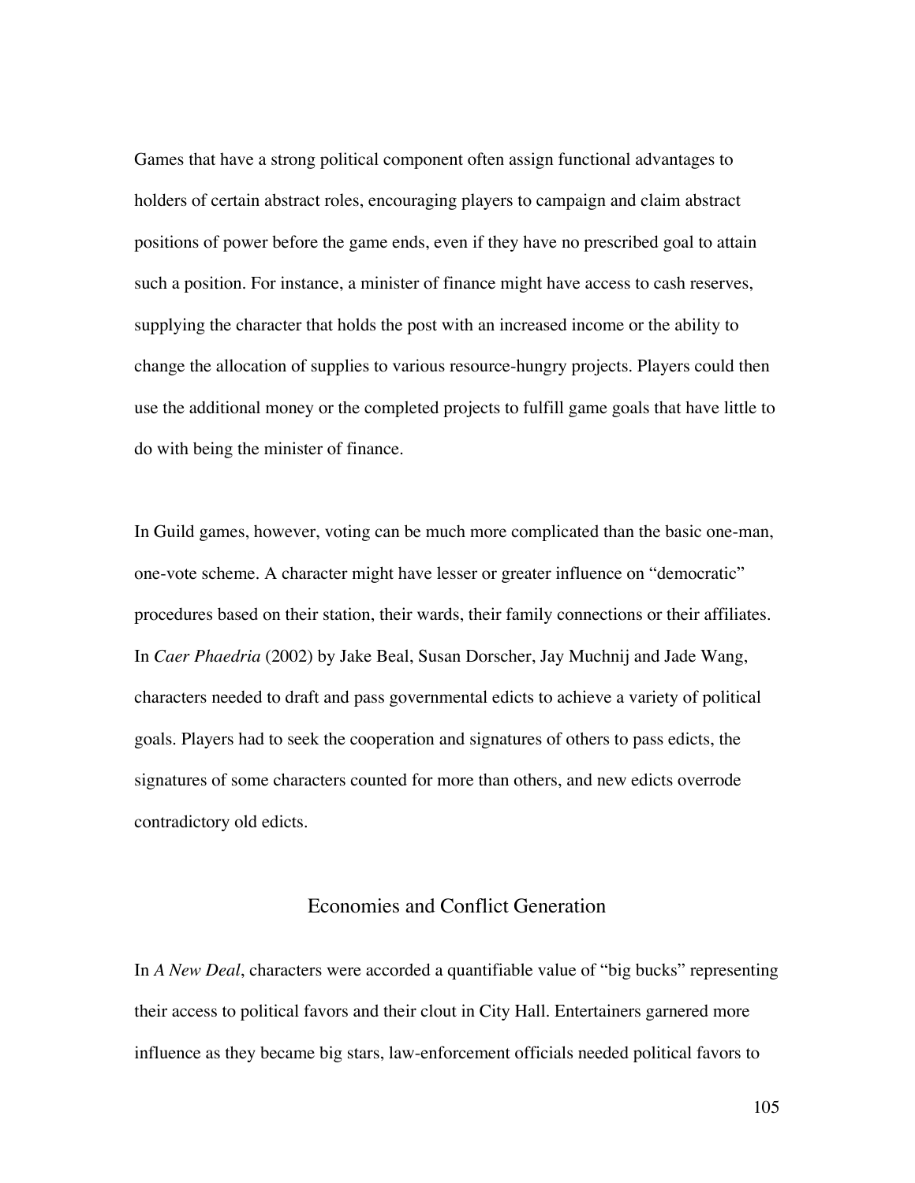Games that have a strong political component often assign functional advantages to holders of certain abstract roles, encouraging players to campaign and claim abstract positions of power before the game ends, even if they have no prescribed goal to attain such a position. For instance, a minister of finance might have access to cash reserves, supplying the character that holds the post with an increased income or the ability to change the allocation of supplies to various resource-hungry projects. Players could then use the additional money or the completed projects to fulfill game goals that have little to do with being the minister of finance.

In Guild games, however, voting can be much more complicated than the basic one-man, one-vote scheme. A character might have lesser or greater influence on "democratic" procedures based on their station, their wards, their family connections or their affiliates. In *Caer Phaedria* (2002) by Jake Beal, Susan Dorscher, Jay Muchnij and Jade Wang, characters needed to draft and pass governmental edicts to achieve a variety of political goals. Players had to seek the cooperation and signatures of others to pass edicts, the signatures of some characters counted for more than others, and new edicts overrode contradictory old edicts.

## Economies and Conflict Generation

In *A New Deal*, characters were accorded a quantifiable value of "big bucks" representing their access to political favors and their clout in City Hall. Entertainers garnered more influence as they became big stars, law-enforcement officials needed political favors to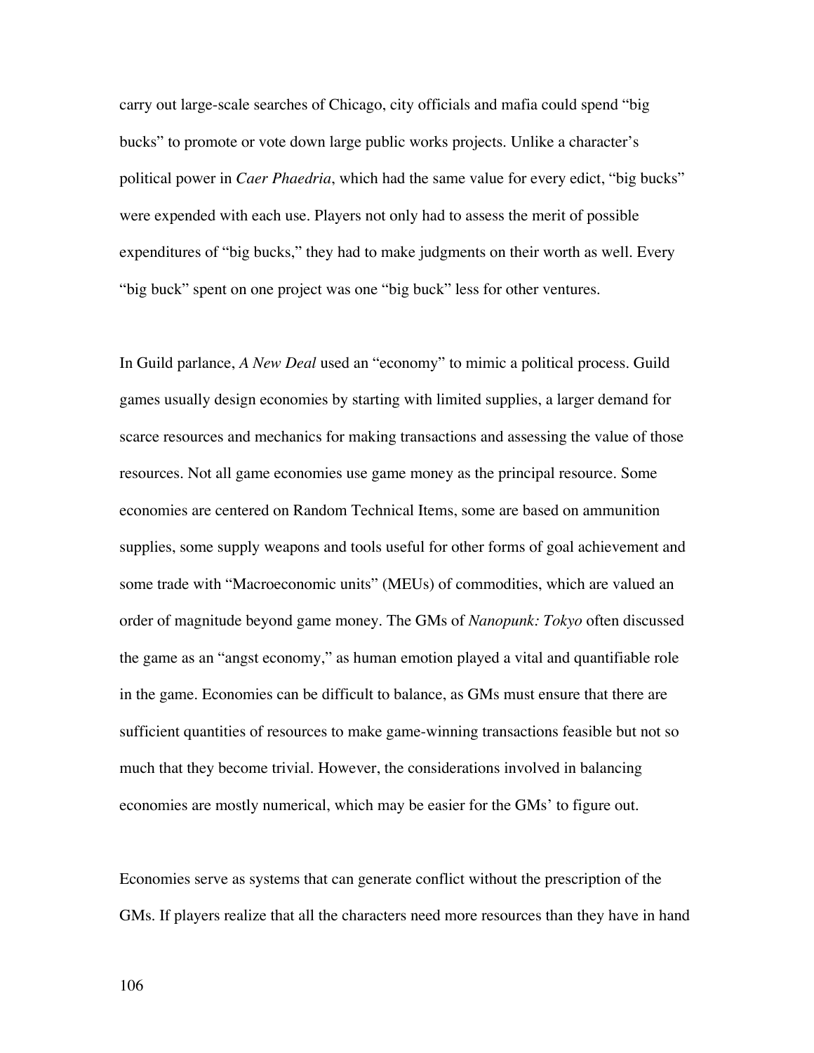carry out large-scale searches of Chicago, city officials and mafia could spend "big bucks" to promote or vote down large public works projects. Unlike a character's political power in *Caer Phaedria*, which had the same value for every edict, "big bucks" were expended with each use. Players not only had to assess the merit of possible expenditures of "big bucks," they had to make judgments on their worth as well. Every "big buck" spent on one project was one "big buck" less for other ventures.

In Guild parlance, *A New Deal* used an "economy" to mimic a political process. Guild games usually design economies by starting with limited supplies, a larger demand for scarce resources and mechanics for making transactions and assessing the value of those resources. Not all game economies use game money as the principal resource. Some economies are centered on Random Technical Items, some are based on ammunition supplies, some supply weapons and tools useful for other forms of goal achievement and some trade with "Macroeconomic units" (MEUs) of commodities, which are valued an order of magnitude beyond game money. The GMs of *Nanopunk: Tokyo* often discussed the game as an "angst economy," as human emotion played a vital and quantifiable role in the game. Economies can be difficult to balance, as GMs must ensure that there are sufficient quantities of resources to make game-winning transactions feasible but not so much that they become trivial. However, the considerations involved in balancing economies are mostly numerical, which may be easier for the GMs' to figure out.

Economies serve as systems that can generate conflict without the prescription of the GMs. If players realize that all the characters need more resources than they have in hand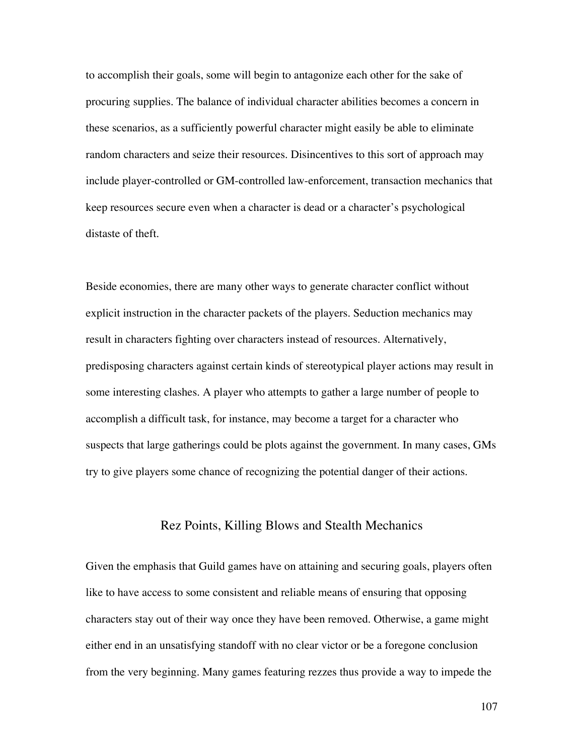to accomplish their goals, some will begin to antagonize each other for the sake of procuring supplies. The balance of individual character abilities becomes a concern in these scenarios, as a sufficiently powerful character might easily be able to eliminate random characters and seize their resources. Disincentives to this sort of approach may include player-controlled or GM-controlled law-enforcement, transaction mechanics that keep resources secure even when a character is dead or a character's psychological distaste of theft.

Beside economies, there are many other ways to generate character conflict without explicit instruction in the character packets of the players. Seduction mechanics may result in characters fighting over characters instead of resources. Alternatively, predisposing characters against certain kinds of stereotypical player actions may result in some interesting clashes. A player who attempts to gather a large number of people to accomplish a difficult task, for instance, may become a target for a character who suspects that large gatherings could be plots against the government. In many cases, GMs try to give players some chance of recognizing the potential danger of their actions.

## Rez Points, Killing Blows and Stealth Mechanics

Given the emphasis that Guild games have on attaining and securing goals, players often like to have access to some consistent and reliable means of ensuring that opposing characters stay out of their way once they have been removed. Otherwise, a game might either end in an unsatisfying standoff with no clear victor or be a foregone conclusion from the very beginning. Many games featuring rezzes thus provide a way to impede the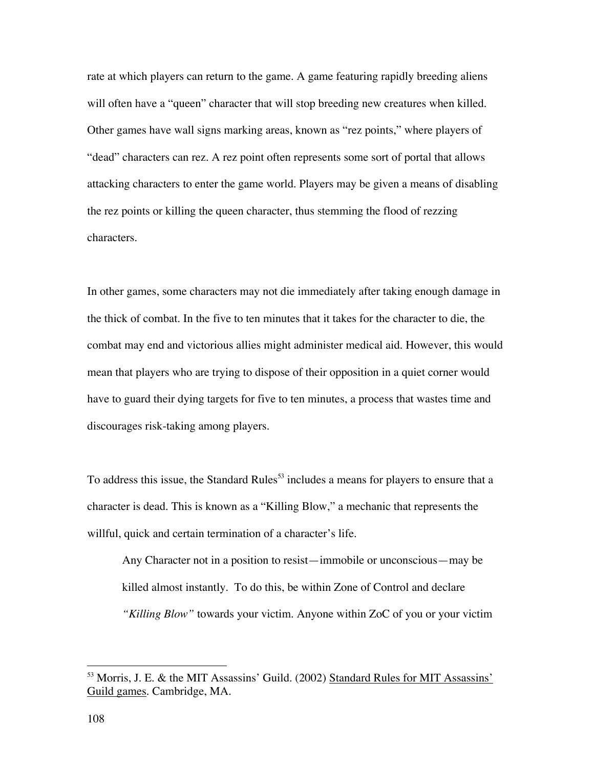rate at which players can return to the game. A game featuring rapidly breeding aliens will often have a “queen” character that will stop breeding new creatures when killed. Other games have wall signs marking areas, known as “rez points,” where players of “dead” characters can rez. A rez point often represents some sort of portal that allows attacking characters to enter the game world. Players may be given a means of disabling the rez points or killing the queen character, thus stemming the flood of rezzing characters.

In other games, some characters may not die immediately after taking enough damage in the thick of combat. In the five to ten minutes that it takes for the character to die, the combat may end and victorious allies might administer medical aid. However, this would mean that players who are trying to dispose of their opposition in a quiet corner would have to guard their dying targets for five to ten minutes, a process that wastes time and discourages risk-taking among players.

To address this issue, the Standard Rules[53] includes a means for players to ensure that a character is dead. This is known as a “Killing Blow,” a mechanic that represents the willful, quick and certain termination of a character’s life.

> Any Character not in a position to resist—immobile or unconscious—may be killed almost instantly. To do this, be within Zone of Control and declare *“Killing Blow”* towards your victim. Anyone within ZoC of you or your victim

[53] Morris, J. E. & the MIT Assassins’ Guild. (2002) Standard Rules for MIT Assassins’ Guild games. Cambridge, MA.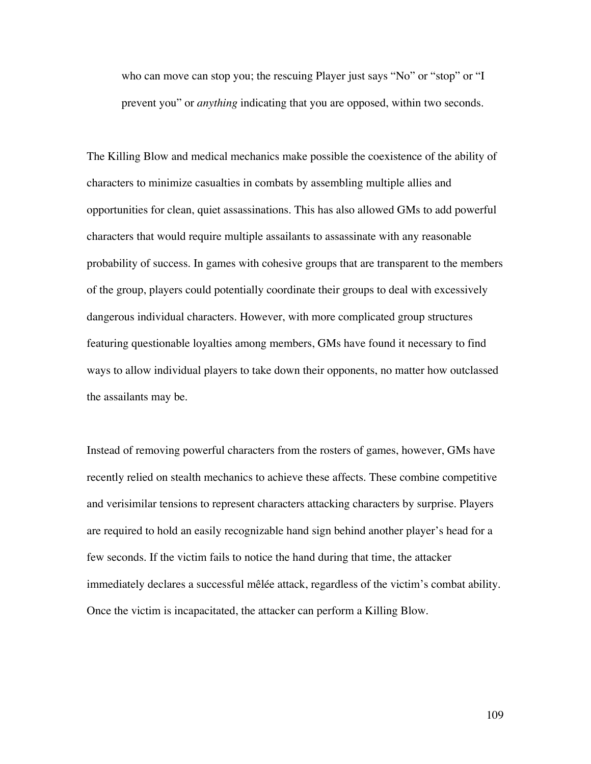> who can move can stop you; the rescuing Player just says "No" or "stop" or "I prevent you" or *anything* indicating that you are opposed, within two seconds.

The Killing Blow and medical mechanics make possible the coexistence of the ability of characters to minimize casualties in combats by assembling multiple allies and opportunities for clean, quiet assassinations. This has also allowed GMs to add powerful characters that would require multiple assailants to assassinate with any reasonable probability of success. In games with cohesive groups that are transparent to the members of the group, players could potentially coordinate their groups to deal with excessively dangerous individual characters. However, with more complicated group structures featuring questionable loyalties among members, GMs have found it necessary to find ways to allow individual players to take down their opponents, no matter how outclassed the assailants may be.

Instead of removing powerful characters from the rosters of games, however, GMs have recently relied on stealth mechanics to achieve these affects. These combine competitive and verisimilar tensions to represent characters attacking characters by surprise. Players are required to hold an easily recognizable hand sign behind another player's head for a few seconds. If the victim fails to notice the hand during that time, the attacker immediately declares a successful mêlée attack, regardless of the victim's combat ability. Once the victim is incapacitated, the attacker can perform a Killing Blow.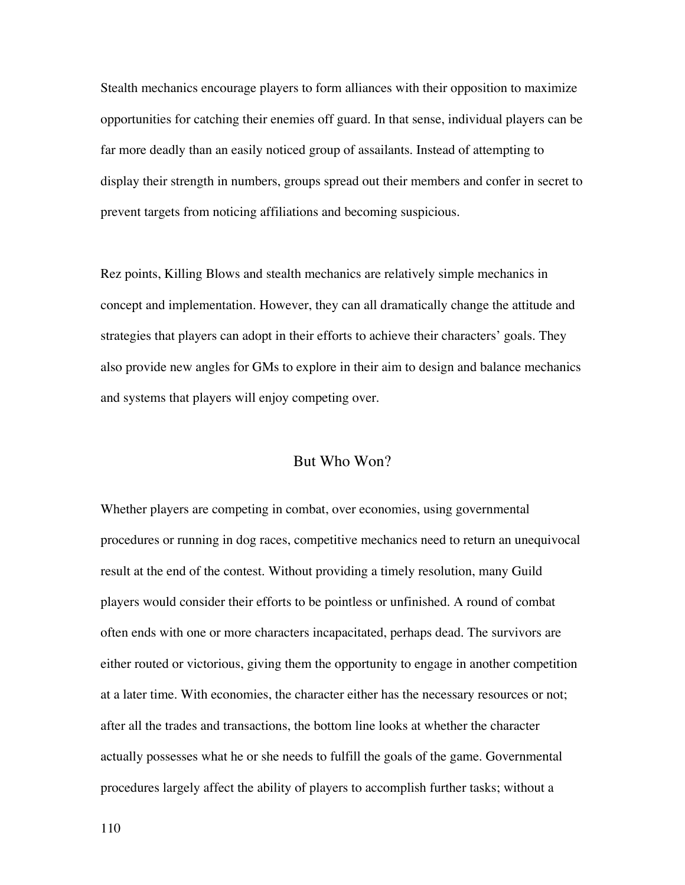Stealth mechanics encourage players to form alliances with their opposition to maximize opportunities for catching their enemies off guard. In that sense, individual players can be far more deadly than an easily noticed group of assailants. Instead of attempting to display their strength in numbers, groups spread out their members and confer in secret to prevent targets from noticing affiliations and becoming suspicious.

Rez points, Killing Blows and stealth mechanics are relatively simple mechanics in concept and implementation. However, they can all dramatically change the attitude and strategies that players can adopt in their efforts to achieve their characters' goals. They also provide new angles for GMs to explore in their aim to design and balance mechanics and systems that players will enjoy competing over.

## But Who Won?

Whether players are competing in combat, over economies, using governmental procedures or running in dog races, competitive mechanics need to return an unequivocal result at the end of the contest. Without providing a timely resolution, many Guild players would consider their efforts to be pointless or unfinished. A round of combat often ends with one or more characters incapacitated, perhaps dead. The survivors are either routed or victorious, giving them the opportunity to engage in another competition at a later time. With economies, the character either has the necessary resources or not; after all the trades and transactions, the bottom line looks at whether the character actually possesses what he or she needs to fulfill the goals of the game. Governmental procedures largely affect the ability of players to accomplish further tasks; without a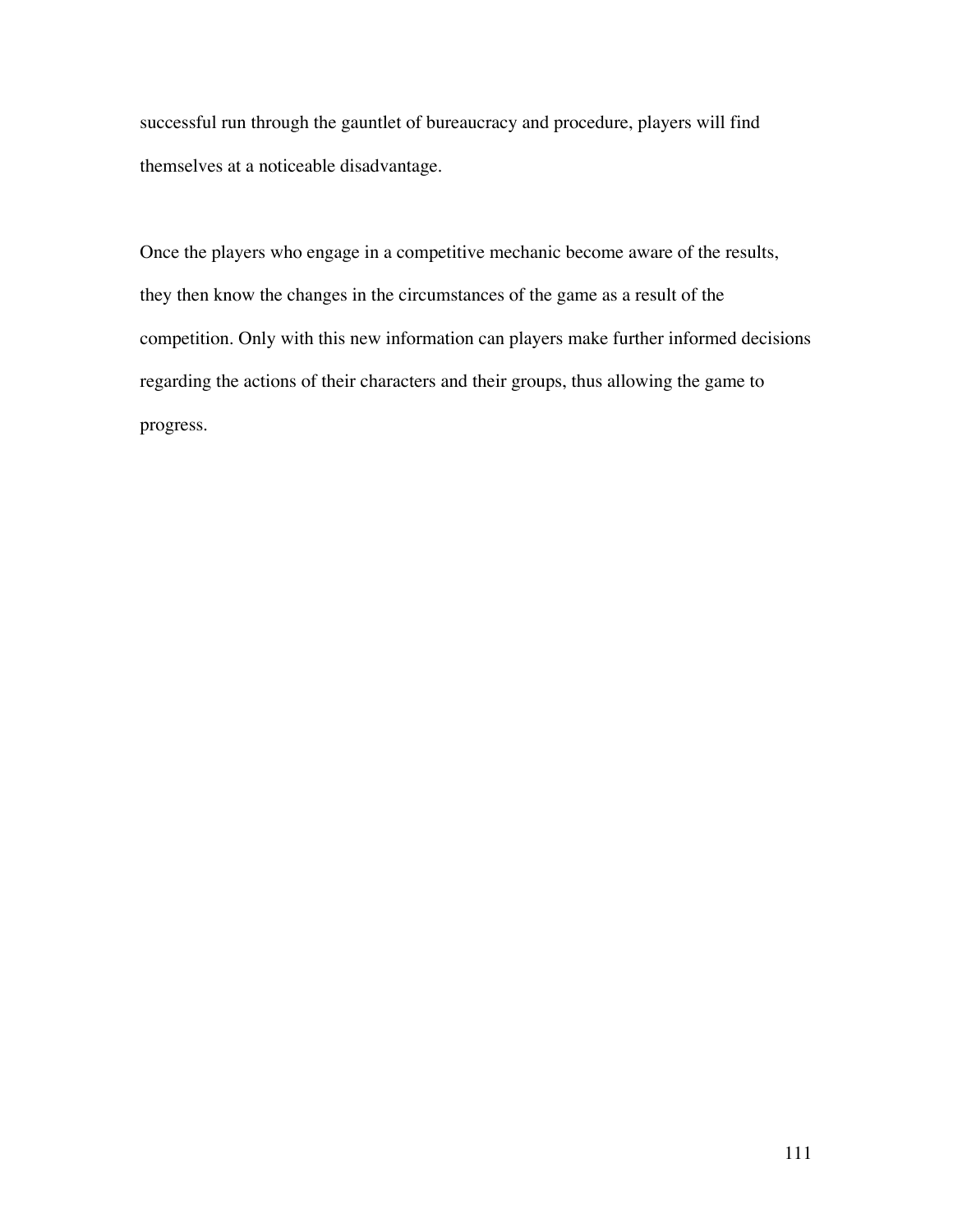successful run through the gauntlet of bureaucracy and procedure, players will find themselves at a noticeable disadvantage.

Once the players who engage in a competitive mechanic become aware of the results, they then know the changes in the circumstances of the game as a result of the competition. Only with this new information can players make further informed decisions regarding the actions of their characters and their groups, thus allowing the game to progress.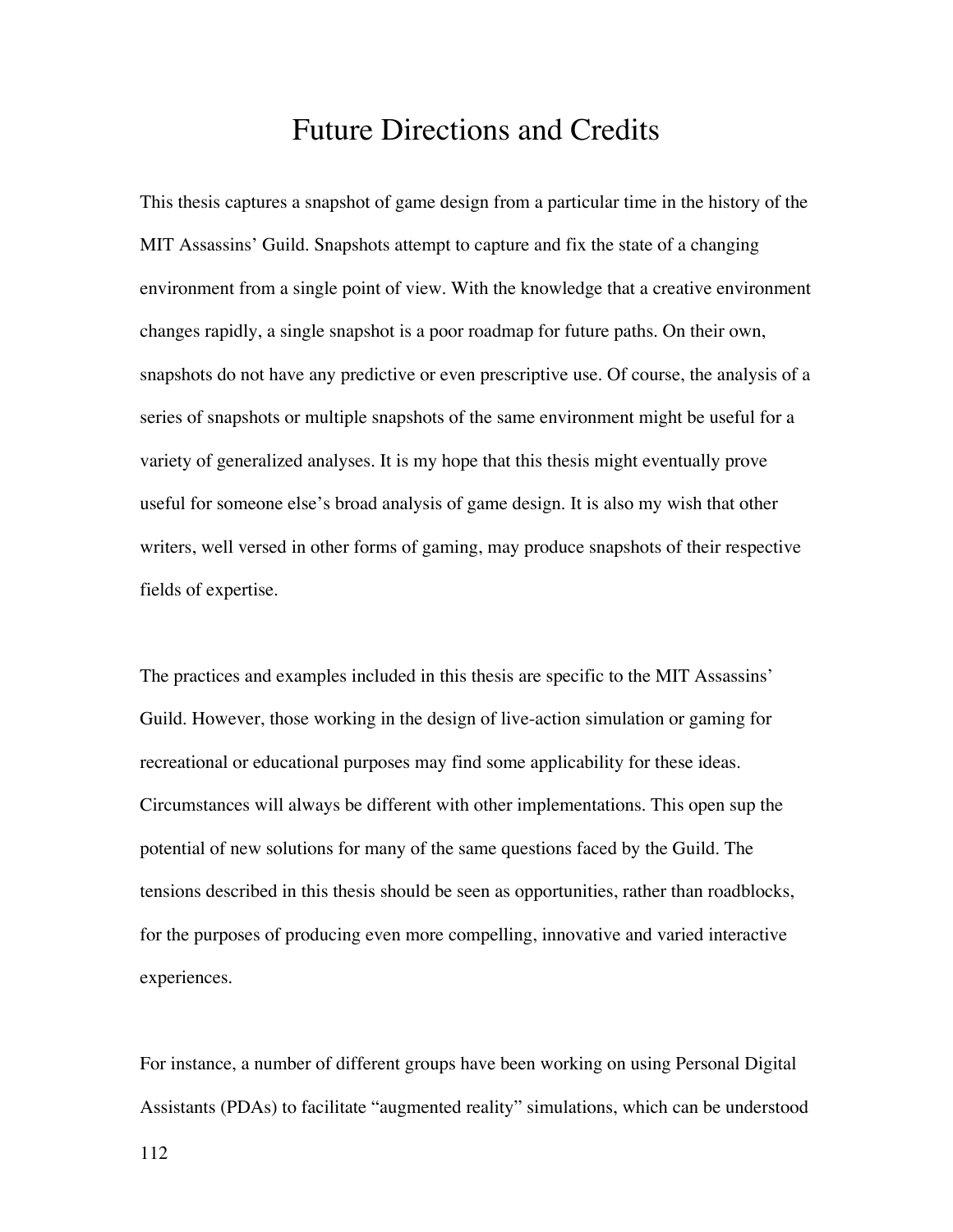# Future Directions and Credits

This thesis captures a snapshot of game design from a particular time in the history of the MIT Assassins' Guild. Snapshots attempt to capture and fix the state of a changing environment from a single point of view. With the knowledge that a creative environment changes rapidly, a single snapshot is a poor roadmap for future paths. On their own, snapshots do not have any predictive or even prescriptive use. Of course, the analysis of a series of snapshots or multiple snapshots of the same environment might be useful for a variety of generalized analyses. It is my hope that this thesis might eventually prove useful for someone else's broad analysis of game design. It is also my wish that other writers, well versed in other forms of gaming, may produce snapshots of their respective fields of expertise.

The practices and examples included in this thesis are specific to the MIT Assassins' Guild. However, those working in the design of live-action simulation or gaming for recreational or educational purposes may find some applicability for these ideas. Circumstances will always be different with other implementations. This open sup the potential of new solutions for many of the same questions faced by the Guild. The tensions described in this thesis should be seen as opportunities, rather than roadblocks, for the purposes of producing even more compelling, innovative and varied interactive experiences.

For instance, a number of different groups have been working on using Personal Digital Assistants (PDAs) to facilitate "augmented reality" simulations, which can be understood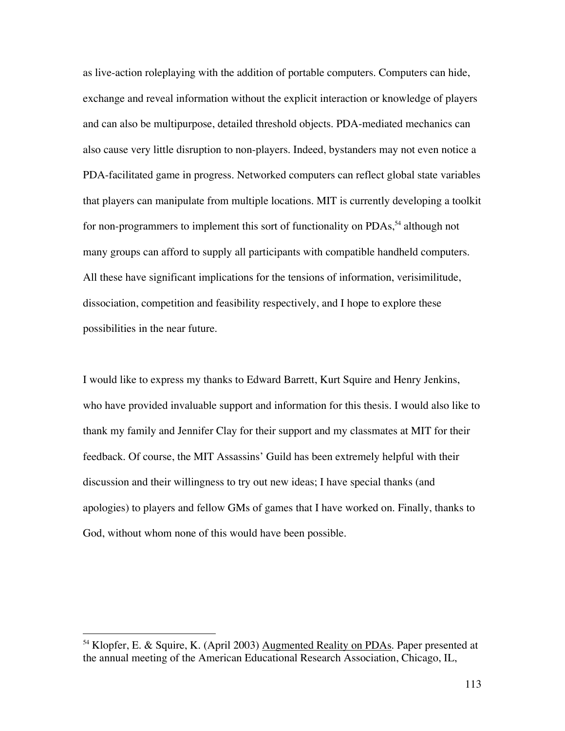as live-action roleplaying with the addition of portable computers. Computers can hide, exchange and reveal information without the explicit interaction or knowledge of players and can also be multipurpose, detailed threshold objects. PDA-mediated mechanics can also cause very little disruption to non-players. Indeed, bystanders may not even notice a PDA-facilitated game in progress. Networked computers can reflect global state variables that players can manipulate from multiple locations. MIT is currently developing a toolkit for non-programmers to implement this sort of functionality on PDAs,[54] although not many groups can afford to supply all participants with compatible handheld computers. All these have significant implications for the tensions of information, verisimilitude, dissociation, competition and feasibility respectively, and I hope to explore these possibilities in the near future.

I would like to express my thanks to Edward Barrett, Kurt Squire and Henry Jenkins, who have provided invaluable support and information for this thesis. I would also like to thank my family and Jennifer Clay for their support and my classmates at MIT for their feedback. Of course, the MIT Assassins' Guild has been extremely helpful with their discussion and their willingness to try out new ideas; I have special thanks (and apologies) to players and fellow GMs of games that I have worked on. Finally, thanks to God, without whom none of this would have been possible.

---

[54] Klopfer, E. & Squire, K. (April 2003) Augmented Reality on PDAs. Paper presented at the annual meeting of the American Educational Research Association, Chicago, IL,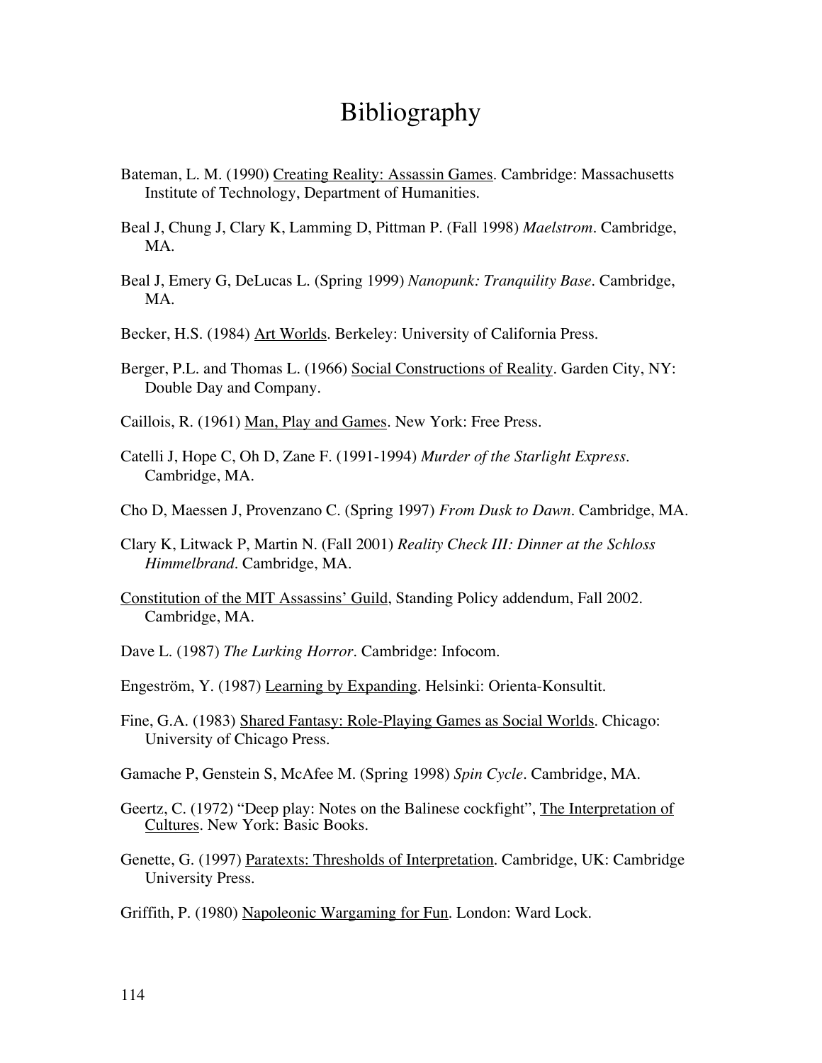# Bibliography

Bateman, L. M. (1990) Creating Reality: Assassin Games. Cambridge: Massachusetts Institute of Technology, Department of Humanities.

Beal J, Chung J, Clary K, Lamming D, Pittman P. (Fall 1998) *Maelstrom*. Cambridge, MA.

Beal J, Emery G, DeLucas L. (Spring 1999) *Nanopunk: Tranquility Base*. Cambridge, MA.

Becker, H.S. (1984) Art Worlds. Berkeley: University of California Press.

Berger, P.L. and Thomas L. (1966) Social Constructions of Reality. Garden City, NY: Double Day and Company.

Caillois, R. (1961) Man, Play and Games. New York: Free Press.

Catelli J, Hope C, Oh D, Zane F. (1991-1994) *Murder of the Starlight Express*. Cambridge, MA.

Cho D, Maessen J, Provenzano C. (Spring 1997) *From Dusk to Dawn*. Cambridge, MA.

Clary K, Litwack P, Martin N. (Fall 2001) *Reality Check III: Dinner at the Schloss Himmelbrand*. Cambridge, MA.

Constitution of the MIT Assassins' Guild, Standing Policy addendum, Fall 2002. Cambridge, MA.

Dave L. (1987) *The Lurking Horror*. Cambridge: Infocom.

Engeström, Y. (1987) Learning by Expanding. Helsinki: Orienta-Konsultit.

Fine, G.A. (1983) Shared Fantasy: Role-Playing Games as Social Worlds. Chicago: University of Chicago Press.

Gamache P, Genstein S, McAfee M. (Spring 1998) *Spin Cycle*. Cambridge, MA.

Geertz, C. (1972) "Deep play: Notes on the Balinese cockfight", The Interpretation of Cultures. New York: Basic Books.

Genette, G. (1997) Paratexts: Thresholds of Interpretation. Cambridge, UK: Cambridge University Press.

Griffith, P. (1980) Napoleonic Wargaming for Fun. London: Ward Lock.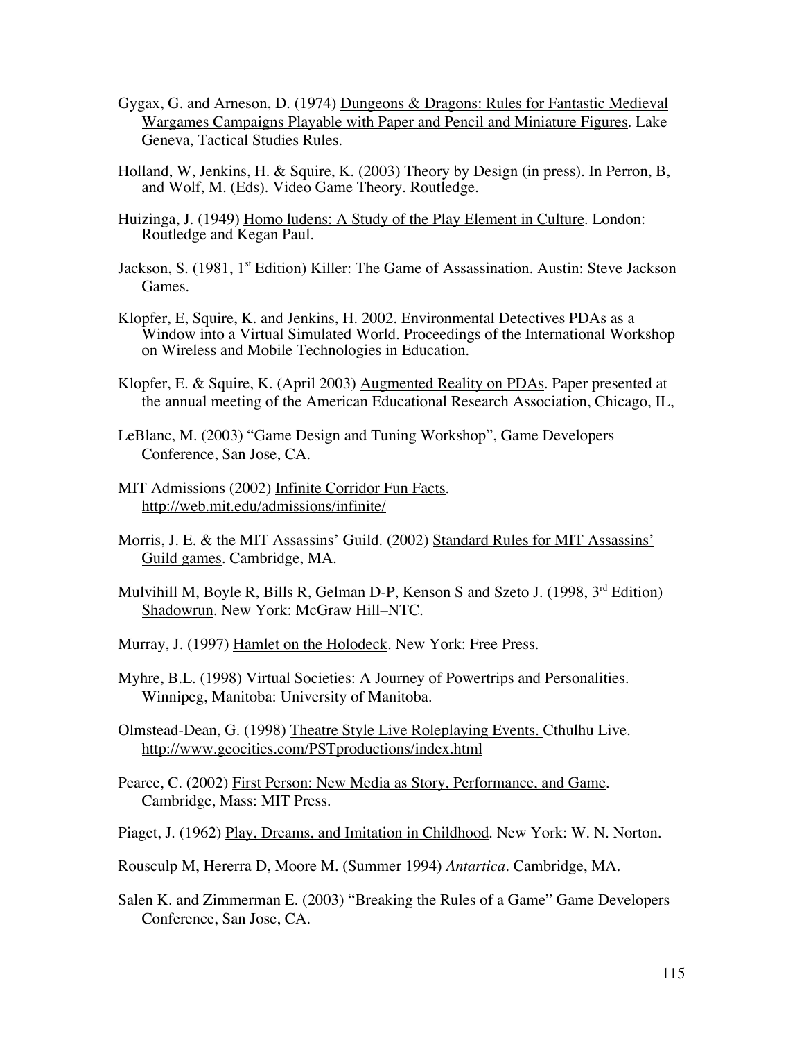Gygax, G. and Arneson, D. (1974) Dungeons & Dragons: Rules for Fantastic Medieval Wargames Campaigns Playable with Paper and Pencil and Miniature Figures. Lake Geneva, Tactical Studies Rules.

Holland, W, Jenkins, H. & Squire, K. (2003) Theory by Design (in press). In Perron, B, and Wolf, M. (Eds). Video Game Theory. Routledge.

Huizinga, J. (1949) Homo ludens: A Study of the Play Element in Culture. London: Routledge and Kegan Paul.

Jackson, S. (1981, 1st Edition) Killer: The Game of Assassination. Austin: Steve Jackson Games.

Klopfer, E, Squire, K. and Jenkins, H. 2002. Environmental Detectives PDAs as a Window into a Virtual Simulated World. Proceedings of the International Workshop on Wireless and Mobile Technologies in Education.

Klopfer, E. & Squire, K. (April 2003) Augmented Reality on PDAs. Paper presented at the annual meeting of the American Educational Research Association, Chicago, IL,

LeBlanc, M. (2003) "Game Design and Tuning Workshop", Game Developers Conference, San Jose, CA.

MIT Admissions (2002) Infinite Corridor Fun Facts. http://web.mit.edu/admissions/infinite/

Morris, J. E. & the MIT Assassins' Guild. (2002) Standard Rules for MIT Assassins' Guild games. Cambridge, MA.

Mulvihill M, Boyle R, Bills R, Gelman D-P, Kenson S and Szeto J. (1998, 3rd Edition) Shadowrun. New York: McGraw Hill–NTC.

Murray, J. (1997) Hamlet on the Holodeck. New York: Free Press.

Myhre, B.L. (1998) Virtual Societies: A Journey of Powertrips and Personalities. Winnipeg, Manitoba: University of Manitoba.

Olmstead-Dean, G. (1998) Theatre Style Live Roleplaying Events. Cthulhu Live. http://www.geocities.com/PSTproductions/index.html

Pearce, C. (2002) First Person: New Media as Story, Performance, and Game. Cambridge, Mass: MIT Press.

Piaget, J. (1962) Play, Dreams, and Imitation in Childhood. New York: W. N. Norton.

Rousculp M, Hererra D, Moore M. (Summer 1994) *Antartica*. Cambridge, MA.

Salen K. and Zimmerman E. (2003) "Breaking the Rules of a Game" Game Developers Conference, San Jose, CA.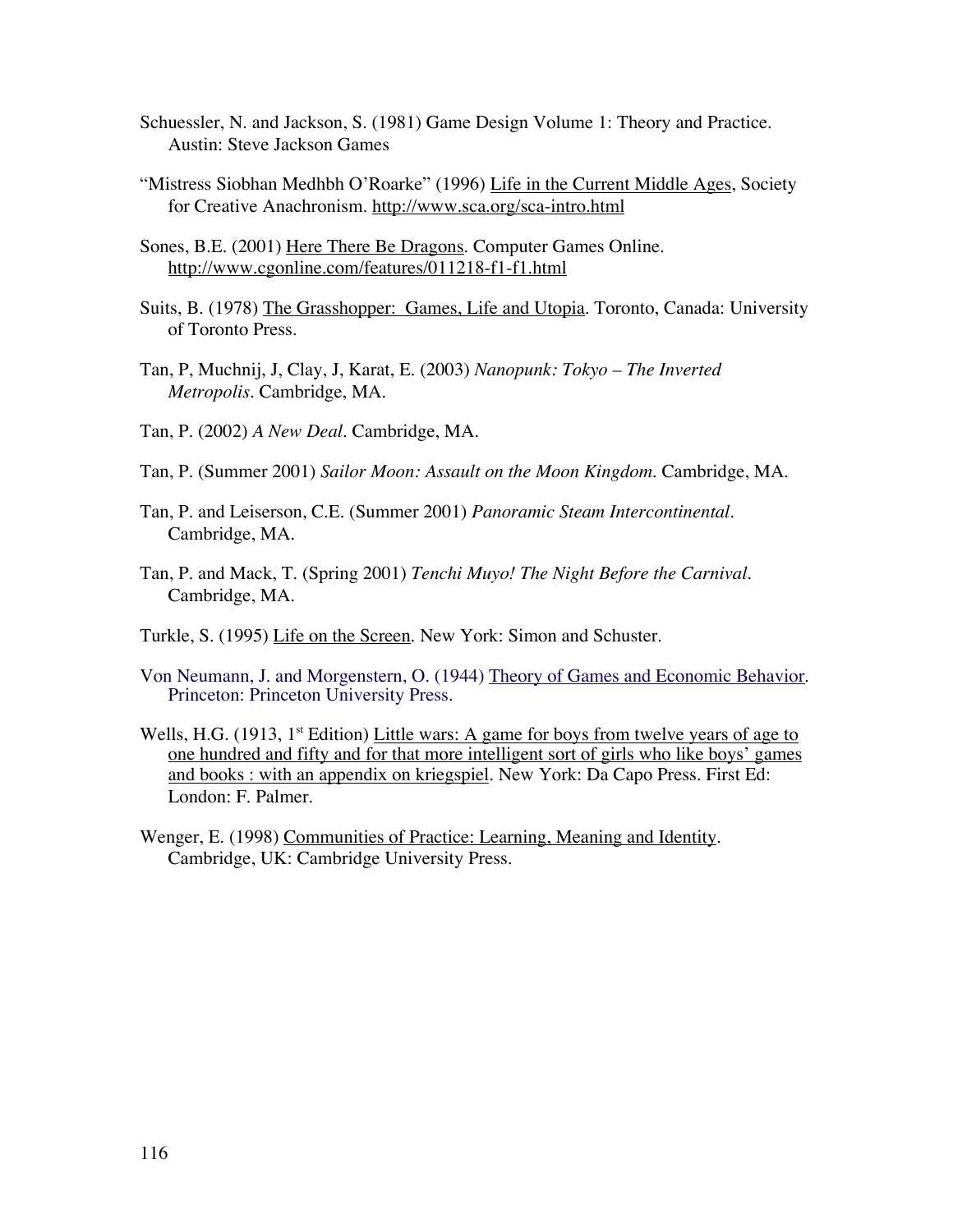Schuessler, N. and Jackson, S. (1981) Game Design Volume 1: Theory and Practice. Austin: Steve Jackson Games

"Mistress Siobhan Medhbh O'Roarke" (1996) Life in the Current Middle Ages, Society for Creative Anachronism. http://www.sca.org/sca-intro.html

Sones, B.E. (2001) Here There Be Dragons. Computer Games Online. http://www.cgonline.com/features/011218-f1-f1.html

Suits, B. (1978) The Grasshopper: Games, Life and Utopia. Toronto, Canada: University of Toronto Press.

Tan, P, Muchnij, J, Clay, J, Karat, E. (2003) *Nanopunk: Tokyo – The Inverted Metropolis*. Cambridge, MA.

Tan, P. (2002) *A New Deal*. Cambridge, MA.

Tan, P. (Summer 2001) *Sailor Moon: Assault on the Moon Kingdom*. Cambridge, MA.

Tan, P. and Leiserson, C.E. (Summer 2001) *Panoramic Steam Intercontinental*. Cambridge, MA.

Tan, P. and Mack, T. (Spring 2001) *Tenchi Muyo! The Night Before the Carnival*. Cambridge, MA.

Turkle, S. (1995) Life on the Screen. New York: Simon and Schuster.

Von Neumann, J. and Morgenstern, O. (1944) Theory of Games and Economic Behavior. Princeton: Princeton University Press.

Wells, H.G. (1913, 1st Edition) Little wars: A game for boys from twelve years of age to one hundred and fifty and for that more intelligent sort of girls who like boys' games and books : with an appendix on kriegspiel. New York: Da Capo Press. First Ed: London: F. Palmer.

Wenger, E. (1998) Communities of Practice: Learning, Meaning and Identity. Cambridge, UK: Cambridge University Press.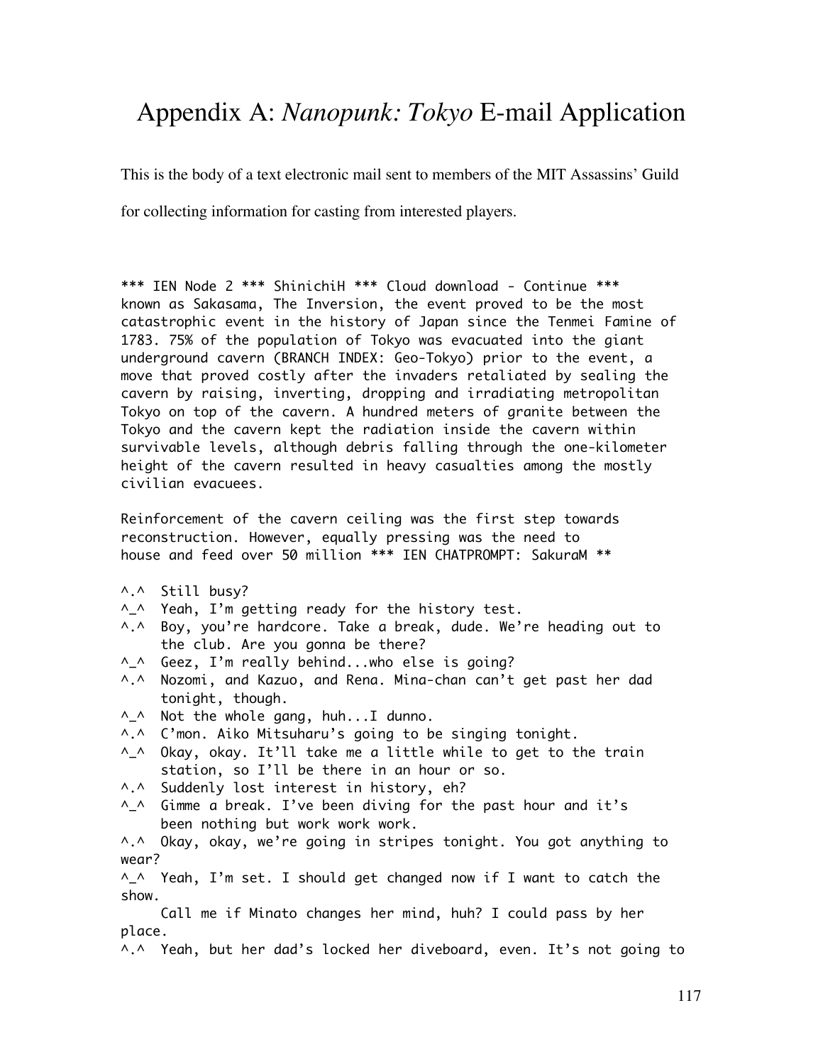# Appendix A: *Nanopunk: Tokyo* E-mail Application

This is the body of a text electronic mail sent to members of the MIT Assassins' Guild for collecting information for casting from interested players.

```
*** IEN Node 2 *** ShinichiH *** Cloud download - Continue ***
known as Sakasama, The Inversion, the event proved to be the most
catastrophic event in the history of Japan since the Tenmei Famine of
1783. 75% of the population of Tokyo was evacuated into the giant
underground cavern (BRANCH INDEX: Geo-Tokyo) prior to the event, a
move that proved costly after the invaders retaliated by sealing the
cavern by raising, inverting, dropping and irradiating metropolitan
Tokyo on top of the cavern. A hundred meters of granite between the
Tokyo and the cavern kept the radiation inside the cavern within
survivable levels, although debris falling through the one-kilometer
height of the cavern resulted in heavy casualties among the mostly
civilian evacuees.

Reinforcement of the cavern ceiling was the first step towards
reconstruction. However, equally pressing was the need to
house and feed over 50 million *** IEN CHATPROMPT: SakuraM **

^.^  Still busy?
^_^  Yeah, I'm getting ready for the history test.
^.^  Boy, you're hardcore. Take a break, dude. We're heading out to
     the club. Are you gonna be there?
^_^  Geez, I'm really behind...who else is going?
^.^  Nozomi, and Kazuo, and Rena. Mina-chan can't get past her dad
     tonight, though.
^_^  Not the whole gang, huh...I dunno.
^.^  C'mon. Aiko Mitsuharu's going to be singing tonight.
^_^  Okay, okay. It'll take me a little while to get to the train
     station, so I'll be there in an hour or so.
^.^  Suddenly lost interest in history, eh?
^_^  Gimme a break. I've been diving for the past hour and it's
     been nothing but work work work.
^.^  Okay, okay, we're going in stripes tonight. You got anything to
wear?
^_^  Yeah, I'm set. I should get changed now if I want to catch the
show.
     Call me if Minato changes her mind, huh? I could pass by her
place.
^.^  Yeah, but her dad's locked her diveboard, even. It's not going to
```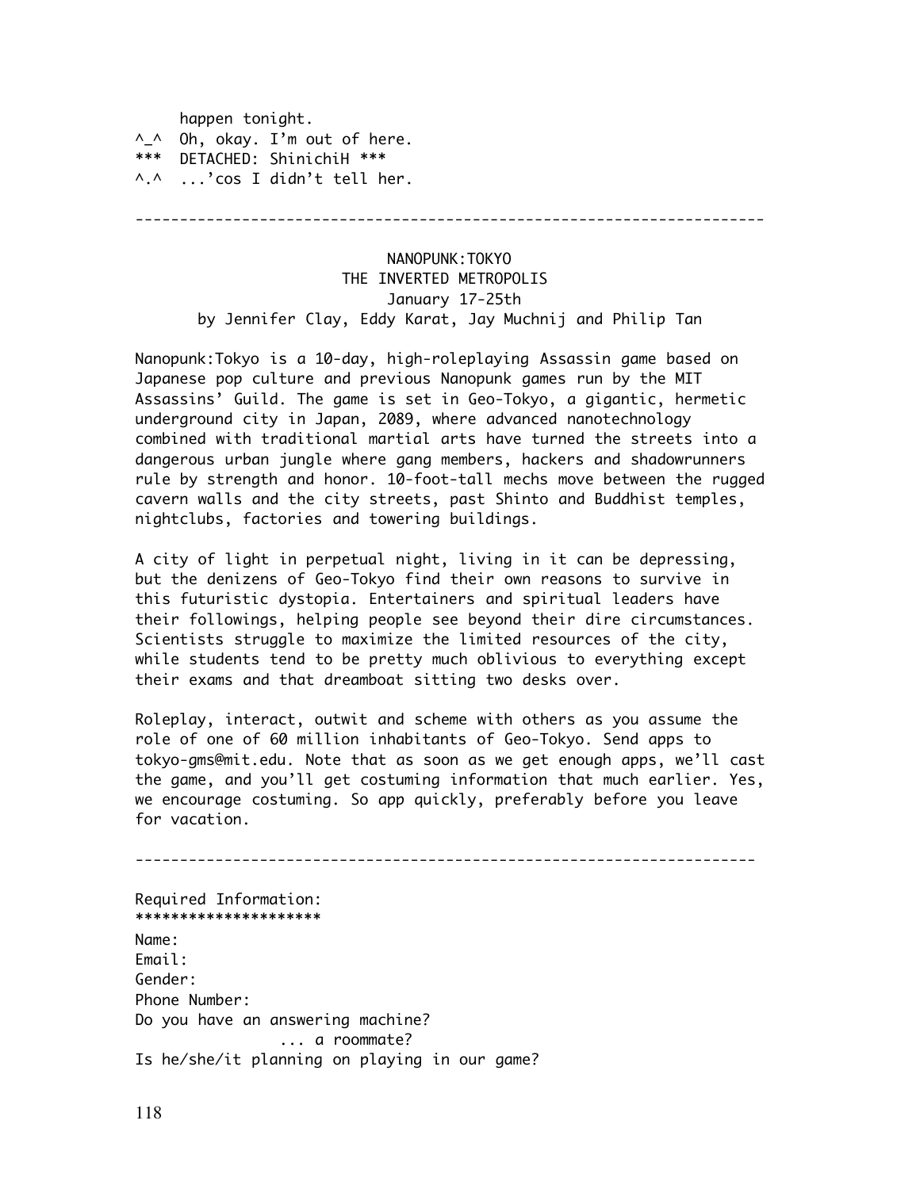happen tonight.
^_^  Oh, okay. I'm out of here.
***  DETACHED: ShinichiH ***
^.^  ...'cos I didn't tell her.

---

NANOPUNK:TOKYO
THE INVERTED METROPOLIS
January 17-25th
by Jennifer Clay, Eddy Karat, Jay Muchnij and Philip Tan

Nanopunk:Tokyo is a 10-day, high-roleplaying Assassin game based on Japanese pop culture and previous Nanopunk games run by the MIT Assassins' Guild. The game is set in Geo-Tokyo, a gigantic, hermetic underground city in Japan, 2089, where advanced nanotechnology combined with traditional martial arts have turned the streets into a dangerous urban jungle where gang members, hackers and shadowrunners rule by strength and honor. 10-foot-tall mechs move between the rugged cavern walls and the city streets, past Shinto and Buddhist temples, nightclubs, factories and towering buildings.

A city of light in perpetual night, living in it can be depressing, but the denizens of Geo-Tokyo find their own reasons to survive in this futuristic dystopia. Entertainers and spiritual leaders have their followings, helping people see beyond their dire circumstances. Scientists struggle to maximize the limited resources of the city, while students tend to be pretty much oblivious to everything except their exams and that dreamboat sitting two desks over.

Roleplay, interact, outwit and scheme with others as you assume the role of one of 60 million inhabitants of Geo-Tokyo. Send apps to tokyo-gms@mit.edu. Note that as soon as we get enough apps, we'll cast the game, and you'll get costuming information that much earlier. Yes, we encourage costuming. So app quickly, preferably before you leave for vacation.

---

Required Information:
********************
Name:
Email:
Gender:
Phone Number:
Do you have an answering machine?
                ... a roommate?
Is he/she/it planning on playing in our game?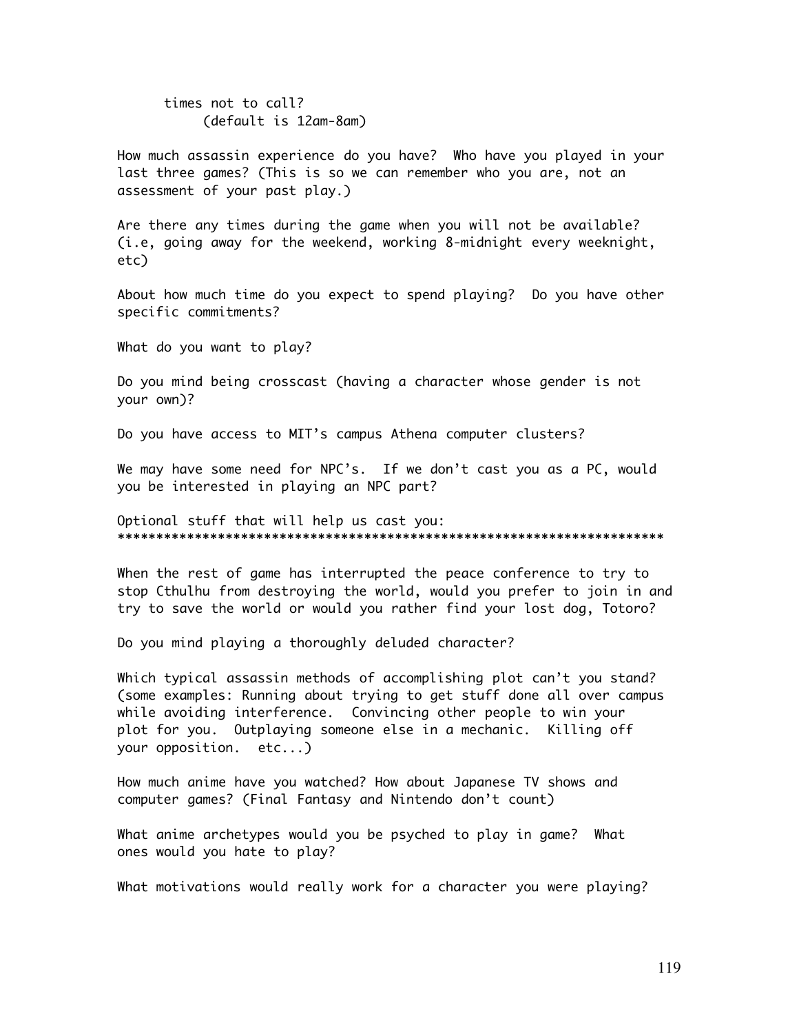times not to call?
(default is 12am-8am)

How much assassin experience do you have? Who have you played in your last three games? (This is so we can remember who you are, not an assessment of your past play.)

Are there any times during the game when you will not be available? (i.e, going away for the weekend, working 8-midnight every weeknight, etc)

About how much time do you expect to spend playing? Do you have other specific commitments?

What do you want to play?

Do you mind being crosscast (having a character whose gender is not your own)?

Do you have access to MIT's campus Athena computer clusters?

We may have some need for NPC's. If we don't cast you as a PC, would you be interested in playing an NPC part?

Optional stuff that will help us cast you:
**********************************************************************

When the rest of game has interrupted the peace conference to try to stop Cthulhu from destroying the world, would you prefer to join in and try to save the world or would you rather find your lost dog, Totoro?

Do you mind playing a thoroughly deluded character?

Which typical assassin methods of accomplishing plot can't you stand? (some examples: Running about trying to get stuff done all over campus while avoiding interference. Convincing other people to win your plot for you. Outplaying someone else in a mechanic. Killing off your opposition. etc...)

How much anime have you watched? How about Japanese TV shows and computer games? (Final Fantasy and Nintendo don't count)

What anime archetypes would you be psyched to play in game? What ones would you hate to play?

What motivations would really work for a character you were playing?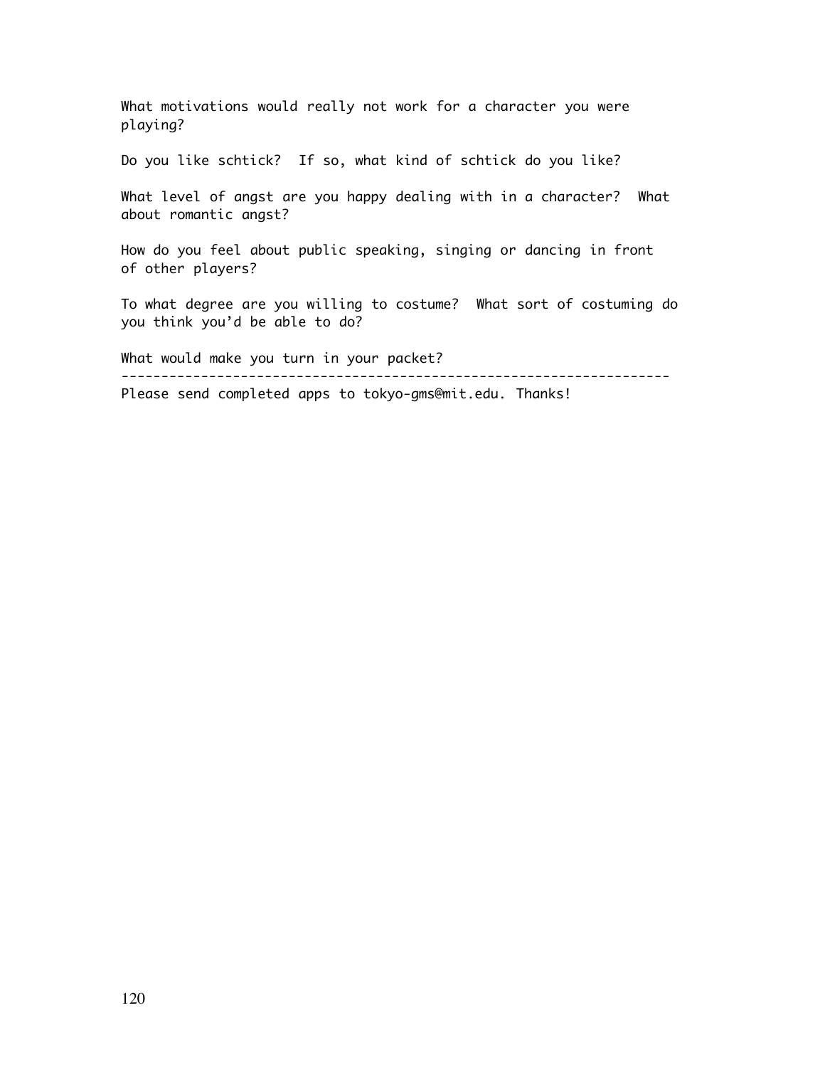What motivations would really not work for a character you were playing?

Do you like schtick? If so, what kind of schtick do you like?

What level of angst are you happy dealing with in a character? What about romantic angst?

How do you feel about public speaking, singing or dancing in front of other players?

To what degree are you willing to costume? What sort of costuming do you think you'd be able to do?

What would make you turn in your packet?

---

Please send completed apps to tokyo-gms@mit.edu. Thanks!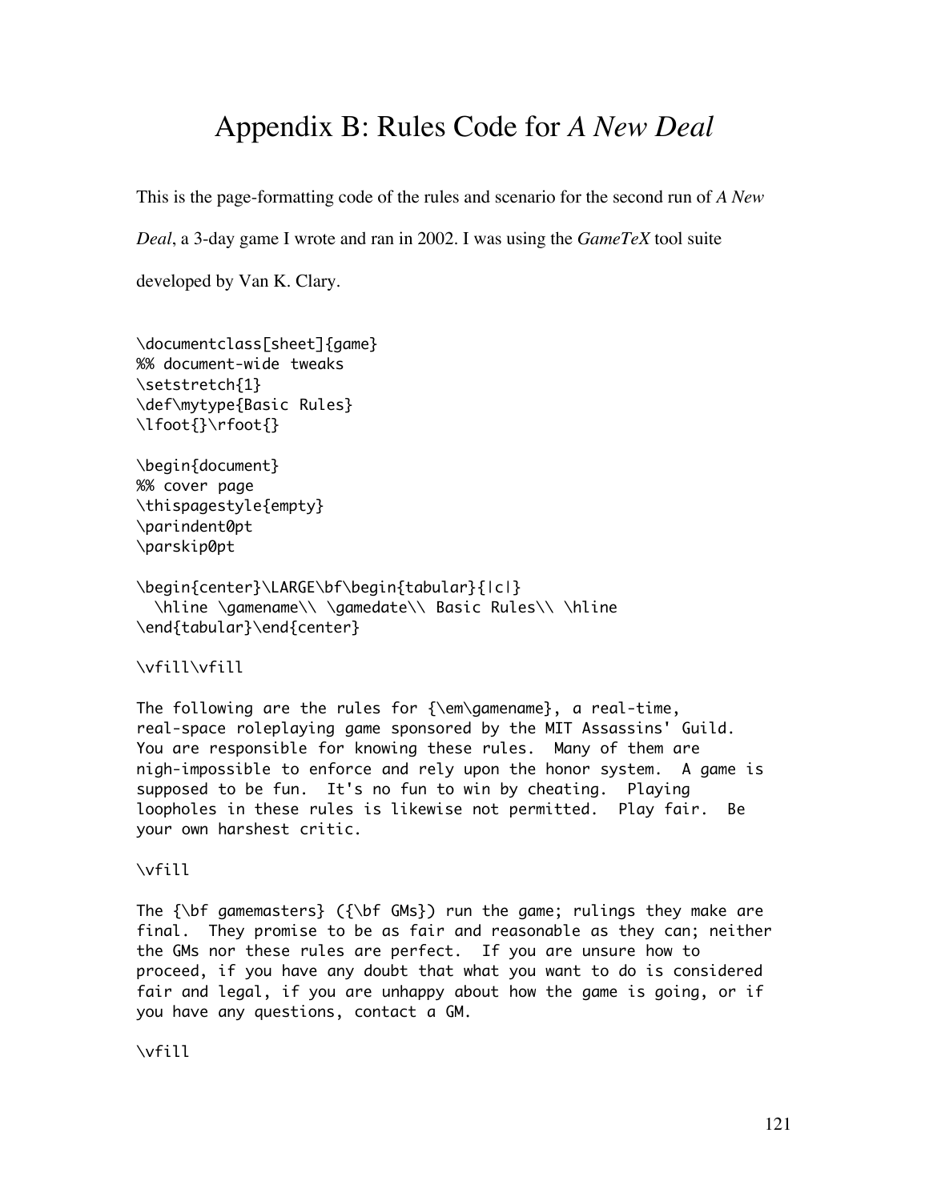# Appendix B: Rules Code for *A New Deal*

This is the page-formatting code of the rules and scenario for the second run of *A New Deal*, a 3-day game I wrote and ran in 2002. I was using the *GameTeX* tool suite developed by Van K. Clary.

```
\documentclass[sheet]{game}
%% document-wide tweaks
\setstretch{1}
\def\mytype{Basic Rules}
\lfoot{}\rfoot{}

\begin{document}
%% cover page
\thispagestyle{empty}
\parindent0pt
\parskip0pt

\begin{center}\LARGE\bf\begin{tabular}{|c|}
  \hline \gamename\\ \gamedate\\ Basic Rules\\ \hline
\end{tabular}\end{center}

\vfill\vfill

The following are the rules for {\em\gamename}, a real-time,
real-space roleplaying game sponsored by the MIT Assassins' Guild.
You are responsible for knowing these rules.  Many of them are
nigh-impossible to enforce and rely upon the honor system.  A game is
supposed to be fun.  It's no fun to win by cheating.  Playing
loopholes in these rules is likewise not permitted.  Play fair.  Be
your own harshest critic.

\vfill

The {\bf gamemasters} ({\bf GMs}) run the game; rulings they make are
final.  They promise to be as fair and reasonable as they can; neither
the GMs nor these rules are perfect.  If you are unsure how to
proceed, if you have any doubt that what you want to do is considered
fair and legal, if you are unhappy about how the game is going, or if
you have any questions, contact a GM.

\vfill
```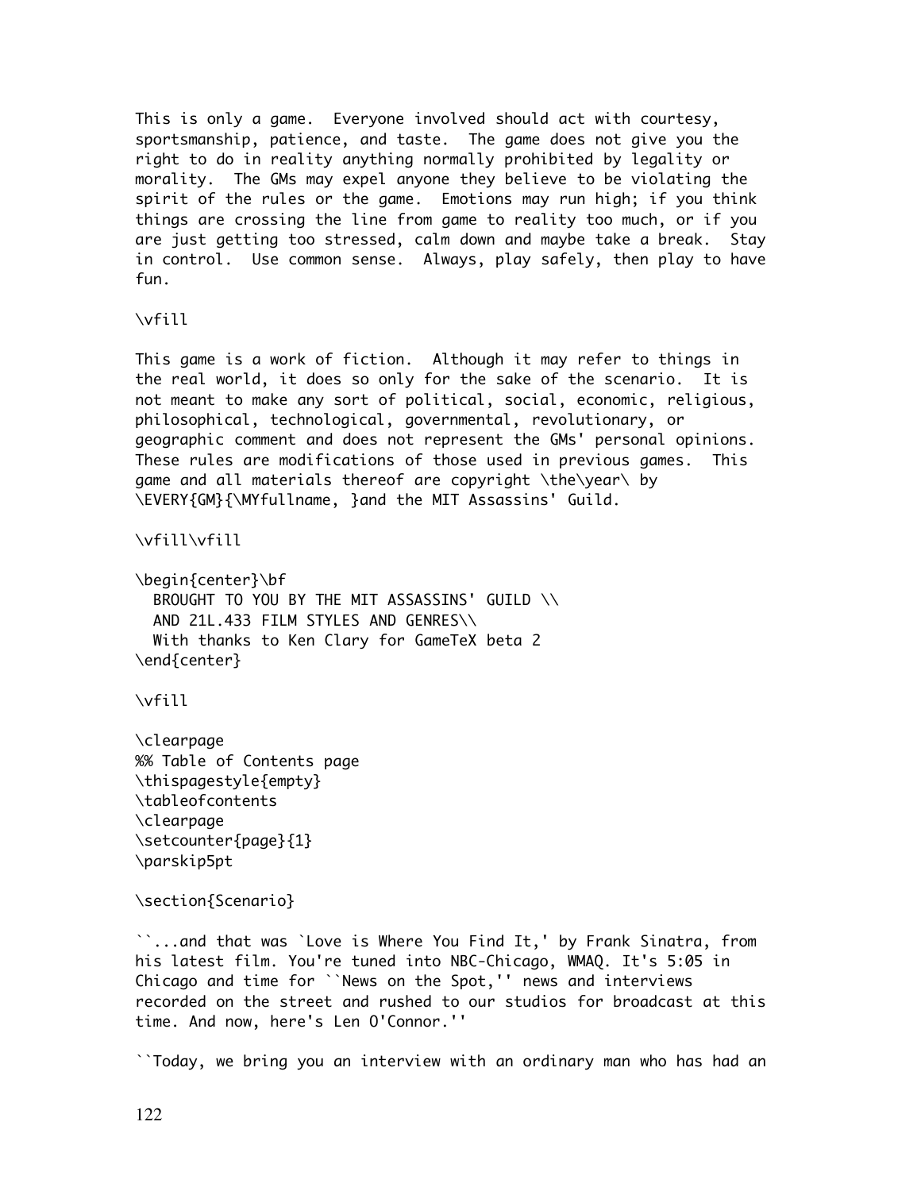This is only a game. Everyone involved should act with courtesy, sportsmanship, patience, and taste. The game does not give you the right to do in reality anything normally prohibited by legality or morality. The GMs may expel anyone they believe to be violating the spirit of the rules or the game. Emotions may run high; if you think things are crossing the line from game to reality too much, or if you are just getting too stressed, calm down and maybe take a break. Stay in control. Use common sense. Always, play safely, then play to have fun.

\vfill

This game is a work of fiction. Although it may refer to things in the real world, it does so only for the sake of the scenario. It is not meant to make any sort of political, social, economic, religious, philosophical, technological, governmental, revolutionary, or geographic comment and does not represent the GMs' personal opinions. These rules are modifications of those used in previous games. This game and all materials thereof are copyright \the\year\ by \EVERY{GM}{\MYfullname, }and the MIT Assassins' Guild.

\vfill\vfill

```
\begin{center}\bf
  BROUGHT TO YOU BY THE MIT ASSASSINS' GUILD \\
  AND 21L.433 FILM STYLES AND GENRES\\
  With thanks to Ken Clary for GameTeX beta 2
\end{center}

\vfill

\clearpage
%% Table of Contents page
\thispagestyle{empty}
\tableofcontents
\clearpage
\setcounter{page}{1}
\parskip5pt

\section{Scenario}
```

``...and that was `Love is Where You Find It,' by Frank Sinatra, from his latest film. You're tuned into NBC-Chicago, WMAQ. It's 5:05 in Chicago and time for ``News on the Spot,'' news and interviews recorded on the street and rushed to our studios for broadcast at this time. And now, here's Len O'Connor.''

``Today, we bring you an interview with an ordinary man who has had an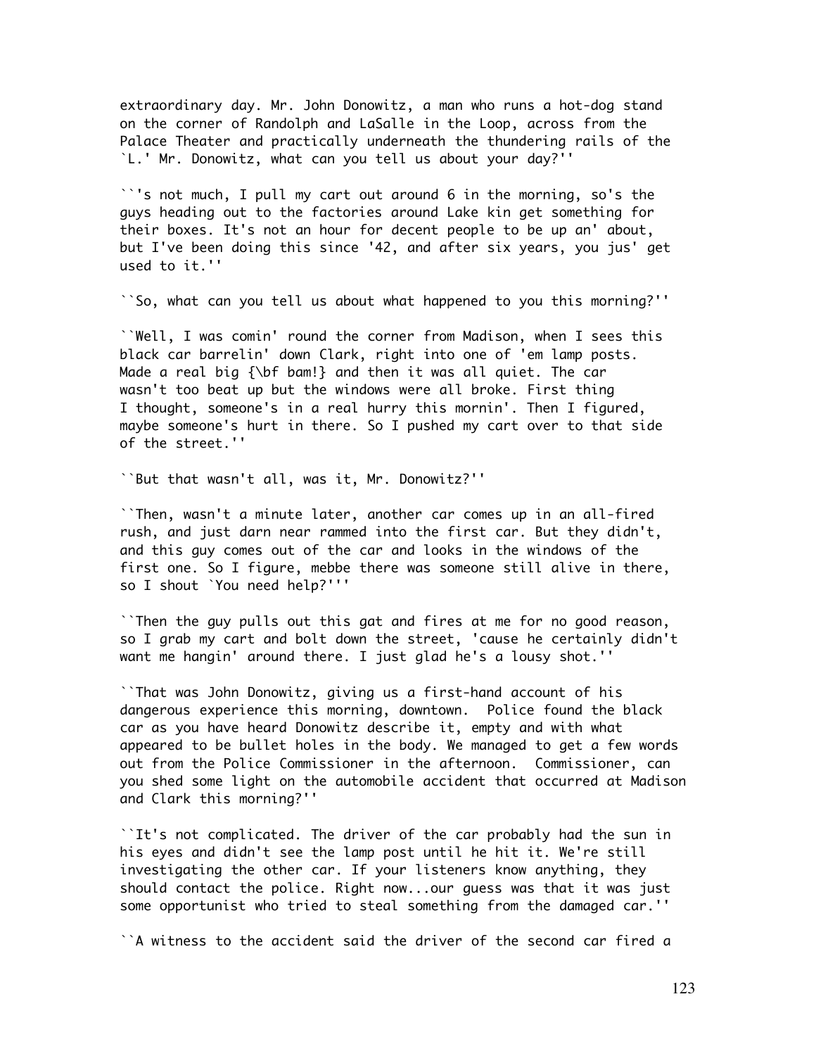extraordinary day. Mr. John Donowitz, a man who runs a hot-dog stand on the corner of Randolph and LaSalle in the Loop, across from the Palace Theater and practically underneath the thundering rails of the `L.' Mr. Donowitz, what can you tell us about your day?''

``'s not much, I pull my cart out around 6 in the morning, so's the guys heading out to the factories around Lake kin get something for their boxes. It's not an hour for decent people to be up an' about, but I've been doing this since '42, and after six years, you jus' get used to it.''

``So, what can you tell us about what happened to you this morning?''

``Well, I was comin' round the corner from Madison, when I sees this black car barrelin' down Clark, right into one of 'em lamp posts. Made a real big {\bf bam!} and then it was all quiet. The car wasn't too beat up but the windows were all broke. First thing I thought, someone's in a real hurry this mornin'. Then I figured, maybe someone's hurt in there. So I pushed my cart over to that side of the street.''

``But that wasn't all, was it, Mr. Donowitz?''

``Then, wasn't a minute later, another car comes up in an all-fired rush, and just darn near rammed into the first car. But they didn't, and this guy comes out of the car and looks in the windows of the first one. So I figure, mebbe there was someone still alive in there, so I shout `You need help?'''

``Then the guy pulls out this gat and fires at me for no good reason, so I grab my cart and bolt down the street, 'cause he certainly didn't want me hangin' around there. I just glad he's a lousy shot.''

``That was John Donowitz, giving us a first-hand account of his dangerous experience this morning, downtown. Police found the black car as you have heard Donowitz describe it, empty and with what appeared to be bullet holes in the body. We managed to get a few words out from the Police Commissioner in the afternoon. Commissioner, can you shed some light on the automobile accident that occurred at Madison and Clark this morning?''

``It's not complicated. The driver of the car probably had the sun in his eyes and didn't see the lamp post until he hit it. We're still investigating the other car. If your listeners know anything, they should contact the police. Right now...our guess was that it was just some opportunist who tried to steal something from the damaged car.''

``A witness to the accident said the driver of the second car fired a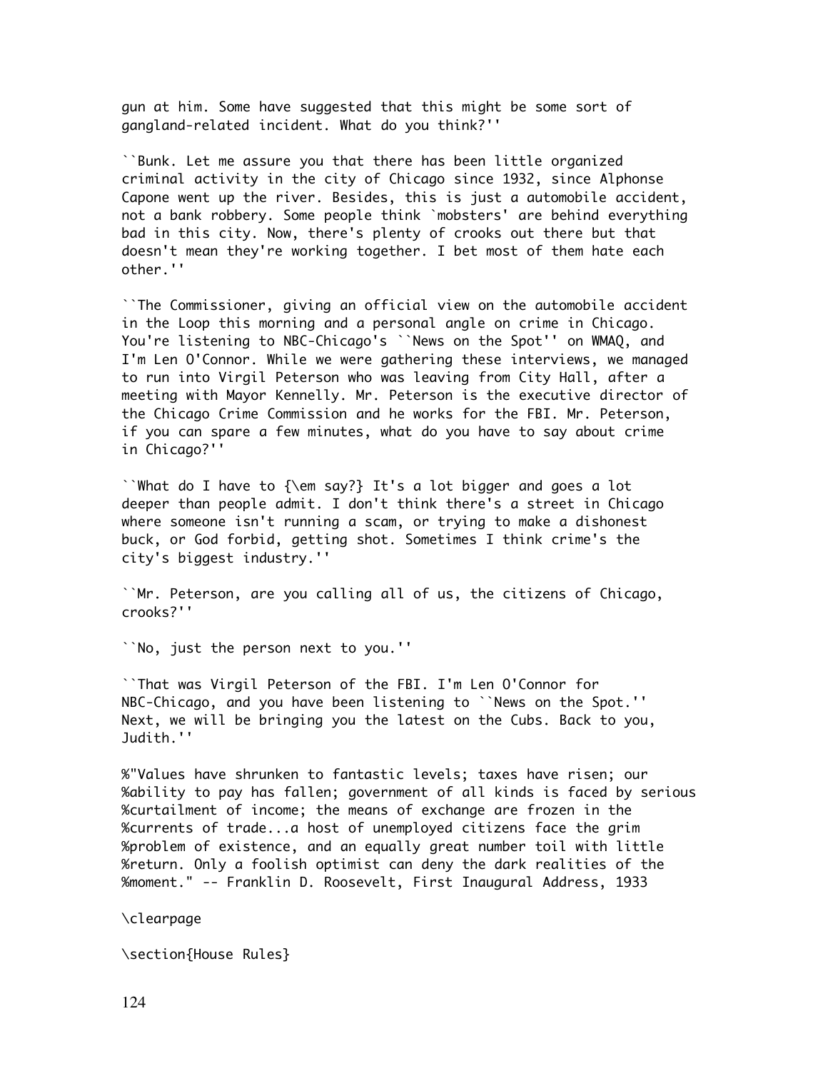gun at him. Some have suggested that this might be some sort of gangland-related incident. What do you think?''

``Bunk. Let me assure you that there has been little organized criminal activity in the city of Chicago since 1932, since Alphonse Capone went up the river. Besides, this is just a automobile accident, not a bank robbery. Some people think `mobsters' are behind everything bad in this city. Now, there's plenty of crooks out there but that doesn't mean they're working together. I bet most of them hate each other.''

``The Commissioner, giving an official view on the automobile accident in the Loop this morning and a personal angle on crime in Chicago. You're listening to NBC-Chicago's ``News on the Spot'' on WMAQ, and I'm Len O'Connor. While we were gathering these interviews, we managed to run into Virgil Peterson who was leaving from City Hall, after a meeting with Mayor Kennelly. Mr. Peterson is the executive director of the Chicago Crime Commission and he works for the FBI. Mr. Peterson, if you can spare a few minutes, what do you have to say about crime in Chicago?''

``What do I have to {\em say?} It's a lot bigger and goes a lot deeper than people admit. I don't think there's a street in Chicago where someone isn't running a scam, or trying to make a dishonest buck, or God forbid, getting shot. Sometimes I think crime's the city's biggest industry.''

``Mr. Peterson, are you calling all of us, the citizens of Chicago, crooks?''

``No, just the person next to you.''

``That was Virgil Peterson of the FBI. I'm Len O'Connor for NBC-Chicago, and you have been listening to ``News on the Spot.'' Next, we will be bringing you the latest on the Cubs. Back to you, Judith.''

%"Values have shrunken to fantastic levels; taxes have risen; our
%ability to pay has fallen; government of all kinds is faced by serious
%curtailment of income; the means of exchange are frozen in the
%currents of trade...a host of unemployed citizens face the grim
%problem of existence, and an equally great number toil with little
%return. Only a foolish optimist can deny the dark realities of the
%moment." -- Franklin D. Roosevelt, First Inaugural Address, 1933

\clearpage

\section{House Rules}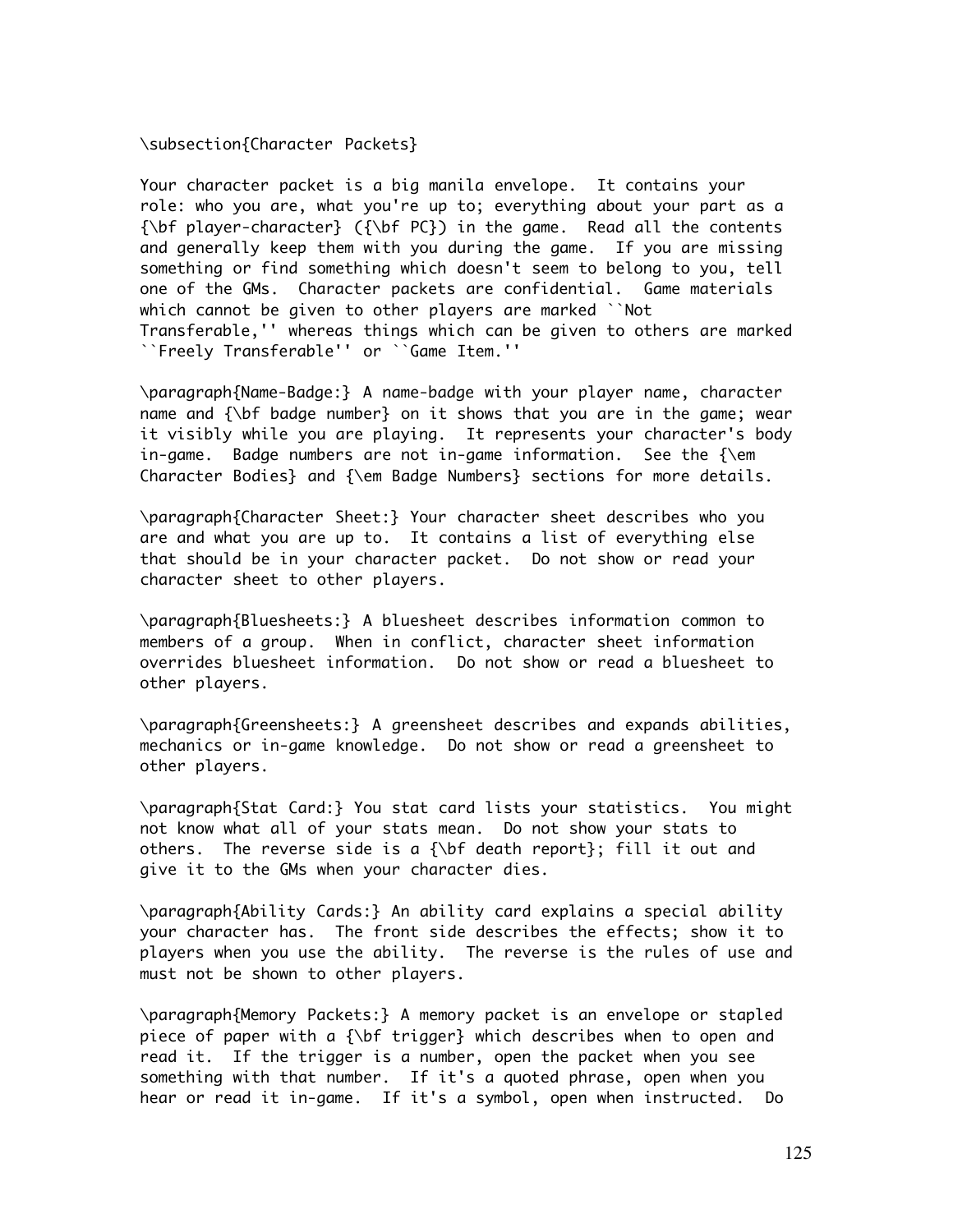\subsection{Character Packets}

Your character packet is a big manila envelope. It contains your role: who you are, what you're up to; everything about your part as a {\bf player-character} ({\bf PC}) in the game. Read all the contents and generally keep them with you during the game. If you are missing something or find something which doesn't seem to belong to you, tell one of the GMs. Character packets are confidential. Game materials which cannot be given to other players are marked ``Not Transferable,'' whereas things which can be given to others are marked ``Freely Transferable'' or ``Game Item.''

\paragraph{Name-Badge:} A name-badge with your player name, character name and {\bf badge number} on it shows that you are in the game; wear it visibly while you are playing. It represents your character's body in-game. Badge numbers are not in-game information. See the {\em Character Bodies} and {\em Badge Numbers} sections for more details.

\paragraph{Character Sheet:} Your character sheet describes who you are and what you are up to. It contains a list of everything else that should be in your character packet. Do not show or read your character sheet to other players.

\paragraph{Bluesheets:} A bluesheet describes information common to members of a group. When in conflict, character sheet information overrides bluesheet information. Do not show or read a bluesheet to other players.

\paragraph{Greensheets:} A greensheet describes and expands abilities, mechanics or in-game knowledge. Do not show or read a greensheet to other players.

\paragraph{Stat Card:} You stat card lists your statistics. You might not know what all of your stats mean. Do not show your stats to others. The reverse side is a {\bf death report}; fill it out and give it to the GMs when your character dies.

\paragraph{Ability Cards:} An ability card explains a special ability your character has. The front side describes the effects; show it to players when you use the ability. The reverse is the rules of use and must not be shown to other players.

\paragraph{Memory Packets:} A memory packet is an envelope or stapled piece of paper with a {\bf trigger} which describes when to open and read it. If the trigger is a number, open the packet when you see something with that number. If it's a quoted phrase, open when you hear or read it in-game. If it's a symbol, open when instructed. Do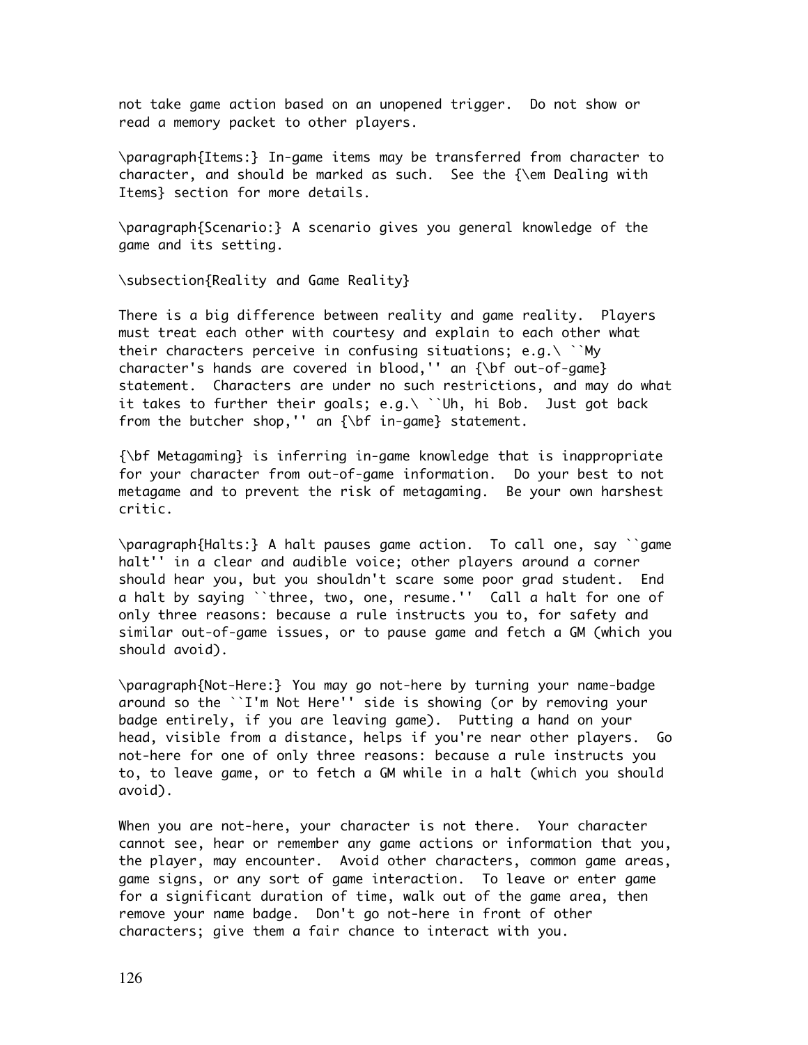not take game action based on an unopened trigger.  Do not show or read a memory packet to other players.

\paragraph{Items:} In-game items may be transferred from character to character, and should be marked as such.  See the {\em Dealing with Items} section for more details.

\paragraph{Scenario:} A scenario gives you general knowledge of the game and its setting.

\subsection{Reality and Game Reality}

There is a big difference between reality and game reality.  Players must treat each other with courtesy and explain to each other what their characters perceive in confusing situations; e.g.\ ``My character's hands are covered in blood,'' an {\bf out-of-game} statement.  Characters are under no such restrictions, and may do what it takes to further their goals; e.g.\ ``Uh, hi Bob.  Just got back from the butcher shop,'' an {\bf in-game} statement.

{\bf Metagaming} is inferring in-game knowledge that is inappropriate for your character from out-of-game information.  Do your best to not metagame and to prevent the risk of metagaming.  Be your own harshest critic.

\paragraph{Halts:} A halt pauses game action.  To call one, say ``game halt'' in a clear and audible voice; other players around a corner should hear you, but you shouldn't scare some poor grad student.  End a halt by saying ``three, two, one, resume.''  Call a halt for one of only three reasons: because a rule instructs you to, for safety and similar out-of-game issues, or to pause game and fetch a GM (which you should avoid).

\paragraph{Not-Here:} You may go not-here by turning your name-badge around so the ``I'm Not Here'' side is showing (or by removing your badge entirely, if you are leaving game).  Putting a hand on your head, visible from a distance, helps if you're near other players.  Go not-here for one of only three reasons: because a rule instructs you to, to leave game, or to fetch a GM while in a halt (which you should avoid).

When you are not-here, your character is not there.  Your character cannot see, hear or remember any game actions or information that you, the player, may encounter.  Avoid other characters, common game areas, game signs, or any sort of game interaction.  To leave or enter game for a significant duration of time, walk out of the game area, then remove your name badge.  Don't go not-here in front of other characters; give them a fair chance to interact with you.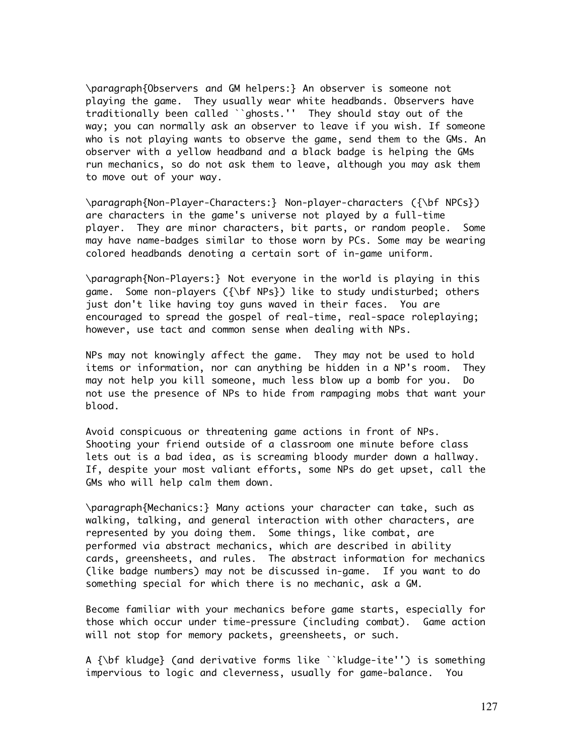**Observers and GM helpers:** An observer is someone not playing the game. They usually wear white headbands. Observers have traditionally been called "ghosts." They should stay out of the way; you can normally ask an observer to leave if you wish. If someone who is not playing wants to observe the game, send them to the GMs. An observer with a yellow headband and a black badge is helping the GMs run mechanics, so do not ask them to leave, although you may ask them to move out of your way.

**Non-Player-Characters:** Non-player-characters (**NPCs**) are characters in the game's universe not played by a full-time player. They are minor characters, bit parts, or random people. Some may have name-badges similar to those worn by PCs. Some may be wearing colored headbands denoting a certain sort of in-game uniform.

**Non-Players:** Not everyone in the world is playing in this game. Some non-players (**NPs**) like to study undisturbed; others just don't like having toy guns waved in their faces. You are encouraged to spread the gospel of real-time, real-space roleplaying; however, use tact and common sense when dealing with NPs.

NPs may not knowingly affect the game. They may not be used to hold items or information, nor can anything be hidden in a NP's room. They may not help you kill someone, much less blow up a bomb for you. Do not use the presence of NPs to hide from rampaging mobs that want your blood.

Avoid conspicuous or threatening game actions in front of NPs. Shooting your friend outside of a classroom one minute before class lets out is a bad idea, as is screaming bloody murder down a hallway. If, despite your most valiant efforts, some NPs do get upset, call the GMs who will help calm them down.

**Mechanics:** Many actions your character can take, such as walking, talking, and general interaction with other characters, are represented by you doing them. Some things, like combat, are performed via abstract mechanics, which are described in ability cards, greensheets, and rules. The abstract information for mechanics (like badge numbers) may not be discussed in-game. If you want to do something special for which there is no mechanic, ask a GM.

Become familiar with your mechanics before game starts, especially for those which occur under time-pressure (including combat). Game action will not stop for memory packets, greensheets, or such.

A **kludge** (and derivative forms like "kludge-ite") is something impervious to logic and cleverness, usually for game-balance. You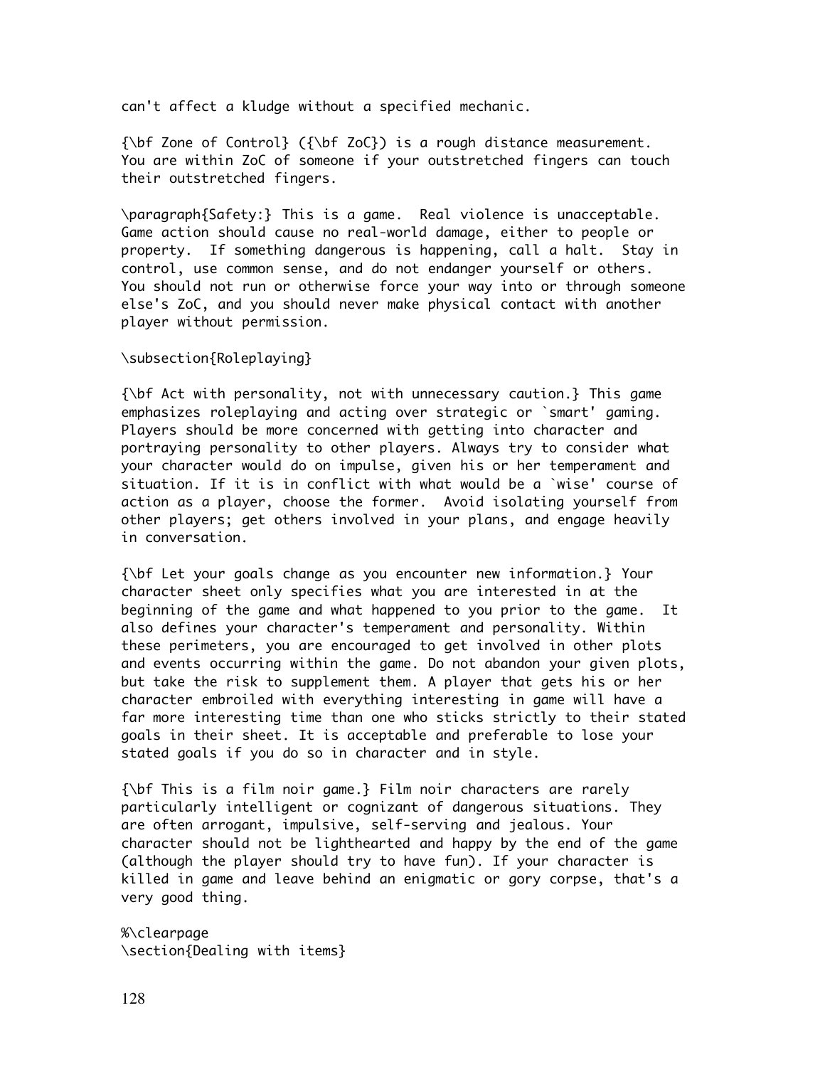can't affect a kludge without a specified mechanic.

**Zone of Control** (**ZoC**) is a rough distance measurement. You are within ZoC of someone if your outstretched fingers can touch their outstretched fingers.

**Safety:** This is a game. Real violence is unacceptable. Game action should cause no real-world damage, either to people or property. If something dangerous is happening, call a halt. Stay in control, use common sense, and do not endanger yourself or others. You should not run or otherwise force your way into or through someone else's ZoC, and you should never make physical contact with another player without permission.

## Roleplaying

**Act with personality, not with unnecessary caution.** This game emphasizes roleplaying and acting over strategic or 'smart' gaming. Players should be more concerned with getting into character and portraying personality to other players. Always try to consider what your character would do on impulse, given his or her temperament and situation. If it is in conflict with what would be a 'wise' course of action as a player, choose the former. Avoid isolating yourself from other players; get others involved in your plans, and engage heavily in conversation.

**Let your goals change as you encounter new information.** Your character sheet only specifies what you are interested in at the beginning of the game and what happened to you prior to the game. It also defines your character's temperament and personality. Within these perimeters, you are encouraged to get involved in other plots and events occurring within the game. Do not abandon your given plots, but take the risk to supplement them. A player that gets his or her character embroiled with everything interesting in game will have a far more interesting time than one who sticks strictly to their stated goals in their sheet. It is acceptable and preferable to lose your stated goals if you do so in character and in style.

**This is a film noir game.** Film noir characters are rarely particularly intelligent or cognizant of dangerous situations. They are often arrogant, impulsive, self-serving and jealous. Your character should not be lighthearted and happy by the end of the game (although the player should try to have fun). If your character is killed in game and leave behind an enigmatic or gory corpse, that's a very good thing.

# Dealing with items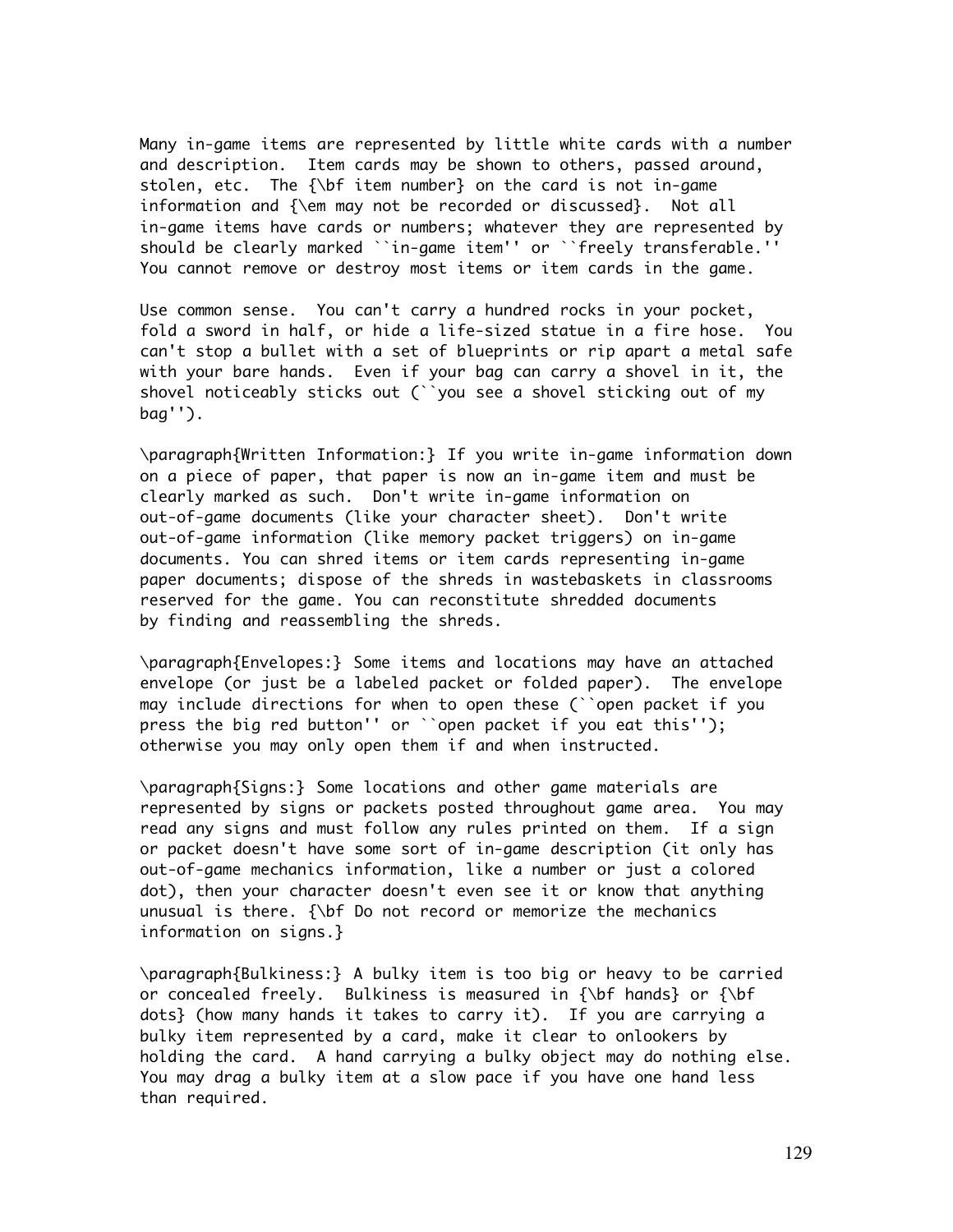Many in-game items are represented by little white cards with a number and description. Item cards may be shown to others, passed around, stolen, etc. The **item number** on the card is not in-game information and *may not be recorded or discussed*. Not all in-game items have cards or numbers; whatever they are represented by should be clearly marked "in-game item" or "freely transferable." You cannot remove or destroy most items or item cards in the game.

Use common sense. You can't carry a hundred rocks in your pocket, fold a sword in half, or hide a life-sized statue in a fire hose. You can't stop a bullet with a set of blueprints or rip apart a metal safe with your bare hands. Even if your bag can carry a shovel in it, the shovel noticeably sticks out ("you see a shovel sticking out of my bag").

**Written Information:** If you write in-game information down on a piece of paper, that paper is now an in-game item and must be clearly marked as such. Don't write in-game information on out-of-game documents (like your character sheet). Don't write out-of-game information (like memory packet triggers) on in-game documents. You can shred items or item cards representing in-game paper documents; dispose of the shreds in wastebaskets in classrooms reserved for the game. You can reconstitute shredded documents by finding and reassembling the shreds.

**Envelopes:** Some items and locations may have an attached envelope (or just be a labeled packet or folded paper). The envelope may include directions for when to open these ("open packet if you press the big red button" or "open packet if you eat this"); otherwise you may only open them if and when instructed.

**Signs:** Some locations and other game materials are represented by signs or packets posted throughout game area. You may read any signs and must follow any rules printed on them. If a sign or packet doesn't have some sort of in-game description (it only has out-of-game mechanics information, like a number or just a colored dot), then your character doesn't even see it or know that anything unusual is there. **Do not record or memorize the mechanics information on signs.**

**Bulkiness:** A bulky item is too big or heavy to be carried or concealed freely. Bulkiness is measured in **hands** or **dots** (how many hands it takes to carry it). If you are carrying a bulky item represented by a card, make it clear to onlookers by holding the card. A hand carrying a bulky object may do nothing else. You may drag a bulky item at a slow pace if you have one hand less than required.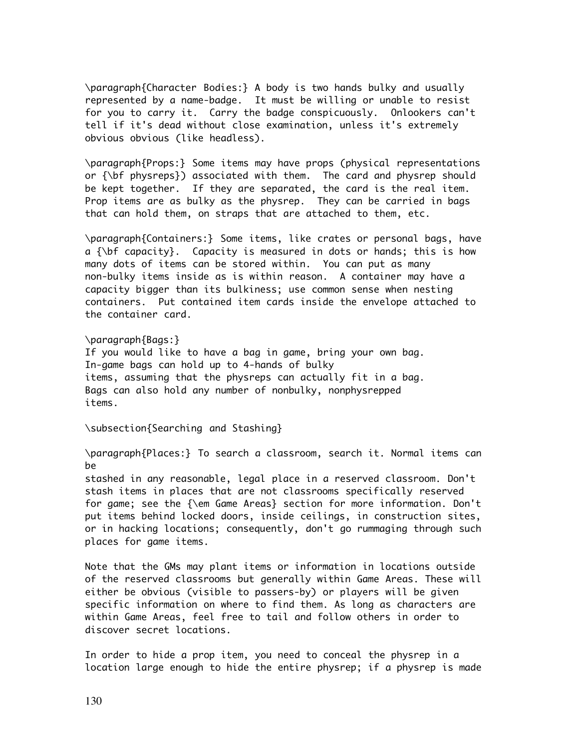\paragraph{Character Bodies:} A body is two hands bulky and usually represented by a name-badge. It must be willing or unable to resist for you to carry it. Carry the badge conspicuously. Onlookers can't tell if it's dead without close examination, unless it's extremely obvious obvious (like headless).

\paragraph{Props:} Some items may have props (physical representations or {\bf physreps}) associated with them. The card and physrep should be kept together. If they are separated, the card is the real item. Prop items are as bulky as the physrep. They can be carried in bags that can hold them, on straps that are attached to them, etc.

\paragraph{Containers:} Some items, like crates or personal bags, have a {\bf capacity}. Capacity is measured in dots or hands; this is how many dots of items can be stored within. You can put as many non-bulky items inside as is within reason. A container may have a capacity bigger than its bulkiness; use common sense when nesting containers. Put contained item cards inside the envelope attached to the container card.

\paragraph{Bags:}
If you would like to have a bag in game, bring your own bag.
In-game bags can hold up to 4-hands of bulky
items, assuming that the physreps can actually fit in a bag.
Bags can also hold any number of nonbulky, nonphysrepped
items.

\subsection{Searching and Stashing}

\paragraph{Places:} To search a classroom, search it. Normal items can be
stashed in any reasonable, legal place in a reserved classroom. Don't stash items in places that are not classrooms specifically reserved for game; see the {\em Game Areas} section for more information. Don't put items behind locked doors, inside ceilings, in construction sites, or in hacking locations; consequently, don't go rummaging through such places for game items.

Note that the GMs may plant items or information in locations outside of the reserved classrooms but generally within Game Areas. These will either be obvious (visible to passers-by) or players will be given specific information on where to find them. As long as characters are within Game Areas, feel free to tail and follow others in order to discover secret locations.

In order to hide a prop item, you need to conceal the physrep in a location large enough to hide the entire physrep; if a physrep is made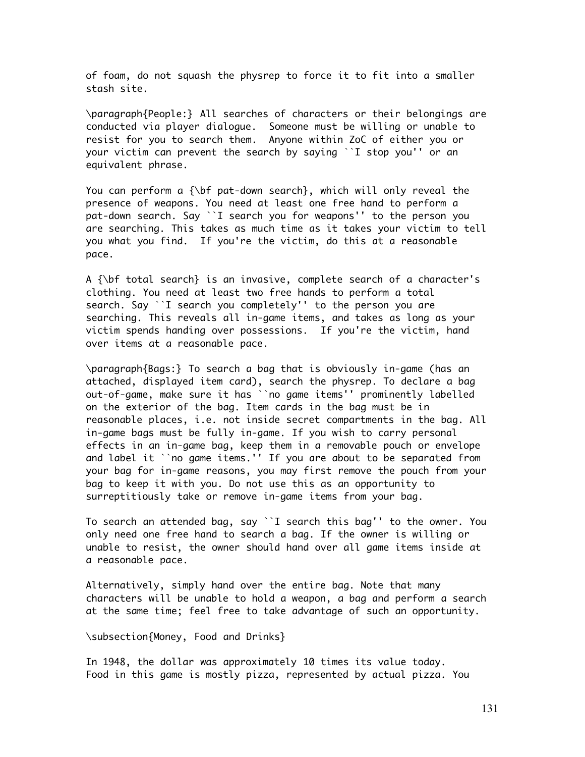of foam, do not squash the physrep to force it to fit into a smaller stash site.

**People:** All searches of characters or their belongings are conducted via player dialogue. Someone must be willing or unable to resist for you to search them. Anyone within ZoC of either you or your victim can prevent the search by saying "I stop you" or an equivalent phrase.

You can perform a **pat-down search**, which will only reveal the presence of weapons. You need at least one free hand to perform a pat-down search. Say "I search you for weapons" to the person you are searching. This takes as much time as it takes your victim to tell you what you find. If you're the victim, do this at a reasonable pace.

A **total search** is an invasive, complete search of a character's clothing. You need at least two free hands to perform a total search. Say "I search you completely" to the person you are searching. This reveals all in-game items, and takes as long as your victim spends handing over possessions. If you're the victim, hand over items at a reasonable pace.

**Bags:** To search a bag that is obviously in-game (has an attached, displayed item card), search the physrep. To declare a bag out-of-game, make sure it has "no game items" prominently labelled on the exterior of the bag. Item cards in the bag must be in reasonable places, i.e. not inside secret compartments in the bag. All in-game bags must be fully in-game. If you wish to carry personal effects in an in-game bag, keep them in a removable pouch or envelope and label it "no game items." If you are about to be separated from your bag for in-game reasons, you may first remove the pouch from your bag to keep it with you. Do not use this as an opportunity to surreptitiously take or remove in-game items from your bag.

To search an attended bag, say "I search this bag" to the owner. You only need one free hand to search a bag. If the owner is willing or unable to resist, the owner should hand over all game items inside at a reasonable pace.

Alternatively, simply hand over the entire bag. Note that many characters will be unable to hold a weapon, a bag and perform a search at the same time; feel free to take advantage of such an opportunity.

## Money, Food and Drinks

In 1948, the dollar was approximately 10 times its value today. Food in this game is mostly pizza, represented by actual pizza. You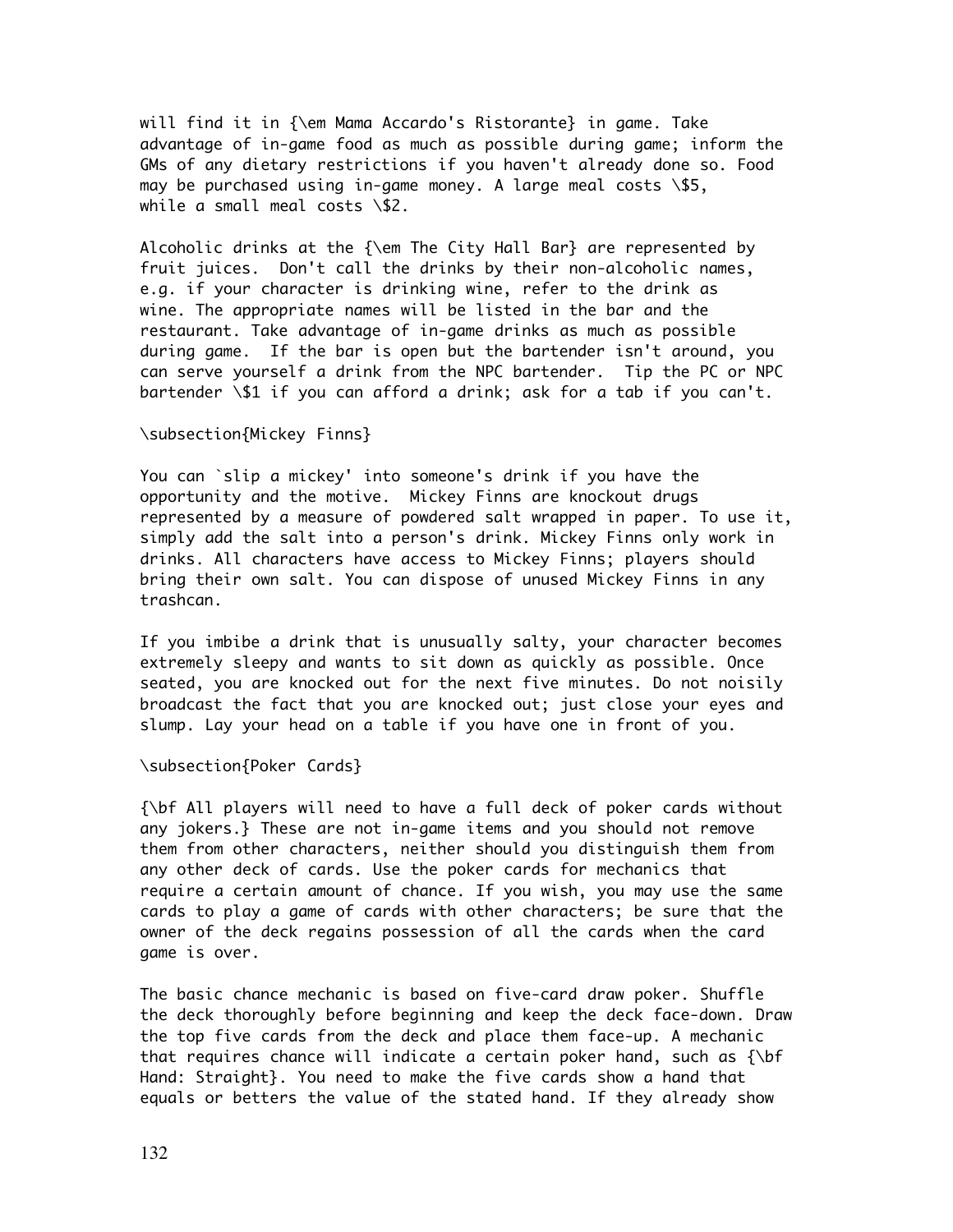will find it in *Mama Accardo's Ristorante* in game. Take advantage of in-game food as much as possible during game; inform the GMs of any dietary restrictions if you haven't already done so. Food may be purchased using in-game money. A large meal costs $5, while a small meal costs $2.

Alcoholic drinks at the *The City Hall Bar* are represented by fruit juices. Don't call the drinks by their non-alcoholic names, e.g. if your character is drinking wine, refer to the drink as wine. The appropriate names will be listed in the bar and the restaurant. Take advantage of in-game drinks as much as possible during game. If the bar is open but the bartender isn't around, you can serve yourself a drink from the NPC bartender. Tip the PC or NPC bartender $1 if you can afford a drink; ask for a tab if you can't.

### Mickey Finns

You can 'slip a mickey' into someone's drink if you have the opportunity and the motive. Mickey Finns are knockout drugs represented by a measure of powdered salt wrapped in paper. To use it, simply add the salt into a person's drink. Mickey Finns only work in drinks. All characters have access to Mickey Finns; players should bring their own salt. You can dispose of unused Mickey Finns in any trashcan.

If you imbibe a drink that is unusually salty, your character becomes extremely sleepy and wants to sit down as quickly as possible. Once seated, you are knocked out for the next five minutes. Do not noisily broadcast the fact that you are knocked out; just close your eyes and slump. Lay your head on a table if you have one in front of you.

### Poker Cards

**All players will need to have a full deck of poker cards without any jokers.** These are not in-game items and you should not remove them from other characters, neither should you distinguish them from any other deck of cards. Use the poker cards for mechanics that require a certain amount of chance. If you wish, you may use the same cards to play a game of cards with other characters; be sure that the owner of the deck regains possession of all the cards when the card game is over.

The basic chance mechanic is based on five-card draw poker. Shuffle the deck thoroughly before beginning and keep the deck face-down. Draw the top five cards from the deck and place them face-up. A mechanic that requires chance will indicate a certain poker hand, such as **Hand: Straight**. You need to make the five cards show a hand that equals or betters the value of the stated hand. If they already show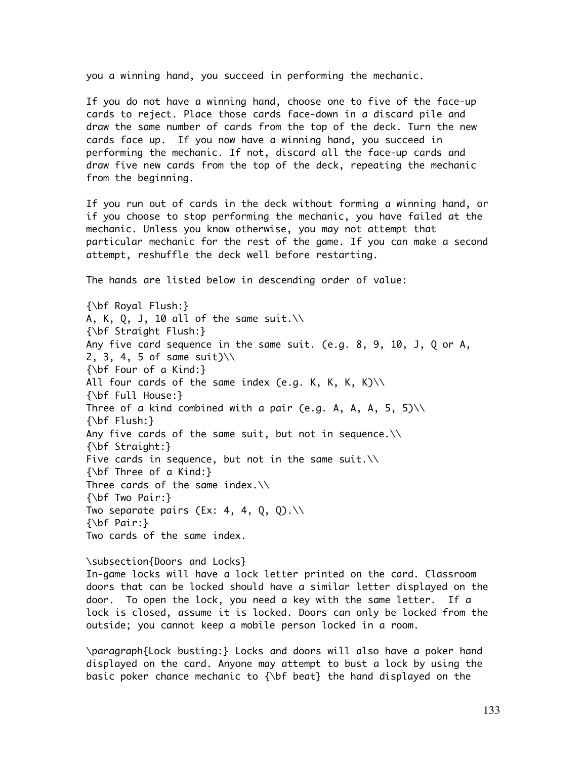you a winning hand, you succeed in performing the mechanic.

If you do not have a winning hand, choose one to five of the face-up cards to reject. Place those cards face-down in a discard pile and draw the same number of cards from the top of the deck. Turn the new cards face up. If you now have a winning hand, you succeed in performing the mechanic. If not, discard all the face-up cards and draw five new cards from the top of the deck, repeating the mechanic from the beginning.

If you run out of cards in the deck without forming a winning hand, or if you choose to stop performing the mechanic, you have failed at the mechanic. Unless you know otherwise, you may not attempt that particular mechanic for the rest of the game. If you can make a second attempt, reshuffle the deck well before restarting.

The hands are listed below in descending order of value:

{\bf Royal Flush:}
A, K, Q, J, 10 all of the same suit.\\
{\bf Straight Flush:}
Any five card sequence in the same suit. (e.g. 8, 9, 10, J, Q or A, 2, 3, 4, 5 of same suit)\\
{\bf Four of a Kind:}
All four cards of the same index (e.g. K, K, K, K)\\
{\bf Full House:}
Three of a kind combined with a pair (e.g. A, A, A, 5, 5)\\
{\bf Flush:}
Any five cards of the same suit, but not in sequence.\\
{\bf Straight:}
Five cards in sequence, but not in the same suit.\\
{\bf Three of a Kind:}
Three cards of the same index.\\
{\bf Two Pair:}
Two separate pairs (Ex: 4, 4, Q, Q).\\
{\bf Pair:}
Two cards of the same index.

\subsection{Doors and Locks}
In-game locks will have a lock letter printed on the card. Classroom doors that can be locked should have a similar letter displayed on the door. To open the lock, you need a key with the same letter. If a lock is closed, assume it is locked. Doors can only be locked from the outside; you cannot keep a mobile person locked in a room.

\paragraph{Lock busting:} Locks and doors will also have a poker hand displayed on the card. Anyone may attempt to bust a lock by using the basic poker chance mechanic to {\bf beat} the hand displayed on the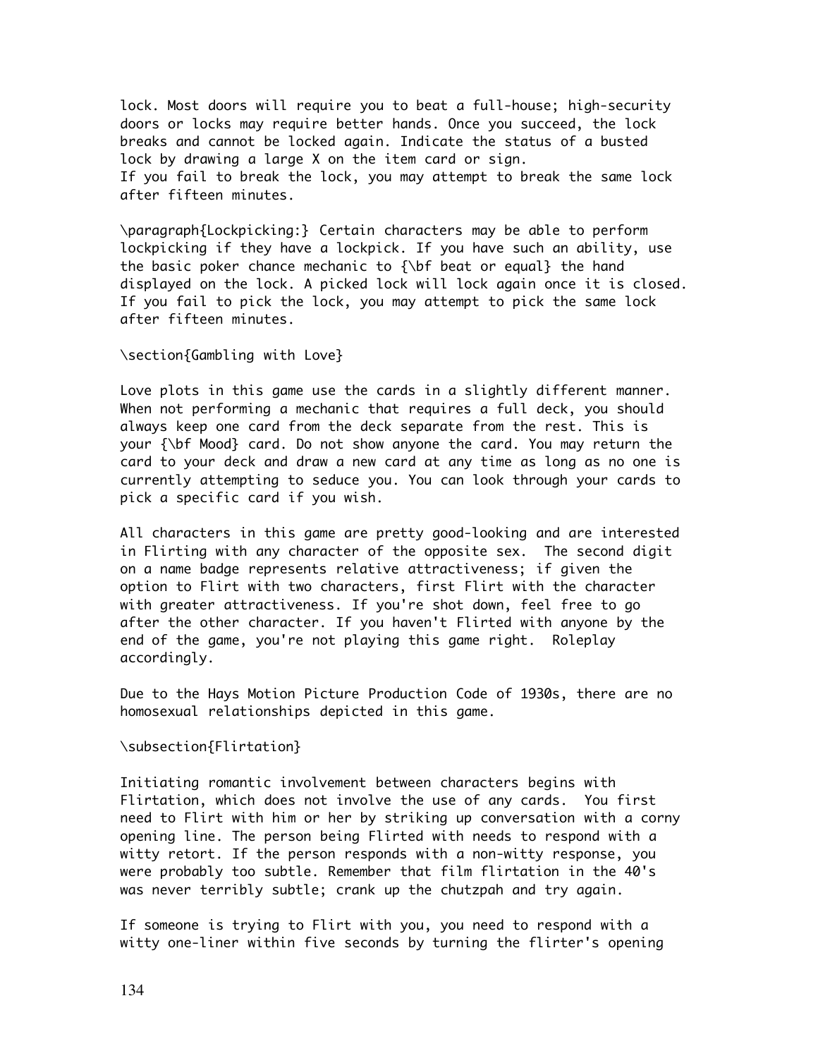lock. Most doors will require you to beat a full-house; high-security doors or locks may require better hands. Once you succeed, the lock breaks and cannot be locked again. Indicate the status of a busted lock by drawing a large X on the item card or sign.
If you fail to break the lock, you may attempt to break the same lock after fifteen minutes.

**Lockpicking:** Certain characters may be able to perform lockpicking if they have a lockpick. If you have such an ability, use the basic poker chance mechanic to **beat or equal** the hand displayed on the lock. A picked lock will lock again once it is closed. If you fail to pick the lock, you may attempt to pick the same lock after fifteen minutes.

## Gambling with Love

Love plots in this game use the cards in a slightly different manner. When not performing a mechanic that requires a full deck, you should always keep one card from the deck separate from the rest. This is your **Mood** card. Do not show anyone the card. You may return the card to your deck and draw a new card at any time as long as no one is currently attempting to seduce you. You can look through your cards to pick a specific card if you wish.

All characters in this game are pretty good-looking and are interested in Flirting with any character of the opposite sex. The second digit on a name badge represents relative attractiveness; if given the option to Flirt with two characters, first Flirt with the character with greater attractiveness. If you're shot down, feel free to go after the other character. If you haven't Flirted with anyone by the end of the game, you're not playing this game right. Roleplay accordingly.

Due to the Hays Motion Picture Production Code of 1930s, there are no homosexual relationships depicted in this game.

### Flirtation

Initiating romantic involvement between characters begins with Flirtation, which does not involve the use of any cards. You first need to Flirt with him or her by striking up conversation with a corny opening line. The person being Flirted with needs to respond with a witty retort. If the person responds with a non-witty response, you were probably too subtle. Remember that film flirtation in the 40's was never terribly subtle; crank up the chutzpah and try again.

If someone is trying to Flirt with you, you need to respond with a witty one-liner within five seconds by turning the flirter's opening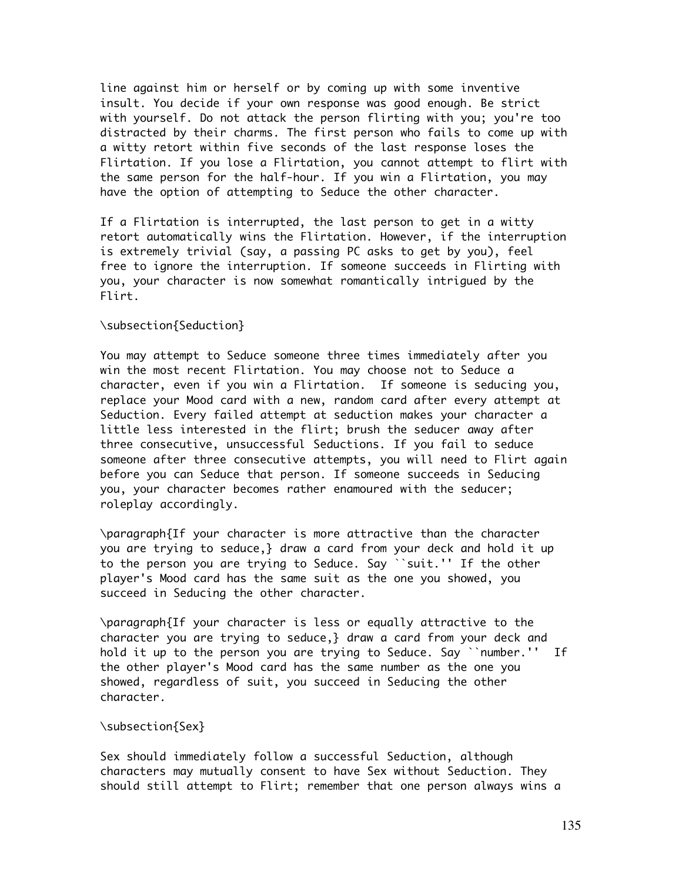line against him or herself or by coming up with some inventive insult. You decide if your own response was good enough. Be strict with yourself. Do not attack the person flirting with you; you're too distracted by their charms. The first person who fails to come up with a witty retort within five seconds of the last response loses the Flirtation. If you lose a Flirtation, you cannot attempt to flirt with the same person for the half-hour. If you win a Flirtation, you may have the option of attempting to Seduce the other character.

If a Flirtation is interrupted, the last person to get in a witty retort automatically wins the Flirtation. However, if the interruption is extremely trivial (say, a passing PC asks to get by you), feel free to ignore the interruption. If someone succeeds in Flirting with you, your character is now somewhat romantically intrigued by the Flirt.

### Seduction

You may attempt to Seduce someone three times immediately after you win the most recent Flirtation. You may choose not to Seduce a character, even if you win a Flirtation. If someone is seducing you, replace your Mood card with a new, random card after every attempt at Seduction. Every failed attempt at seduction makes your character a little less interested in the flirt; brush the seducer away after three consecutive, unsuccessful Seductions. If you fail to seduce someone after three consecutive attempts, you will need to Flirt again before you can Seduce that person. If someone succeeds in Seducing you, your character becomes rather enamoured with the seducer; roleplay accordingly.

**If your character is more attractive than the character you are trying to seduce,** draw a card from your deck and hold it up to the person you are trying to Seduce. Say "suit." If the other player's Mood card has the same suit as the one you showed, you succeed in Seducing the other character.

**If your character is less or equally attractive to the character you are trying to seduce,** draw a card from your deck and hold it up to the person you are trying to Seduce. Say "number." If the other player's Mood card has the same number as the one you showed, regardless of suit, you succeed in Seducing the other character.

### Sex

Sex should immediately follow a successful Seduction, although characters may mutually consent to have Sex without Seduction. They should still attempt to Flirt; remember that one person always wins a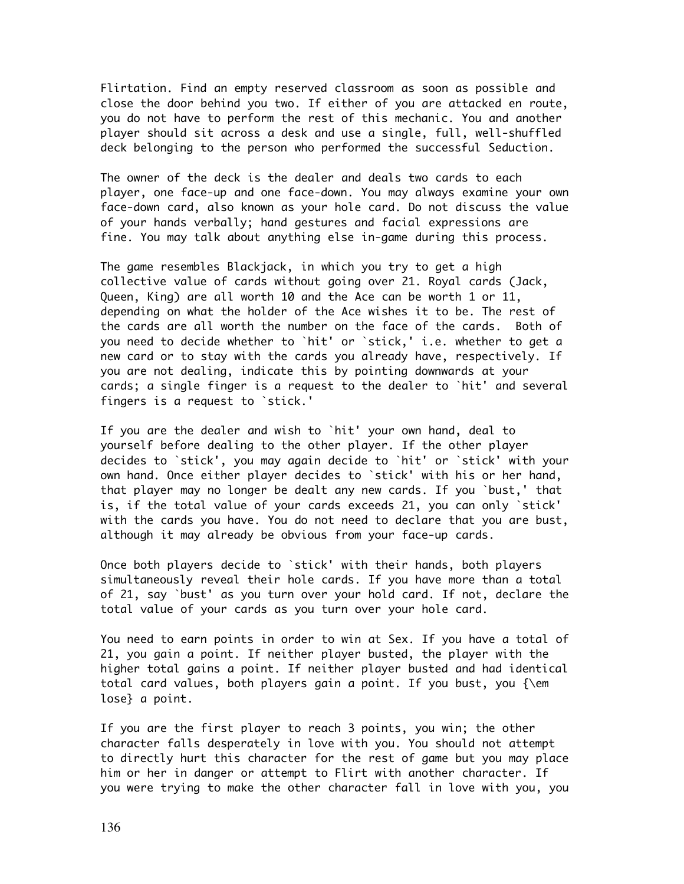Flirtation. Find an empty reserved classroom as soon as possible and close the door behind you two. If either of you are attacked en route, you do not have to perform the rest of this mechanic. You and another player should sit across a desk and use a single, full, well-shuffled deck belonging to the person who performed the successful Seduction.

The owner of the deck is the dealer and deals two cards to each player, one face-up and one face-down. You may always examine your own face-down card, also known as your hole card. Do not discuss the value of your hands verbally; hand gestures and facial expressions are fine. You may talk about anything else in-game during this process.

The game resembles Blackjack, in which you try to get a high collective value of cards without going over 21. Royal cards (Jack, Queen, King) are all worth 10 and the Ace can be worth 1 or 11, depending on what the holder of the Ace wishes it to be. The rest of the cards are all worth the number on the face of the cards. Both of you need to decide whether to `hit' or `stick,' i.e. whether to get a new card or to stay with the cards you already have, respectively. If you are not dealing, indicate this by pointing downwards at your cards; a single finger is a request to the dealer to `hit' and several fingers is a request to `stick.'

If you are the dealer and wish to `hit' your own hand, deal to yourself before dealing to the other player. If the other player decides to `stick', you may again decide to `hit' or `stick' with your own hand. Once either player decides to `stick' with his or her hand, that player may no longer be dealt any new cards. If you `bust,' that is, if the total value of your cards exceeds 21, you can only `stick' with the cards you have. You do not need to declare that you are bust, although it may already be obvious from your face-up cards.

Once both players decide to `stick' with their hands, both players simultaneously reveal their hole cards. If you have more than a total of 21, say `bust' as you turn over your hold card. If not, declare the total value of your cards as you turn over your hole card.

You need to earn points in order to win at Sex. If you have a total of 21, you gain a point. If neither player busted, the player with the higher total gains a point. If neither player busted and had identical total card values, both players gain a point. If you bust, you {\em lose} a point.

If you are the first player to reach 3 points, you win; the other character falls desperately in love with you. You should not attempt to directly hurt this character for the rest of game but you may place him or her in danger or attempt to Flirt with another character. If you were trying to make the other character fall in love with you, you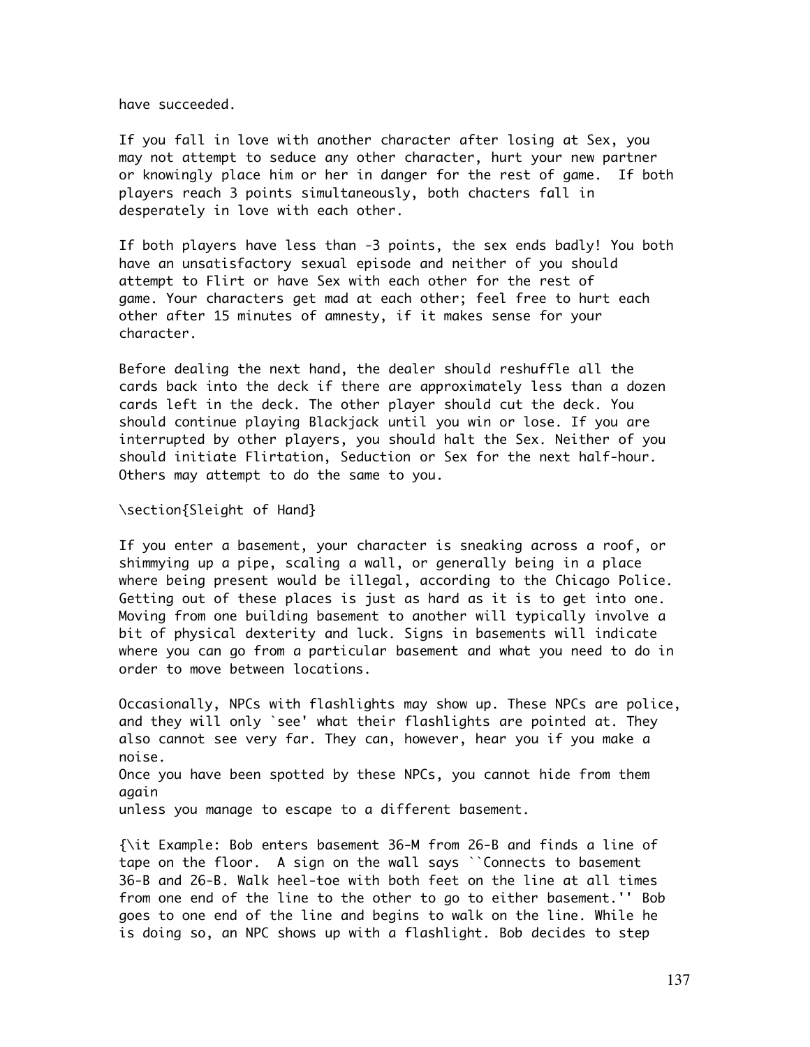have succeeded.

If you fall in love with another character after losing at Sex, you may not attempt to seduce any other character, hurt your new partner or knowingly place him or her in danger for the rest of game. If both players reach 3 points simultaneously, both chacters fall in desperately in love with each other.

If both players have less than -3 points, the sex ends badly! You both have an unsatisfactory sexual episode and neither of you should attempt to Flirt or have Sex with each other for the rest of game. Your characters get mad at each other; feel free to hurt each other after 15 minutes of amnesty, if it makes sense for your character.

Before dealing the next hand, the dealer should reshuffle all the cards back into the deck if there are approximately less than a dozen cards left in the deck. The other player should cut the deck. You should continue playing Blackjack until you win or lose. If you are interrupted by other players, you should halt the Sex. Neither of you should initiate Flirtation, Seduction or Sex for the next half-hour. Others may attempt to do the same to you.

## Sleight of Hand

If you enter a basement, your character is sneaking across a roof, or shimmying up a pipe, scaling a wall, or generally being in a place where being present would be illegal, according to the Chicago Police. Getting out of these places is just as hard as it is to get into one. Moving from one building basement to another will typically involve a bit of physical dexterity and luck. Signs in basements will indicate where you can go from a particular basement and what you need to do in order to move between locations.

Occasionally, NPCs with flashlights may show up. These NPCs are police, and they will only 'see' what their flashlights are pointed at. They also cannot see very far. They can, however, hear you if you make a noise.
Once you have been spotted by these NPCs, you cannot hide from them again
unless you manage to escape to a different basement.

*Example: Bob enters basement 36-M from 26-B and finds a line of tape on the floor. A sign on the wall says "Connects to basement 36-B and 26-B. Walk heel-toe with both feet on the line at all times from one end of the line to the other to go to either basement." Bob goes to one end of the line and begins to walk on the line. While he is doing so, an NPC shows up with a flashlight. Bob decides to step*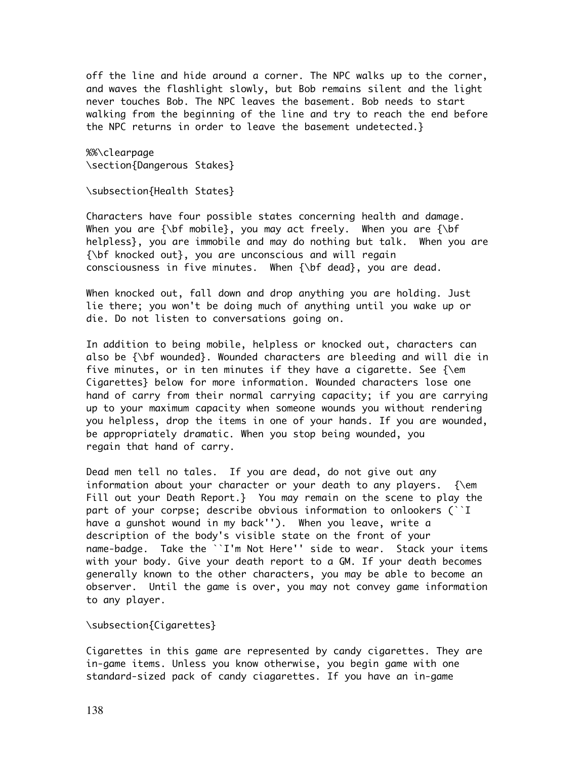off the line and hide around a corner. The NPC walks up to the corner, and waves the flashlight slowly, but Bob remains silent and the light never touches Bob. The NPC leaves the basement. Bob needs to start walking from the beginning of the line and try to reach the end before the NPC returns in order to leave the basement undetected.}

%%\clearpage
\section{Dangerous Stakes}

\subsection{Health States}

Characters have four possible states concerning health and damage. When you are {\bf mobile}, you may act freely. When you are {\bf helpless}, you are immobile and may do nothing but talk. When you are {\bf knocked out}, you are unconscious and will regain consciousness in five minutes. When {\bf dead}, you are dead.

When knocked out, fall down and drop anything you are holding. Just lie there; you won't be doing much of anything until you wake up or die. Do not listen to conversations going on.

In addition to being mobile, helpless or knocked out, characters can also be {\bf wounded}. Wounded characters are bleeding and will die in five minutes, or in ten minutes if they have a cigarette. See {\em Cigarettes} below for more information. Wounded characters lose one hand of carry from their normal carrying capacity; if you are carrying up to your maximum capacity when someone wounds you without rendering you helpless, drop the items in one of your hands. If you are wounded, be appropriately dramatic. When you stop being wounded, you regain that hand of carry.

Dead men tell no tales. If you are dead, do not give out any information about your character or your death to any players. {\em Fill out your Death Report.} You may remain on the scene to play the part of your corpse; describe obvious information to onlookers (``I have a gunshot wound in my back''). When you leave, write a description of the body's visible state on the front of your name-badge. Take the ``I'm Not Here'' side to wear. Stack your items with your body. Give your death report to a GM. If your death becomes generally known to the other characters, you may be able to become an observer. Until the game is over, you may not convey game information to any player.

\subsection{Cigarettes}

Cigarettes in this game are represented by candy cigarettes. They are in-game items. Unless you know otherwise, you begin game with one standard-sized pack of candy ciagarettes. If you have an in-game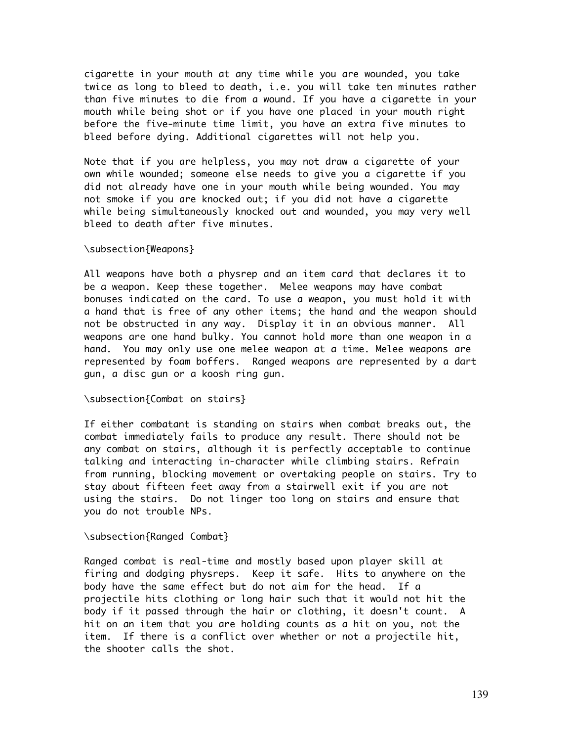cigarette in your mouth at any time while you are wounded, you take twice as long to bleed to death, i.e. you will take ten minutes rather than five minutes to die from a wound. If you have a cigarette in your mouth while being shot or if you have one placed in your mouth right before the five-minute time limit, you have an extra five minutes to bleed before dying. Additional cigarettes will not help you.

Note that if you are helpless, you may not draw a cigarette of your own while wounded; someone else needs to give you a cigarette if you did not already have one in your mouth while being wounded. You may not smoke if you are knocked out; if you did not have a cigarette while being simultaneously knocked out and wounded, you may very well bleed to death after five minutes.

\subsection{Weapons}

All weapons have both a physrep and an item card that declares it to be a weapon. Keep these together. Melee weapons may have combat bonuses indicated on the card. To use a weapon, you must hold it with a hand that is free of any other items; the hand and the weapon should not be obstructed in any way. Display it in an obvious manner. All weapons are one hand bulky. You cannot hold more than one weapon in a hand. You may only use one melee weapon at a time. Melee weapons are represented by foam boffers. Ranged weapons are represented by a dart gun, a disc gun or a koosh ring gun.

\subsection{Combat on stairs}

If either combatant is standing on stairs when combat breaks out, the combat immediately fails to produce any result. There should not be any combat on stairs, although it is perfectly acceptable to continue talking and interacting in-character while climbing stairs. Refrain from running, blocking movement or overtaking people on stairs. Try to stay about fifteen feet away from a stairwell exit if you are not using the stairs. Do not linger too long on stairs and ensure that you do not trouble NPs.

\subsection{Ranged Combat}

Ranged combat is real-time and mostly based upon player skill at firing and dodging physreps. Keep it safe. Hits to anywhere on the body have the same effect but do not aim for the head. If a projectile hits clothing or long hair such that it would not hit the body if it passed through the hair or clothing, it doesn't count. A hit on an item that you are holding counts as a hit on you, not the item. If there is a conflict over whether or not a projectile hit, the shooter calls the shot.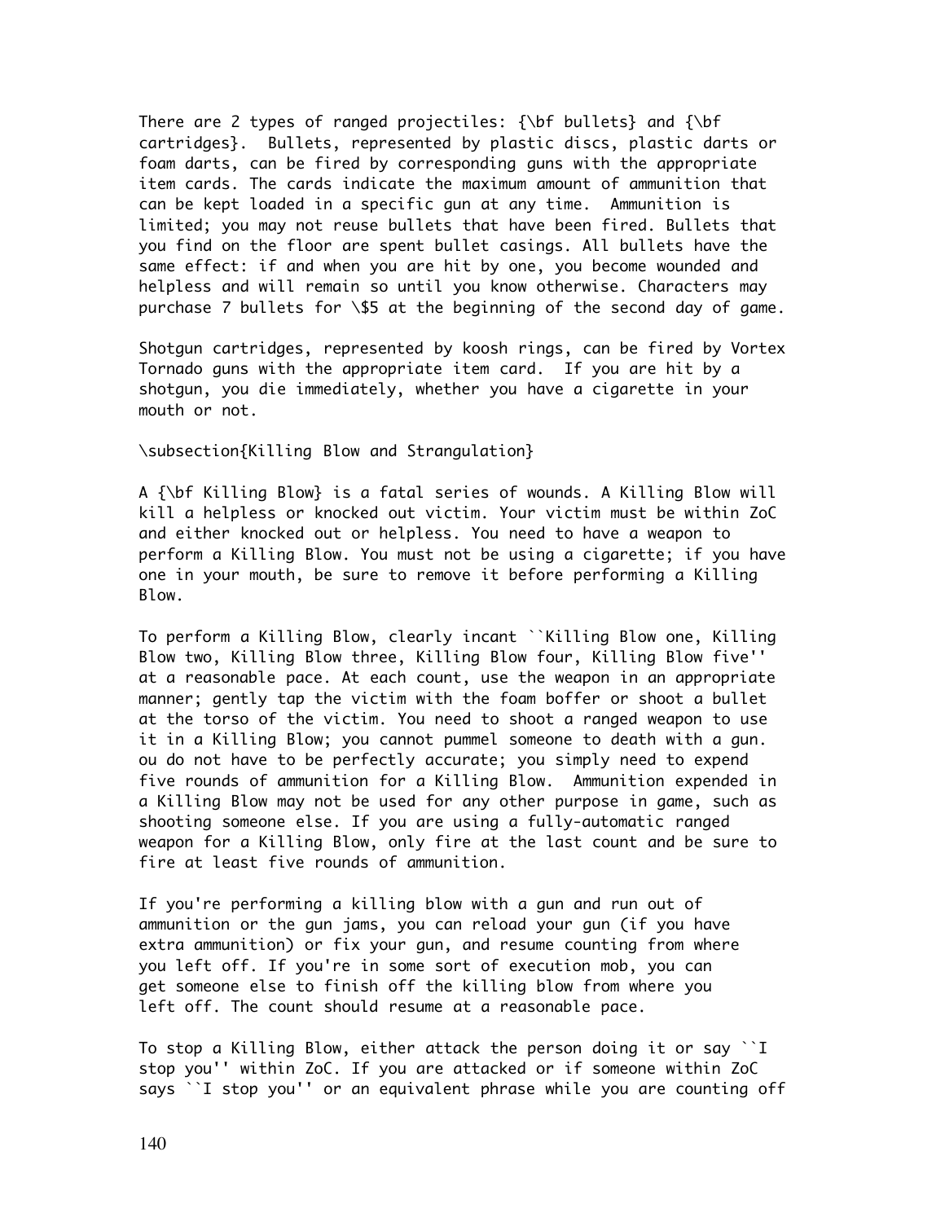There are 2 types of ranged projectiles: **bullets** and **cartridges**. Bullets, represented by plastic discs, plastic darts or foam darts, can be fired by corresponding guns with the appropriate item cards. The cards indicate the maximum amount of ammunition that can be kept loaded in a specific gun at any time. Ammunition is limited; you may not reuse bullets that have been fired. Bullets that you find on the floor are spent bullet casings. All bullets have the same effect: if and when you are hit by one, you become wounded and helpless and will remain so until you know otherwise. Characters may purchase 7 bullets for $5 at the beginning of the second day of game.

Shotgun cartridges, represented by koosh rings, can be fired by Vortex Tornado guns with the appropriate item card. If you are hit by a shotgun, you die immediately, whether you have a cigarette in your mouth or not.

## Killing Blow and Strangulation

A **Killing Blow** is a fatal series of wounds. A Killing Blow will kill a helpless or knocked out victim. Your victim must be within ZoC and either knocked out or helpless. You need to have a weapon to perform a Killing Blow. You must not be using a cigarette; if you have one in your mouth, be sure to remove it before performing a Killing Blow.

To perform a Killing Blow, clearly incant "Killing Blow one, Killing Blow two, Killing Blow three, Killing Blow four, Killing Blow five" at a reasonable pace. At each count, use the weapon in an appropriate manner; gently tap the victim with the foam boffer or shoot a bullet at the torso of the victim. You need to shoot a ranged weapon to use it in a Killing Blow; you cannot pummel someone to death with a gun. ou do not have to be perfectly accurate; you simply need to expend five rounds of ammunition for a Killing Blow. Ammunition expended in a Killing Blow may not be used for any other purpose in game, such as shooting someone else. If you are using a fully-automatic ranged weapon for a Killing Blow, only fire at the last count and be sure to fire at least five rounds of ammunition.

If you're performing a killing blow with a gun and run out of ammunition or the gun jams, you can reload your gun (if you have extra ammunition) or fix your gun, and resume counting from where you left off. If you're in some sort of execution mob, you can get someone else to finish off the killing blow from where you left off. The count should resume at a reasonable pace.

To stop a Killing Blow, either attack the person doing it or say "I stop you" within ZoC. If you are attacked or if someone within ZoC says "I stop you" or an equivalent phrase while you are counting off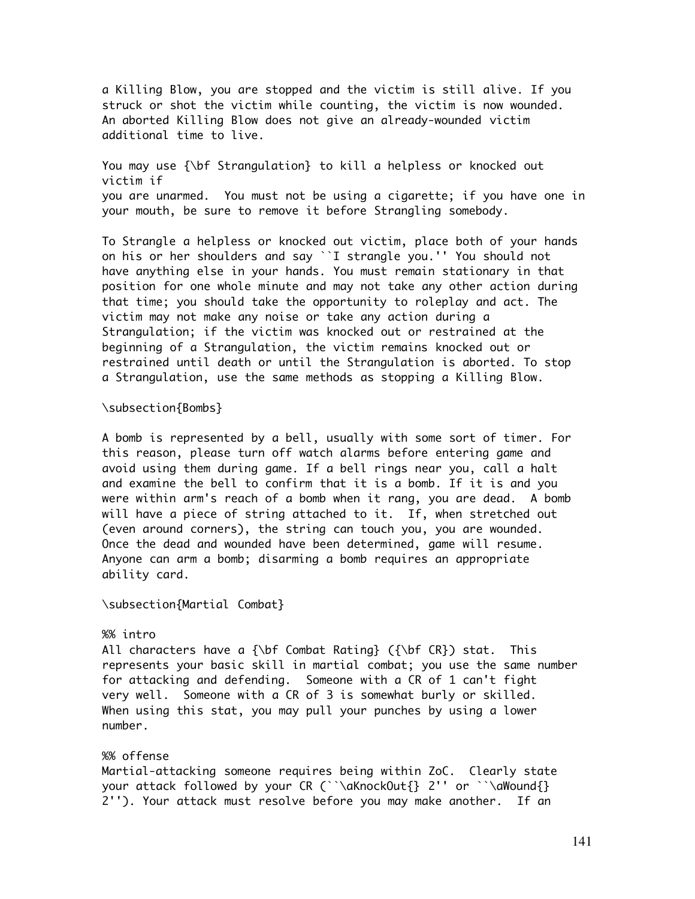a Killing Blow, you are stopped and the victim is still alive. If you struck or shot the victim while counting, the victim is now wounded. An aborted Killing Blow does not give an already-wounded victim additional time to live.

You may use {\bf Strangulation} to kill a helpless or knocked out victim if
you are unarmed. You must not be using a cigarette; if you have one in your mouth, be sure to remove it before Strangling somebody.

To Strangle a helpless or knocked out victim, place both of your hands on his or her shoulders and say ``I strangle you.'' You should not have anything else in your hands. You must remain stationary in that position for one whole minute and may not take any other action during that time; you should take the opportunity to roleplay and act. The victim may not make any noise or take any action during a Strangulation; if the victim was knocked out or restrained at the beginning of a Strangulation, the victim remains knocked out or restrained until death or until the Strangulation is aborted. To stop a Strangulation, use the same methods as stopping a Killing Blow.

\subsection{Bombs}

A bomb is represented by a bell, usually with some sort of timer. For this reason, please turn off watch alarms before entering game and avoid using them during game. If a bell rings near you, call a halt and examine the bell to confirm that it is a bomb. If it is and you were within arm's reach of a bomb when it rang, you are dead. A bomb will have a piece of string attached to it. If, when stretched out (even around corners), the string can touch you, you are wounded. Once the dead and wounded have been determined, game will resume. Anyone can arm a bomb; disarming a bomb requires an appropriate ability card.

\subsection{Martial Combat}

%% intro
All characters have a {\bf Combat Rating} ({\bf CR}) stat. This represents your basic skill in martial combat; you use the same number for attacking and defending. Someone with a CR of 1 can't fight very well. Someone with a CR of 3 is somewhat burly or skilled. When using this stat, you may pull your punches by using a lower number.

%% offense
Martial-attacking someone requires being within ZoC. Clearly state your attack followed by your CR (``\aKnockOut{} 2'' or ``\aWound{} 2''). Your attack must resolve before you may make another. If an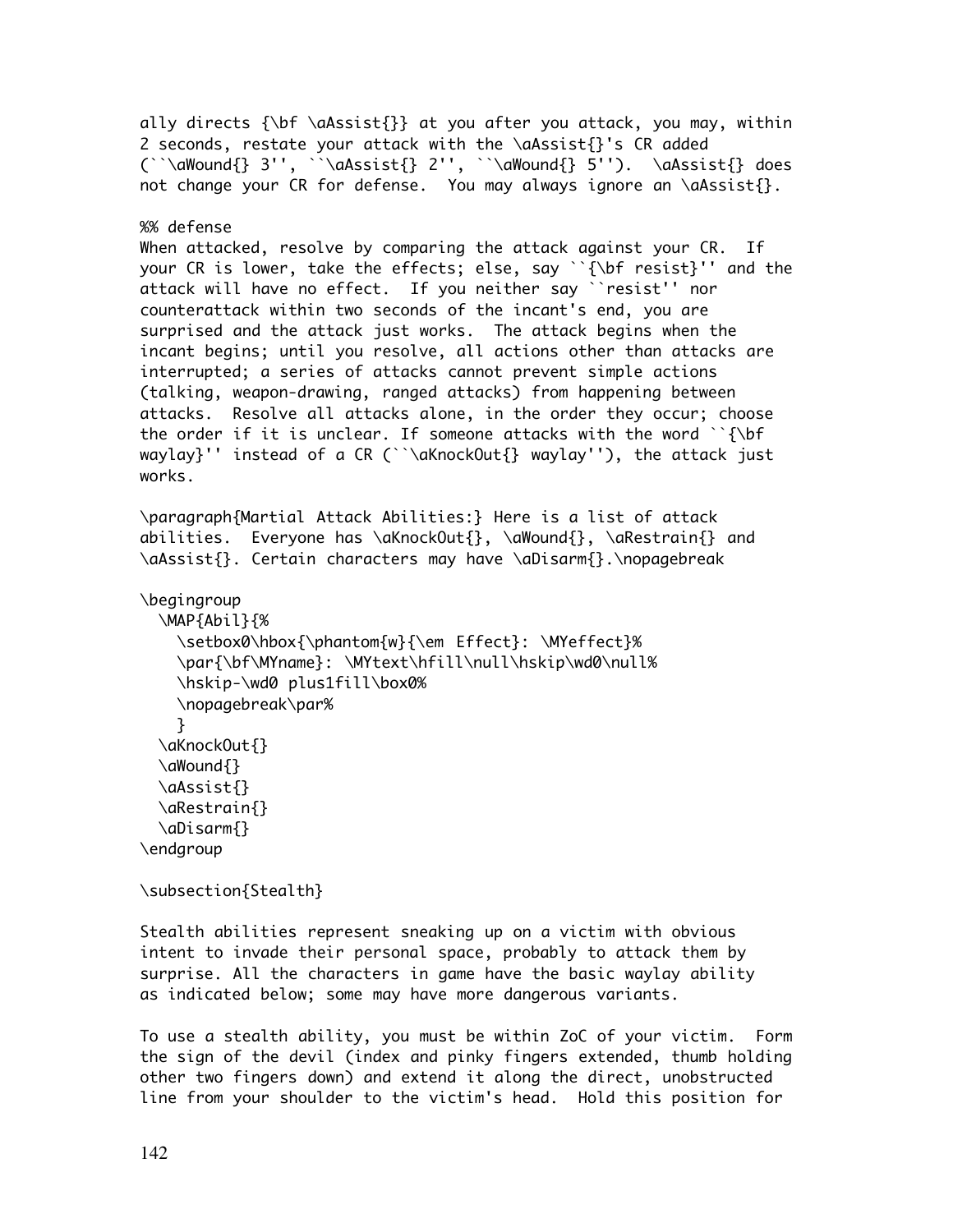ally directs {\bf \aAssist{}} at you after you attack, you may, within 2 seconds, restate your attack with the \aAssist{}'s CR added (``\aWound{} 3'', ``\aAssist{} 2'', ``\aWound{} 5'').  \aAssist{} does not change your CR for defense.  You may always ignore an \aAssist{}.

%% defense
When attacked, resolve by comparing the attack against your CR.  If your CR is lower, take the effects; else, say ``{\bf resist}'' and the attack will have no effect.  If you neither say ``resist'' nor counterattack within two seconds of the incant's end, you are surprised and the attack just works.  The attack begins when the incant begins; until you resolve, all actions other than attacks are interrupted; a series of attacks cannot prevent simple actions (talking, weapon-drawing, ranged attacks) from happening between attacks.  Resolve all attacks alone, in the order they occur; choose the order if it is unclear. If someone attacks with the word ``{\bf waylay}'' instead of a CR (``\aKnockOut{} waylay''), the attack just works.

\paragraph{Martial Attack Abilities:} Here is a list of attack abilities.  Everyone has \aKnockOut{}, \aWound{}, \aRestrain{} and \aAssist{}. Certain characters may have \aDisarm{}.\nopagebreak

```
\begingroup
  \MAP{Abil}{%
    \setbox0\hbox{\phantom{w}{\em Effect}: \MYeffect}%
    \par{\bf\MYname}: \MYtext\hfill\null\hskip\wd0\null%
    \hskip-\wd0 plus1fill\box0%
    \nopagebreak\par%
    }
  \aKnockOut{}
  \aWound{}
  \aAssist{}
  \aRestrain{}
  \aDisarm{}
\endgroup
```

\subsection{Stealth}

Stealth abilities represent sneaking up on a victim with obvious intent to invade their personal space, probably to attack them by surprise. All the characters in game have the basic waylay ability as indicated below; some may have more dangerous variants.

To use a stealth ability, you must be within ZoC of your victim.  Form the sign of the devil (index and pinky fingers extended, thumb holding other two fingers down) and extend it along the direct, unobstructed line from your shoulder to the victim's head.  Hold this position for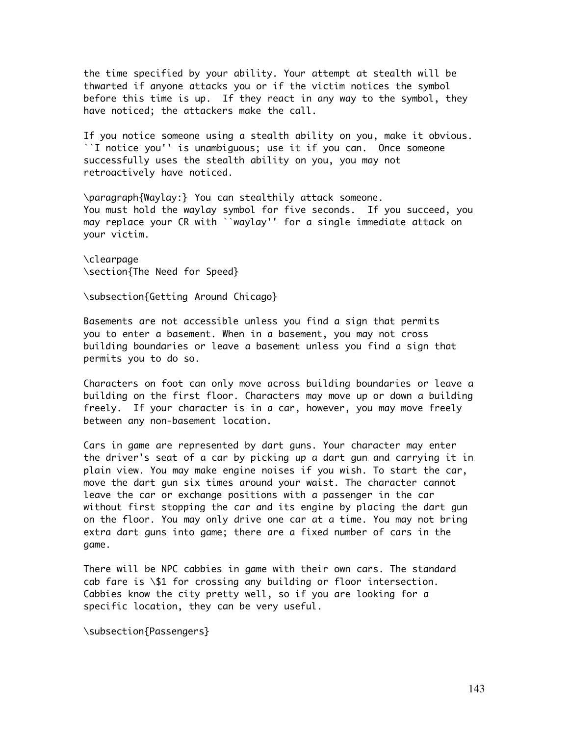the time specified by your ability. Your attempt at stealth will be thwarted if anyone attacks you or if the victim notices the symbol before this time is up. If they react in any way to the symbol, they have noticed; the attackers make the call.

If you notice someone using a stealth ability on you, make it obvious. "I notice you" is unambiguous; use it if you can. Once someone successfully uses the stealth ability on you, you may not retroactively have noticed.

**Waylay:** You can stealthily attack someone. You must hold the waylay symbol for five seconds. If you succeed, you may replace your CR with "waylay" for a single immediate attack on your victim.

# The Need for Speed

## Getting Around Chicago

Basements are not accessible unless you find a sign that permits you to enter a basement. When in a basement, you may not cross building boundaries or leave a basement unless you find a sign that permits you to do so.

Characters on foot can only move across building boundaries or leave a building on the first floor. Characters may move up or down a building freely. If your character is in a car, however, you may move freely between any non-basement location.

Cars in game are represented by dart guns. Your character may enter the driver's seat of a car by picking up a dart gun and carrying it in plain view. You may make engine noises if you wish. To start the car, move the dart gun six times around your waist. The character cannot leave the car or exchange positions with a passenger in the car without first stopping the car and its engine by placing the dart gun on the floor. You may only drive one car at a time. You may not bring extra dart guns into game; there are a fixed number of cars in the game.

There will be NPC cabbies in game with their own cars. The standard cab fare is $1 for crossing any building or floor intersection. Cabbies know the city pretty well, so if you are looking for a specific location, they can be very useful.

## Passengers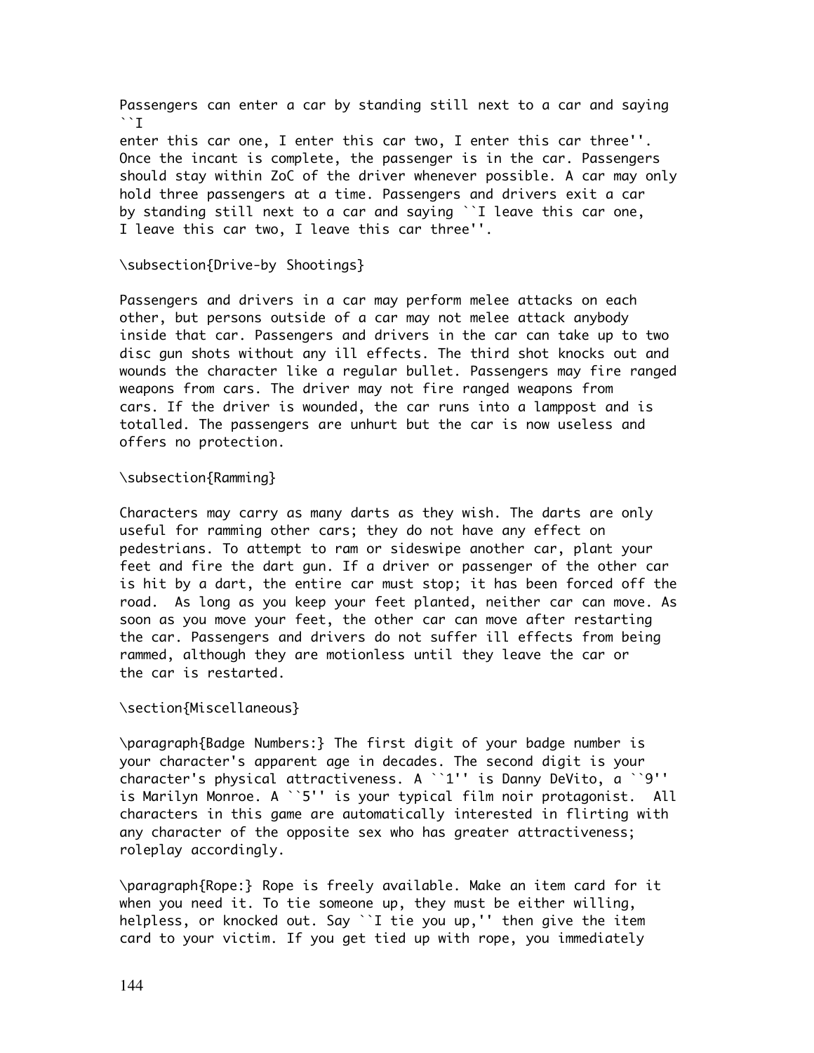Passengers can enter a car by standing still next to a car and saying "I enter this car one, I enter this car two, I enter this car three". Once the incant is complete, the passenger is in the car. Passengers should stay within ZoC of the driver whenever possible. A car may only hold three passengers at a time. Passengers and drivers exit a car by standing still next to a car and saying "I leave this car one, I leave this car two, I leave this car three".

### Drive-by Shootings

Passengers and drivers in a car may perform melee attacks on each other, but persons outside of a car may not melee attack anybody inside that car. Passengers and drivers in the car can take up to two disc gun shots without any ill effects. The third shot knocks out and wounds the character like a regular bullet. Passengers may fire ranged weapons from cars. The driver may not fire ranged weapons from cars. If the driver is wounded, the car runs into a lamppost and is totalled. The passengers are unhurt but the car is now useless and offers no protection.

### Ramming

Characters may carry as many darts as they wish. The darts are only useful for ramming other cars; they do not have any effect on pedestrians. To attempt to ram or sideswipe another car, plant your feet and fire the dart gun. If a driver or passenger of the other car is hit by a dart, the entire car must stop; it has been forced off the road. As long as you keep your feet planted, neither car can move. As soon as you move your feet, the other car can move after restarting the car. Passengers and drivers do not suffer ill effects from being rammed, although they are motionless until they leave the car or the car is restarted.

## Miscellaneous

**Badge Numbers:** The first digit of your badge number is your character's apparent age in decades. The second digit is your character's physical attractiveness. A "1" is Danny DeVito, a "9" is Marilyn Monroe. A "5" is your typical film noir protagonist. All characters in this game are automatically interested in flirting with any character of the opposite sex who has greater attractiveness; roleplay accordingly.

**Rope:** Rope is freely available. Make an item card for it when you need it. To tie someone up, they must be either willing, helpless, or knocked out. Say "I tie you up," then give the item card to your victim. If you get tied up with rope, you immediately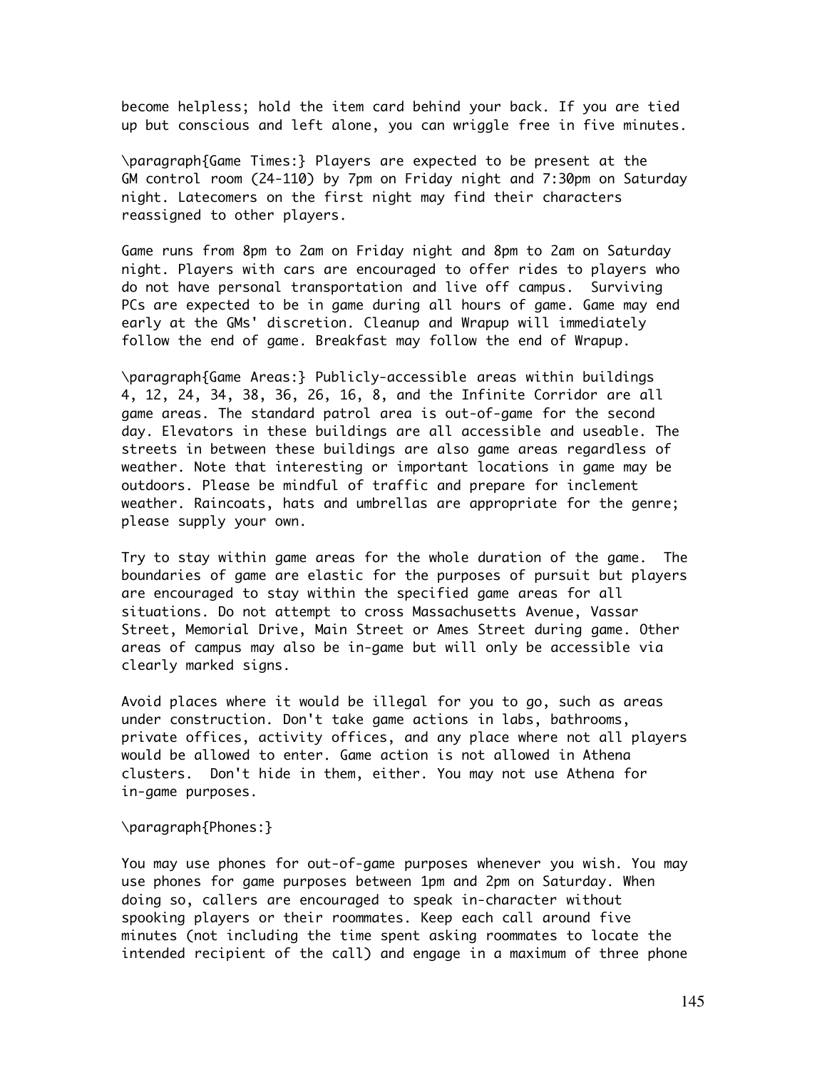become helpless; hold the item card behind your back. If you are tied up but conscious and left alone, you can wriggle free in five minutes.

\paragraph{Game Times:} Players are expected to be present at the GM control room (24-110) by 7pm on Friday night and 7:30pm on Saturday night. Latecomers on the first night may find their characters reassigned to other players.

Game runs from 8pm to 2am on Friday night and 8pm to 2am on Saturday night. Players with cars are encouraged to offer rides to players who do not have personal transportation and live off campus.  Surviving PCs are expected to be in game during all hours of game. Game may end early at the GMs' discretion. Cleanup and Wrapup will immediately follow the end of game. Breakfast may follow the end of Wrapup.

\paragraph{Game Areas:} Publicly-accessible areas within buildings 4, 12, 24, 34, 38, 36, 26, 16, 8, and the Infinite Corridor are all game areas. The standard patrol area is out-of-game for the second day. Elevators in these buildings are all accessible and useable. The streets in between these buildings are also game areas regardless of weather. Note that interesting or important locations in game may be outdoors. Please be mindful of traffic and prepare for inclement weather. Raincoats, hats and umbrellas are appropriate for the genre; please supply your own.

Try to stay within game areas for the whole duration of the game.  The boundaries of game are elastic for the purposes of pursuit but players are encouraged to stay within the specified game areas for all situations. Do not attempt to cross Massachusetts Avenue, Vassar Street, Memorial Drive, Main Street or Ames Street during game. Other areas of campus may also be in-game but will only be accessible via clearly marked signs.

Avoid places where it would be illegal for you to go, such as areas under construction. Don't take game actions in labs, bathrooms, private offices, activity offices, and any place where not all players would be allowed to enter. Game action is not allowed in Athena clusters.  Don't hide in them, either. You may not use Athena for in-game purposes.

\paragraph{Phones:}

You may use phones for out-of-game purposes whenever you wish. You may use phones for game purposes between 1pm and 2pm on Saturday. When doing so, callers are encouraged to speak in-character without spooking players or their roommates. Keep each call around five minutes (not including the time spent asking roommates to locate the intended recipient of the call) and engage in a maximum of three phone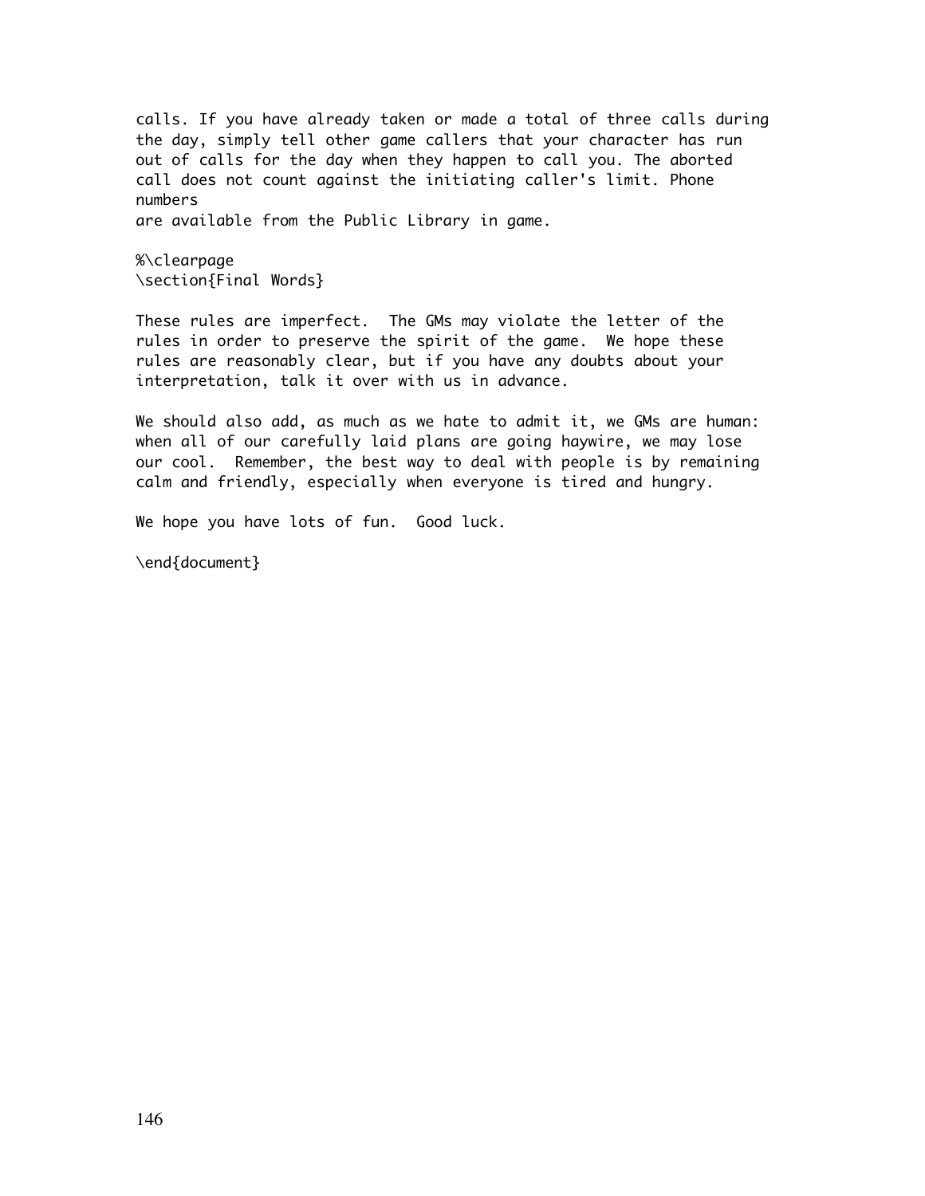calls. If you have already taken or made a total of three calls during the day, simply tell other game callers that your character has run out of calls for the day when they happen to call you. The aborted call does not count against the initiating caller's limit. Phone numbers are available from the Public Library in game.

%\clearpage
\section{Final Words}

These rules are imperfect. The GMs may violate the letter of the rules in order to preserve the spirit of the game. We hope these rules are reasonably clear, but if you have any doubts about your interpretation, talk it over with us in advance.

We should also add, as much as we hate to admit it, we GMs are human: when all of our carefully laid plans are going haywire, we may lose our cool. Remember, the best way to deal with people is by remaining calm and friendly, especially when everyone is tired and hungry.

We hope you have lots of fun. Good luck.

\end{document}